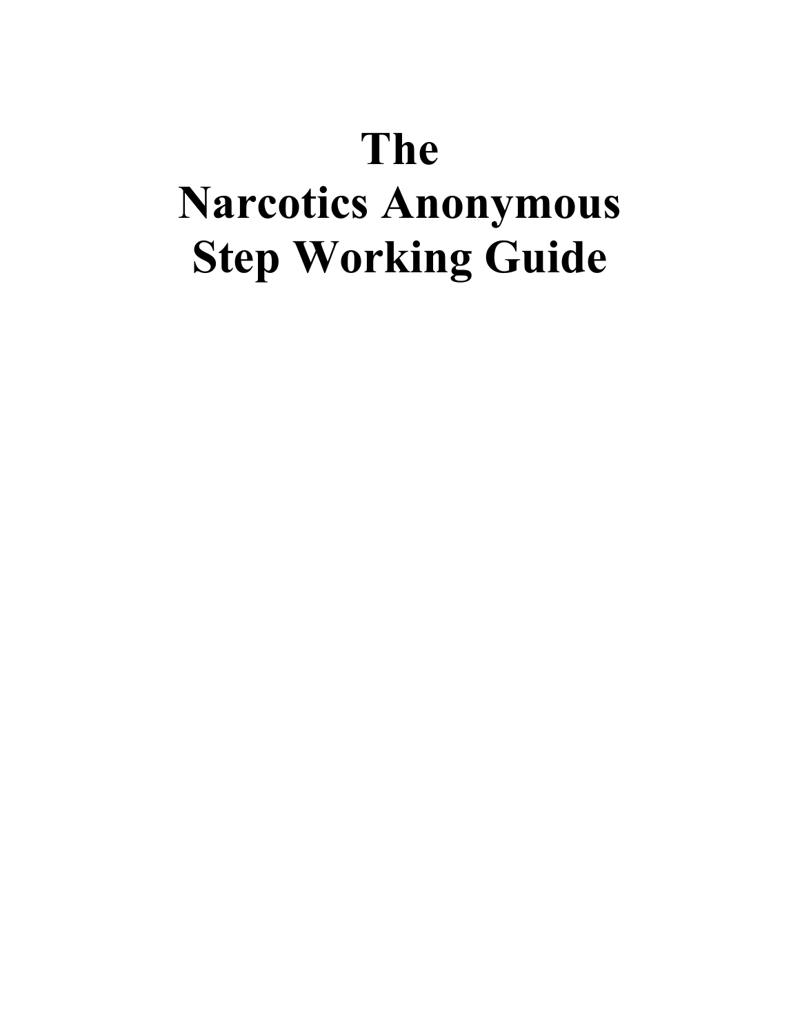# The Narcotics Anonymous Step Working Guide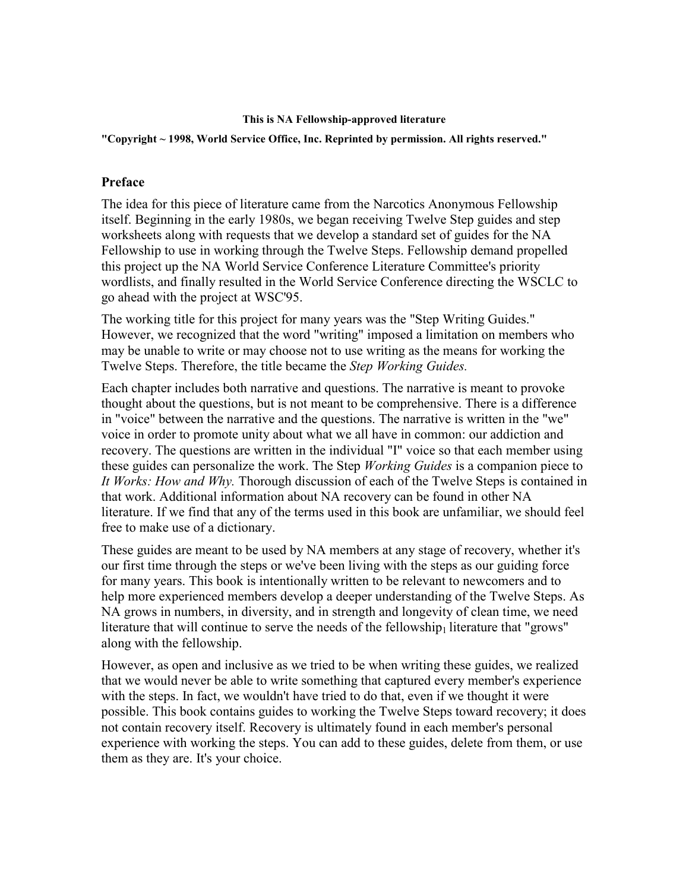**This is NA Fellowship-approved literature**

**"Copyright ~ 1998, World Service Office, Inc. Reprinted by permission. All rights reserved."**

## Preface

The idea for this piece of literature came from the Narcotics Anonymous Fellowship itself. Beginning in the early 1980s, we began receiving Twelve Step guides and step worksheets along with requests that we develop a standard set of guides for the NA Fellowship to use in working through the Twelve Steps. Fellowship demand propelled this project up the NA World Service Conference Literature Committee's priority wordlists, and finally resulted in the World Service Conference directing the WSCLC to go ahead with the project at WSC'95.

The working title for this project for many years was the "Step Writing Guides." However, we recognized that the word "writing" imposed a limitation on members who may be unable to write or may choose not to use writing as the means for working the Twelve Steps. Therefore, the title became the *Step Working Guides.*

Each chapter includes both narrative and questions. The narrative is meant to provoke thought about the questions, but is not meant to be comprehensive. There is a difference in "voice" between the narrative and the questions. The narrative is written in the "we" voice in order to promote unity about what we all have in common: our addiction and recovery. The questions are written in the individual "I" voice so that each member using these guides can personalize the work. The Step *Working Guides* is a companion piece to *It Works: How and Why.* Thorough discussion of each of the Twelve Steps is contained in that work. Additional information about NA recovery can be found in other NA literature. If we find that any of the terms used in this book are unfamiliar, we should feel free to make use of a dictionary.

These guides are meant to be used by NA members at any stage of recovery, whether it's our first time through the steps or we've been living with the steps as our guiding force for many years. This book is intentionally written to be relevant to newcomers and to help more experienced members develop a deeper understanding of the Twelve Steps. As NA grows in numbers, in diversity, and in strength and longevity of clean time, we need literature that will continue to serve the needs of the fellowship[1] literature that "grows" along with the fellowship.

However, as open and inclusive as we tried to be when writing these guides, we realized that we would never be able to write something that captured every member's experience with the steps. In fact, we wouldn't have tried to do that, even if we thought it were possible. This book contains guides to working the Twelve Steps toward recovery; it does not contain recovery itself. Recovery is ultimately found in each member's personal experience with working the steps. You can add to these guides, delete from them, or use them as they are. It's your choice.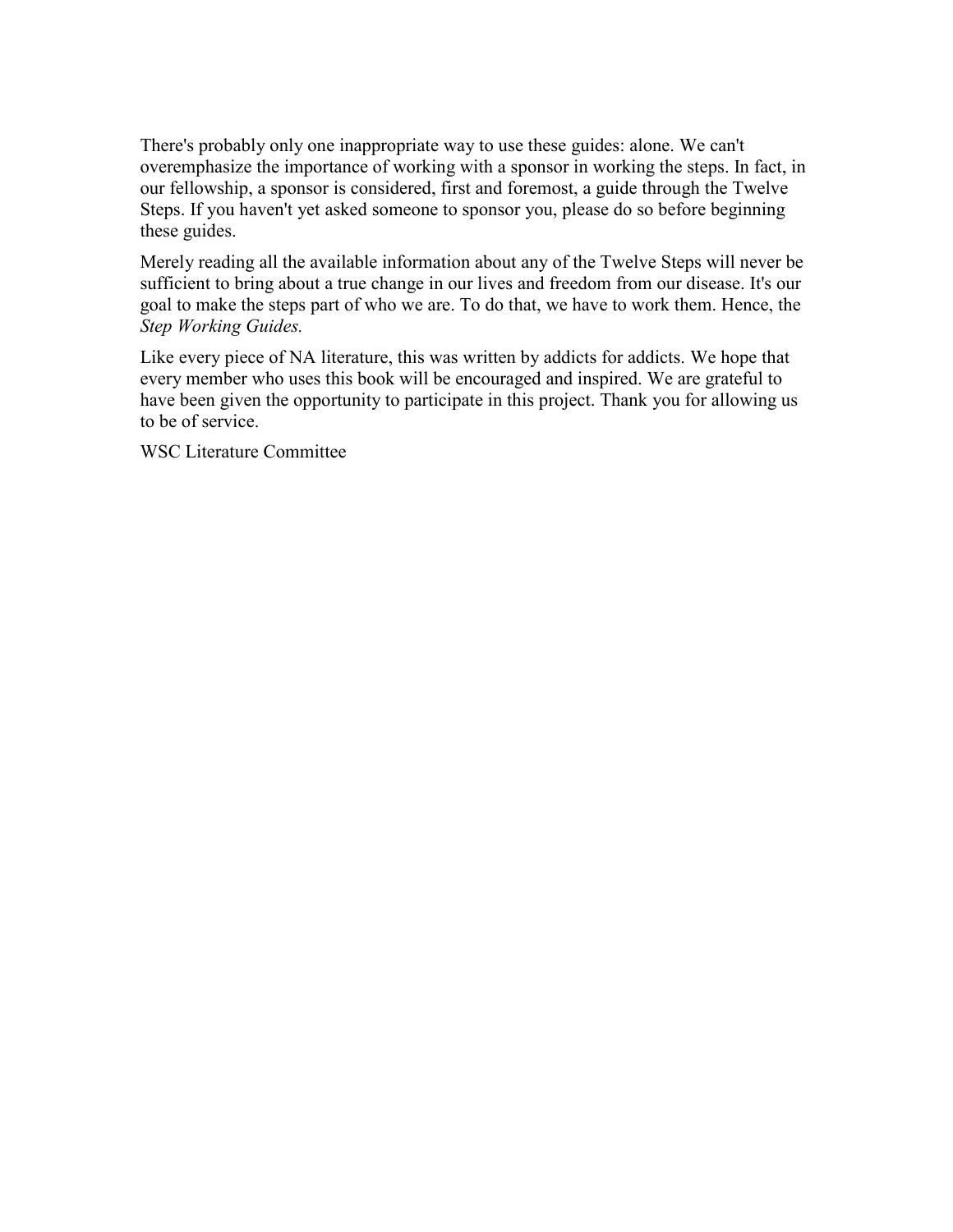There's probably only one inappropriate way to use these guides: alone. We can't overemphasize the importance of working with a sponsor in working the steps. In fact, in our fellowship, a sponsor is considered, first and foremost, a guide through the Twelve Steps. If you haven't yet asked someone to sponsor you, please do so before beginning these guides.

Merely reading all the available information about any of the Twelve Steps will never be sufficient to bring about a true change in our lives and freedom from our disease. It's our goal to make the steps part of who we are. To do that, we have to work them. Hence, the *Step Working Guides.*

Like every piece of NA literature, this was written by addicts for addicts. We hope that every member who uses this book will be encouraged and inspired. We are grateful to have been given the opportunity to participate in this project. Thank you for allowing us to be of service.

WSC Literature Committee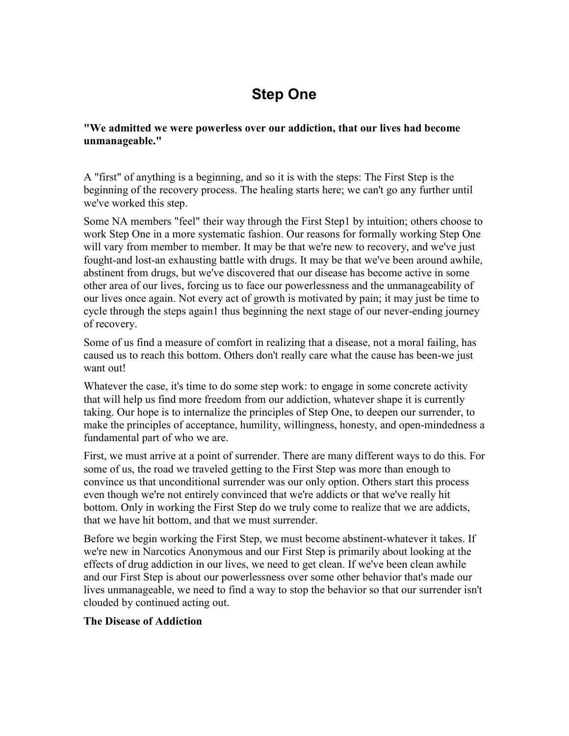# Step One

**"We admitted we were powerless over our addiction, that our lives had become unmanageable."**

A "first" of anything is a beginning, and so it is with the steps: The First Step is the beginning of the recovery process. The healing starts here; we can't go any further until we've worked this step.

Some NA members "feel" their way through the First Step1 by intuition; others choose to work Step One in a more systematic fashion. Our reasons for formally working Step One will vary from member to member. It may be that we're new to recovery, and we've just fought-and lost-an exhausting battle with drugs. It may be that we've been around awhile, abstinent from drugs, but we've discovered that our disease has become active in some other area of our lives, forcing us to face our powerlessness and the unmanageability of our lives once again. Not every act of growth is motivated by pain; it may just be time to cycle through the steps again1 thus beginning the next stage of our never-ending journey of recovery.

Some of us find a measure of comfort in realizing that a disease, not a moral failing, has caused us to reach this bottom. Others don't really care what the cause has been-we just want out!

Whatever the case, it's time to do some step work: to engage in some concrete activity that will help us find more freedom from our addiction, whatever shape it is currently taking. Our hope is to internalize the principles of Step One, to deepen our surrender, to make the principles of acceptance, humility, willingness, honesty, and open-mindedness a fundamental part of who we are.

First, we must arrive at a point of surrender. There are many different ways to do this. For some of us, the road we traveled getting to the First Step was more than enough to convince us that unconditional surrender was our only option. Others start this process even though we're not entirely convinced that we're addicts or that we've really hit bottom. Only in working the First Step do we truly come to realize that we are addicts, that we have hit bottom, and that we must surrender.

Before we begin working the First Step, we must become abstinent-whatever it takes. If we're new in Narcotics Anonymous and our First Step is primarily about looking at the effects of drug addiction in our lives, we need to get clean. If we've been clean awhile and our First Step is about our powerlessness over some other behavior that's made our lives unmanageable, we need to find a way to stop the behavior so that our surrender isn't clouded by continued acting out.

**The Disease of Addiction**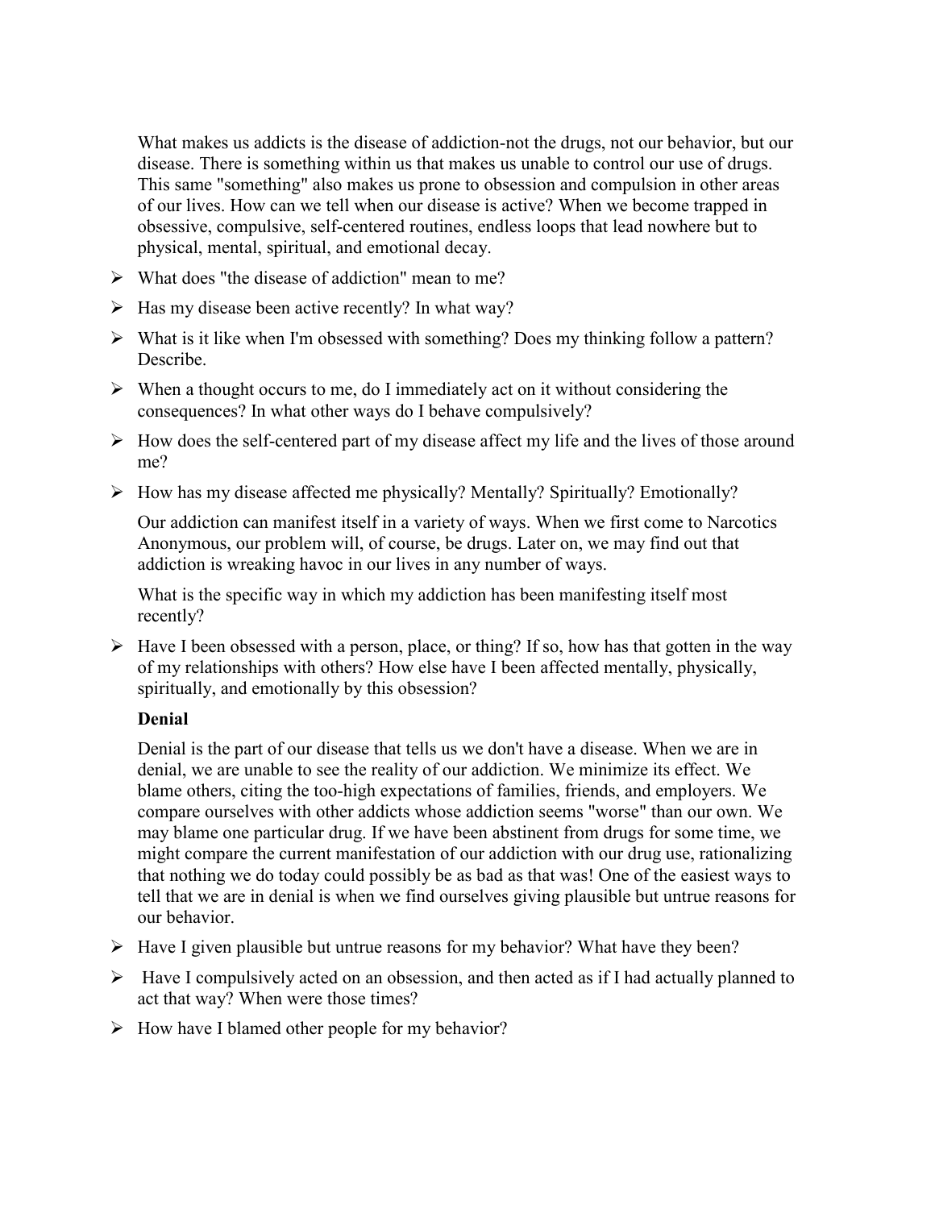What makes us addicts is the disease of addiction-not the drugs, not our behavior, but our disease. There is something within us that makes us unable to control our use of drugs. This same "something" also makes us prone to obsession and compulsion in other areas of our lives. How can we tell when our disease is active? When we become trapped in obsessive, compulsive, self-centered routines, endless loops that lead nowhere but to physical, mental, spiritual, and emotional decay.

- What does "the disease of addiction" mean to me?
- Has my disease been active recently? In what way?
- What is it like when I'm obsessed with something? Does my thinking follow a pattern? Describe.
- When a thought occurs to me, do I immediately act on it without considering the consequences? In what other ways do I behave compulsively?
- How does the self-centered part of my disease affect my life and the lives of those around me?
- How has my disease affected me physically? Mentally? Spiritually? Emotionally?

Our addiction can manifest itself in a variety of ways. When we first come to Narcotics Anonymous, our problem will, of course, be drugs. Later on, we may find out that addiction is wreaking havoc in our lives in any number of ways.

What is the specific way in which my addiction has been manifesting itself most recently?

- Have I been obsessed with a person, place, or thing? If so, how has that gotten in the way of my relationships with others? How else have I been affected mentally, physically, spiritually, and emotionally by this obsession?

**Denial**

Denial is the part of our disease that tells us we don't have a disease. When we are in denial, we are unable to see the reality of our addiction. We minimize its effect. We blame others, citing the too-high expectations of families, friends, and employers. We compare ourselves with other addicts whose addiction seems "worse" than our own. We may blame one particular drug. If we have been abstinent from drugs for some time, we might compare the current manifestation of our addiction with our drug use, rationalizing that nothing we do today could possibly be as bad as that was! One of the easiest ways to tell that we are in denial is when we find ourselves giving plausible but untrue reasons for our behavior.

- Have I given plausible but untrue reasons for my behavior? What have they been?
- Have I compulsively acted on an obsession, and then acted as if I had actually planned to act that way? When were those times?
- How have I blamed other people for my behavior?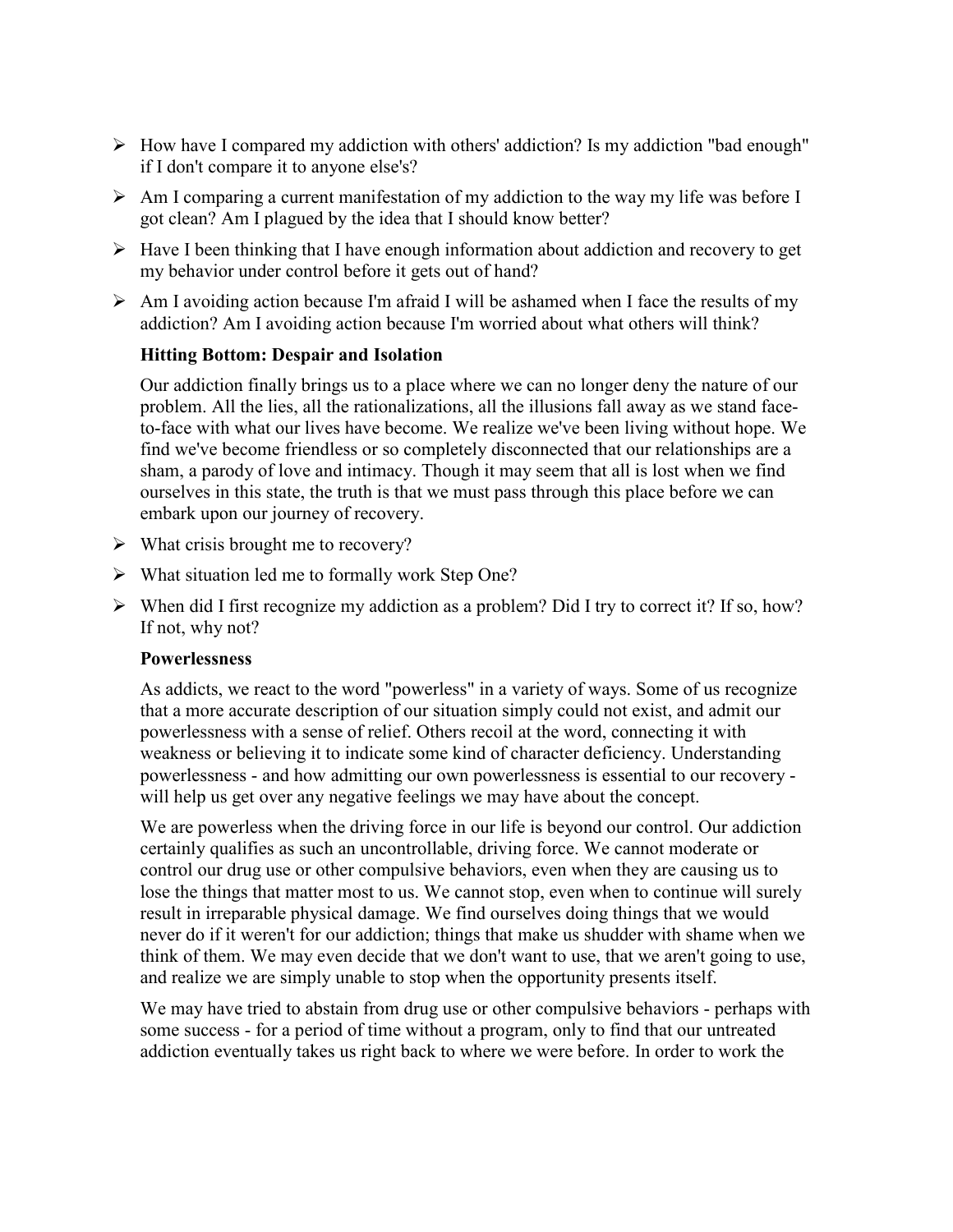- How have I compared my addiction with others' addiction? Is my addiction "bad enough" if I don't compare it to anyone else's?
- Am I comparing a current manifestation of my addiction to the way my life was before I got clean? Am I plagued by the idea that I should know better?
- Have I been thinking that I have enough information about addiction and recovery to get my behavior under control before it gets out of hand?
- Am I avoiding action because I'm afraid I will be ashamed when I face the results of my addiction? Am I avoiding action because I'm worried about what others will think?

**Hitting Bottom: Despair and Isolation**

Our addiction finally brings us to a place where we can no longer deny the nature of our problem. All the lies, all the rationalizations, all the illusions fall away as we stand face-to-face with what our lives have become. We realize we've been living without hope. We find we've become friendless or so completely disconnected that our relationships are a sham, a parody of love and intimacy. Though it may seem that all is lost when we find ourselves in this state, the truth is that we must pass through this place before we can embark upon our journey of recovery.

- What crisis brought me to recovery?
- What situation led me to formally work Step One?
- When did I first recognize my addiction as a problem? Did I try to correct it? If so, how? If not, why not?

**Powerlessness**

As addicts, we react to the word "powerless" in a variety of ways. Some of us recognize that a more accurate description of our situation simply could not exist, and admit our powerlessness with a sense of relief. Others recoil at the word, connecting it with weakness or believing it to indicate some kind of character deficiency. Understanding powerlessness - and how admitting our own powerlessness is essential to our recovery - will help us get over any negative feelings we may have about the concept.

We are powerless when the driving force in our life is beyond our control. Our addiction certainly qualifies as such an uncontrollable, driving force. We cannot moderate or control our drug use or other compulsive behaviors, even when they are causing us to lose the things that matter most to us. We cannot stop, even when to continue will surely result in irreparable physical damage. We find ourselves doing things that we would never do if it weren't for our addiction; things that make us shudder with shame when we think of them. We may even decide that we don't want to use, that we aren't going to use, and realize we are simply unable to stop when the opportunity presents itself.

We may have tried to abstain from drug use or other compulsive behaviors - perhaps with some success - for a period of time without a program, only to find that our untreated addiction eventually takes us right back to where we were before. In order to work the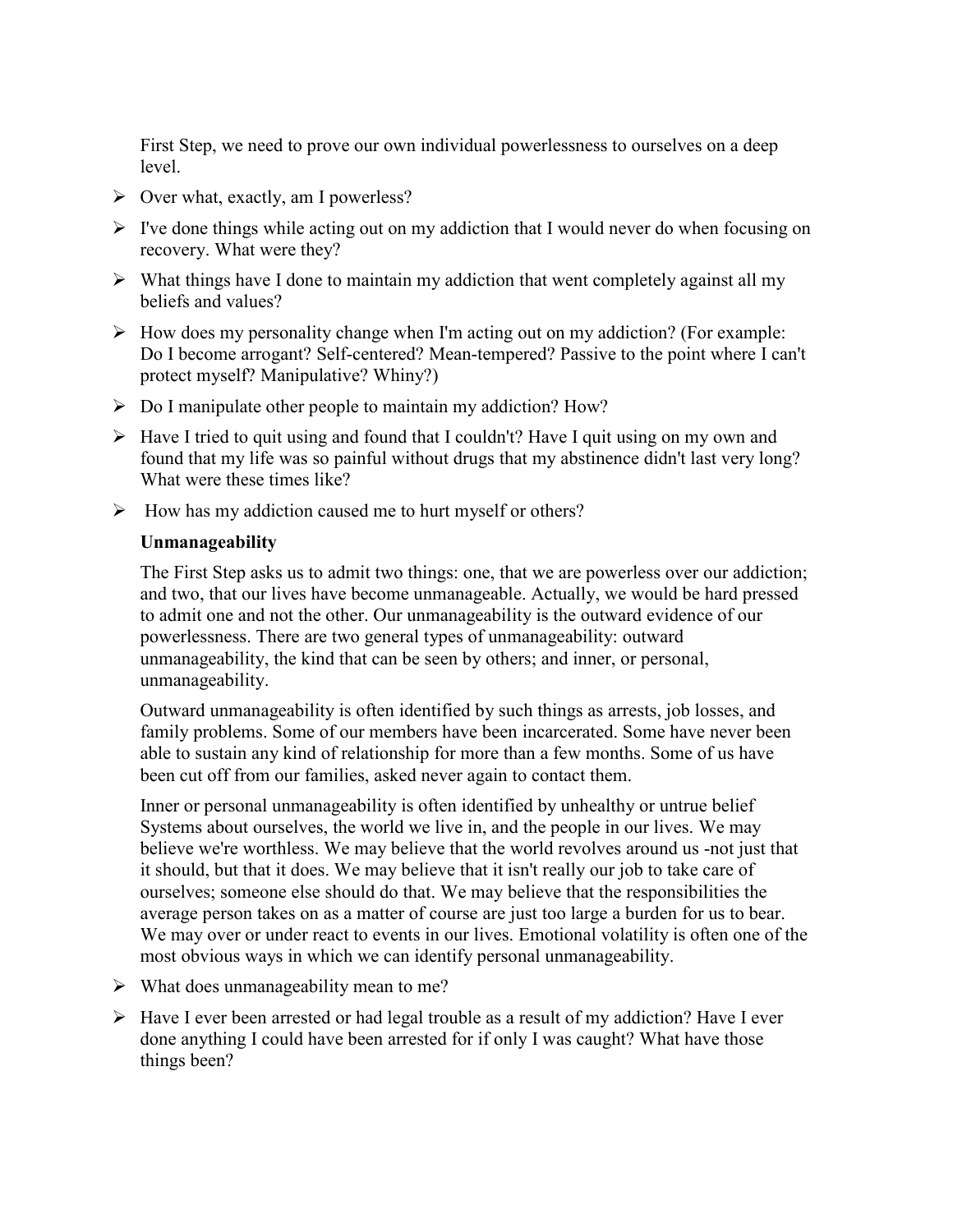First Step, we need to prove our own individual powerlessness to ourselves on a deep level.

- Over what, exactly, am I powerless?
- I've done things while acting out on my addiction that I would never do when focusing on recovery. What were they?
- What things have I done to maintain my addiction that went completely against all my beliefs and values?
- How does my personality change when I'm acting out on my addiction? (For example: Do I become arrogant? Self-centered? Mean-tempered? Passive to the point where I can't protect myself? Manipulative? Whiny?)
- Do I manipulate other people to maintain my addiction? How?
- Have I tried to quit using and found that I couldn't? Have I quit using on my own and found that my life was so painful without drugs that my abstinence didn't last very long? What were these times like?
- How has my addiction caused me to hurt myself or others?

**Unmanageability**

The First Step asks us to admit two things: one, that we are powerless over our addiction; and two, that our lives have become unmanageable. Actually, we would be hard pressed to admit one and not the other. Our unmanageability is the outward evidence of our powerlessness. There are two general types of unmanageability: outward unmanageability, the kind that can be seen by others; and inner, or personal, unmanageability.

Outward unmanageability is often identified by such things as arrests, job losses, and family problems. Some of our members have been incarcerated. Some have never been able to sustain any kind of relationship for more than a few months. Some of us have been cut off from our families, asked never again to contact them.

Inner or personal unmanageability is often identified by unhealthy or untrue belief Systems about ourselves, the world we live in, and the people in our lives. We may believe we're worthless. We may believe that the world revolves around us -not just that it should, but that it does. We may believe that it isn't really our job to take care of ourselves; someone else should do that. We may believe that the responsibilities the average person takes on as a matter of course are just too large a burden for us to bear. We may over or under react to events in our lives. Emotional volatility is often one of the most obvious ways in which we can identify personal unmanageability.

- What does unmanageability mean to me?
- Have I ever been arrested or had legal trouble as a result of my addiction? Have I ever done anything I could have been arrested for if only I was caught? What have those things been?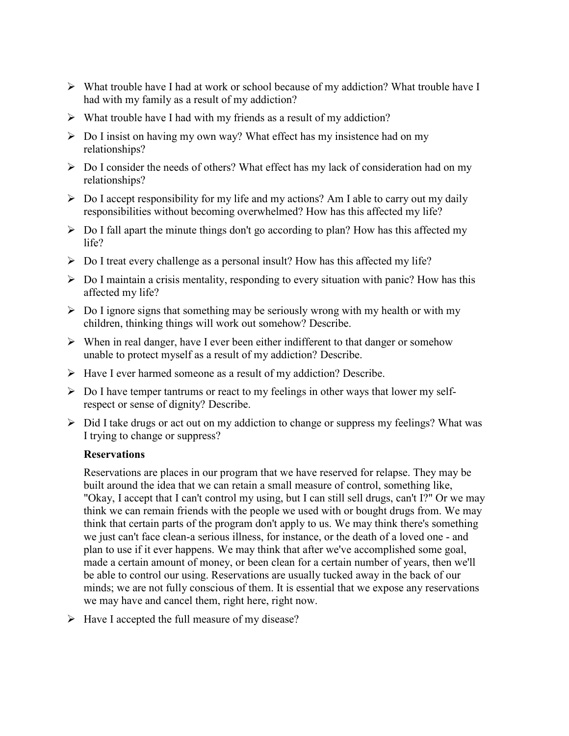- What trouble have I had at work or school because of my addiction? What trouble have I had with my family as a result of my addiction?
- What trouble have I had with my friends as a result of my addiction?
- Do I insist on having my own way? What effect has my insistence had on my relationships?
- Do I consider the needs of others? What effect has my lack of consideration had on my relationships?
- Do I accept responsibility for my life and my actions? Am I able to carry out my daily responsibilities without becoming overwhelmed? How has this affected my life?
- Do I fall apart the minute things don't go according to plan? How has this affected my life?
- Do I treat every challenge as a personal insult? How has this affected my life?
- Do I maintain a crisis mentality, responding to every situation with panic? How has this affected my life?
- Do I ignore signs that something may be seriously wrong with my health or with my children, thinking things will work out somehow? Describe.
- When in real danger, have I ever been either indifferent to that danger or somehow unable to protect myself as a result of my addiction? Describe.
- Have I ever harmed someone as a result of my addiction? Describe.
- Do I have temper tantrums or react to my feelings in other ways that lower my self-respect or sense of dignity? Describe.
- Did I take drugs or act out on my addiction to change or suppress my feelings? What was I trying to change or suppress?

**Reservations**

Reservations are places in our program that we have reserved for relapse. They may be built around the idea that we can retain a small measure of control, something like, "Okay, I accept that I can't control my using, but I can still sell drugs, can't I?" Or we may think we can remain friends with the people we used with or bought drugs from. We may think that certain parts of the program don't apply to us. We may think there's something we just can't face clean-a serious illness, for instance, or the death of a loved one - and plan to use if it ever happens. We may think that after we've accomplished some goal, made a certain amount of money, or been clean for a certain number of years, then we'll be able to control our using. Reservations are usually tucked away in the back of our minds; we are not fully conscious of them. It is essential that we expose any reservations we may have and cancel them, right here, right now.

- Have I accepted the full measure of my disease?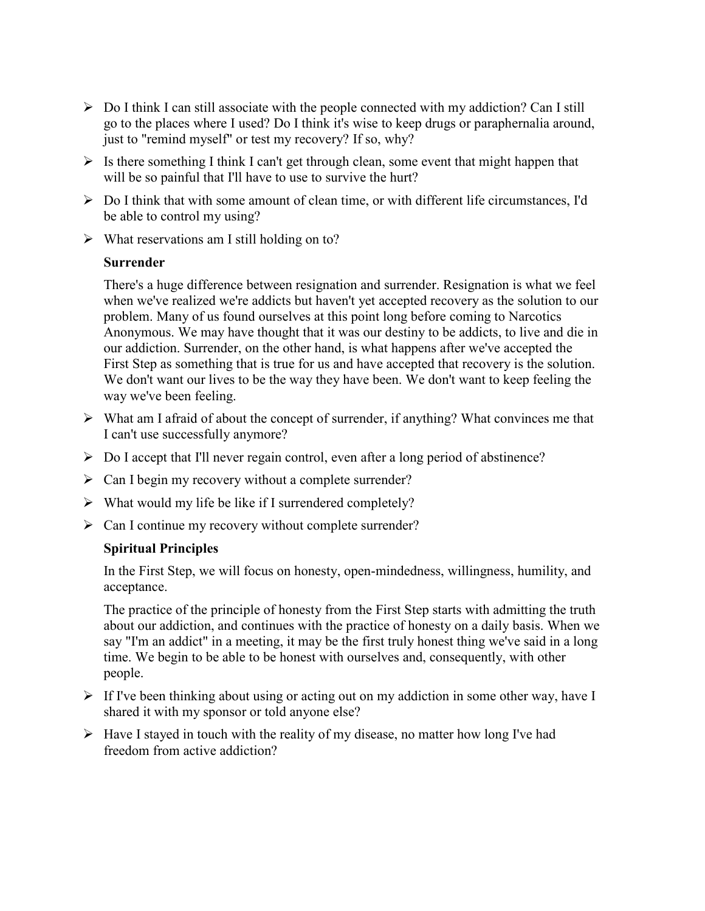- Do I think I can still associate with the people connected with my addiction? Can I still go to the places where I used? Do I think it's wise to keep drugs or paraphernalia around, just to "remind myself" or test my recovery? If so, why?
- Is there something I think I can't get through clean, some event that might happen that will be so painful that I'll have to use to survive the hurt?
- Do I think that with some amount of clean time, or with different life circumstances, I'd be able to control my using?
- What reservations am I still holding on to?

**Surrender**

There's a huge difference between resignation and surrender. Resignation is what we feel when we've realized we're addicts but haven't yet accepted recovery as the solution to our problem. Many of us found ourselves at this point long before coming to Narcotics Anonymous. We may have thought that it was our destiny to be addicts, to live and die in our addiction. Surrender, on the other hand, is what happens after we've accepted the First Step as something that is true for us and have accepted that recovery is the solution. We don't want our lives to be the way they have been. We don't want to keep feeling the way we've been feeling.

- What am I afraid of about the concept of surrender, if anything? What convinces me that I can't use successfully anymore?
- Do I accept that I'll never regain control, even after a long period of abstinence?
- Can I begin my recovery without a complete surrender?
- What would my life be like if I surrendered completely?
- Can I continue my recovery without complete surrender?

**Spiritual Principles**

In the First Step, we will focus on honesty, open-mindedness, willingness, humility, and acceptance.

The practice of the principle of honesty from the First Step starts with admitting the truth about our addiction, and continues with the practice of honesty on a daily basis. When we say "I'm an addict" in a meeting, it may be the first truly honest thing we've said in a long time. We begin to be able to be honest with ourselves and, consequently, with other people.

- If I've been thinking about using or acting out on my addiction in some other way, have I shared it with my sponsor or told anyone else?
- Have I stayed in touch with the reality of my disease, no matter how long I've had freedom from active addiction?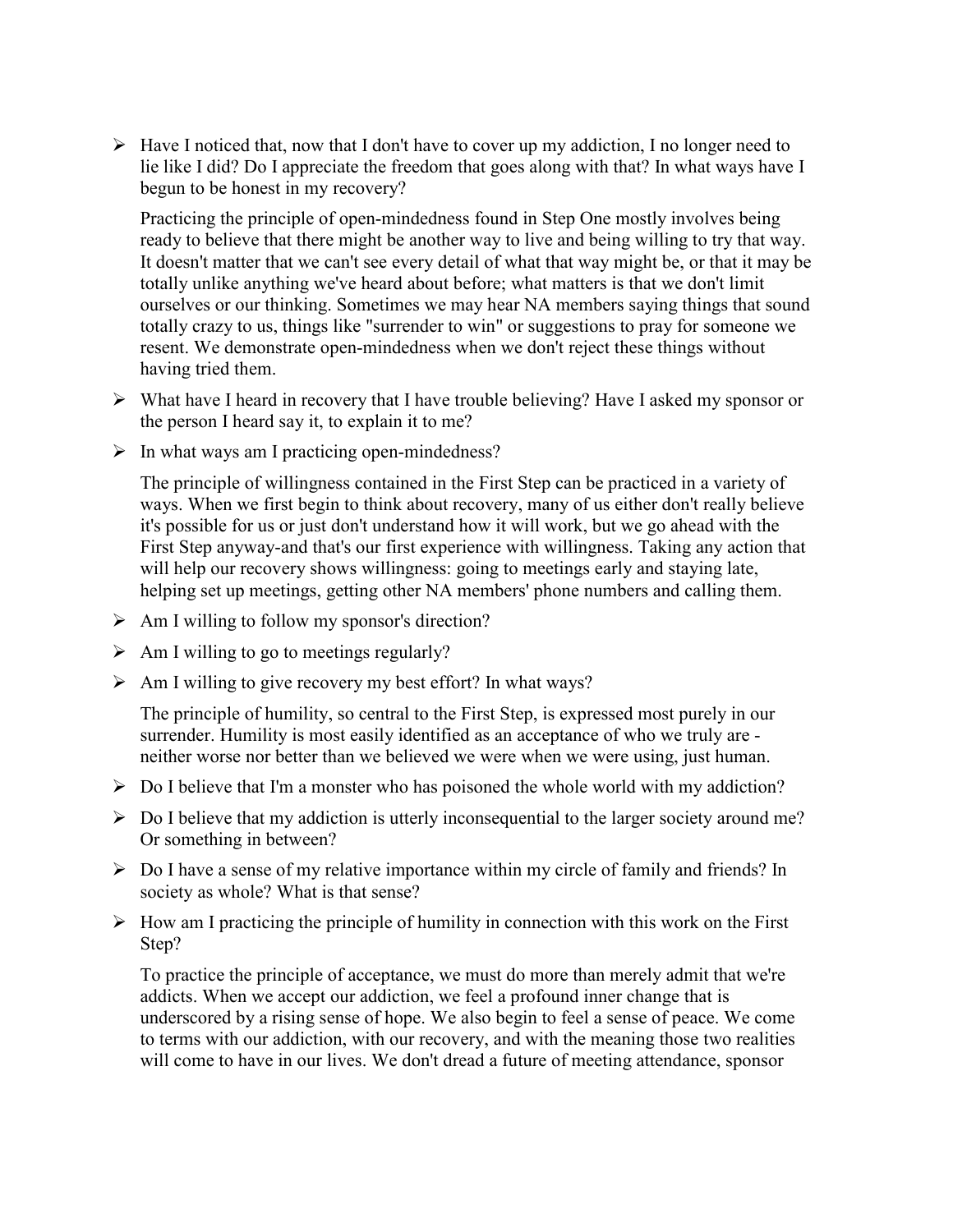- Have I noticed that, now that I don't have to cover up my addiction, I no longer need to lie like I did? Do I appreciate the freedom that goes along with that? In what ways have I begun to be honest in my recovery?

Practicing the principle of open-mindedness found in Step One mostly involves being ready to believe that there might be another way to live and being willing to try that way. It doesn't matter that we can't see every detail of what that way might be, or that it may be totally unlike anything we've heard about before; what matters is that we don't limit ourselves or our thinking. Sometimes we may hear NA members saying things that sound totally crazy to us, things like "surrender to win" or suggestions to pray for someone we resent. We demonstrate open-mindedness when we don't reject these things without having tried them.

- What have I heard in recovery that I have trouble believing? Have I asked my sponsor or the person I heard say it, to explain it to me?
- In what ways am I practicing open-mindedness?

The principle of willingness contained in the First Step can be practiced in a variety of ways. When we first begin to think about recovery, many of us either don't really believe it's possible for us or just don't understand how it will work, but we go ahead with the First Step anyway-and that's our first experience with willingness. Taking any action that will help our recovery shows willingness: going to meetings early and staying late, helping set up meetings, getting other NA members' phone numbers and calling them.

- Am I willing to follow my sponsor's direction?
- Am I willing to go to meetings regularly?
- Am I willing to give recovery my best effort? In what ways?

The principle of humility, so central to the First Step, is expressed most purely in our surrender. Humility is most easily identified as an acceptance of who we truly are - neither worse nor better than we believed we were when we were using, just human.

- Do I believe that I'm a monster who has poisoned the whole world with my addiction?
- Do I believe that my addiction is utterly inconsequential to the larger society around me? Or something in between?
- Do I have a sense of my relative importance within my circle of family and friends? In society as whole? What is that sense?
- How am I practicing the principle of humility in connection with this work on the First Step?

To practice the principle of acceptance, we must do more than merely admit that we're addicts. When we accept our addiction, we feel a profound inner change that is underscored by a rising sense of hope. We also begin to feel a sense of peace. We come to terms with our addiction, with our recovery, and with the meaning those two realities will come to have in our lives. We don't dread a future of meeting attendance, sponsor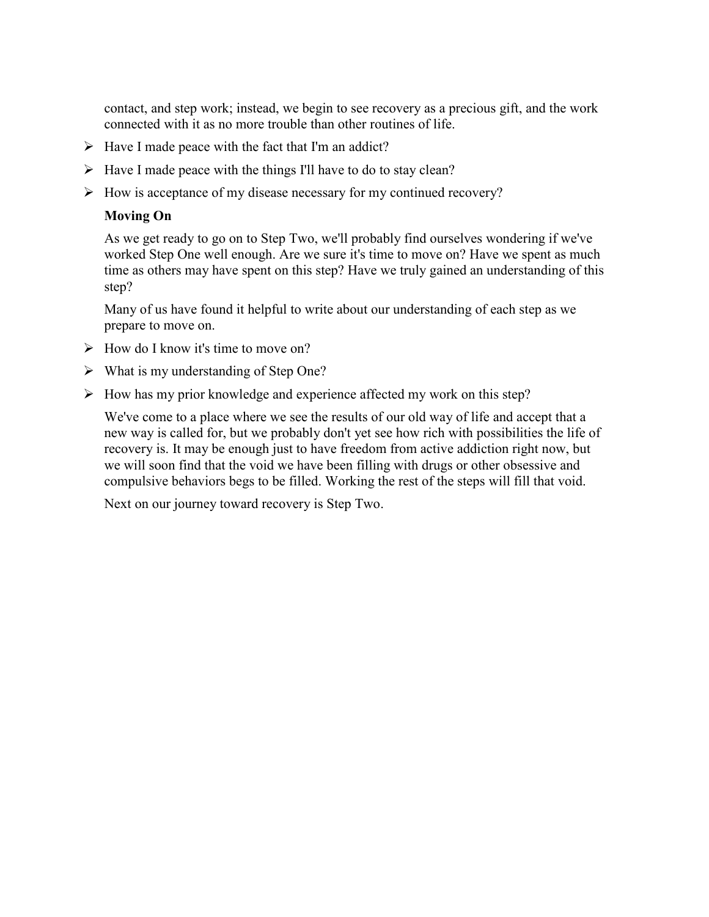contact, and step work; instead, we begin to see recovery as a precious gift, and the work connected with it as no more trouble than other routines of life.

- Have I made peace with the fact that I'm an addict?
- Have I made peace with the things I'll have to do to stay clean?
- How is acceptance of my disease necessary for my continued recovery?

**Moving On**

As we get ready to go on to Step Two, we'll probably find ourselves wondering if we've worked Step One well enough. Are we sure it's time to move on? Have we spent as much time as others may have spent on this step? Have we truly gained an understanding of this step?

Many of us have found it helpful to write about our understanding of each step as we prepare to move on.

- How do I know it's time to move on?
- What is my understanding of Step One?
- How has my prior knowledge and experience affected my work on this step?

We've come to a place where we see the results of our old way of life and accept that a new way is called for, but we probably don't yet see how rich with possibilities the life of recovery is. It may be enough just to have freedom from active addiction right now, but we will soon find that the void we have been filling with drugs or other obsessive and compulsive behaviors begs to be filled. Working the rest of the steps will fill that void.

Next on our journey toward recovery is Step Two.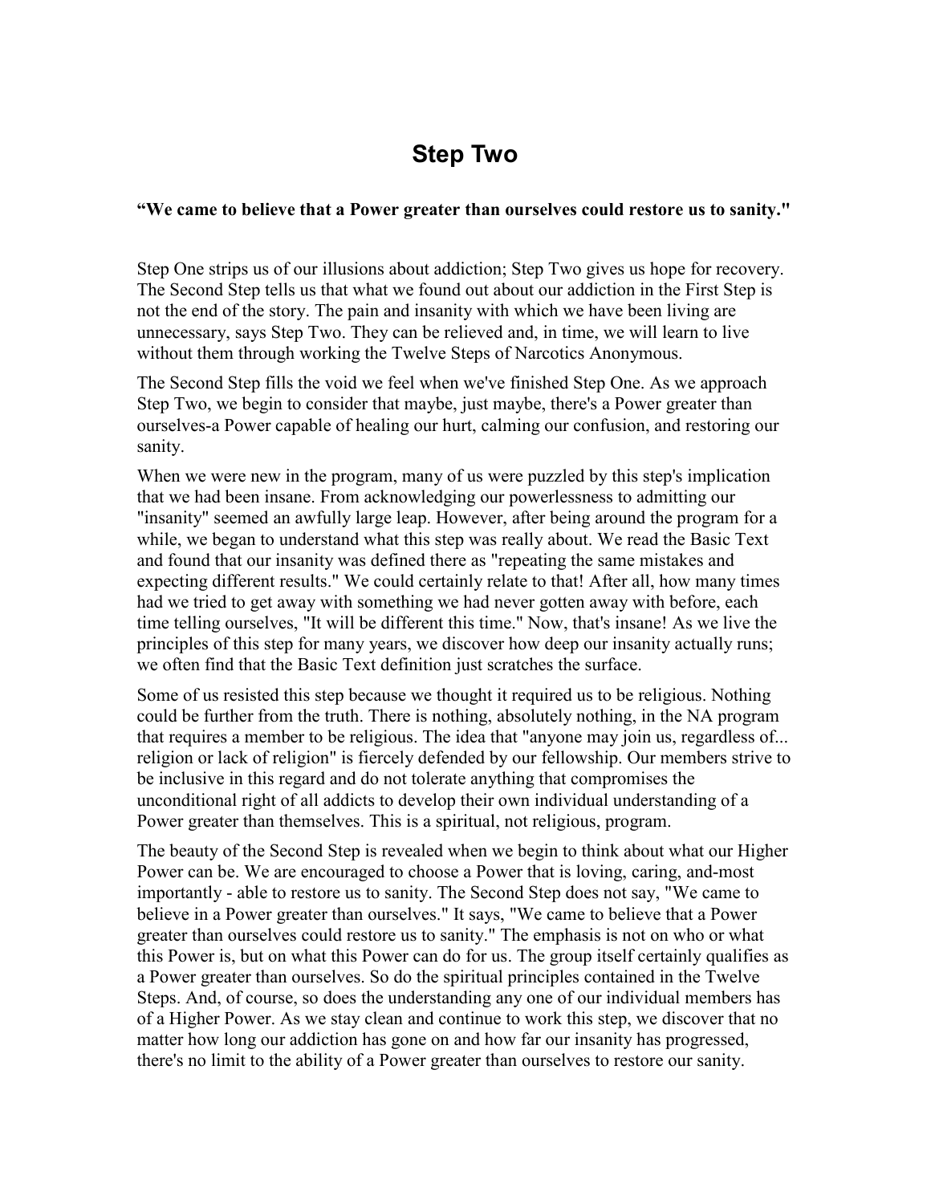# Step Two

**"We came to believe that a Power greater than ourselves could restore us to sanity."**

Step One strips us of our illusions about addiction; Step Two gives us hope for recovery. The Second Step tells us that what we found out about our addiction in the First Step is not the end of the story. The pain and insanity with which we have been living are unnecessary, says Step Two. They can be relieved and, in time, we will learn to live without them through working the Twelve Steps of Narcotics Anonymous.

The Second Step fills the void we feel when we've finished Step One. As we approach Step Two, we begin to consider that maybe, just maybe, there's a Power greater than ourselves-a Power capable of healing our hurt, calming our confusion, and restoring our sanity.

When we were new in the program, many of us were puzzled by this step's implication that we had been insane. From acknowledging our powerlessness to admitting our "insanity" seemed an awfully large leap. However, after being around the program for a while, we began to understand what this step was really about. We read the Basic Text and found that our insanity was defined there as "repeating the same mistakes and expecting different results." We could certainly relate to that! After all, how many times had we tried to get away with something we had never gotten away with before, each time telling ourselves, "It will be different this time." Now, that's insane! As we live the principles of this step for many years, we discover how deep our insanity actually runs; we often find that the Basic Text definition just scratches the surface.

Some of us resisted this step because we thought it required us to be religious. Nothing could be further from the truth. There is nothing, absolutely nothing, in the NA program that requires a member to be religious. The idea that "anyone may join us, regardless of... religion or lack of religion" is fiercely defended by our fellowship. Our members strive to be inclusive in this regard and do not tolerate anything that compromises the unconditional right of all addicts to develop their own individual understanding of a Power greater than themselves. This is a spiritual, not religious, program.

The beauty of the Second Step is revealed when we begin to think about what our Higher Power can be. We are encouraged to choose a Power that is loving, caring, and-most importantly - able to restore us to sanity. The Second Step does not say, "We came to believe in a Power greater than ourselves." It says, "We came to believe that a Power greater than ourselves could restore us to sanity." The emphasis is not on who or what this Power is, but on what this Power can do for us. The group itself certainly qualifies as a Power greater than ourselves. So do the spiritual principles contained in the Twelve Steps. And, of course, so does the understanding any one of our individual members has of a Higher Power. As we stay clean and continue to work this step, we discover that no matter how long our addiction has gone on and how far our insanity has progressed, there's no limit to the ability of a Power greater than ourselves to restore our sanity.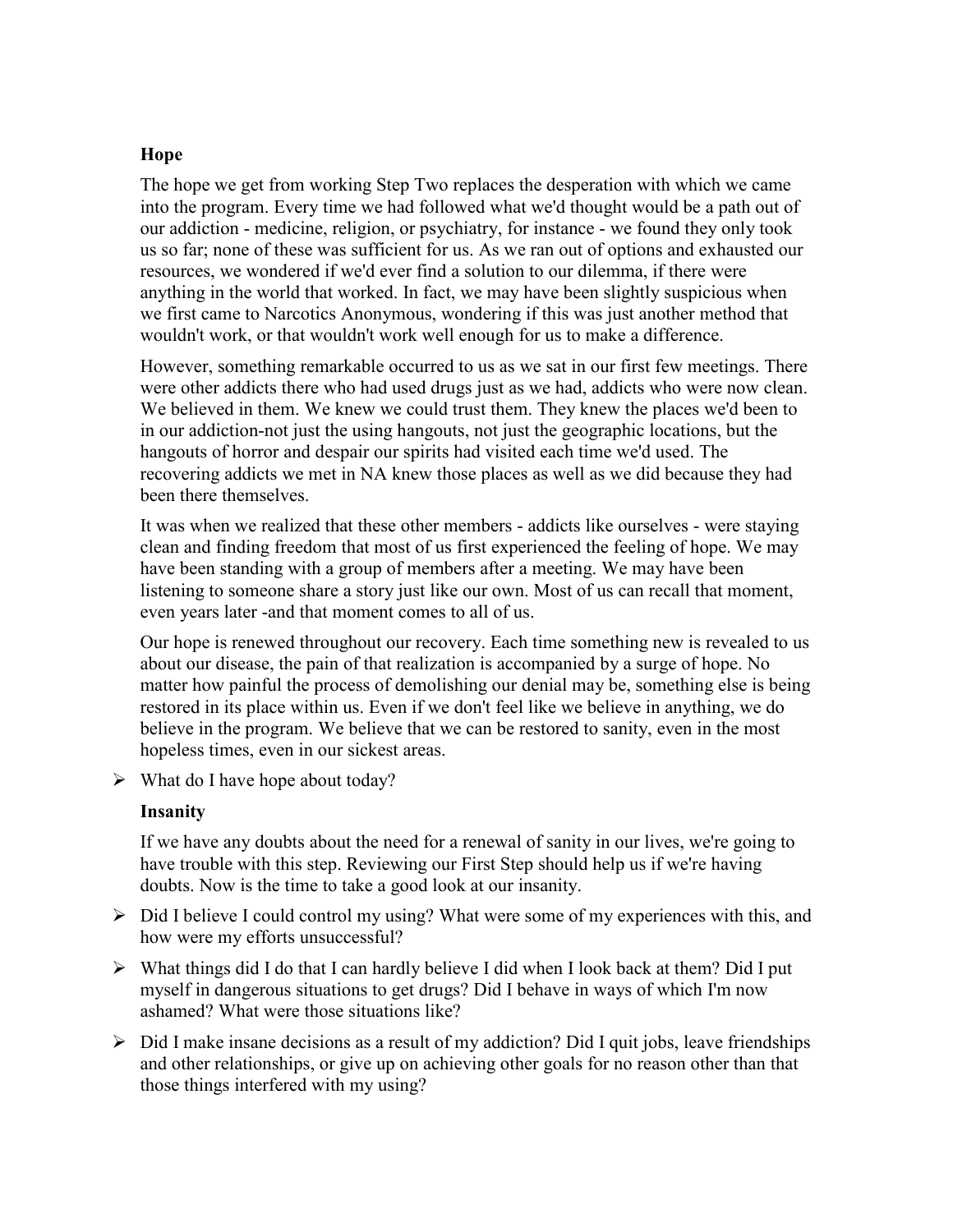### Hope

The hope we get from working Step Two replaces the desperation with which we came into the program. Every time we had followed what we'd thought would be a path out of our addiction - medicine, religion, or psychiatry, for instance - we found they only took us so far; none of these was sufficient for us. As we ran out of options and exhausted our resources, we wondered if we'd ever find a solution to our dilemma, if there were anything in the world that worked. In fact, we may have been slightly suspicious when we first came to Narcotics Anonymous, wondering if this was just another method that wouldn't work, or that wouldn't work well enough for us to make a difference.

However, something remarkable occurred to us as we sat in our first few meetings. There were other addicts there who had used drugs just as we had, addicts who were now clean. We believed in them. We knew we could trust them. They knew the places we'd been to in our addiction-not just the using hangouts, not just the geographic locations, but the hangouts of horror and despair our spirits had visited each time we'd used. The recovering addicts we met in NA knew those places as well as we did because they had been there themselves.

It was when we realized that these other members - addicts like ourselves - were staying clean and finding freedom that most of us first experienced the feeling of hope. We may have been standing with a group of members after a meeting. We may have been listening to someone share a story just like our own. Most of us can recall that moment, even years later -and that moment comes to all of us.

Our hope is renewed throughout our recovery. Each time something new is revealed to us about our disease, the pain of that realization is accompanied by a surge of hope. No matter how painful the process of demolishing our denial may be, something else is being restored in its place within us. Even if we don't feel like we believe in anything, we do believe in the program. We believe that we can be restored to sanity, even in the most hopeless times, even in our sickest areas.

- What do I have hope about today?

### Insanity

If we have any doubts about the need for a renewal of sanity in our lives, we're going to have trouble with this step. Reviewing our First Step should help us if we're having doubts. Now is the time to take a good look at our insanity.

- Did I believe I could control my using? What were some of my experiences with this, and how were my efforts unsuccessful?
- What things did I do that I can hardly believe I did when I look back at them? Did I put myself in dangerous situations to get drugs? Did I behave in ways of which I'm now ashamed? What were those situations like?
- Did I make insane decisions as a result of my addiction? Did I quit jobs, leave friendships and other relationships, or give up on achieving other goals for no reason other than that those things interfered with my using?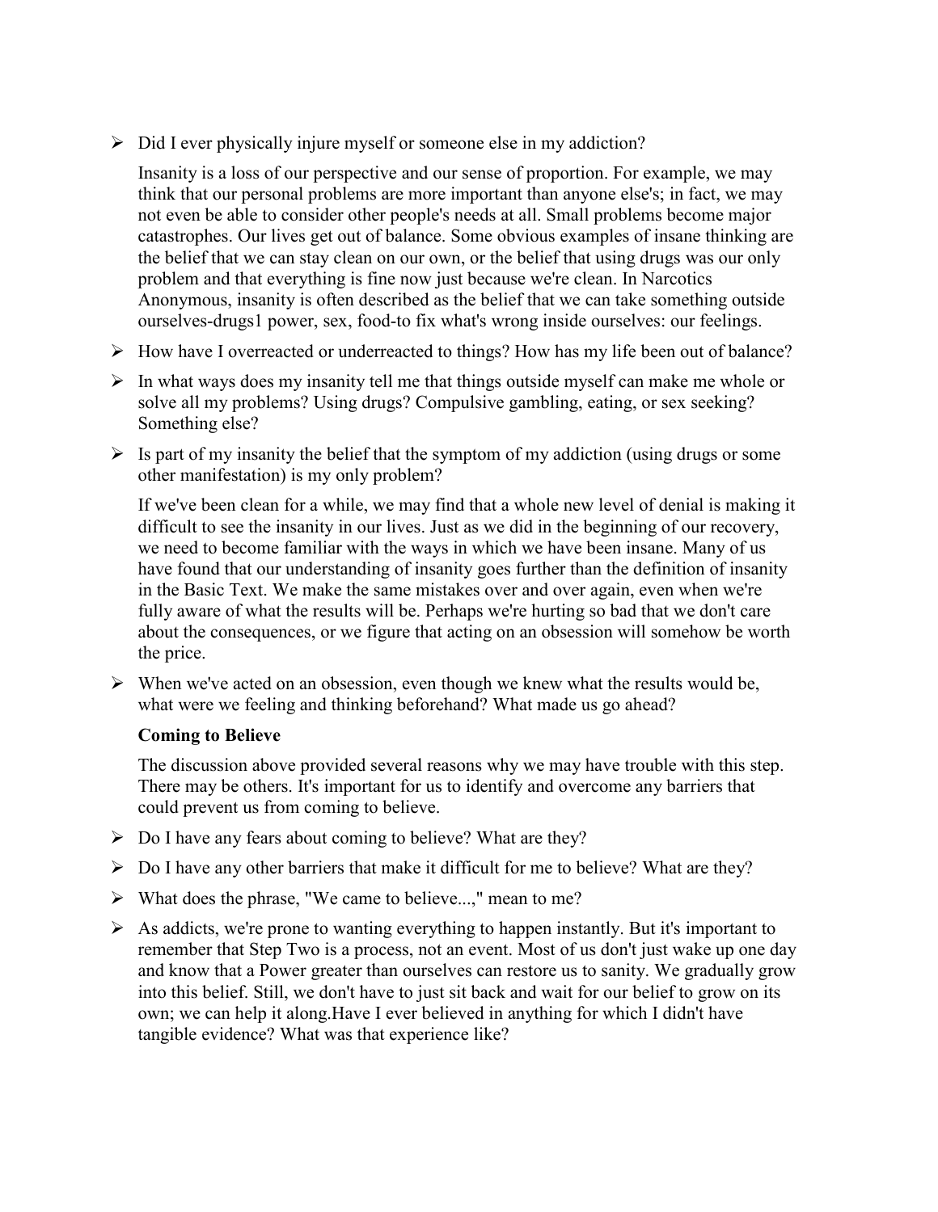- Did I ever physically injure myself or someone else in my addiction?

  Insanity is a loss of our perspective and our sense of proportion. For example, we may think that our personal problems are more important than anyone else's; in fact, we may not even be able to consider other people's needs at all. Small problems become major catastrophes. Our lives get out of balance. Some obvious examples of insane thinking are the belief that we can stay clean on our own, or the belief that using drugs was our only problem and that everything is fine now just because we're clean. In Narcotics Anonymous, insanity is often described as the belief that we can take something outside ourselves-drugs1 power, sex, food-to fix what's wrong inside ourselves: our feelings.

- How have I overreacted or underreacted to things? How has my life been out of balance?
- In what ways does my insanity tell me that things outside myself can make me whole or solve all my problems? Using drugs? Compulsive gambling, eating, or sex seeking? Something else?
- Is part of my insanity the belief that the symptom of my addiction (using drugs or some other manifestation) is my only problem?

  If we've been clean for a while, we may find that a whole new level of denial is making it difficult to see the insanity in our lives. Just as we did in the beginning of our recovery, we need to become familiar with the ways in which we have been insane. Many of us have found that our understanding of insanity goes further than the definition of insanity in the Basic Text. We make the same mistakes over and over again, even when we're fully aware of what the results will be. Perhaps we're hurting so bad that we don't care about the consequences, or we figure that acting on an obsession will somehow be worth the price.

- When we've acted on an obsession, even though we knew what the results would be, what were we feeling and thinking beforehand? What made us go ahead?

  **Coming to Believe**

  The discussion above provided several reasons why we may have trouble with this step. There may be others. It's important for us to identify and overcome any barriers that could prevent us from coming to believe.

- Do I have any fears about coming to believe? What are they?
- Do I have any other barriers that make it difficult for me to believe? What are they?
- What does the phrase, "We came to believe...," mean to me?
- As addicts, we're prone to wanting everything to happen instantly. But it's important to remember that Step Two is a process, not an event. Most of us don't just wake up one day and know that a Power greater than ourselves can restore us to sanity. We gradually grow into this belief. Still, we don't have to just sit back and wait for our belief to grow on its own; we can help it along.Have I ever believed in anything for which I didn't have tangible evidence? What was that experience like?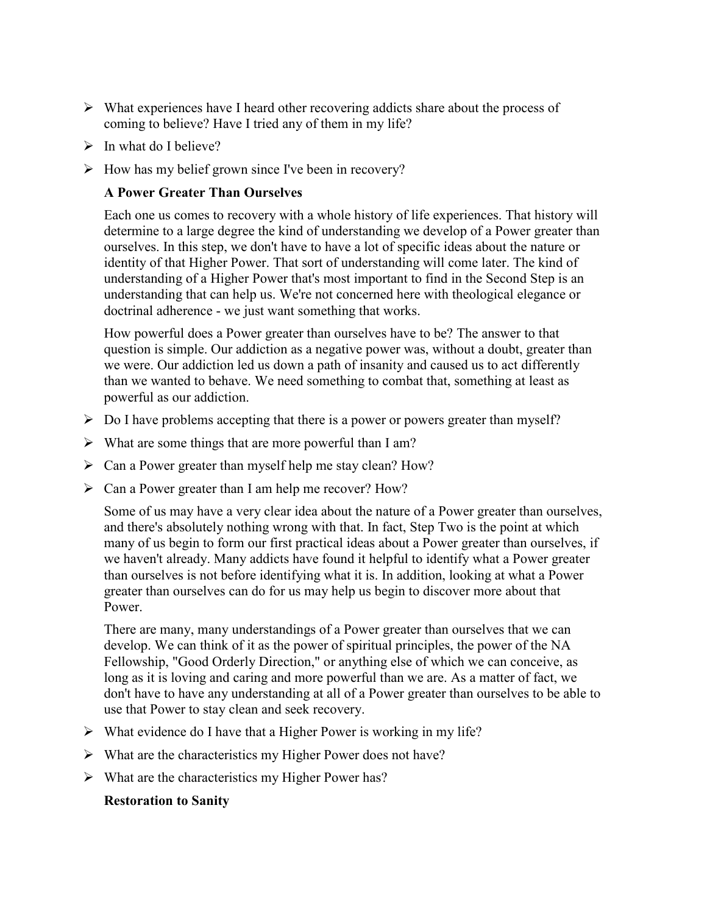- What experiences have I heard other recovering addicts share about the process of coming to believe? Have I tried any of them in my life?
- In what do I believe?
- How has my belief grown since I've been in recovery?

**A Power Greater Than Ourselves**

Each one us comes to recovery with a whole history of life experiences. That history will determine to a large degree the kind of understanding we develop of a Power greater than ourselves. In this step, we don't have to have a lot of specific ideas about the nature or identity of that Higher Power. That sort of understanding will come later. The kind of understanding of a Higher Power that's most important to find in the Second Step is an understanding that can help us. We're not concerned here with theological elegance or doctrinal adherence - we just want something that works.

How powerful does a Power greater than ourselves have to be? The answer to that question is simple. Our addiction as a negative power was, without a doubt, greater than we were. Our addiction led us down a path of insanity and caused us to act differently than we wanted to behave. We need something to combat that, something at least as powerful as our addiction.

- Do I have problems accepting that there is a power or powers greater than myself?
- What are some things that are more powerful than I am?
- Can a Power greater than myself help me stay clean? How?
- Can a Power greater than I am help me recover? How?

Some of us may have a very clear idea about the nature of a Power greater than ourselves, and there's absolutely nothing wrong with that. In fact, Step Two is the point at which many of us begin to form our first practical ideas about a Power greater than ourselves, if we haven't already. Many addicts have found it helpful to identify what a Power greater than ourselves is not before identifying what it is. In addition, looking at what a Power greater than ourselves can do for us may help us begin to discover more about that Power.

There are many, many understandings of a Power greater than ourselves that we can develop. We can think of it as the power of spiritual principles, the power of the NA Fellowship, "Good Orderly Direction," or anything else of which we can conceive, as long as it is loving and caring and more powerful than we are. As a matter of fact, we don't have to have any understanding at all of a Power greater than ourselves to be able to use that Power to stay clean and seek recovery.

- What evidence do I have that a Higher Power is working in my life?
- What are the characteristics my Higher Power does not have?
- What are the characteristics my Higher Power has?

**Restoration to Sanity**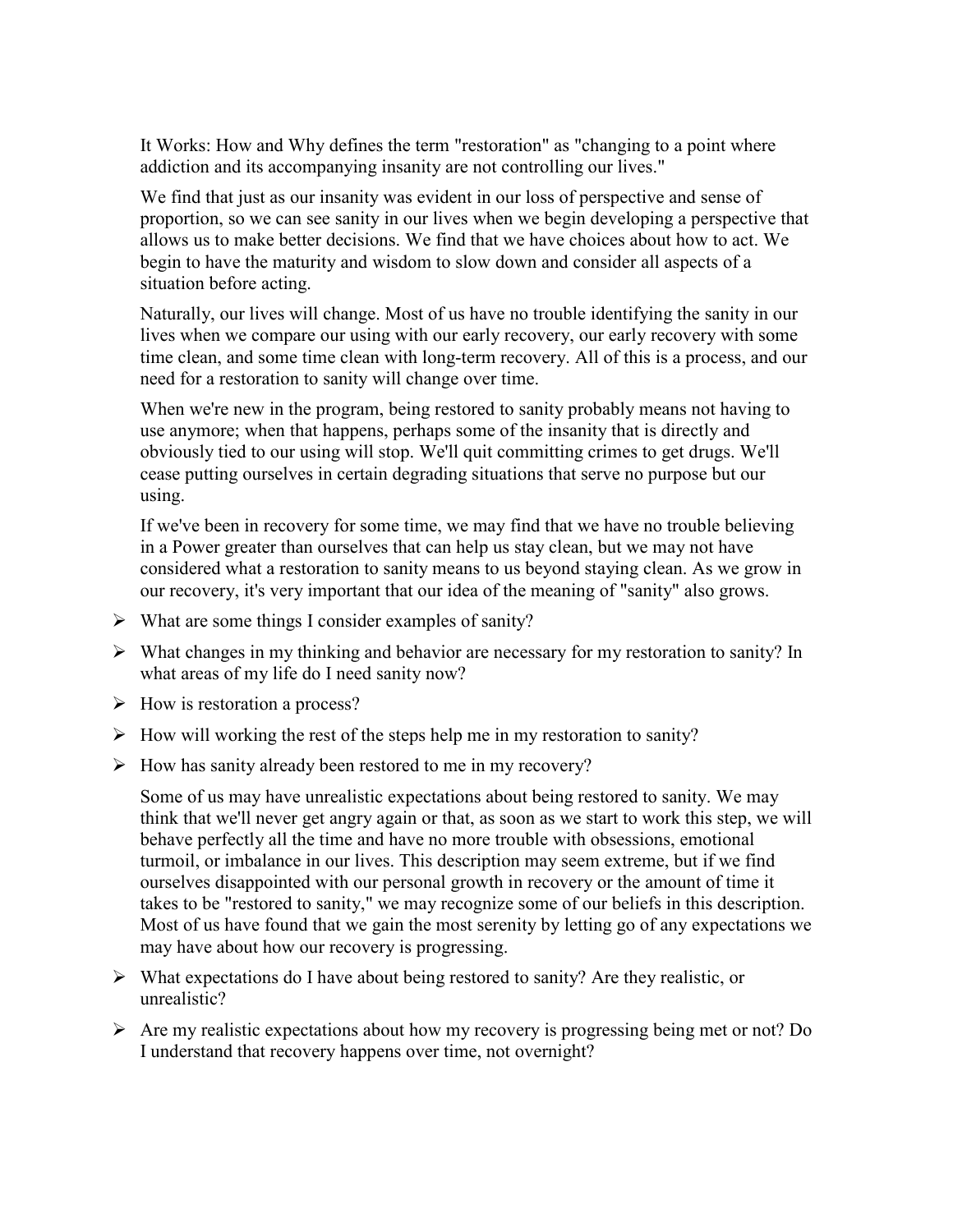It Works: How and Why defines the term "restoration" as "changing to a point where addiction and its accompanying insanity are not controlling our lives."

We find that just as our insanity was evident in our loss of perspective and sense of proportion, so we can see sanity in our lives when we begin developing a perspective that allows us to make better decisions. We find that we have choices about how to act. We begin to have the maturity and wisdom to slow down and consider all aspects of a situation before acting.

Naturally, our lives will change. Most of us have no trouble identifying the sanity in our lives when we compare our using with our early recovery, our early recovery with some time clean, and some time clean with long-term recovery. All of this is a process, and our need for a restoration to sanity will change over time.

When we're new in the program, being restored to sanity probably means not having to use anymore; when that happens, perhaps some of the insanity that is directly and obviously tied to our using will stop. We'll quit committing crimes to get drugs. We'll cease putting ourselves in certain degrading situations that serve no purpose but our using.

If we've been in recovery for some time, we may find that we have no trouble believing in a Power greater than ourselves that can help us stay clean, but we may not have considered what a restoration to sanity means to us beyond staying clean. As we grow in our recovery, it's very important that our idea of the meaning of "sanity" also grows.

- What are some things I consider examples of sanity?
- What changes in my thinking and behavior are necessary for my restoration to sanity? In what areas of my life do I need sanity now?
- How is restoration a process?
- How will working the rest of the steps help me in my restoration to sanity?
- How has sanity already been restored to me in my recovery?

Some of us may have unrealistic expectations about being restored to sanity. We may think that we'll never get angry again or that, as soon as we start to work this step, we will behave perfectly all the time and have no more trouble with obsessions, emotional turmoil, or imbalance in our lives. This description may seem extreme, but if we find ourselves disappointed with our personal growth in recovery or the amount of time it takes to be "restored to sanity," we may recognize some of our beliefs in this description. Most of us have found that we gain the most serenity by letting go of any expectations we may have about how our recovery is progressing.

- What expectations do I have about being restored to sanity? Are they realistic, or unrealistic?
- Are my realistic expectations about how my recovery is progressing being met or not? Do I understand that recovery happens over time, not overnight?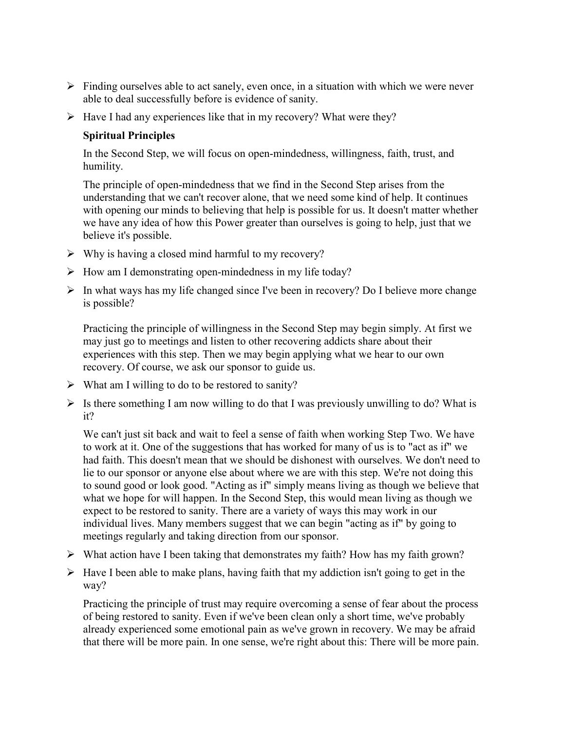- Finding ourselves able to act sanely, even once, in a situation with which we were never able to deal successfully before is evidence of sanity.
- Have I had any experiences like that in my recovery? What were they?

**Spiritual Principles**

In the Second Step, we will focus on open-mindedness, willingness, faith, trust, and humility.

The principle of open-mindedness that we find in the Second Step arises from the understanding that we can't recover alone, that we need some kind of help. It continues with opening our minds to believing that help is possible for us. It doesn't matter whether we have any idea of how this Power greater than ourselves is going to help, just that we believe it's possible.

- Why is having a closed mind harmful to my recovery?
- How am I demonstrating open-mindedness in my life today?
- In what ways has my life changed since I've been in recovery? Do I believe more change is possible?

Practicing the principle of willingness in the Second Step may begin simply. At first we may just go to meetings and listen to other recovering addicts share about their experiences with this step. Then we may begin applying what we hear to our own recovery. Of course, we ask our sponsor to guide us.

- What am I willing to do to be restored to sanity?
- Is there something I am now willing to do that I was previously unwilling to do? What is it?

We can't just sit back and wait to feel a sense of faith when working Step Two. We have to work at it. One of the suggestions that has worked for many of us is to "act as if" we had faith. This doesn't mean that we should be dishonest with ourselves. We don't need to lie to our sponsor or anyone else about where we are with this step. We're not doing this to sound good or look good. "Acting as if" simply means living as though we believe that what we hope for will happen. In the Second Step, this would mean living as though we expect to be restored to sanity. There are a variety of ways this may work in our individual lives. Many members suggest that we can begin "acting as if" by going to meetings regularly and taking direction from our sponsor.

- What action have I been taking that demonstrates my faith? How has my faith grown?
- Have I been able to make plans, having faith that my addiction isn't going to get in the way?

Practicing the principle of trust may require overcoming a sense of fear about the process of being restored to sanity. Even if we've been clean only a short time, we've probably already experienced some emotional pain as we've grown in recovery. We may be afraid that there will be more pain. In one sense, we're right about this: There will be more pain.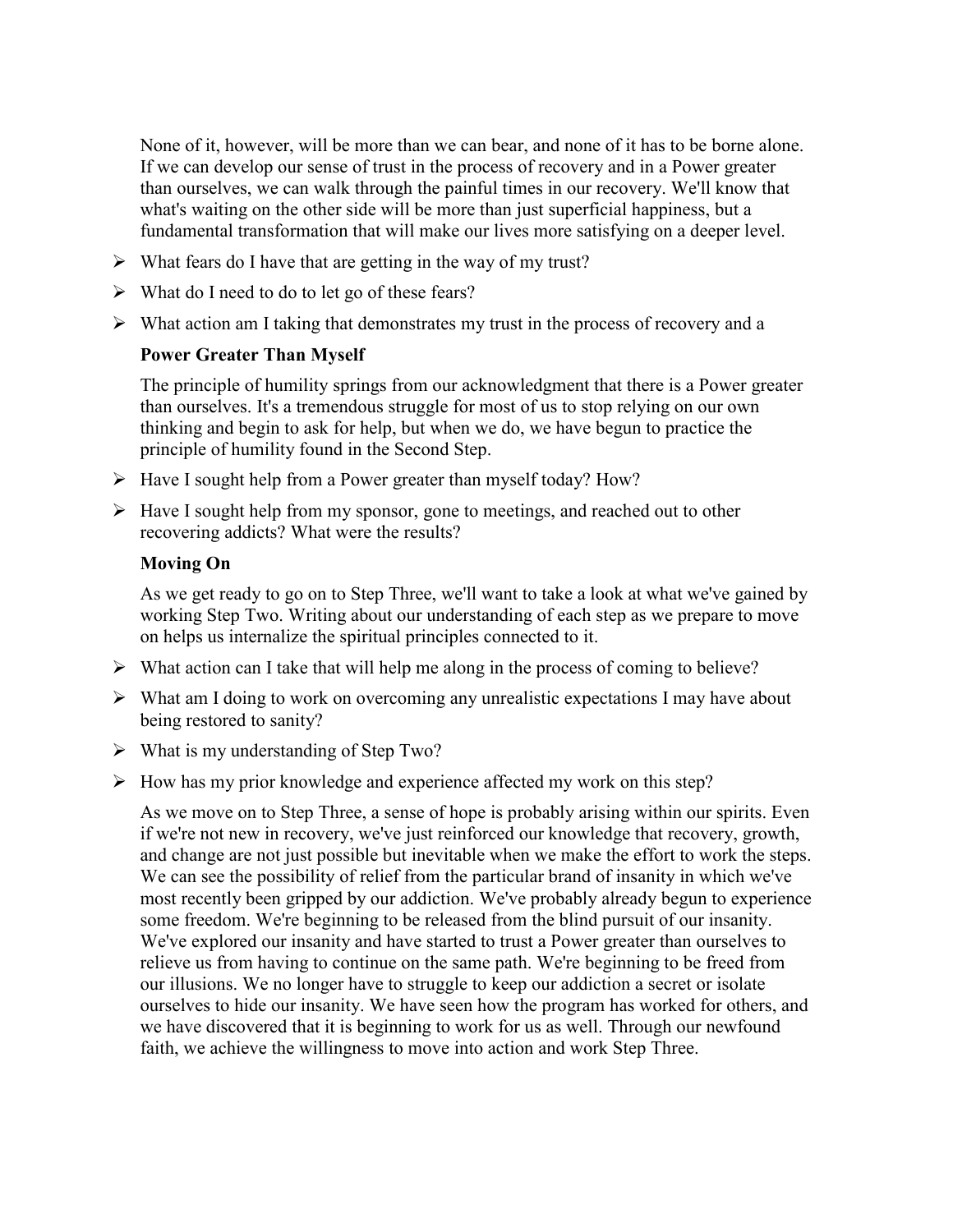None of it, however, will be more than we can bear, and none of it has to be borne alone. If we can develop our sense of trust in the process of recovery and in a Power greater than ourselves, we can walk through the painful times in our recovery. We'll know that what's waiting on the other side will be more than just superficial happiness, but a fundamental transformation that will make our lives more satisfying on a deeper level.

- What fears do I have that are getting in the way of my trust?
- What do I need to do to let go of these fears?
- What action am I taking that demonstrates my trust in the process of recovery and a

**Power Greater Than Myself**

The principle of humility springs from our acknowledgment that there is a Power greater than ourselves. It's a tremendous struggle for most of us to stop relying on our own thinking and begin to ask for help, but when we do, we have begun to practice the principle of humility found in the Second Step.

- Have I sought help from a Power greater than myself today? How?
- Have I sought help from my sponsor, gone to meetings, and reached out to other recovering addicts? What were the results?

**Moving On**

As we get ready to go on to Step Three, we'll want to take a look at what we've gained by working Step Two. Writing about our understanding of each step as we prepare to move on helps us internalize the spiritual principles connected to it.

- What action can I take that will help me along in the process of coming to believe?
- What am I doing to work on overcoming any unrealistic expectations I may have about being restored to sanity?
- What is my understanding of Step Two?
- How has my prior knowledge and experience affected my work on this step?

As we move on to Step Three, a sense of hope is probably arising within our spirits. Even if we're not new in recovery, we've just reinforced our knowledge that recovery, growth, and change are not just possible but inevitable when we make the effort to work the steps. We can see the possibility of relief from the particular brand of insanity in which we've most recently been gripped by our addiction. We've probably already begun to experience some freedom. We're beginning to be released from the blind pursuit of our insanity. We've explored our insanity and have started to trust a Power greater than ourselves to relieve us from having to continue on the same path. We're beginning to be freed from our illusions. We no longer have to struggle to keep our addiction a secret or isolate ourselves to hide our insanity. We have seen how the program has worked for others, and we have discovered that it is beginning to work for us as well. Through our newfound faith, we achieve the willingness to move into action and work Step Three.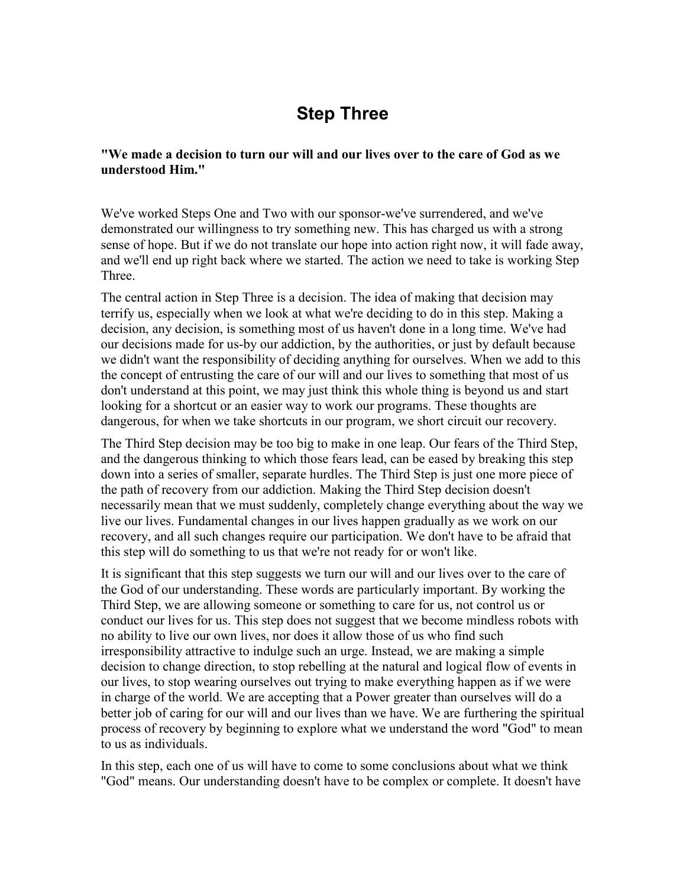# Step Three

**"We made a decision to turn our will and our lives over to the care of God as we understood Him."**

We've worked Steps One and Two with our sponsor-we've surrendered, and we've demonstrated our willingness to try something new. This has charged us with a strong sense of hope. But if we do not translate our hope into action right now, it will fade away, and we'll end up right back where we started. The action we need to take is working Step Three.

The central action in Step Three is a decision. The idea of making that decision may terrify us, especially when we look at what we're deciding to do in this step. Making a decision, any decision, is something most of us haven't done in a long time. We've had our decisions made for us-by our addiction, by the authorities, or just by default because we didn't want the responsibility of deciding anything for ourselves. When we add to this the concept of entrusting the care of our will and our lives to something that most of us don't understand at this point, we may just think this whole thing is beyond us and start looking for a shortcut or an easier way to work our programs. These thoughts are dangerous, for when we take shortcuts in our program, we short circuit our recovery.

The Third Step decision may be too big to make in one leap. Our fears of the Third Step, and the dangerous thinking to which those fears lead, can be eased by breaking this step down into a series of smaller, separate hurdles. The Third Step is just one more piece of the path of recovery from our addiction. Making the Third Step decision doesn't necessarily mean that we must suddenly, completely change everything about the way we live our lives. Fundamental changes in our lives happen gradually as we work on our recovery, and all such changes require our participation. We don't have to be afraid that this step will do something to us that we're not ready for or won't like.

It is significant that this step suggests we turn our will and our lives over to the care of the God of our understanding. These words are particularly important. By working the Third Step, we are allowing someone or something to care for us, not control us or conduct our lives for us. This step does not suggest that we become mindless robots with no ability to live our own lives, nor does it allow those of us who find such irresponsibility attractive to indulge such an urge. Instead, we are making a simple decision to change direction, to stop rebelling at the natural and logical flow of events in our lives, to stop wearing ourselves out trying to make everything happen as if we were in charge of the world. We are accepting that a Power greater than ourselves will do a better job of caring for our will and our lives than we have. We are furthering the spiritual process of recovery by beginning to explore what we understand the word "God" to mean to us as individuals.

In this step, each one of us will have to come to some conclusions about what we think "God" means. Our understanding doesn't have to be complex or complete. It doesn't have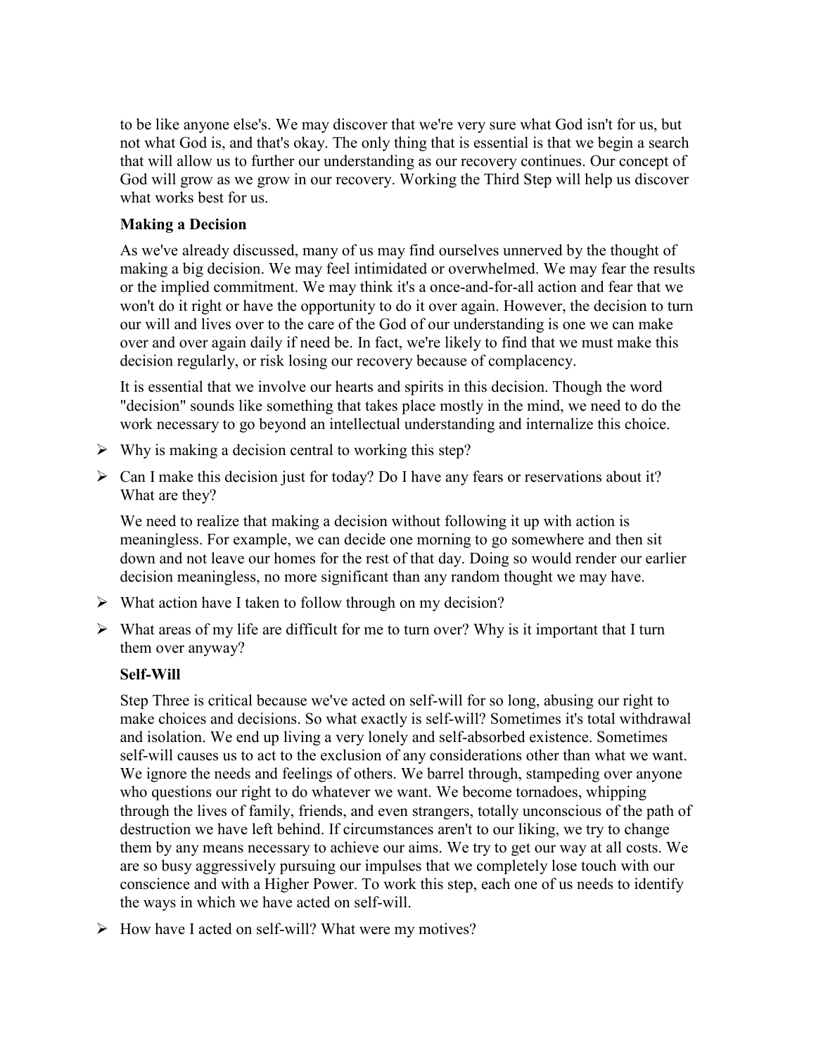to be like anyone else's. We may discover that we're very sure what God isn't for us, but not what God is, and that's okay. The only thing that is essential is that we begin a search that will allow us to further our understanding as our recovery continues. Our concept of God will grow as we grow in our recovery. Working the Third Step will help us discover what works best for us.

**Making a Decision**

As we've already discussed, many of us may find ourselves unnerved by the thought of making a big decision. We may feel intimidated or overwhelmed. We may fear the results or the implied commitment. We may think it's a once-and-for-all action and fear that we won't do it right or have the opportunity to do it over again. However, the decision to turn our will and lives over to the care of the God of our understanding is one we can make over and over again daily if need be. In fact, we're likely to find that we must make this decision regularly, or risk losing our recovery because of complacency.

It is essential that we involve our hearts and spirits in this decision. Though the word "decision" sounds like something that takes place mostly in the mind, we need to do the work necessary to go beyond an intellectual understanding and internalize this choice.

- Why is making a decision central to working this step?
- Can I make this decision just for today? Do I have any fears or reservations about it? What are they?

We need to realize that making a decision without following it up with action is meaningless. For example, we can decide one morning to go somewhere and then sit down and not leave our homes for the rest of that day. Doing so would render our earlier decision meaningless, no more significant than any random thought we may have.

- What action have I taken to follow through on my decision?
- What areas of my life are difficult for me to turn over? Why is it important that I turn them over anyway?

**Self-Will**

Step Three is critical because we've acted on self-will for so long, abusing our right to make choices and decisions. So what exactly is self-will? Sometimes it's total withdrawal and isolation. We end up living a very lonely and self-absorbed existence. Sometimes self-will causes us to act to the exclusion of any considerations other than what we want. We ignore the needs and feelings of others. We barrel through, stampeding over anyone who questions our right to do whatever we want. We become tornadoes, whipping through the lives of family, friends, and even strangers, totally unconscious of the path of destruction we have left behind. If circumstances aren't to our liking, we try to change them by any means necessary to achieve our aims. We try to get our way at all costs. We are so busy aggressively pursuing our impulses that we completely lose touch with our conscience and with a Higher Power. To work this step, each one of us needs to identify the ways in which we have acted on self-will.

- How have I acted on self-will? What were my motives?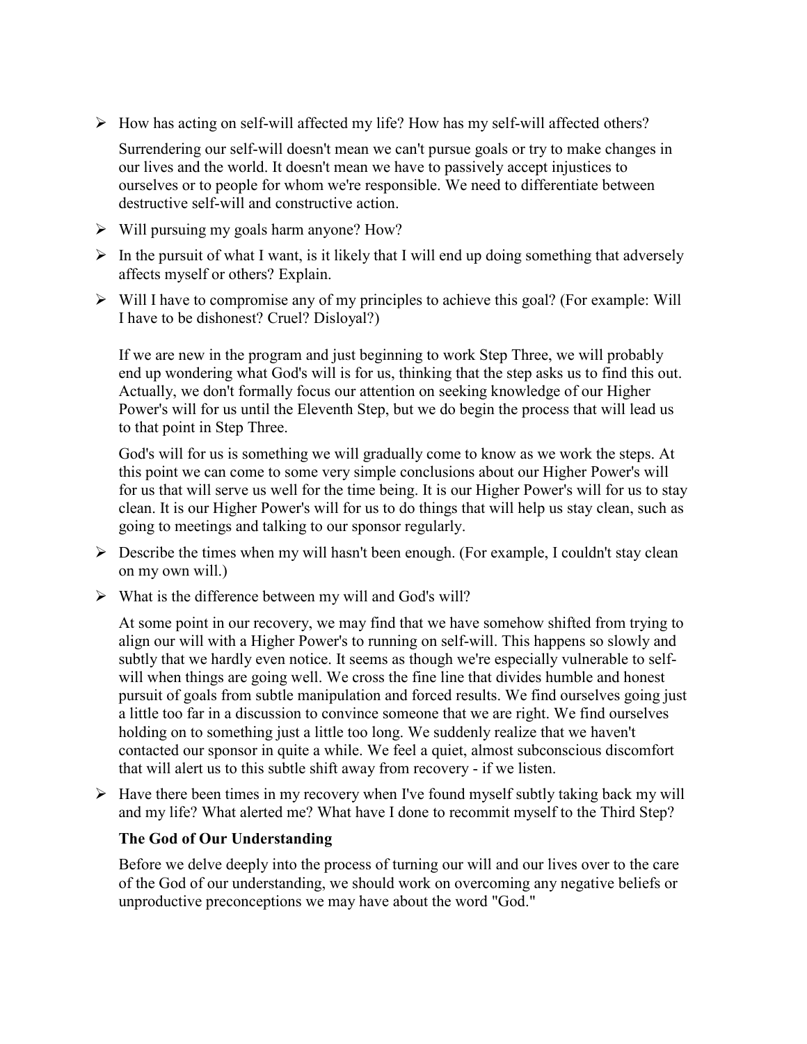- How has acting on self-will affected my life? How has my self-will affected others?

  Surrendering our self-will doesn't mean we can't pursue goals or try to make changes in our lives and the world. It doesn't mean we have to passively accept injustices to ourselves or to people for whom we're responsible. We need to differentiate between destructive self-will and constructive action.

- Will pursuing my goals harm anyone? How?
- In the pursuit of what I want, is it likely that I will end up doing something that adversely affects myself or others? Explain.
- Will I have to compromise any of my principles to achieve this goal? (For example: Will I have to be dishonest? Cruel? Disloyal?)

  If we are new in the program and just beginning to work Step Three, we will probably end up wondering what God's will is for us, thinking that the step asks us to find this out. Actually, we don't formally focus our attention on seeking knowledge of our Higher Power's will for us until the Eleventh Step, but we do begin the process that will lead us to that point in Step Three.

  God's will for us is something we will gradually come to know as we work the steps. At this point we can come to some very simple conclusions about our Higher Power's will for us that will serve us well for the time being. It is our Higher Power's will for us to stay clean. It is our Higher Power's will for us to do things that will help us stay clean, such as going to meetings and talking to our sponsor regularly.

- Describe the times when my will hasn't been enough. (For example, I couldn't stay clean on my own will.)
- What is the difference between my will and God's will?

  At some point in our recovery, we may find that we have somehow shifted from trying to align our will with a Higher Power's to running on self-will. This happens so slowly and subtly that we hardly even notice. It seems as though we're especially vulnerable to self-will when things are going well. We cross the fine line that divides humble and honest pursuit of goals from subtle manipulation and forced results. We find ourselves going just a little too far in a discussion to convince someone that we are right. We find ourselves holding on to something just a little too long. We suddenly realize that we haven't contacted our sponsor in quite a while. We feel a quiet, almost subconscious discomfort that will alert us to this subtle shift away from recovery - if we listen.

- Have there been times in my recovery when I've found myself subtly taking back my will and my life? What alerted me? What have I done to recommit myself to the Third Step?

### The God of Our Understanding

Before we delve deeply into the process of turning our will and our lives over to the care of the God of our understanding, we should work on overcoming any negative beliefs or unproductive preconceptions we may have about the word "God."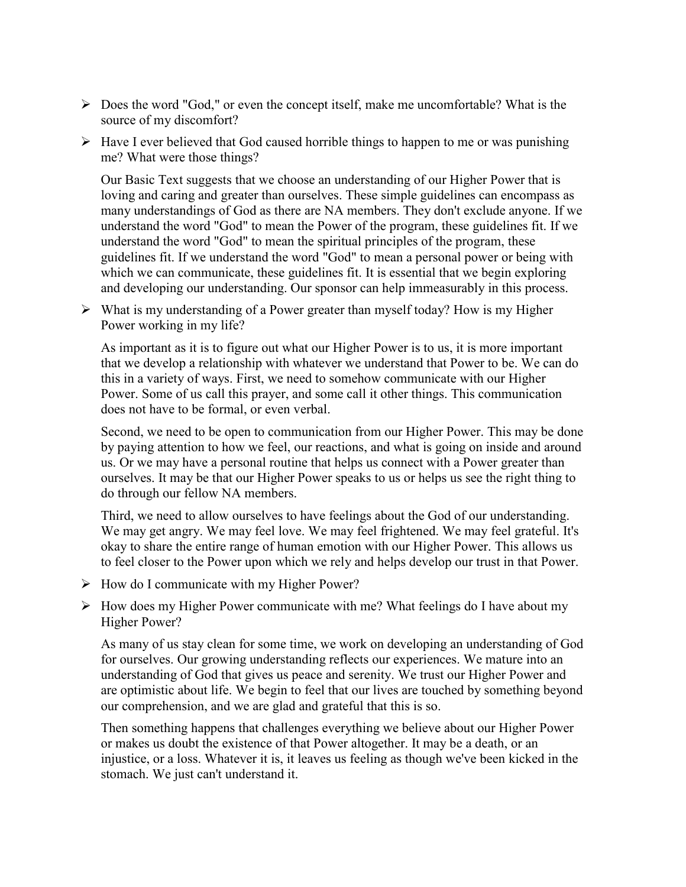- Does the word "God," or even the concept itself, make me uncomfortable? What is the source of my discomfort?

- Have I ever believed that God caused horrible things to happen to me or was punishing me? What were those things?

  Our Basic Text suggests that we choose an understanding of our Higher Power that is loving and caring and greater than ourselves. These simple guidelines can encompass as many understandings of God as there are NA members. They don't exclude anyone. If we understand the word "God" to mean the Power of the program, these guidelines fit. If we understand the word "God" to mean the spiritual principles of the program, these guidelines fit. If we understand the word "God" to mean a personal power or being with which we can communicate, these guidelines fit. It is essential that we begin exploring and developing our understanding. Our sponsor can help immeasurably in this process.

- What is my understanding of a Power greater than myself today? How is my Higher Power working in my life?

  As important as it is to figure out what our Higher Power is to us, it is more important that we develop a relationship with whatever we understand that Power to be. We can do this in a variety of ways. First, we need to somehow communicate with our Higher Power. Some of us call this prayer, and some call it other things. This communication does not have to be formal, or even verbal.

  Second, we need to be open to communication from our Higher Power. This may be done by paying attention to how we feel, our reactions, and what is going on inside and around us. Or we may have a personal routine that helps us connect with a Power greater than ourselves. It may be that our Higher Power speaks to us or helps us see the right thing to do through our fellow NA members.

  Third, we need to allow ourselves to have feelings about the God of our understanding. We may get angry. We may feel love. We may feel frightened. We may feel grateful. It's okay to share the entire range of human emotion with our Higher Power. This allows us to feel closer to the Power upon which we rely and helps develop our trust in that Power.

- How do I communicate with my Higher Power?

- How does my Higher Power communicate with me? What feelings do I have about my Higher Power?

  As many of us stay clean for some time, we work on developing an understanding of God for ourselves. Our growing understanding reflects our experiences. We mature into an understanding of God that gives us peace and serenity. We trust our Higher Power and are optimistic about life. We begin to feel that our lives are touched by something beyond our comprehension, and we are glad and grateful that this is so.

  Then something happens that challenges everything we believe about our Higher Power or makes us doubt the existence of that Power altogether. It may be a death, or an injustice, or a loss. Whatever it is, it leaves us feeling as though we've been kicked in the stomach. We just can't understand it.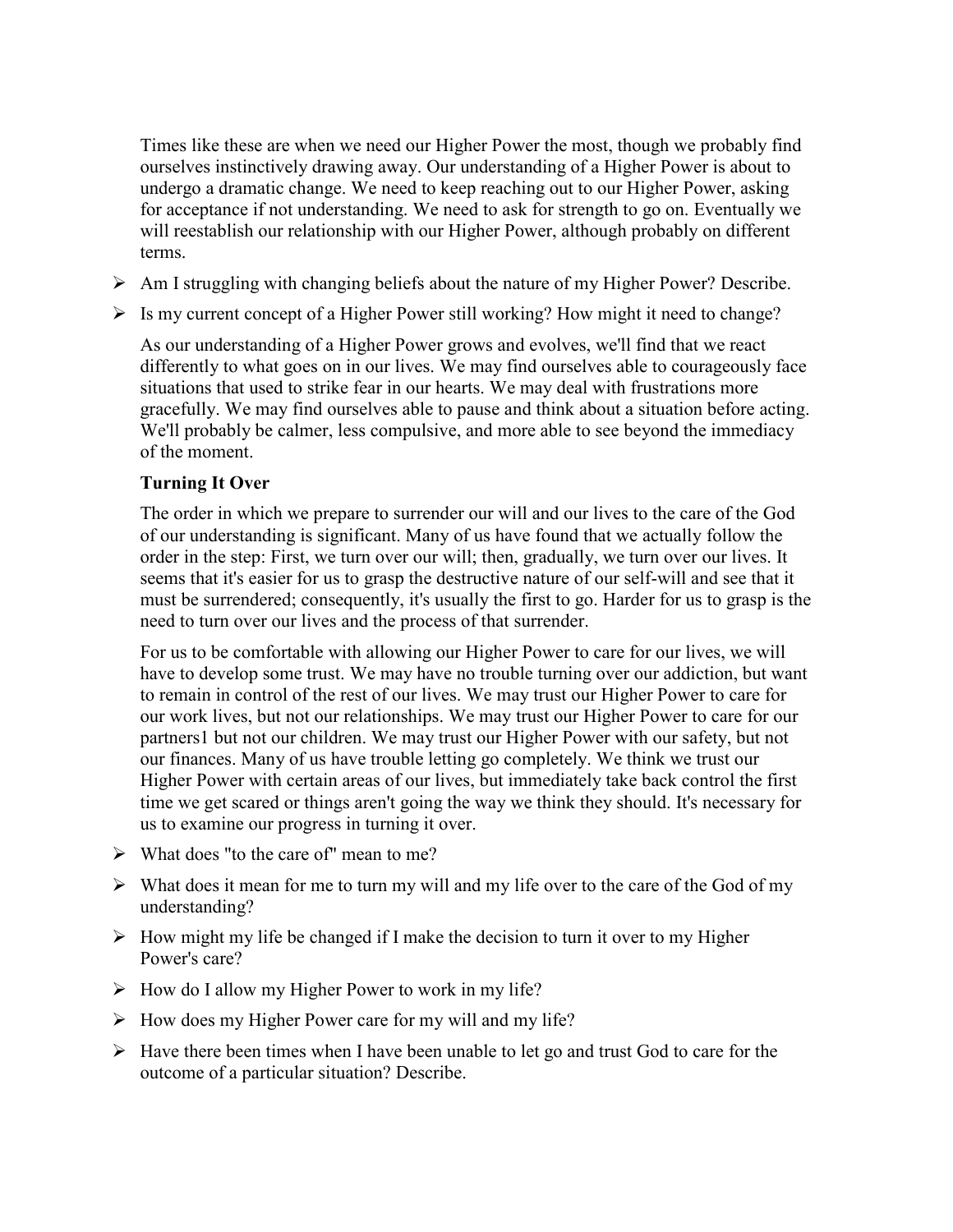Times like these are when we need our Higher Power the most, though we probably find ourselves instinctively drawing away. Our understanding of a Higher Power is about to undergo a dramatic change. We need to keep reaching out to our Higher Power, asking for acceptance if not understanding. We need to ask for strength to go on. Eventually we will reestablish our relationship with our Higher Power, although probably on different terms.

- Am I struggling with changing beliefs about the nature of my Higher Power? Describe.
- Is my current concept of a Higher Power still working? How might it need to change?

As our understanding of a Higher Power grows and evolves, we'll find that we react differently to what goes on in our lives. We may find ourselves able to courageously face situations that used to strike fear in our hearts. We may deal with frustrations more gracefully. We may find ourselves able to pause and think about a situation before acting. We'll probably be calmer, less compulsive, and more able to see beyond the immediacy of the moment.

**Turning It Over**

The order in which we prepare to surrender our will and our lives to the care of the God of our understanding is significant. Many of us have found that we actually follow the order in the step: First, we turn over our will; then, gradually, we turn over our lives. It seems that it's easier for us to grasp the destructive nature of our self-will and see that it must be surrendered; consequently, it's usually the first to go. Harder for us to grasp is the need to turn over our lives and the process of that surrender.

For us to be comfortable with allowing our Higher Power to care for our lives, we will have to develop some trust. We may have no trouble turning over our addiction, but want to remain in control of the rest of our lives. We may trust our Higher Power to care for our work lives, but not our relationships. We may trust our Higher Power to care for our partners1 but not our children. We may trust our Higher Power with our safety, but not our finances. Many of us have trouble letting go completely. We think we trust our Higher Power with certain areas of our lives, but immediately take back control the first time we get scared or things aren't going the way we think they should. It's necessary for us to examine our progress in turning it over.

- What does "to the care of" mean to me?
- What does it mean for me to turn my will and my life over to the care of the God of my understanding?
- How might my life be changed if I make the decision to turn it over to my Higher Power's care?
- How do I allow my Higher Power to work in my life?
- How does my Higher Power care for my will and my life?
- Have there been times when I have been unable to let go and trust God to care for the outcome of a particular situation? Describe.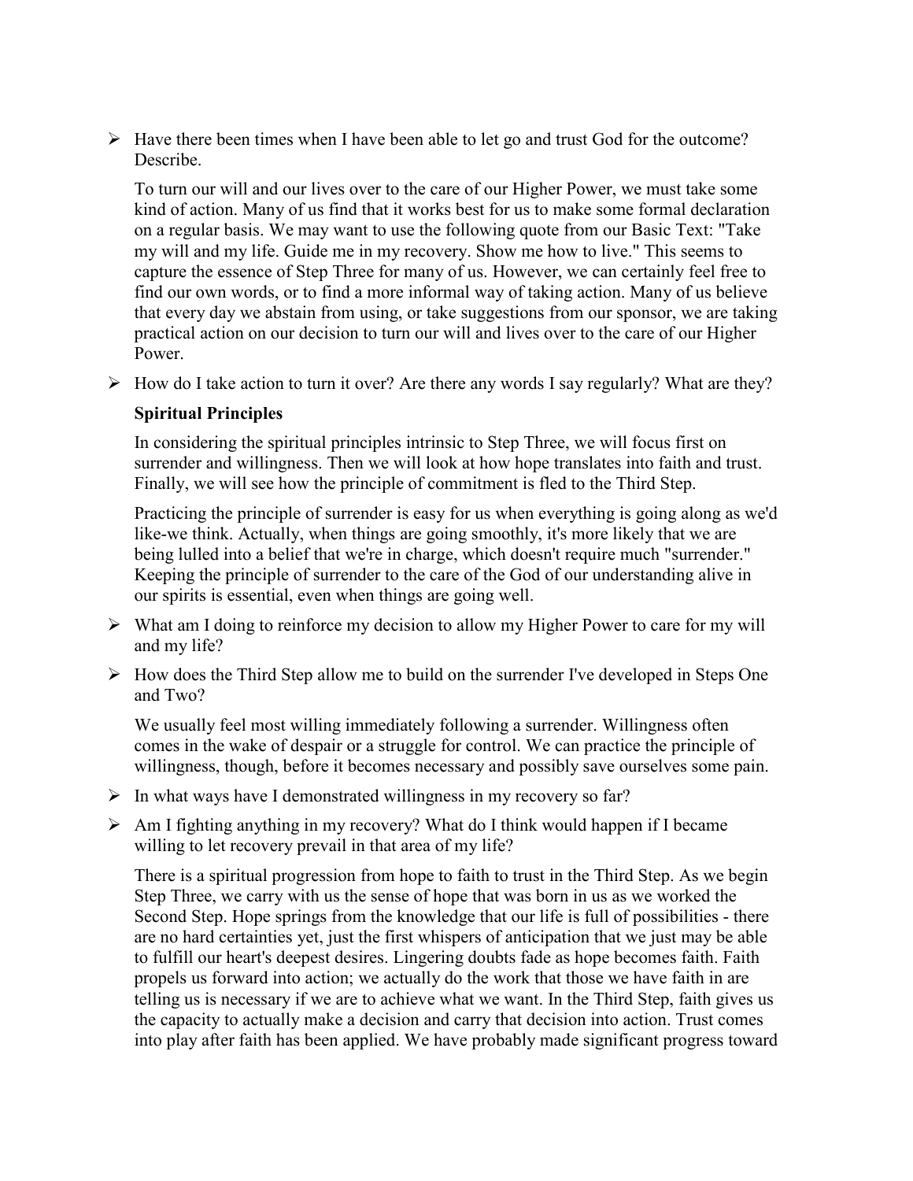- Have there been times when I have been able to let go and trust God for the outcome? Describe.

  To turn our will and our lives over to the care of our Higher Power, we must take some kind of action. Many of us find that it works best for us to make some formal declaration on a regular basis. We may want to use the following quote from our Basic Text: "Take my will and my life. Guide me in my recovery. Show me how to live." This seems to capture the essence of Step Three for many of us. However, we can certainly feel free to find our own words, or to find a more informal way of taking action. Many of us believe that every day we abstain from using, or take suggestions from our sponsor, we are taking practical action on our decision to turn our will and lives over to the care of our Higher Power.

- How do I take action to turn it over? Are there any words I say regularly? What are they?

  **Spiritual Principles**

  In considering the spiritual principles intrinsic to Step Three, we will focus first on surrender and willingness. Then we will look at how hope translates into faith and trust. Finally, we will see how the principle of commitment is fled to the Third Step.

  Practicing the principle of surrender is easy for us when everything is going along as we'd like-we think. Actually, when things are going smoothly, it's more likely that we are being lulled into a belief that we're in charge, which doesn't require much "surrender." Keeping the principle of surrender to the care of the God of our understanding alive in our spirits is essential, even when things are going well.

- What am I doing to reinforce my decision to allow my Higher Power to care for my will and my life?

- How does the Third Step allow me to build on the surrender I've developed in Steps One and Two?

  We usually feel most willing immediately following a surrender. Willingness often comes in the wake of despair or a struggle for control. We can practice the principle of willingness, though, before it becomes necessary and possibly save ourselves some pain.

- In what ways have I demonstrated willingness in my recovery so far?

- Am I fighting anything in my recovery? What do I think would happen if I became willing to let recovery prevail in that area of my life?

  There is a spiritual progression from hope to faith to trust in the Third Step. As we begin Step Three, we carry with us the sense of hope that was born in us as we worked the Second Step. Hope springs from the knowledge that our life is full of possibilities - there are no hard certainties yet, just the first whispers of anticipation that we just may be able to fulfill our heart's deepest desires. Lingering doubts fade as hope becomes faith. Faith propels us forward into action; we actually do the work that those we have faith in are telling us is necessary if we are to achieve what we want. In the Third Step, faith gives us the capacity to actually make a decision and carry that decision into action. Trust comes into play after faith has been applied. We have probably made significant progress toward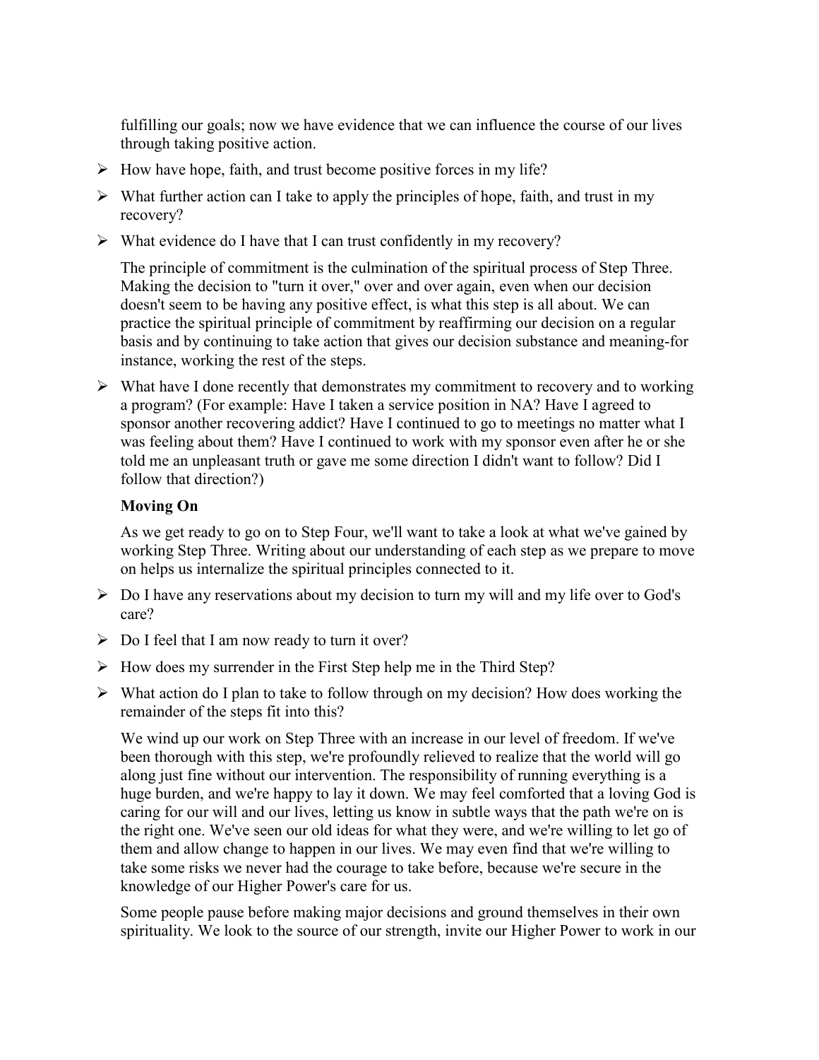fulfilling our goals; now we have evidence that we can influence the course of our lives through taking positive action.

- How have hope, faith, and trust become positive forces in my life?
- What further action can I take to apply the principles of hope, faith, and trust in my recovery?
- What evidence do I have that I can trust confidently in my recovery?

The principle of commitment is the culmination of the spiritual process of Step Three. Making the decision to "turn it over," over and over again, even when our decision doesn't seem to be having any positive effect, is what this step is all about. We can practice the spiritual principle of commitment by reaffirming our decision on a regular basis and by continuing to take action that gives our decision substance and meaning-for instance, working the rest of the steps.

- What have I done recently that demonstrates my commitment to recovery and to working a program? (For example: Have I taken a service position in NA? Have I agreed to sponsor another recovering addict? Have I continued to go to meetings no matter what I was feeling about them? Have I continued to work with my sponsor even after he or she told me an unpleasant truth or gave me some direction I didn't want to follow? Did I follow that direction?)

**Moving On**

As we get ready to go on to Step Four, we'll want to take a look at what we've gained by working Step Three. Writing about our understanding of each step as we prepare to move on helps us internalize the spiritual principles connected to it.

- Do I have any reservations about my decision to turn my will and my life over to God's care?
- Do I feel that I am now ready to turn it over?
- How does my surrender in the First Step help me in the Third Step?
- What action do I plan to take to follow through on my decision? How does working the remainder of the steps fit into this?

We wind up our work on Step Three with an increase in our level of freedom. If we've been thorough with this step, we're profoundly relieved to realize that the world will go along just fine without our intervention. The responsibility of running everything is a huge burden, and we're happy to lay it down. We may feel comforted that a loving God is caring for our will and our lives, letting us know in subtle ways that the path we're on is the right one. We've seen our old ideas for what they were, and we're willing to let go of them and allow change to happen in our lives. We may even find that we're willing to take some risks we never had the courage to take before, because we're secure in the knowledge of our Higher Power's care for us.

Some people pause before making major decisions and ground themselves in their own spirituality. We look to the source of our strength, invite our Higher Power to work in our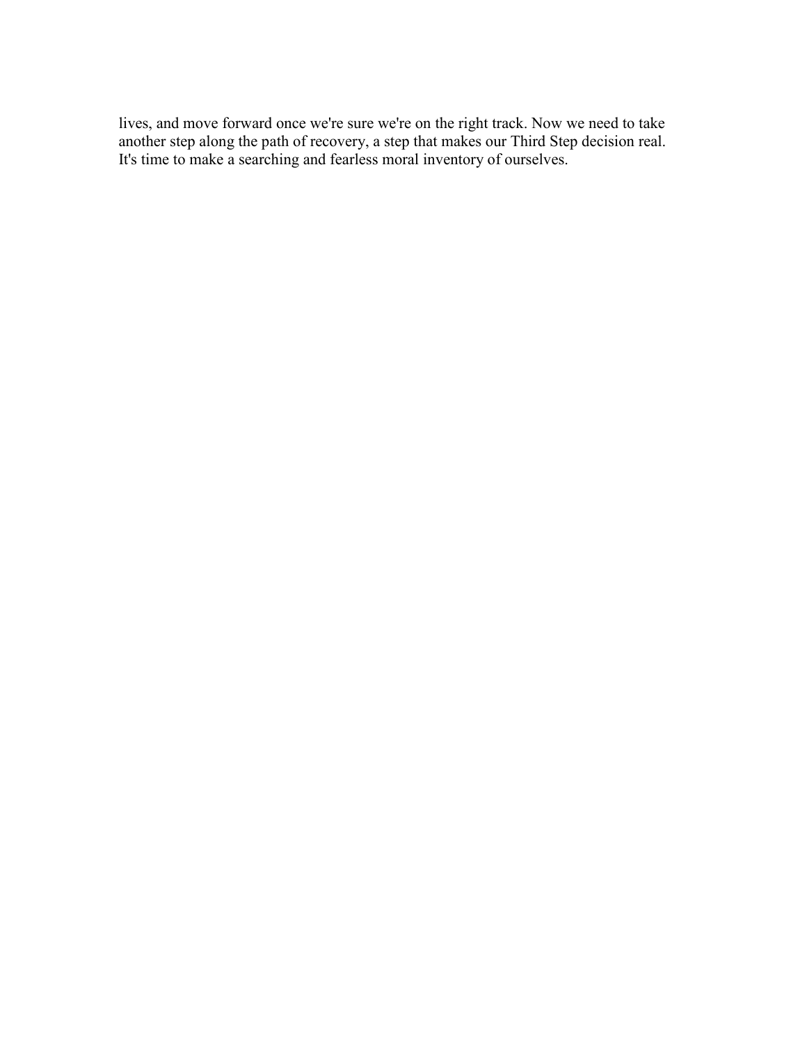lives, and move forward once we're sure we're on the right track. Now we need to take another step along the path of recovery, a step that makes our Third Step decision real. It's time to make a searching and fearless moral inventory of ourselves.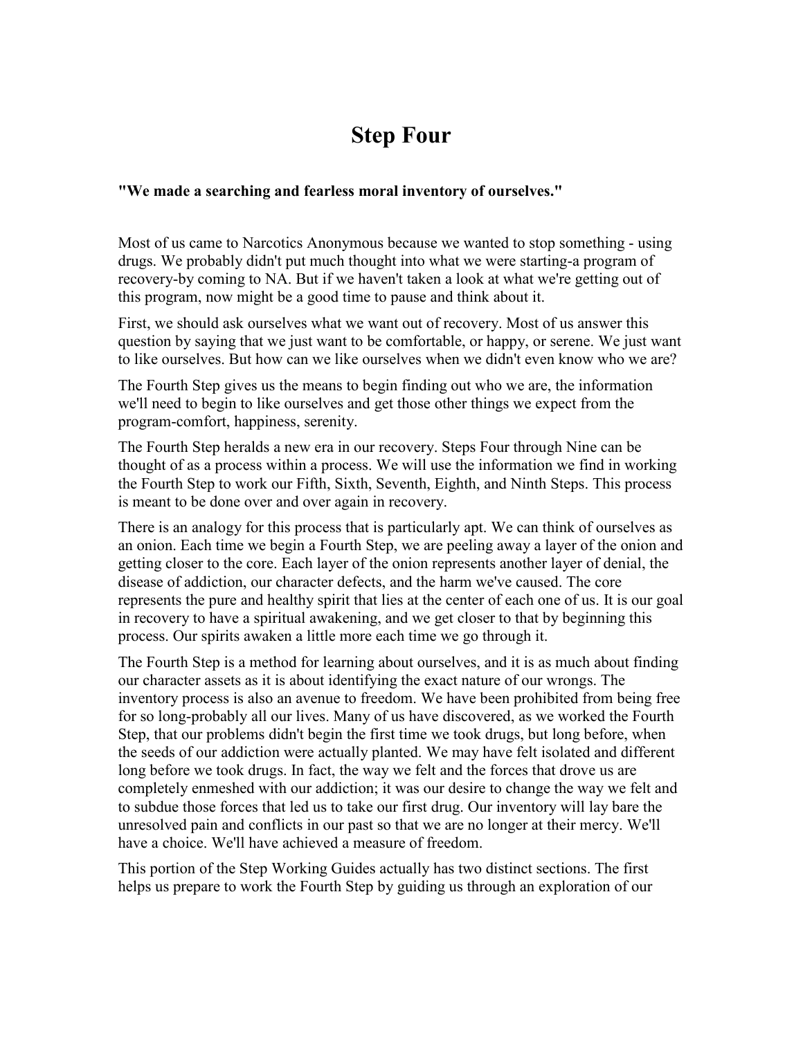# Step Four

**"We made a searching and fearless moral inventory of ourselves."**

Most of us came to Narcotics Anonymous because we wanted to stop something - using drugs. We probably didn't put much thought into what we were starting-a program of recovery-by coming to NA. But if we haven't taken a look at what we're getting out of this program, now might be a good time to pause and think about it.

First, we should ask ourselves what we want out of recovery. Most of us answer this question by saying that we just want to be comfortable, or happy, or serene. We just want to like ourselves. But how can we like ourselves when we didn't even know who we are?

The Fourth Step gives us the means to begin finding out who we are, the information we'll need to begin to like ourselves and get those other things we expect from the program-comfort, happiness, serenity.

The Fourth Step heralds a new era in our recovery. Steps Four through Nine can be thought of as a process within a process. We will use the information we find in working the Fourth Step to work our Fifth, Sixth, Seventh, Eighth, and Ninth Steps. This process is meant to be done over and over again in recovery.

There is an analogy for this process that is particularly apt. We can think of ourselves as an onion. Each time we begin a Fourth Step, we are peeling away a layer of the onion and getting closer to the core. Each layer of the onion represents another layer of denial, the disease of addiction, our character defects, and the harm we've caused. The core represents the pure and healthy spirit that lies at the center of each one of us. It is our goal in recovery to have a spiritual awakening, and we get closer to that by beginning this process. Our spirits awaken a little more each time we go through it.

The Fourth Step is a method for learning about ourselves, and it is as much about finding our character assets as it is about identifying the exact nature of our wrongs. The inventory process is also an avenue to freedom. We have been prohibited from being free for so long-probably all our lives. Many of us have discovered, as we worked the Fourth Step, that our problems didn't begin the first time we took drugs, but long before, when the seeds of our addiction were actually planted. We may have felt isolated and different long before we took drugs. In fact, the way we felt and the forces that drove us are completely enmeshed with our addiction; it was our desire to change the way we felt and to subdue those forces that led us to take our first drug. Our inventory will lay bare the unresolved pain and conflicts in our past so that we are no longer at their mercy. We'll have a choice. We'll have achieved a measure of freedom.

This portion of the Step Working Guides actually has two distinct sections. The first helps us prepare to work the Fourth Step by guiding us through an exploration of our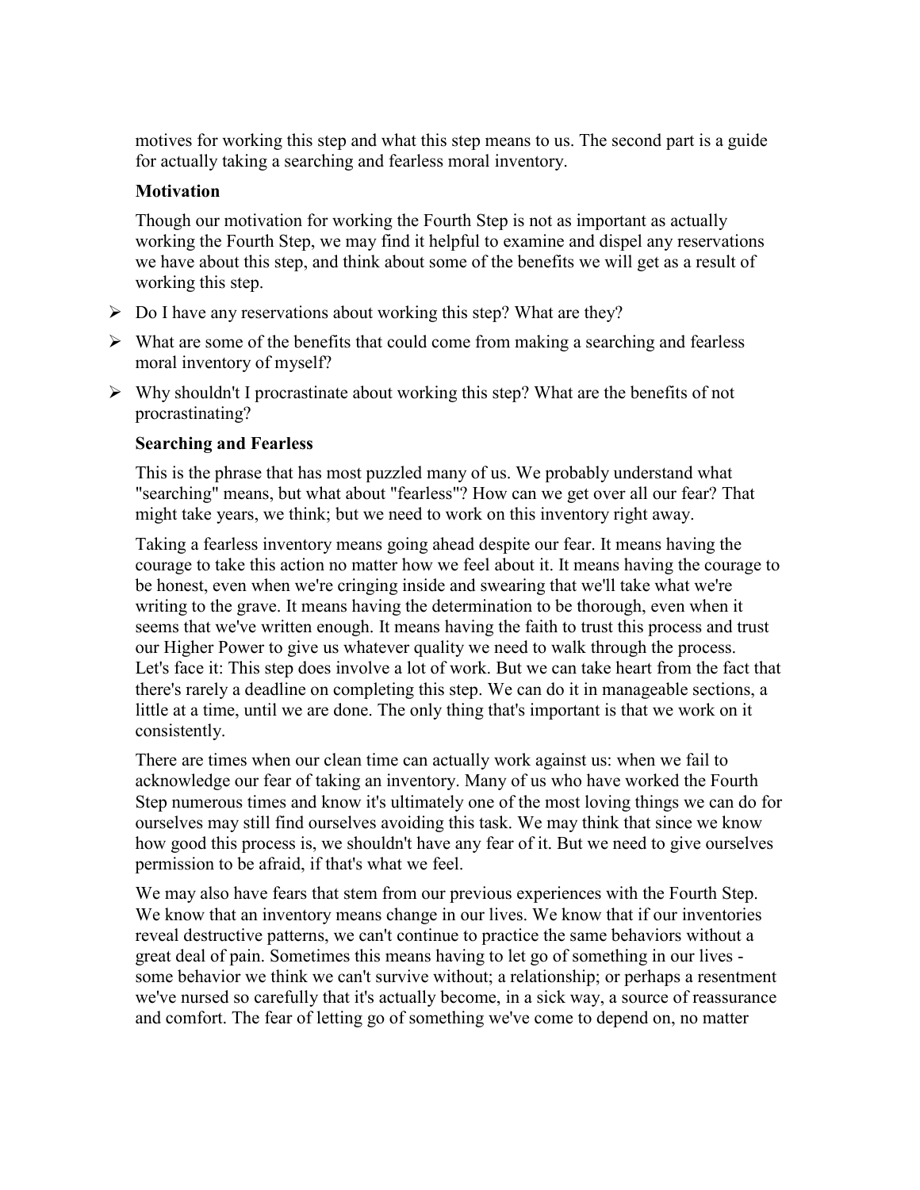motives for working this step and what this step means to us. The second part is a guide for actually taking a searching and fearless moral inventory.

**Motivation**

Though our motivation for working the Fourth Step is not as important as actually working the Fourth Step, we may find it helpful to examine and dispel any reservations we have about this step, and think about some of the benefits we will get as a result of working this step.

- Do I have any reservations about working this step? What are they?
- What are some of the benefits that could come from making a searching and fearless moral inventory of myself?
- Why shouldn't I procrastinate about working this step? What are the benefits of not procrastinating?

**Searching and Fearless**

This is the phrase that has most puzzled many of us. We probably understand what "searching" means, but what about "fearless"? How can we get over all our fear? That might take years, we think; but we need to work on this inventory right away.

Taking a fearless inventory means going ahead despite our fear. It means having the courage to take this action no matter how we feel about it. It means having the courage to be honest, even when we're cringing inside and swearing that we'll take what we're writing to the grave. It means having the determination to be thorough, even when it seems that we've written enough. It means having the faith to trust this process and trust our Higher Power to give us whatever quality we need to walk through the process. Let's face it: This step does involve a lot of work. But we can take heart from the fact that there's rarely a deadline on completing this step. We can do it in manageable sections, a little at a time, until we are done. The only thing that's important is that we work on it consistently.

There are times when our clean time can actually work against us: when we fail to acknowledge our fear of taking an inventory. Many of us who have worked the Fourth Step numerous times and know it's ultimately one of the most loving things we can do for ourselves may still find ourselves avoiding this task. We may think that since we know how good this process is, we shouldn't have any fear of it. But we need to give ourselves permission to be afraid, if that's what we feel.

We may also have fears that stem from our previous experiences with the Fourth Step. We know that an inventory means change in our lives. We know that if our inventories reveal destructive patterns, we can't continue to practice the same behaviors without a great deal of pain. Sometimes this means having to let go of something in our lives - some behavior we think we can't survive without; a relationship; or perhaps a resentment we've nursed so carefully that it's actually become, in a sick way, a source of reassurance and comfort. The fear of letting go of something we've come to depend on, no matter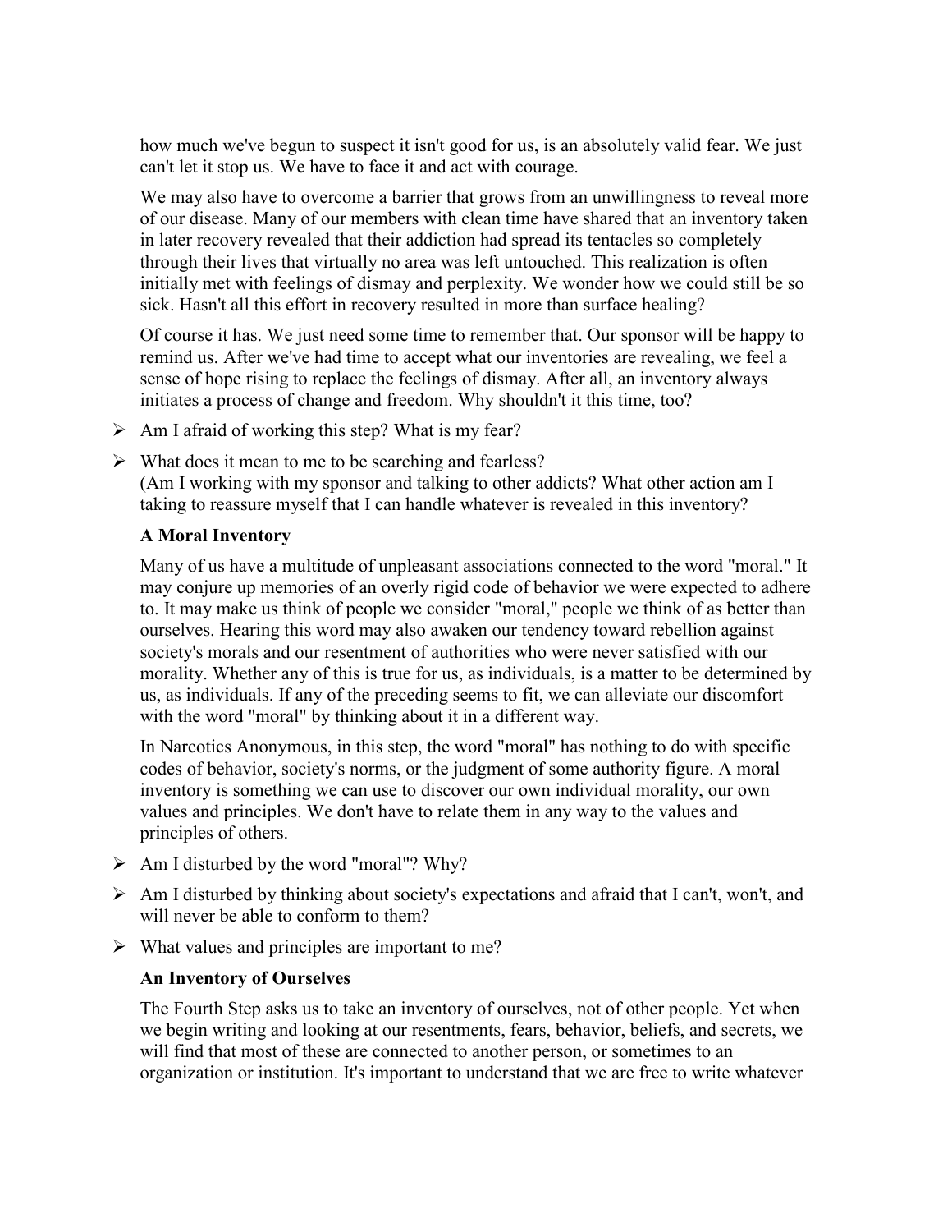how much we've begun to suspect it isn't good for us, is an absolutely valid fear. We just can't let it stop us. We have to face it and act with courage.

We may also have to overcome a barrier that grows from an unwillingness to reveal more of our disease. Many of our members with clean time have shared that an inventory taken in later recovery revealed that their addiction had spread its tentacles so completely through their lives that virtually no area was left untouched. This realization is often initially met with feelings of dismay and perplexity. We wonder how we could still be so sick. Hasn't all this effort in recovery resulted in more than surface healing?

Of course it has. We just need some time to remember that. Our sponsor will be happy to remind us. After we've had time to accept what our inventories are revealing, we feel a sense of hope rising to replace the feelings of dismay. After all, an inventory always initiates a process of change and freedom. Why shouldn't it this time, too?

- Am I afraid of working this step? What is my fear?
- What does it mean to me to be searching and fearless?
  (Am I working with my sponsor and talking to other addicts? What other action am I taking to reassure myself that I can handle whatever is revealed in this inventory?

### A Moral Inventory

Many of us have a multitude of unpleasant associations connected to the word "moral." It may conjure up memories of an overly rigid code of behavior we were expected to adhere to. It may make us think of people we consider "moral," people we think of as better than ourselves. Hearing this word may also awaken our tendency toward rebellion against society's morals and our resentment of authorities who were never satisfied with our morality. Whether any of this is true for us, as individuals, is a matter to be determined by us, as individuals. If any of the preceding seems to fit, we can alleviate our discomfort with the word "moral" by thinking about it in a different way.

In Narcotics Anonymous, in this step, the word "moral" has nothing to do with specific codes of behavior, society's norms, or the judgment of some authority figure. A moral inventory is something we can use to discover our own individual morality, our own values and principles. We don't have to relate them in any way to the values and principles of others.

- Am I disturbed by the word "moral"? Why?
- Am I disturbed by thinking about society's expectations and afraid that I can't, won't, and will never be able to conform to them?
- What values and principles are important to me?

### An Inventory of Ourselves

The Fourth Step asks us to take an inventory of ourselves, not of other people. Yet when we begin writing and looking at our resentments, fears, behavior, beliefs, and secrets, we will find that most of these are connected to another person, or sometimes to an organization or institution. It's important to understand that we are free to write whatever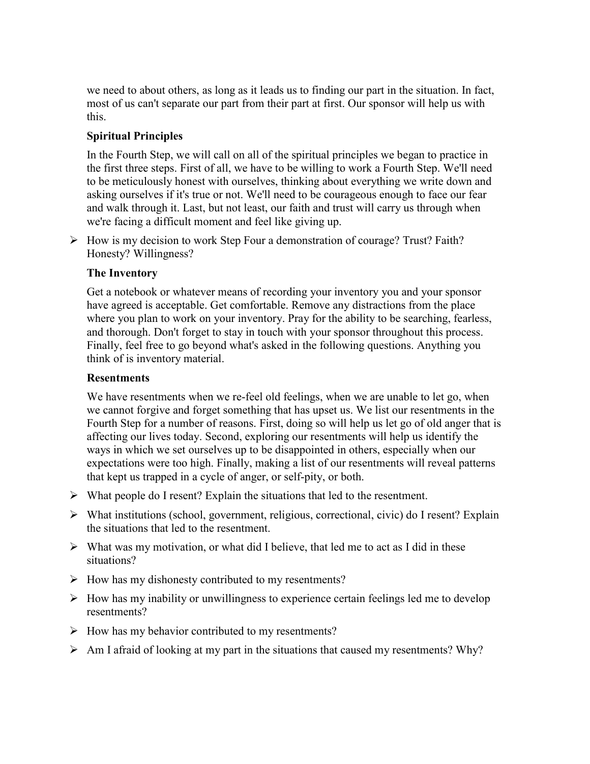we need to about others, as long as it leads us to finding our part in the situation. In fact, most of us can't separate our part from their part at first. Our sponsor will help us with this.

### Spiritual Principles

In the Fourth Step, we will call on all of the spiritual principles we began to practice in the first three steps. First of all, we have to be willing to work a Fourth Step. We'll need to be meticulously honest with ourselves, thinking about everything we write down and asking ourselves if it's true or not. We'll need to be courageous enough to face our fear and walk through it. Last, but not least, our faith and trust will carry us through when we're facing a difficult moment and feel like giving up.

- How is my decision to work Step Four a demonstration of courage? Trust? Faith? Honesty? Willingness?

### The Inventory

Get a notebook or whatever means of recording your inventory you and your sponsor have agreed is acceptable. Get comfortable. Remove any distractions from the place where you plan to work on your inventory. Pray for the ability to be searching, fearless, and thorough. Don't forget to stay in touch with your sponsor throughout this process. Finally, feel free to go beyond what's asked in the following questions. Anything you think of is inventory material.

### Resentments

We have resentments when we re-feel old feelings, when we are unable to let go, when we cannot forgive and forget something that has upset us. We list our resentments in the Fourth Step for a number of reasons. First, doing so will help us let go of old anger that is affecting our lives today. Second, exploring our resentments will help us identify the ways in which we set ourselves up to be disappointed in others, especially when our expectations were too high. Finally, making a list of our resentments will reveal patterns that kept us trapped in a cycle of anger, or self-pity, or both.

- What people do I resent? Explain the situations that led to the resentment.
- What institutions (school, government, religious, correctional, civic) do I resent? Explain the situations that led to the resentment.
- What was my motivation, or what did I believe, that led me to act as I did in these situations?
- How has my dishonesty contributed to my resentments?
- How has my inability or unwillingness to experience certain feelings led me to develop resentments?
- How has my behavior contributed to my resentments?
- Am I afraid of looking at my part in the situations that caused my resentments? Why?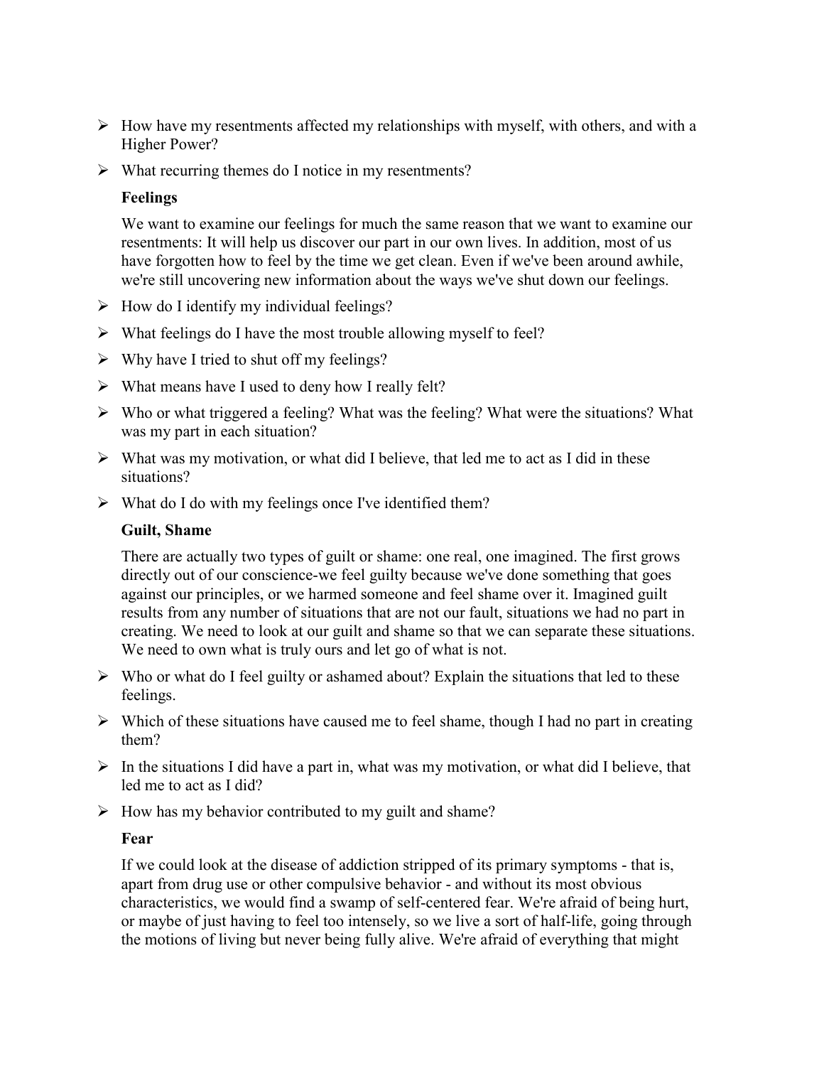- How have my resentments affected my relationships with myself, with others, and with a Higher Power?
- What recurring themes do I notice in my resentments?

**Feelings**

We want to examine our feelings for much the same reason that we want to examine our resentments: It will help us discover our part in our own lives. In addition, most of us have forgotten how to feel by the time we get clean. Even if we've been around awhile, we're still uncovering new information about the ways we've shut down our feelings.

- How do I identify my individual feelings?
- What feelings do I have the most trouble allowing myself to feel?
- Why have I tried to shut off my feelings?
- What means have I used to deny how I really felt?
- Who or what triggered a feeling? What was the feeling? What were the situations? What was my part in each situation?
- What was my motivation, or what did I believe, that led me to act as I did in these situations?
- What do I do with my feelings once I've identified them?

**Guilt, Shame**

There are actually two types of guilt or shame: one real, one imagined. The first grows directly out of our conscience-we feel guilty because we've done something that goes against our principles, or we harmed someone and feel shame over it. Imagined guilt results from any number of situations that are not our fault, situations we had no part in creating. We need to look at our guilt and shame so that we can separate these situations. We need to own what is truly ours and let go of what is not.

- Who or what do I feel guilty or ashamed about? Explain the situations that led to these feelings.
- Which of these situations have caused me to feel shame, though I had no part in creating them?
- In the situations I did have a part in, what was my motivation, or what did I believe, that led me to act as I did?
- How has my behavior contributed to my guilt and shame?

**Fear**

If we could look at the disease of addiction stripped of its primary symptoms - that is, apart from drug use or other compulsive behavior - and without its most obvious characteristics, we would find a swamp of self-centered fear. We're afraid of being hurt, or maybe of just having to feel too intensely, so we live a sort of half-life, going through the motions of living but never being fully alive. We're afraid of everything that might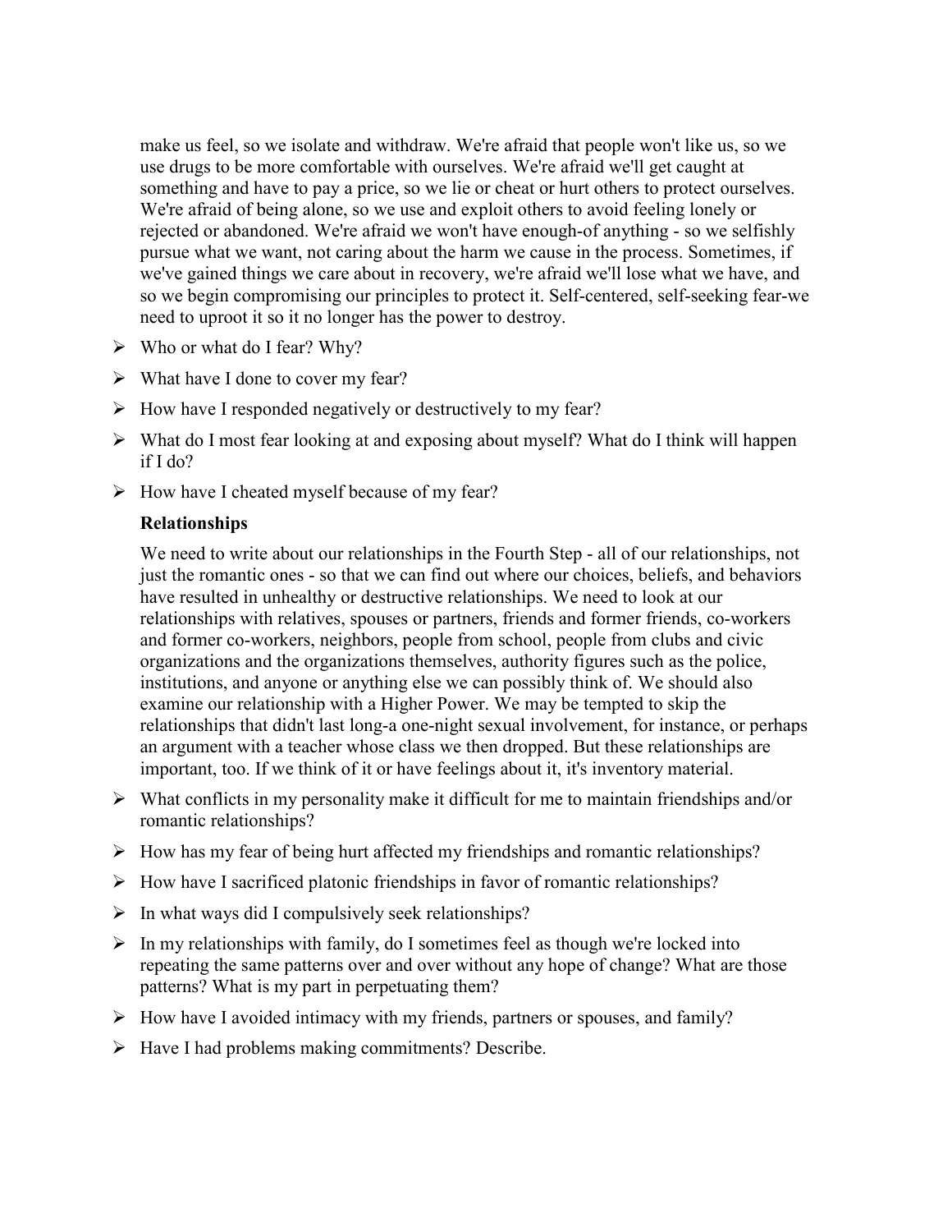make us feel, so we isolate and withdraw. We're afraid that people won't like us, so we use drugs to be more comfortable with ourselves. We're afraid we'll get caught at something and have to pay a price, so we lie or cheat or hurt others to protect ourselves. We're afraid of being alone, so we use and exploit others to avoid feeling lonely or rejected or abandoned. We're afraid we won't have enough-of anything - so we selfishly pursue what we want, not caring about the harm we cause in the process. Sometimes, if we've gained things we care about in recovery, we're afraid we'll lose what we have, and so we begin compromising our principles to protect it. Self-centered, self-seeking fear-we need to uproot it so it no longer has the power to destroy.

- Who or what do I fear? Why?
- What have I done to cover my fear?
- How have I responded negatively or destructively to my fear?
- What do I most fear looking at and exposing about myself? What do I think will happen if I do?
- How have I cheated myself because of my fear?

**Relationships**

We need to write about our relationships in the Fourth Step - all of our relationships, not just the romantic ones - so that we can find out where our choices, beliefs, and behaviors have resulted in unhealthy or destructive relationships. We need to look at our relationships with relatives, spouses or partners, friends and former friends, co-workers and former co-workers, neighbors, people from school, people from clubs and civic organizations and the organizations themselves, authority figures such as the police, institutions, and anyone or anything else we can possibly think of. We should also examine our relationship with a Higher Power. We may be tempted to skip the relationships that didn't last long-a one-night sexual involvement, for instance, or perhaps an argument with a teacher whose class we then dropped. But these relationships are important, too. If we think of it or have feelings about it, it's inventory material.

- What conflicts in my personality make it difficult for me to maintain friendships and/or romantic relationships?
- How has my fear of being hurt affected my friendships and romantic relationships?
- How have I sacrificed platonic friendships in favor of romantic relationships?
- In what ways did I compulsively seek relationships?
- In my relationships with family, do I sometimes feel as though we're locked into repeating the same patterns over and over without any hope of change? What are those patterns? What is my part in perpetuating them?
- How have I avoided intimacy with my friends, partners or spouses, and family?
- Have I had problems making commitments? Describe.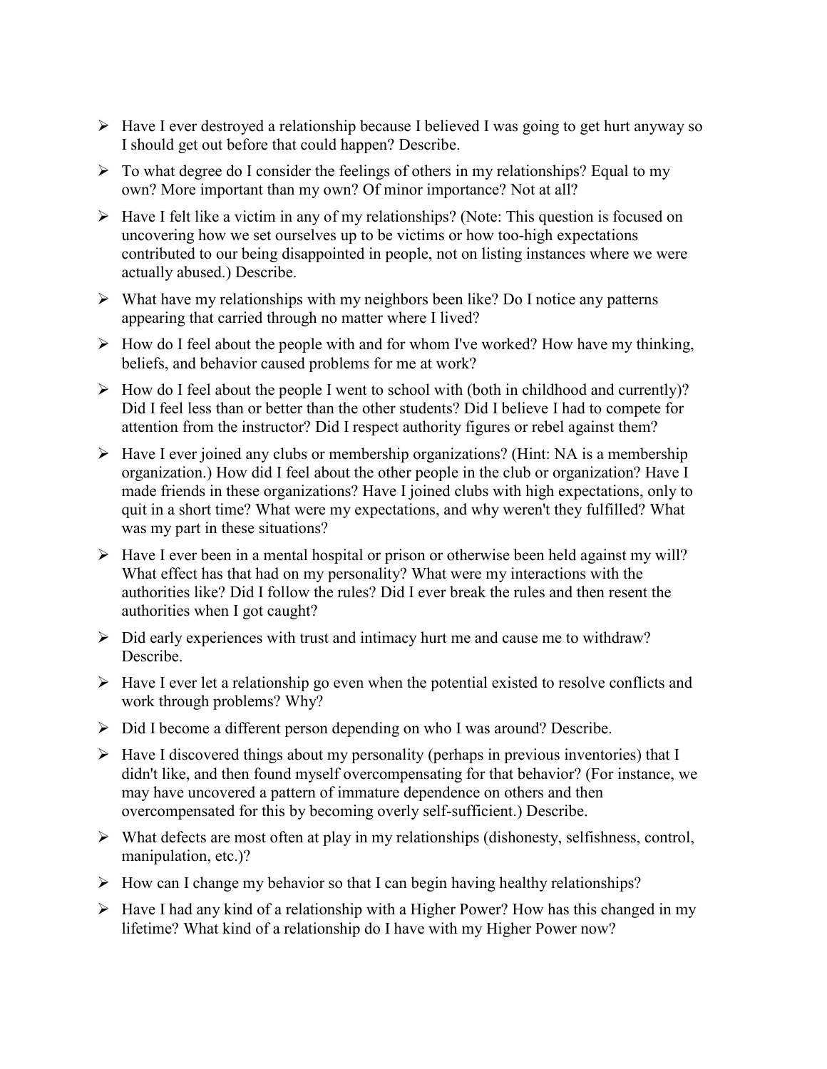- Have I ever destroyed a relationship because I believed I was going to get hurt anyway so I should get out before that could happen? Describe.
- To what degree do I consider the feelings of others in my relationships? Equal to my own? More important than my own? Of minor importance? Not at all?
- Have I felt like a victim in any of my relationships? (Note: This question is focused on uncovering how we set ourselves up to be victims or how too-high expectations contributed to our being disappointed in people, not on listing instances where we were actually abused.) Describe.
- What have my relationships with my neighbors been like? Do I notice any patterns appearing that carried through no matter where I lived?
- How do I feel about the people with and for whom I've worked? How have my thinking, beliefs, and behavior caused problems for me at work?
- How do I feel about the people I went to school with (both in childhood and currently)? Did I feel less than or better than the other students? Did I believe I had to compete for attention from the instructor? Did I respect authority figures or rebel against them?
- Have I ever joined any clubs or membership organizations? (Hint: NA is a membership organization.) How did I feel about the other people in the club or organization? Have I made friends in these organizations? Have I joined clubs with high expectations, only to quit in a short time? What were my expectations, and why weren't they fulfilled? What was my part in these situations?
- Have I ever been in a mental hospital or prison or otherwise been held against my will? What effect has that had on my personality? What were my interactions with the authorities like? Did I follow the rules? Did I ever break the rules and then resent the authorities when I got caught?
- Did early experiences with trust and intimacy hurt me and cause me to withdraw? Describe.
- Have I ever let a relationship go even when the potential existed to resolve conflicts and work through problems? Why?
- Did I become a different person depending on who I was around? Describe.
- Have I discovered things about my personality (perhaps in previous inventories) that I didn't like, and then found myself overcompensating for that behavior? (For instance, we may have uncovered a pattern of immature dependence on others and then overcompensated for this by becoming overly self-sufficient.) Describe.
- What defects are most often at play in my relationships (dishonesty, selfishness, control, manipulation, etc.)?
- How can I change my behavior so that I can begin having healthy relationships?
- Have I had any kind of a relationship with a Higher Power? How has this changed in my lifetime? What kind of a relationship do I have with my Higher Power now?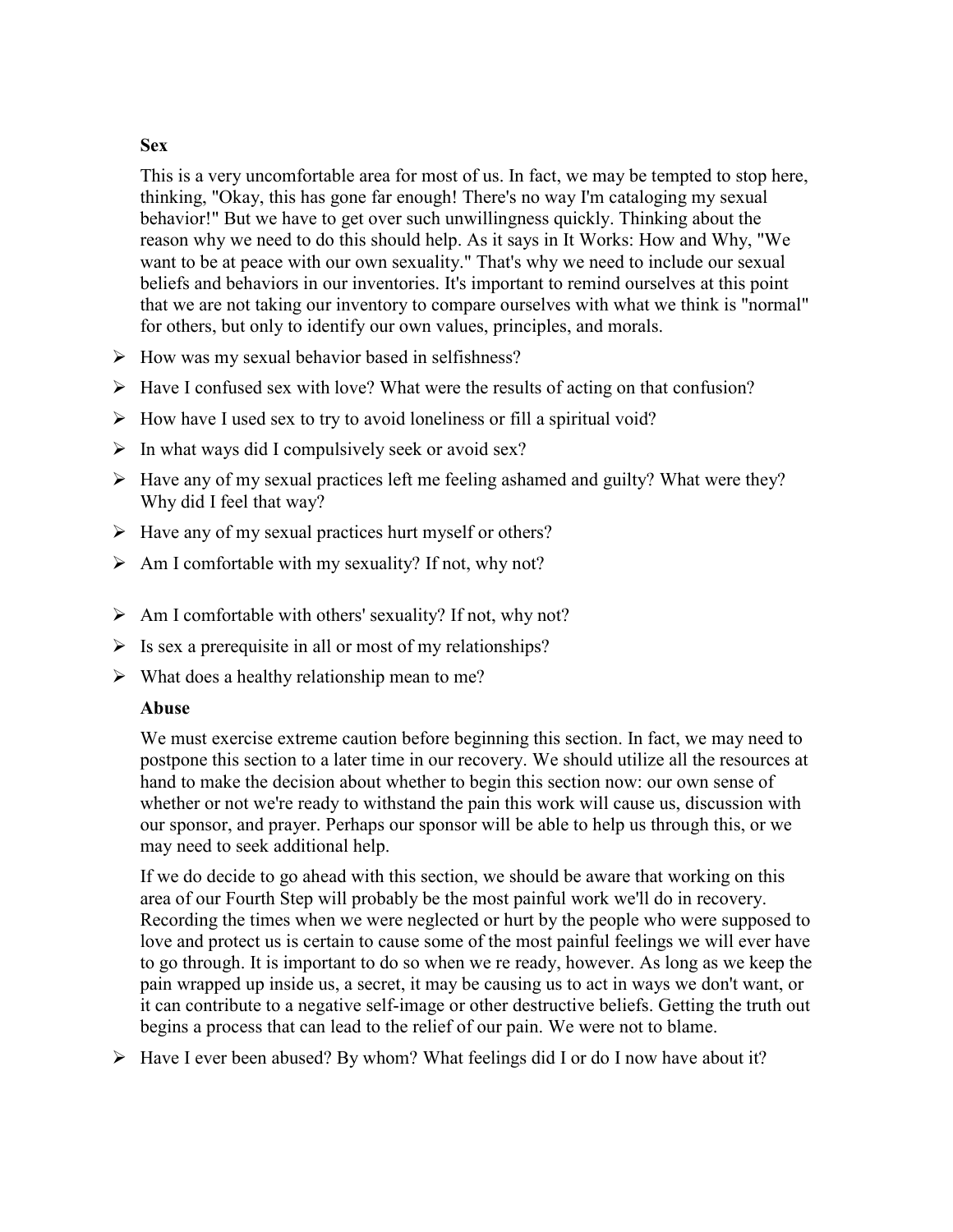**Sex**

This is a very uncomfortable area for most of us. In fact, we may be tempted to stop here, thinking, "Okay, this has gone far enough! There's no way I'm cataloging my sexual behavior!" But we have to get over such unwillingness quickly. Thinking about the reason why we need to do this should help. As it says in It Works: How and Why, "We want to be at peace with our own sexuality." That's why we need to include our sexual beliefs and behaviors in our inventories. It's important to remind ourselves at this point that we are not taking our inventory to compare ourselves with what we think is "normal" for others, but only to identify our own values, principles, and morals.

- How was my sexual behavior based in selfishness?
- Have I confused sex with love? What were the results of acting on that confusion?
- How have I used sex to try to avoid loneliness or fill a spiritual void?
- In what ways did I compulsively seek or avoid sex?
- Have any of my sexual practices left me feeling ashamed and guilty? What were they? Why did I feel that way?
- Have any of my sexual practices hurt myself or others?
- Am I comfortable with my sexuality? If not, why not?
- Am I comfortable with others' sexuality? If not, why not?
- Is sex a prerequisite in all or most of my relationships?
- What does a healthy relationship mean to me?

**Abuse**

We must exercise extreme caution before beginning this section. In fact, we may need to postpone this section to a later time in our recovery. We should utilize all the resources at hand to make the decision about whether to begin this section now: our own sense of whether or not we're ready to withstand the pain this work will cause us, discussion with our sponsor, and prayer. Perhaps our sponsor will be able to help us through this, or we may need to seek additional help.

If we do decide to go ahead with this section, we should be aware that working on this area of our Fourth Step will probably be the most painful work we'll do in recovery. Recording the times when we were neglected or hurt by the people who were supposed to love and protect us is certain to cause some of the most painful feelings we will ever have to go through. It is important to do so when we re ready, however. As long as we keep the pain wrapped up inside us, a secret, it may be causing us to act in ways we don't want, or it can contribute to a negative self-image or other destructive beliefs. Getting the truth out begins a process that can lead to the relief of our pain. We were not to blame.

- Have I ever been abused? By whom? What feelings did I or do I now have about it?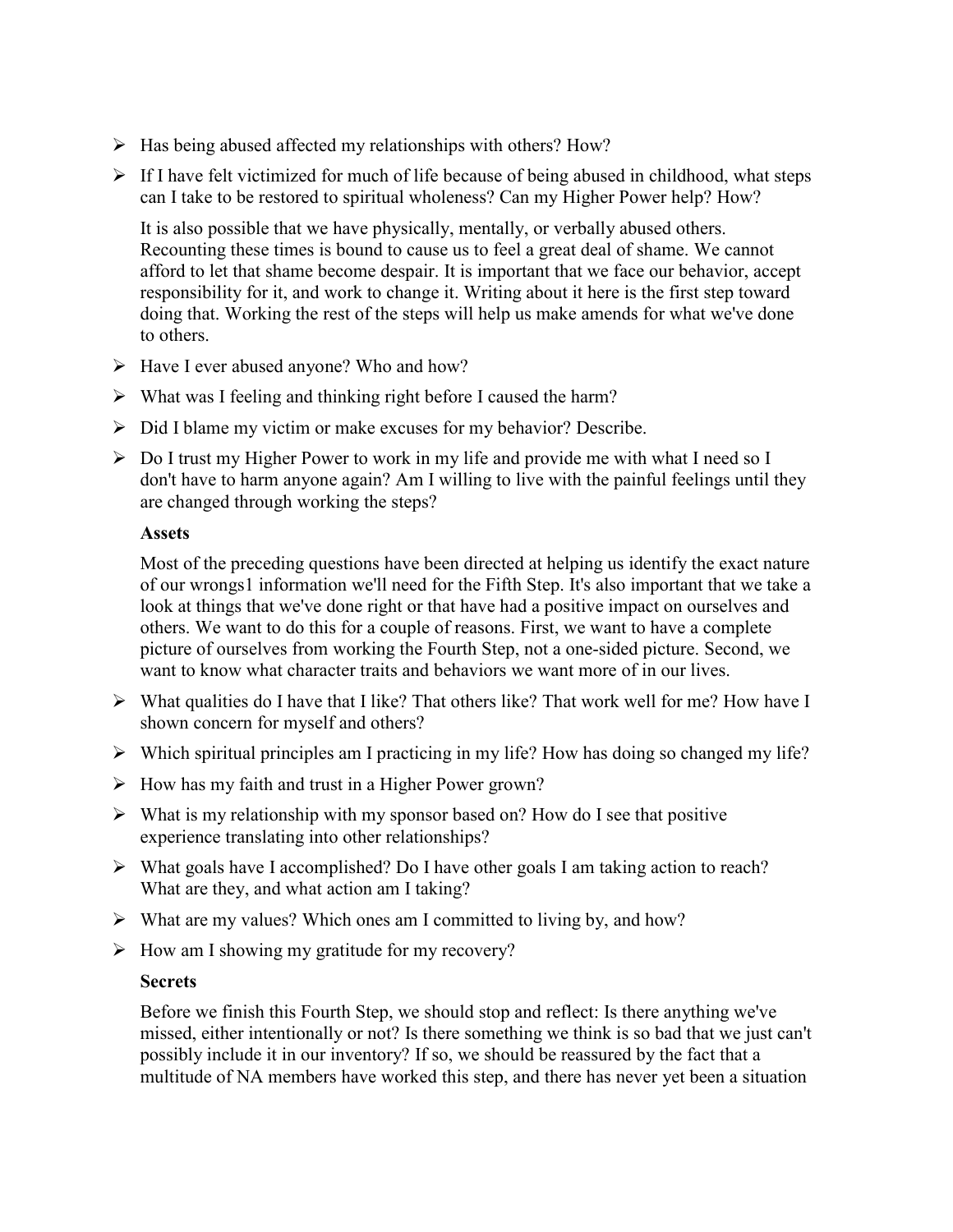- Has being abused affected my relationships with others? How?
- If I have felt victimized for much of life because of being abused in childhood, what steps can I take to be restored to spiritual wholeness? Can my Higher Power help? How?

It is also possible that we have physically, mentally, or verbally abused others. Recounting these times is bound to cause us to feel a great deal of shame. We cannot afford to let that shame become despair. It is important that we face our behavior, accept responsibility for it, and work to change it. Writing about it here is the first step toward doing that. Working the rest of the steps will help us make amends for what we've done to others.

- Have I ever abused anyone? Who and how?
- What was I feeling and thinking right before I caused the harm?
- Did I blame my victim or make excuses for my behavior? Describe.
- Do I trust my Higher Power to work in my life and provide me with what I need so I don't have to harm anyone again? Am I willing to live with the painful feelings until they are changed through working the steps?

**Assets**

Most of the preceding questions have been directed at helping us identify the exact nature of our wrongs1 information we'll need for the Fifth Step. It's also important that we take a look at things that we've done right or that have had a positive impact on ourselves and others. We want to do this for a couple of reasons. First, we want to have a complete picture of ourselves from working the Fourth Step, not a one-sided picture. Second, we want to know what character traits and behaviors we want more of in our lives.

- What qualities do I have that I like? That others like? That work well for me? How have I shown concern for myself and others?
- Which spiritual principles am I practicing in my life? How has doing so changed my life?
- How has my faith and trust in a Higher Power grown?
- What is my relationship with my sponsor based on? How do I see that positive experience translating into other relationships?
- What goals have I accomplished? Do I have other goals I am taking action to reach? What are they, and what action am I taking?
- What are my values? Which ones am I committed to living by, and how?
- How am I showing my gratitude for my recovery?

**Secrets**

Before we finish this Fourth Step, we should stop and reflect: Is there anything we've missed, either intentionally or not? Is there something we think is so bad that we just can't possibly include it in our inventory? If so, we should be reassured by the fact that a multitude of NA members have worked this step, and there has never yet been a situation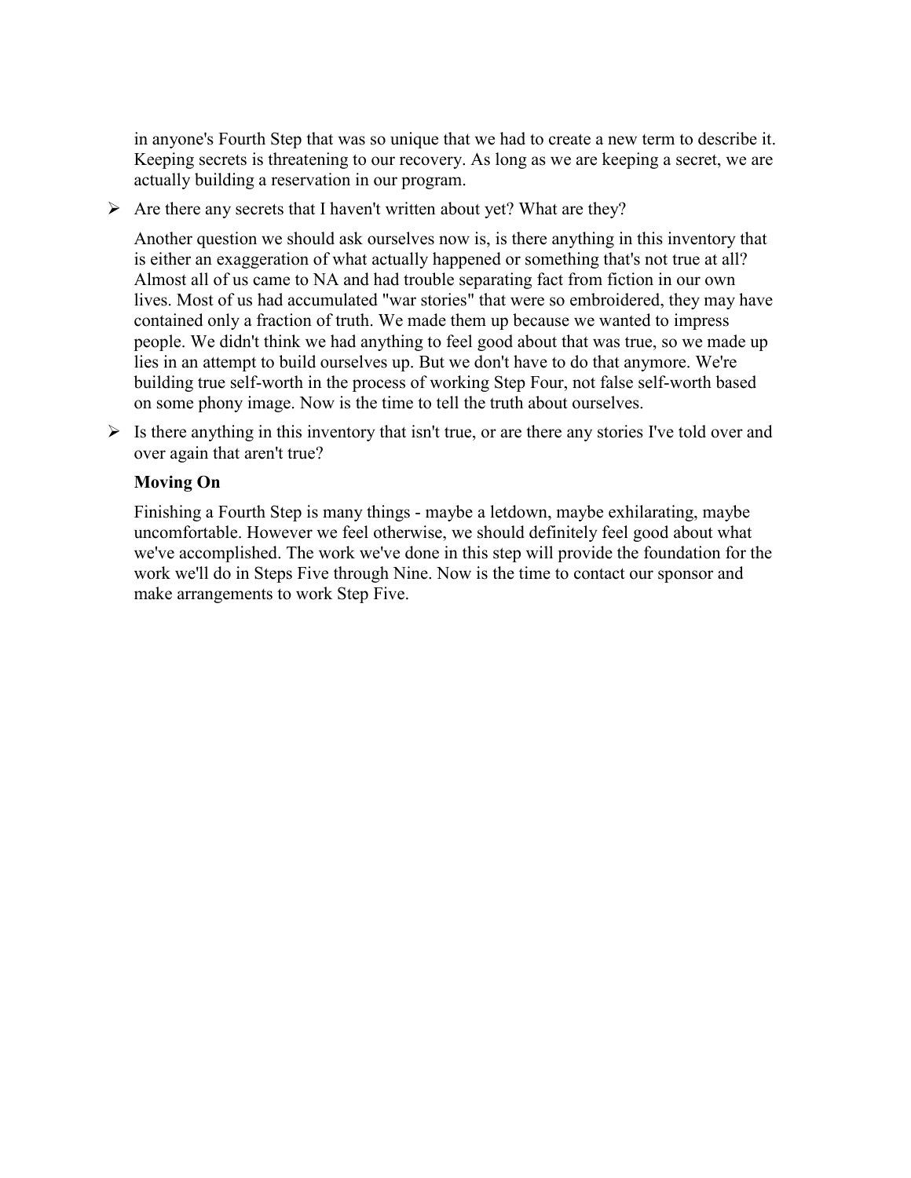in anyone's Fourth Step that was so unique that we had to create a new term to describe it. Keeping secrets is threatening to our recovery. As long as we are keeping a secret, we are actually building a reservation in our program.

- Are there any secrets that I haven't written about yet? What are they?

Another question we should ask ourselves now is, is there anything in this inventory that is either an exaggeration of what actually happened or something that's not true at all? Almost all of us came to NA and had trouble separating fact from fiction in our own lives. Most of us had accumulated "war stories" that were so embroidered, they may have contained only a fraction of truth. We made them up because we wanted to impress people. We didn't think we had anything to feel good about that was true, so we made up lies in an attempt to build ourselves up. But we don't have to do that anymore. We're building true self-worth in the process of working Step Four, not false self-worth based on some phony image. Now is the time to tell the truth about ourselves.

- Is there anything in this inventory that isn't true, or are there any stories I've told over and over again that aren't true?

**Moving On**

Finishing a Fourth Step is many things - maybe a letdown, maybe exhilarating, maybe uncomfortable. However we feel otherwise, we should definitely feel good about what we've accomplished. The work we've done in this step will provide the foundation for the work we'll do in Steps Five through Nine. Now is the time to contact our sponsor and make arrangements to work Step Five.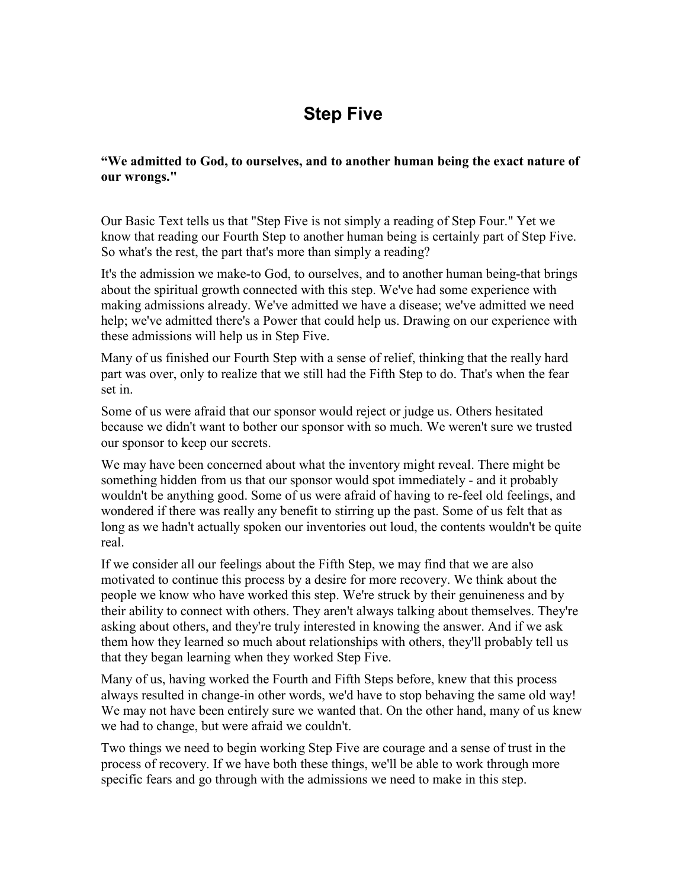# Step Five

**“We admitted to God, to ourselves, and to another human being the exact nature of our wrongs."**

Our Basic Text tells us that "Step Five is not simply a reading of Step Four." Yet we know that reading our Fourth Step to another human being is certainly part of Step Five. So what's the rest, the part that's more than simply a reading?

It's the admission we make-to God, to ourselves, and to another human being-that brings about the spiritual growth connected with this step. We've had some experience with making admissions already. We've admitted we have a disease; we've admitted we need help; we've admitted there's a Power that could help us. Drawing on our experience with these admissions will help us in Step Five.

Many of us finished our Fourth Step with a sense of relief, thinking that the really hard part was over, only to realize that we still had the Fifth Step to do. That's when the fear set in.

Some of us were afraid that our sponsor would reject or judge us. Others hesitated because we didn't want to bother our sponsor with so much. We weren't sure we trusted our sponsor to keep our secrets.

We may have been concerned about what the inventory might reveal. There might be something hidden from us that our sponsor would spot immediately - and it probably wouldn't be anything good. Some of us were afraid of having to re-feel old feelings, and wondered if there was really any benefit to stirring up the past. Some of us felt that as long as we hadn't actually spoken our inventories out loud, the contents wouldn't be quite real.

If we consider all our feelings about the Fifth Step, we may find that we are also motivated to continue this process by a desire for more recovery. We think about the people we know who have worked this step. We're struck by their genuineness and by their ability to connect with others. They aren't always talking about themselves. They're asking about others, and they're truly interested in knowing the answer. And if we ask them how they learned so much about relationships with others, they'll probably tell us that they began learning when they worked Step Five.

Many of us, having worked the Fourth and Fifth Steps before, knew that this process always resulted in change-in other words, we'd have to stop behaving the same old way! We may not have been entirely sure we wanted that. On the other hand, many of us knew we had to change, but were afraid we couldn't.

Two things we need to begin working Step Five are courage and a sense of trust in the process of recovery. If we have both these things, we'll be able to work through more specific fears and go through with the admissions we need to make in this step.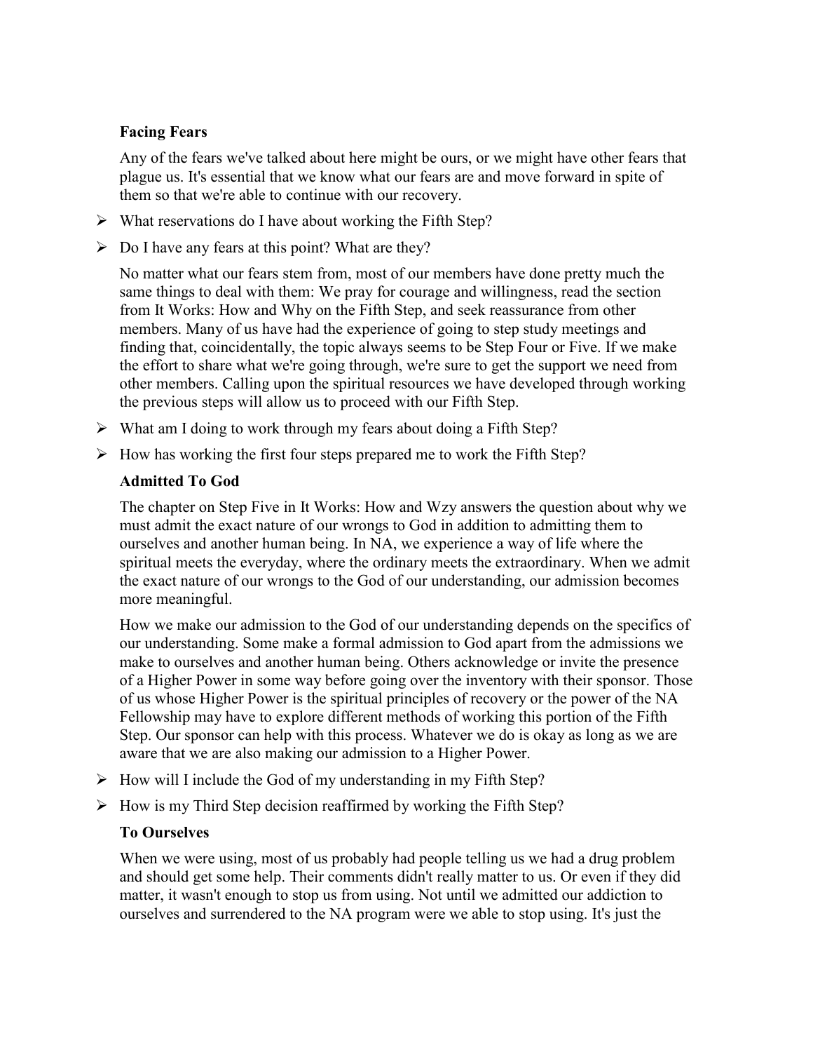### Facing Fears

Any of the fears we've talked about here might be ours, or we might have other fears that plague us. It's essential that we know what our fears are and move forward in spite of them so that we're able to continue with our recovery.

- What reservations do I have about working the Fifth Step?
- Do I have any fears at this point? What are they?

No matter what our fears stem from, most of our members have done pretty much the same things to deal with them: We pray for courage and willingness, read the section from It Works: How and Why on the Fifth Step, and seek reassurance from other members. Many of us have had the experience of going to step study meetings and finding that, coincidentally, the topic always seems to be Step Four or Five. If we make the effort to share what we're going through, we're sure to get the support we need from other members. Calling upon the spiritual resources we have developed through working the previous steps will allow us to proceed with our Fifth Step.

- What am I doing to work through my fears about doing a Fifth Step?
- How has working the first four steps prepared me to work the Fifth Step?

### Admitted To God

The chapter on Step Five in It Works: How and Wzy answers the question about why we must admit the exact nature of our wrongs to God in addition to admitting them to ourselves and another human being. In NA, we experience a way of life where the spiritual meets the everyday, where the ordinary meets the extraordinary. When we admit the exact nature of our wrongs to the God of our understanding, our admission becomes more meaningful.

How we make our admission to the God of our understanding depends on the specifics of our understanding. Some make a formal admission to God apart from the admissions we make to ourselves and another human being. Others acknowledge or invite the presence of a Higher Power in some way before going over the inventory with their sponsor. Those of us whose Higher Power is the spiritual principles of recovery or the power of the NA Fellowship may have to explore different methods of working this portion of the Fifth Step. Our sponsor can help with this process. Whatever we do is okay as long as we are aware that we are also making our admission to a Higher Power.

- How will I include the God of my understanding in my Fifth Step?
- How is my Third Step decision reaffirmed by working the Fifth Step?

### To Ourselves

When we were using, most of us probably had people telling us we had a drug problem and should get some help. Their comments didn't really matter to us. Or even if they did matter, it wasn't enough to stop us from using. Not until we admitted our addiction to ourselves and surrendered to the NA program were we able to stop using. It's just the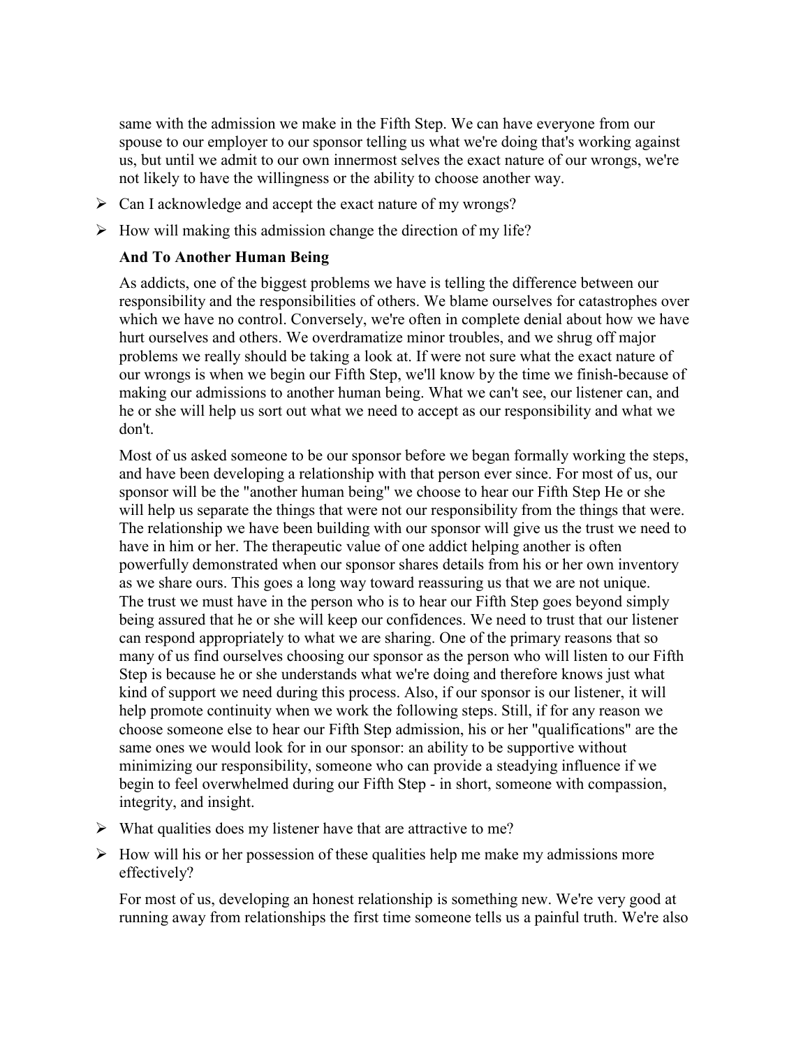same with the admission we make in the Fifth Step. We can have everyone from our spouse to our employer to our sponsor telling us what we're doing that's working against us, but until we admit to our own innermost selves the exact nature of our wrongs, we're not likely to have the willingness or the ability to choose another way.

- Can I acknowledge and accept the exact nature of my wrongs?
- How will making this admission change the direction of my life?

**And To Another Human Being**

As addicts, one of the biggest problems we have is telling the difference between our responsibility and the responsibilities of others. We blame ourselves for catastrophes over which we have no control. Conversely, we're often in complete denial about how we have hurt ourselves and others. We overdramatize minor troubles, and we shrug off major problems we really should be taking a look at. If were not sure what the exact nature of our wrongs is when we begin our Fifth Step, we'll know by the time we finish-because of making our admissions to another human being. What we can't see, our listener can, and he or she will help us sort out what we need to accept as our responsibility and what we don't.

Most of us asked someone to be our sponsor before we began formally working the steps, and have been developing a relationship with that person ever since. For most of us, our sponsor will be the "another human being" we choose to hear our Fifth Step He or she will help us separate the things that were not our responsibility from the things that were. The relationship we have been building with our sponsor will give us the trust we need to have in him or her. The therapeutic value of one addict helping another is often powerfully demonstrated when our sponsor shares details from his or her own inventory as we share ours. This goes a long way toward reassuring us that we are not unique. The trust we must have in the person who is to hear our Fifth Step goes beyond simply being assured that he or she will keep our confidences. We need to trust that our listener can respond appropriately to what we are sharing. One of the primary reasons that so many of us find ourselves choosing our sponsor as the person who will listen to our Fifth Step is because he or she understands what we're doing and therefore knows just what kind of support we need during this process. Also, if our sponsor is our listener, it will help promote continuity when we work the following steps. Still, if for any reason we choose someone else to hear our Fifth Step admission, his or her "qualifications" are the same ones we would look for in our sponsor: an ability to be supportive without minimizing our responsibility, someone who can provide a steadying influence if we begin to feel overwhelmed during our Fifth Step - in short, someone with compassion, integrity, and insight.

- What qualities does my listener have that are attractive to me?
- How will his or her possession of these qualities help me make my admissions more effectively?

For most of us, developing an honest relationship is something new. We're very good at running away from relationships the first time someone tells us a painful truth. We're also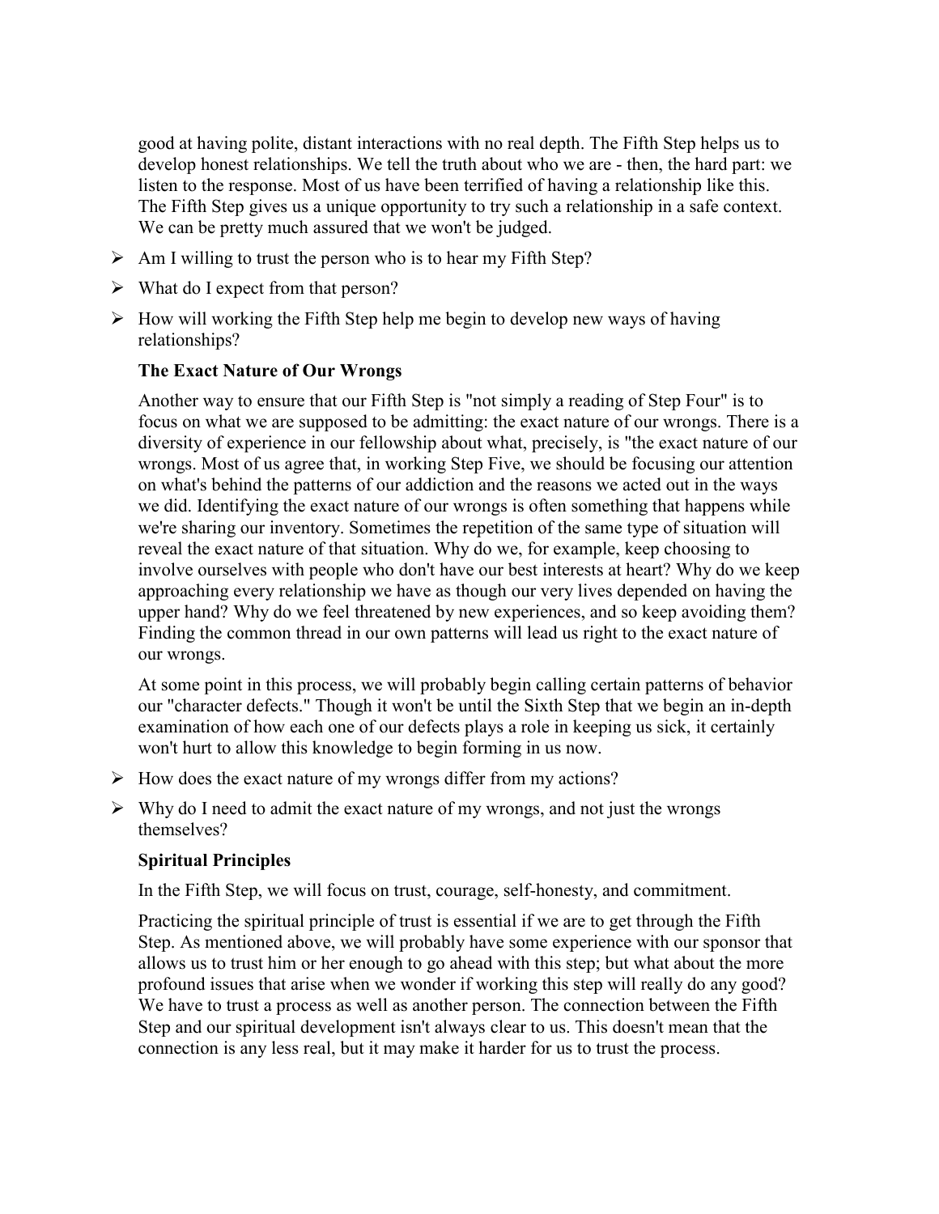good at having polite, distant interactions with no real depth. The Fifth Step helps us to develop honest relationships. We tell the truth about who we are - then, the hard part: we listen to the response. Most of us have been terrified of having a relationship like this. The Fifth Step gives us a unique opportunity to try such a relationship in a safe context. We can be pretty much assured that we won't be judged.

- Am I willing to trust the person who is to hear my Fifth Step?
- What do I expect from that person?
- How will working the Fifth Step help me begin to develop new ways of having relationships?

**The Exact Nature of Our Wrongs**

Another way to ensure that our Fifth Step is "not simply a reading of Step Four" is to focus on what we are supposed to be admitting: the exact nature of our wrongs. There is a diversity of experience in our fellowship about what, precisely, is "the exact nature of our wrongs. Most of us agree that, in working Step Five, we should be focusing our attention on what's behind the patterns of our addiction and the reasons we acted out in the ways we did. Identifying the exact nature of our wrongs is often something that happens while we're sharing our inventory. Sometimes the repetition of the same type of situation will reveal the exact nature of that situation. Why do we, for example, keep choosing to involve ourselves with people who don't have our best interests at heart? Why do we keep approaching every relationship we have as though our very lives depended on having the upper hand? Why do we feel threatened by new experiences, and so keep avoiding them? Finding the common thread in our own patterns will lead us right to the exact nature of our wrongs.

At some point in this process, we will probably begin calling certain patterns of behavior our "character defects." Though it won't be until the Sixth Step that we begin an in-depth examination of how each one of our defects plays a role in keeping us sick, it certainly won't hurt to allow this knowledge to begin forming in us now.

- How does the exact nature of my wrongs differ from my actions?
- Why do I need to admit the exact nature of my wrongs, and not just the wrongs themselves?

**Spiritual Principles**

In the Fifth Step, we will focus on trust, courage, self-honesty, and commitment.

Practicing the spiritual principle of trust is essential if we are to get through the Fifth Step. As mentioned above, we will probably have some experience with our sponsor that allows us to trust him or her enough to go ahead with this step; but what about the more profound issues that arise when we wonder if working this step will really do any good? We have to trust a process as well as another person. The connection between the Fifth Step and our spiritual development isn't always clear to us. This doesn't mean that the connection is any less real, but it may make it harder for us to trust the process.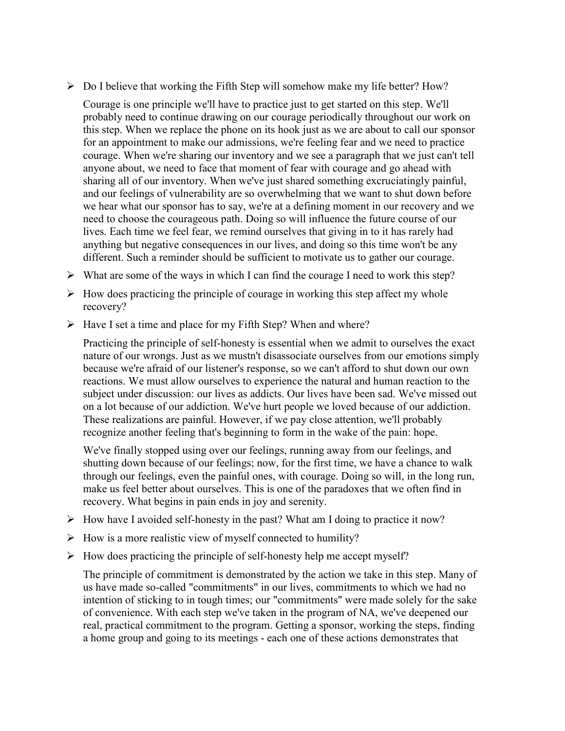- Do I believe that working the Fifth Step will somehow make my life better? How?

Courage is one principle we'll have to practice just to get started on this step. We'll probably need to continue drawing on our courage periodically throughout our work on this step. When we replace the phone on its hook just as we are about to call our sponsor for an appointment to make our admissions, we're feeling fear and we need to practice courage. When we're sharing our inventory and we see a paragraph that we just can't tell anyone about, we need to face that moment of fear with courage and go ahead with sharing all of our inventory. When we've just shared something excruciatingly painful, and our feelings of vulnerability are so overwhelming that we want to shut down before we hear what our sponsor has to say, we're at a defining moment in our recovery and we need to choose the courageous path. Doing so will influence the future course of our lives. Each time we feel fear, we remind ourselves that giving in to it has rarely had anything but negative consequences in our lives, and doing so this time won't be any different. Such a reminder should be sufficient to motivate us to gather our courage.

- What are some of the ways in which I can find the courage I need to work this step?
- How does practicing the principle of courage in working this step affect my whole recovery?
- Have I set a time and place for my Fifth Step? When and where?

Practicing the principle of self-honesty is essential when we admit to ourselves the exact nature of our wrongs. Just as we mustn't disassociate ourselves from our emotions simply because we're afraid of our listener's response, so we can't afford to shut down our own reactions. We must allow ourselves to experience the natural and human reaction to the subject under discussion: our lives as addicts. Our lives have been sad. We've missed out on a lot because of our addiction. We've hurt people we loved because of our addiction. These realizations are painful. However, if we pay close attention, we'll probably recognize another feeling that's beginning to form in the wake of the pain: hope.

We've finally stopped using over our feelings, running away from our feelings, and shutting down because of our feelings; now, for the first time, we have a chance to walk through our feelings, even the painful ones, with courage. Doing so will, in the long run, make us feel better about ourselves. This is one of the paradoxes that we often find in recovery. What begins in pain ends in joy and serenity.

- How have I avoided self-honesty in the past? What am I doing to practice it now?
- How is a more realistic view of myself connected to humility?
- How does practicing the principle of self-honesty help me accept myself?

The principle of commitment is demonstrated by the action we take in this step. Many of us have made so-called "commitments" in our lives, commitments to which we had no intention of sticking to in tough times; our "commitments" were made solely for the sake of convenience. With each step we've taken in the program of NA, we've deepened our real, practical commitment to the program. Getting a sponsor, working the steps, finding a home group and going to its meetings - each one of these actions demonstrates that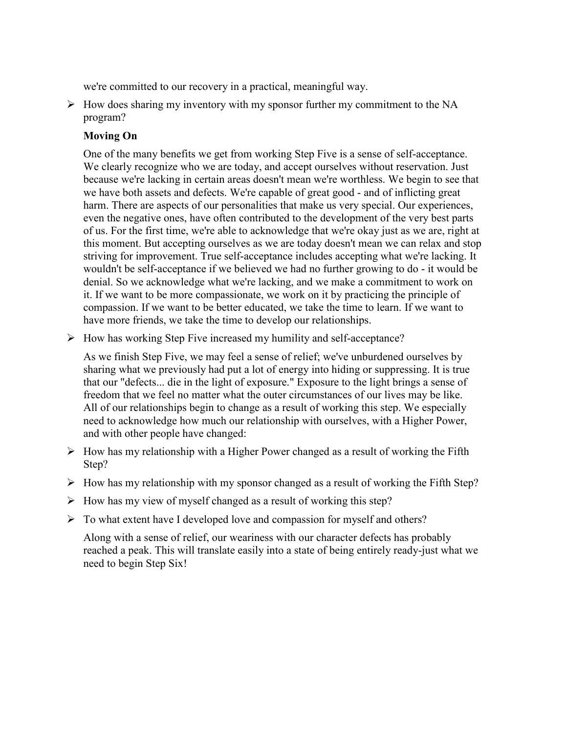we're committed to our recovery in a practical, meaningful way.

- How does sharing my inventory with my sponsor further my commitment to the NA program?

**Moving On**

One of the many benefits we get from working Step Five is a sense of self-acceptance. We clearly recognize who we are today, and accept ourselves without reservation. Just because we're lacking in certain areas doesn't mean we're worthless. We begin to see that we have both assets and defects. We're capable of great good - and of inflicting great harm. There are aspects of our personalities that make us very special. Our experiences, even the negative ones, have often contributed to the development of the very best parts of us. For the first time, we're able to acknowledge that we're okay just as we are, right at this moment. But accepting ourselves as we are today doesn't mean we can relax and stop striving for improvement. True self-acceptance includes accepting what we're lacking. It wouldn't be self-acceptance if we believed we had no further growing to do - it would be denial. So we acknowledge what we're lacking, and we make a commitment to work on it. If we want to be more compassionate, we work on it by practicing the principle of compassion. If we want to be better educated, we take the time to learn. If we want to have more friends, we take the time to develop our relationships.

- How has working Step Five increased my humility and self-acceptance?

As we finish Step Five, we may feel a sense of relief; we've unburdened ourselves by sharing what we previously had put a lot of energy into hiding or suppressing. It is true that our "defects... die in the light of exposure." Exposure to the light brings a sense of freedom that we feel no matter what the outer circumstances of our lives may be like. All of our relationships begin to change as a result of working this step. We especially need to acknowledge how much our relationship with ourselves, with a Higher Power, and with other people have changed:

- How has my relationship with a Higher Power changed as a result of working the Fifth Step?
- How has my relationship with my sponsor changed as a result of working the Fifth Step?
- How has my view of myself changed as a result of working this step?
- To what extent have I developed love and compassion for myself and others?

Along with a sense of relief, our weariness with our character defects has probably reached a peak. This will translate easily into a state of being entirely ready-just what we need to begin Step Six!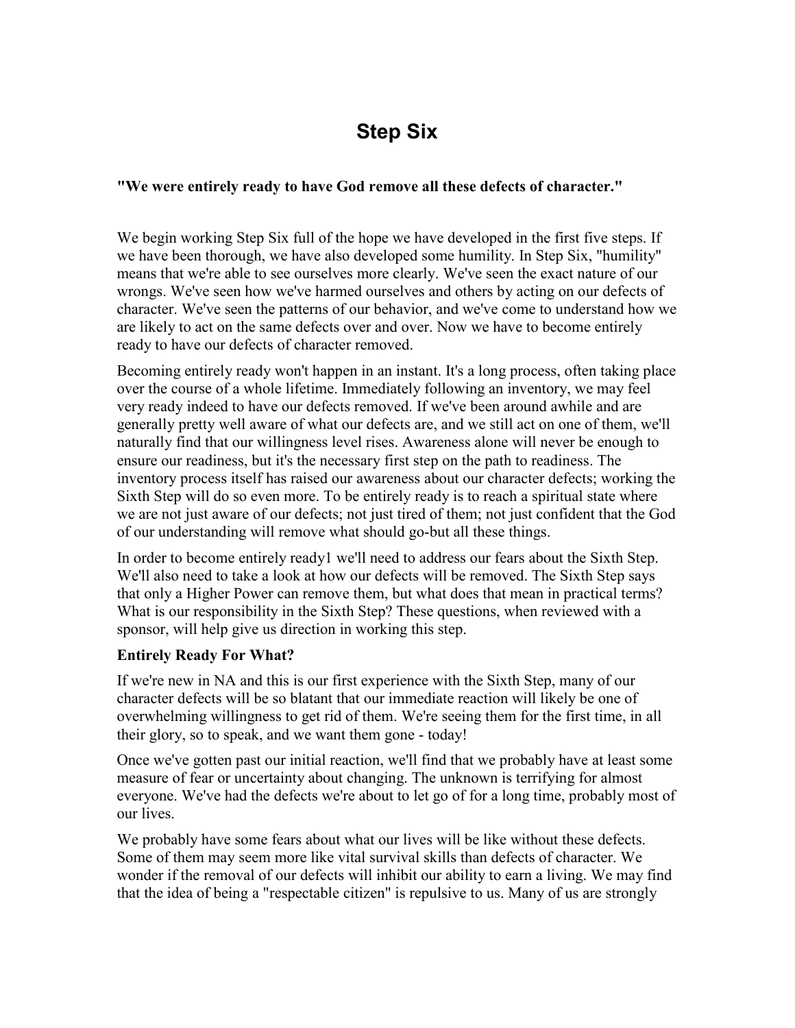# Step Six

**"We were entirely ready to have God remove all these defects of character."**

We begin working Step Six full of the hope we have developed in the first five steps. If we have been thorough, we have also developed some humility. In Step Six, "humility" means that we're able to see ourselves more clearly. We've seen the exact nature of our wrongs. We've seen how we've harmed ourselves and others by acting on our defects of character. We've seen the patterns of our behavior, and we've come to understand how we are likely to act on the same defects over and over. Now we have to become entirely ready to have our defects of character removed.

Becoming entirely ready won't happen in an instant. It's a long process, often taking place over the course of a whole lifetime. Immediately following an inventory, we may feel very ready indeed to have our defects removed. If we've been around awhile and are generally pretty well aware of what our defects are, and we still act on one of them, we'll naturally find that our willingness level rises. Awareness alone will never be enough to ensure our readiness, but it's the necessary first step on the path to readiness. The inventory process itself has raised our awareness about our character defects; working the Sixth Step will do so even more. To be entirely ready is to reach a spiritual state where we are not just aware of our defects; not just tired of them; not just confident that the God of our understanding will remove what should go-but all these things.

In order to become entirely ready1 we'll need to address our fears about the Sixth Step. We'll also need to take a look at how our defects will be removed. The Sixth Step says that only a Higher Power can remove them, but what does that mean in practical terms? What is our responsibility in the Sixth Step? These questions, when reviewed with a sponsor, will help give us direction in working this step.

**Entirely Ready For What?**

If we're new in NA and this is our first experience with the Sixth Step, many of our character defects will be so blatant that our immediate reaction will likely be one of overwhelming willingness to get rid of them. We're seeing them for the first time, in all their glory, so to speak, and we want them gone - today!

Once we've gotten past our initial reaction, we'll find that we probably have at least some measure of fear or uncertainty about changing. The unknown is terrifying for almost everyone. We've had the defects we're about to let go of for a long time, probably most of our lives.

We probably have some fears about what our lives will be like without these defects. Some of them may seem more like vital survival skills than defects of character. We wonder if the removal of our defects will inhibit our ability to earn a living. We may find that the idea of being a "respectable citizen" is repulsive to us. Many of us are strongly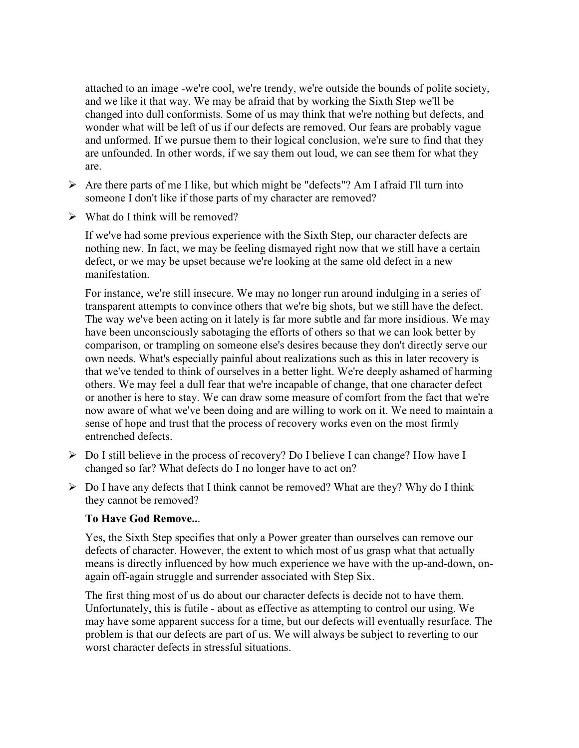attached to an image -we're cool, we're trendy, we're outside the bounds of polite society, and we like it that way. We may be afraid that by working the Sixth Step we'll be changed into dull conformists. Some of us may think that we're nothing but defects, and wonder what will be left of us if our defects are removed. Our fears are probably vague and unformed. If we pursue them to their logical conclusion, we're sure to find that they are unfounded. In other words, if we say them out loud, we can see them for what they are.

- Are there parts of me I like, but which might be "defects"? Am I afraid I'll turn into someone I don't like if those parts of my character are removed?
- What do I think will be removed?

If we've had some previous experience with the Sixth Step, our character defects are nothing new. In fact, we may be feeling dismayed right now that we still have a certain defect, or we may be upset because we're looking at the same old defect in a new manifestation.

For instance, we're still insecure. We may no longer run around indulging in a series of transparent attempts to convince others that we're big shots, but we still have the defect. The way we've been acting on it lately is far more subtle and far more insidious. We may have been unconsciously sabotaging the efforts of others so that we can look better by comparison, or trampling on someone else's desires because they don't directly serve our own needs. What's especially painful about realizations such as this in later recovery is that we've tended to think of ourselves in a better light. We're deeply ashamed of harming others. We may feel a dull fear that we're incapable of change, that one character defect or another is here to stay. We can draw some measure of comfort from the fact that we're now aware of what we've been doing and are willing to work on it. We need to maintain a sense of hope and trust that the process of recovery works even on the most firmly entrenched defects.

- Do I still believe in the process of recovery? Do I believe I can change? How have I changed so far? What defects do I no longer have to act on?
- Do I have any defects that I think cannot be removed? What are they? Why do I think they cannot be removed?

**To Have God Remove...**.

Yes, the Sixth Step specifies that only a Power greater than ourselves can remove our defects of character. However, the extent to which most of us grasp what that actually means is directly influenced by how much experience we have with the up-and-down, on-again off-again struggle and surrender associated with Step Six.

The first thing most of us do about our character defects is decide not to have them. Unfortunately, this is futile - about as effective as attempting to control our using. We may have some apparent success for a time, but our defects will eventually resurface. The problem is that our defects are part of us. We will always be subject to reverting to our worst character defects in stressful situations.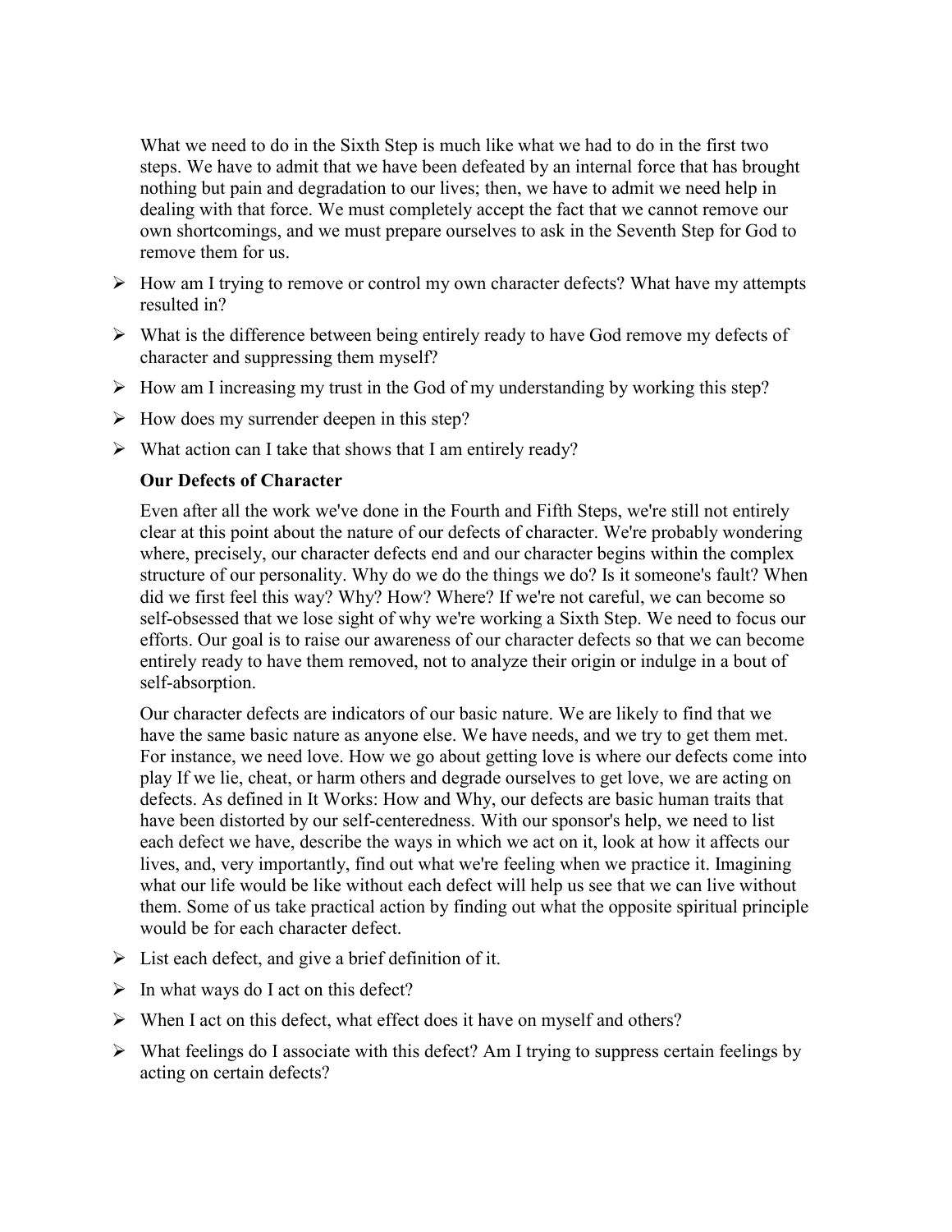What we need to do in the Sixth Step is much like what we had to do in the first two steps. We have to admit that we have been defeated by an internal force that has brought nothing but pain and degradation to our lives; then, we have to admit we need help in dealing with that force. We must completely accept the fact that we cannot remove our own shortcomings, and we must prepare ourselves to ask in the Seventh Step for God to remove them for us.

- How am I trying to remove or control my own character defects? What have my attempts resulted in?
- What is the difference between being entirely ready to have God remove my defects of character and suppressing them myself?
- How am I increasing my trust in the God of my understanding by working this step?
- How does my surrender deepen in this step?
- What action can I take that shows that I am entirely ready?

**Our Defects of Character**

Even after all the work we've done in the Fourth and Fifth Steps, we're still not entirely clear at this point about the nature of our defects of character. We're probably wondering where, precisely, our character defects end and our character begins within the complex structure of our personality. Why do we do the things we do? Is it someone's fault? When did we first feel this way? Why? How? Where? If we're not careful, we can become so self-obsessed that we lose sight of why we're working a Sixth Step. We need to focus our efforts. Our goal is to raise our awareness of our character defects so that we can become entirely ready to have them removed, not to analyze their origin or indulge in a bout of self-absorption.

Our character defects are indicators of our basic nature. We are likely to find that we have the same basic nature as anyone else. We have needs, and we try to get them met. For instance, we need love. How we go about getting love is where our defects come into play If we lie, cheat, or harm others and degrade ourselves to get love, we are acting on defects. As defined in It Works: How and Why, our defects are basic human traits that have been distorted by our self-centeredness. With our sponsor's help, we need to list each defect we have, describe the ways in which we act on it, look at how it affects our lives, and, very importantly, find out what we're feeling when we practice it. Imagining what our life would be like without each defect will help us see that we can live without them. Some of us take practical action by finding out what the opposite spiritual principle would be for each character defect.

- List each defect, and give a brief definition of it.
- In what ways do I act on this defect?
- When I act on this defect, what effect does it have on myself and others?
- What feelings do I associate with this defect? Am I trying to suppress certain feelings by acting on certain defects?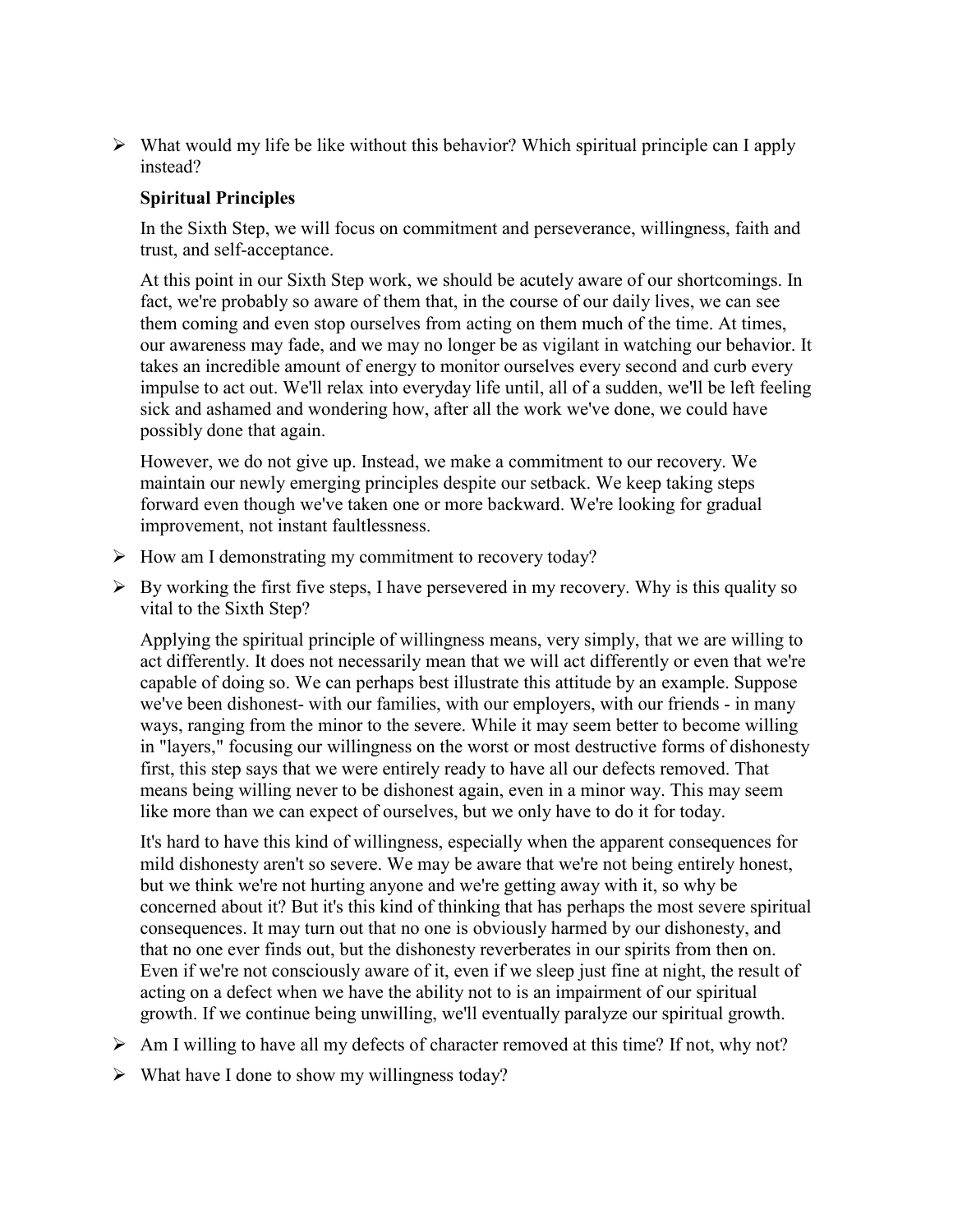- What would my life be like without this behavior? Which spiritual principle can I apply instead?

**Spiritual Principles**

In the Sixth Step, we will focus on commitment and perseverance, willingness, faith and trust, and self-acceptance.

At this point in our Sixth Step work, we should be acutely aware of our shortcomings. In fact, we're probably so aware of them that, in the course of our daily lives, we can see them coming and even stop ourselves from acting on them much of the time. At times, our awareness may fade, and we may no longer be as vigilant in watching our behavior. It takes an incredible amount of energy to monitor ourselves every second and curb every impulse to act out. We'll relax into everyday life until, all of a sudden, we'll be left feeling sick and ashamed and wondering how, after all the work we've done, we could have possibly done that again.

However, we do not give up. Instead, we make a commitment to our recovery. We maintain our newly emerging principles despite our setback. We keep taking steps forward even though we've taken one or more backward. We're looking for gradual improvement, not instant faultlessness.

- How am I demonstrating my commitment to recovery today?
- By working the first five steps, I have persevered in my recovery. Why is this quality so vital to the Sixth Step?

Applying the spiritual principle of willingness means, very simply, that we are willing to act differently. It does not necessarily mean that we will act differently or even that we're capable of doing so. We can perhaps best illustrate this attitude by an example. Suppose we've been dishonest- with our families, with our employers, with our friends - in many ways, ranging from the minor to the severe. While it may seem better to become willing in "layers," focusing our willingness on the worst or most destructive forms of dishonesty first, this step says that we were entirely ready to have all our defects removed. That means being willing never to be dishonest again, even in a minor way. This may seem like more than we can expect of ourselves, but we only have to do it for today.

It's hard to have this kind of willingness, especially when the apparent consequences for mild dishonesty aren't so severe. We may be aware that we're not being entirely honest, but we think we're not hurting anyone and we're getting away with it, so why be concerned about it? But it's this kind of thinking that has perhaps the most severe spiritual consequences. It may turn out that no one is obviously harmed by our dishonesty, and that no one ever finds out, but the dishonesty reverberates in our spirits from then on. Even if we're not consciously aware of it, even if we sleep just fine at night, the result of acting on a defect when we have the ability not to is an impairment of our spiritual growth. If we continue being unwilling, we'll eventually paralyze our spiritual growth.

- Am I willing to have all my defects of character removed at this time? If not, why not?
- What have I done to show my willingness today?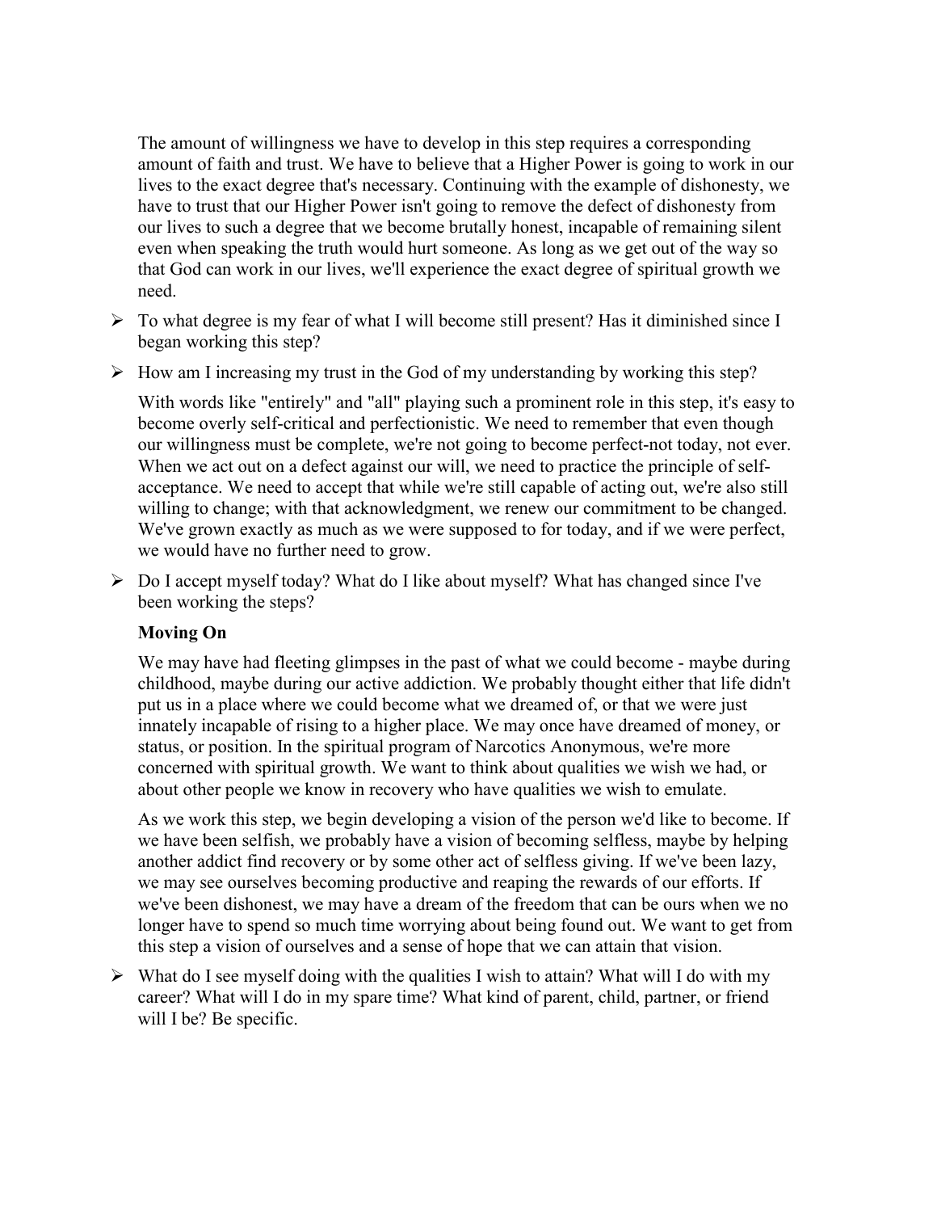The amount of willingness we have to develop in this step requires a corresponding amount of faith and trust. We have to believe that a Higher Power is going to work in our lives to the exact degree that's necessary. Continuing with the example of dishonesty, we have to trust that our Higher Power isn't going to remove the defect of dishonesty from our lives to such a degree that we become brutally honest, incapable of remaining silent even when speaking the truth would hurt someone. As long as we get out of the way so that God can work in our lives, we'll experience the exact degree of spiritual growth we need.

- To what degree is my fear of what I will become still present? Has it diminished since I began working this step?
- How am I increasing my trust in the God of my understanding by working this step?

With words like "entirely" and "all" playing such a prominent role in this step, it's easy to become overly self-critical and perfectionistic. We need to remember that even though our willingness must be complete, we're not going to become perfect-not today, not ever. When we act out on a defect against our will, we need to practice the principle of self-acceptance. We need to accept that while we're still capable of acting out, we're also still willing to change; with that acknowledgment, we renew our commitment to be changed. We've grown exactly as much as we were supposed to for today, and if we were perfect, we would have no further need to grow.

- Do I accept myself today? What do I like about myself? What has changed since I've been working the steps?

**Moving On**

We may have had fleeting glimpses in the past of what we could become - maybe during childhood, maybe during our active addiction. We probably thought either that life didn't put us in a place where we could become what we dreamed of, or that we were just innately incapable of rising to a higher place. We may once have dreamed of money, or status, or position. In the spiritual program of Narcotics Anonymous, we're more concerned with spiritual growth. We want to think about qualities we wish we had, or about other people we know in recovery who have qualities we wish to emulate.

As we work this step, we begin developing a vision of the person we'd like to become. If we have been selfish, we probably have a vision of becoming selfless, maybe by helping another addict find recovery or by some other act of selfless giving. If we've been lazy, we may see ourselves becoming productive and reaping the rewards of our efforts. If we've been dishonest, we may have a dream of the freedom that can be ours when we no longer have to spend so much time worrying about being found out. We want to get from this step a vision of ourselves and a sense of hope that we can attain that vision.

- What do I see myself doing with the qualities I wish to attain? What will I do with my career? What will I do in my spare time? What kind of parent, child, partner, or friend will I be? Be specific.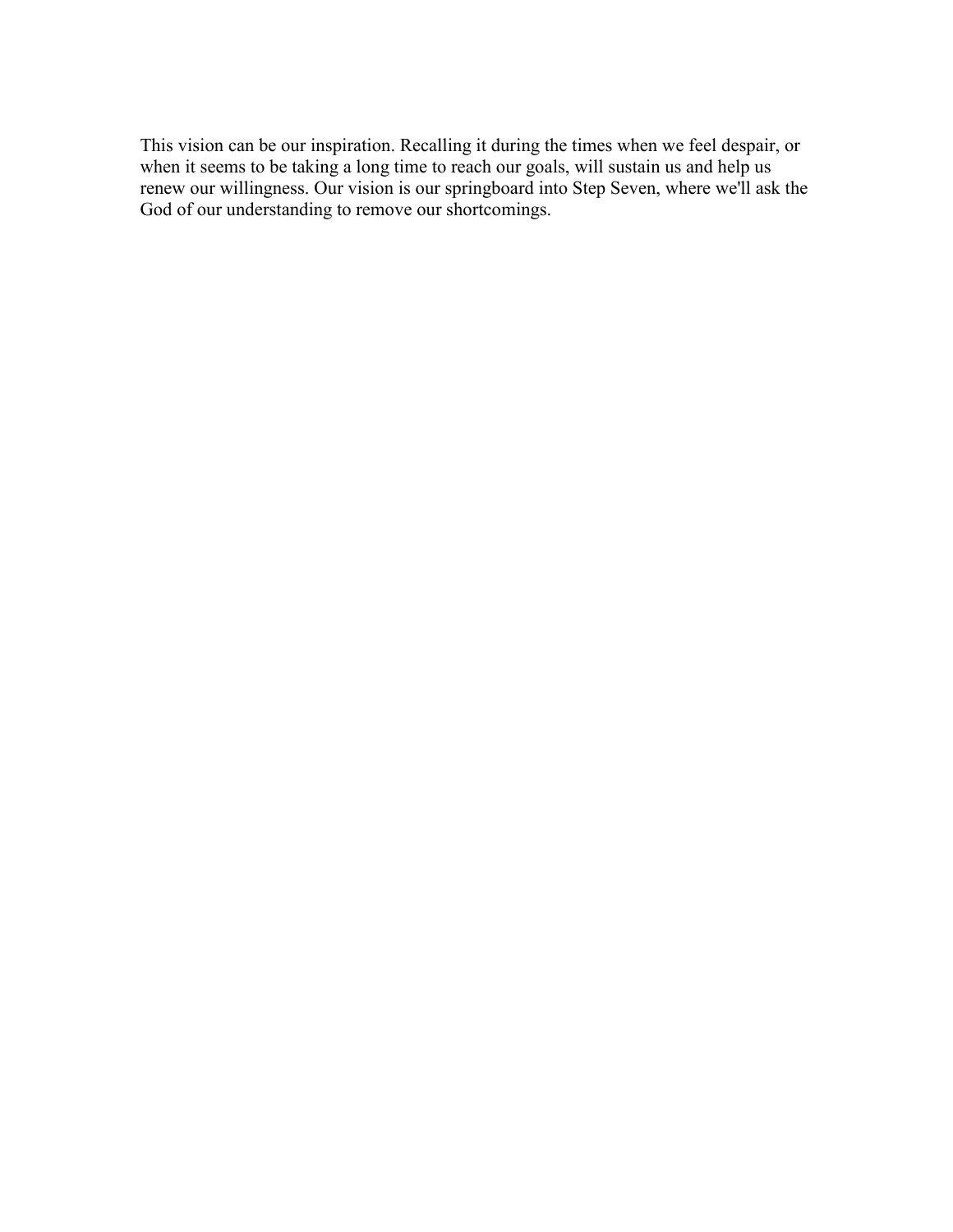This vision can be our inspiration. Recalling it during the times when we feel despair, or when it seems to be taking a long time to reach our goals, will sustain us and help us renew our willingness. Our vision is our springboard into Step Seven, where we'll ask the God of our understanding to remove our shortcomings.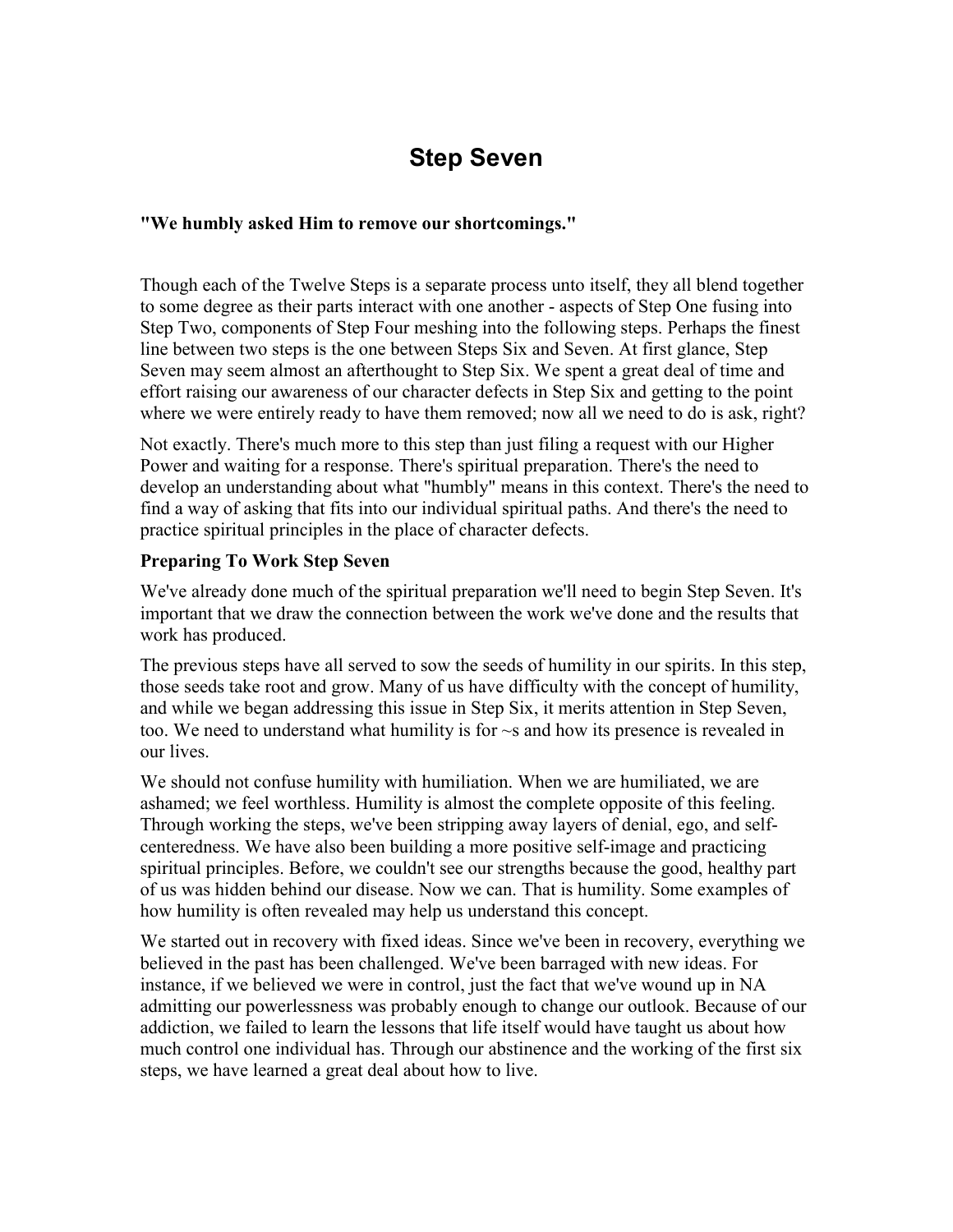# Step Seven

**"We humbly asked Him to remove our shortcomings."**

Though each of the Twelve Steps is a separate process unto itself, they all blend together to some degree as their parts interact with one another - aspects of Step One fusing into Step Two, components of Step Four meshing into the following steps. Perhaps the finest line between two steps is the one between Steps Six and Seven. At first glance, Step Seven may seem almost an afterthought to Step Six. We spent a great deal of time and effort raising our awareness of our character defects in Step Six and getting to the point where we were entirely ready to have them removed; now all we need to do is ask, right?

Not exactly. There's much more to this step than just filing a request with our Higher Power and waiting for a response. There's spiritual preparation. There's the need to develop an understanding about what "humbly" means in this context. There's the need to find a way of asking that fits into our individual spiritual paths. And there's the need to practice spiritual principles in the place of character defects.

### Preparing To Work Step Seven

We've already done much of the spiritual preparation we'll need to begin Step Seven. It's important that we draw the connection between the work we've done and the results that work has produced.

The previous steps have all served to sow the seeds of humility in our spirits. In this step, those seeds take root and grow. Many of us have difficulty with the concept of humility, and while we began addressing this issue in Step Six, it merits attention in Step Seven, too. We need to understand what humility is for ~s and how its presence is revealed in our lives.

We should not confuse humility with humiliation. When we are humiliated, we are ashamed; we feel worthless. Humility is almost the complete opposite of this feeling. Through working the steps, we've been stripping away layers of denial, ego, and self-centeredness. We have also been building a more positive self-image and practicing spiritual principles. Before, we couldn't see our strengths because the good, healthy part of us was hidden behind our disease. Now we can. That is humility. Some examples of how humility is often revealed may help us understand this concept.

We started out in recovery with fixed ideas. Since we've been in recovery, everything we believed in the past has been challenged. We've been barraged with new ideas. For instance, if we believed we were in control, just the fact that we've wound up in NA admitting our powerlessness was probably enough to change our outlook. Because of our addiction, we failed to learn the lessons that life itself would have taught us about how much control one individual has. Through our abstinence and the working of the first six steps, we have learned a great deal about how to live.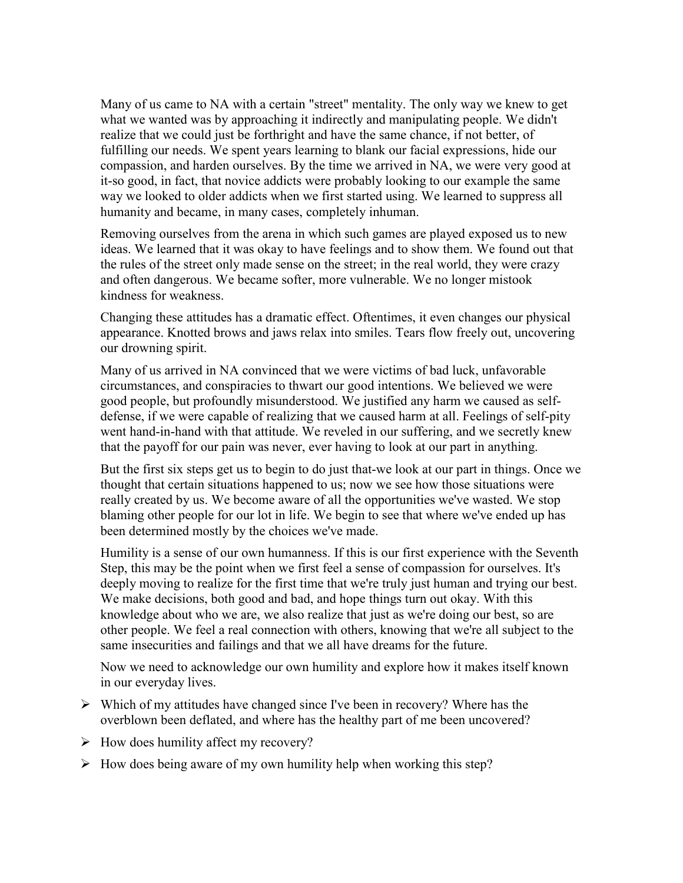Many of us came to NA with a certain "street" mentality. The only way we knew to get what we wanted was by approaching it indirectly and manipulating people. We didn't realize that we could just be forthright and have the same chance, if not better, of fulfilling our needs. We spent years learning to blank our facial expressions, hide our compassion, and harden ourselves. By the time we arrived in NA, we were very good at it-so good, in fact, that novice addicts were probably looking to our example the same way we looked to older addicts when we first started using. We learned to suppress all humanity and became, in many cases, completely inhuman.

Removing ourselves from the arena in which such games are played exposed us to new ideas. We learned that it was okay to have feelings and to show them. We found out that the rules of the street only made sense on the street; in the real world, they were crazy and often dangerous. We became softer, more vulnerable. We no longer mistook kindness for weakness.

Changing these attitudes has a dramatic effect. Oftentimes, it even changes our physical appearance. Knotted brows and jaws relax into smiles. Tears flow freely out, uncovering our drowning spirit.

Many of us arrived in NA convinced that we were victims of bad luck, unfavorable circumstances, and conspiracies to thwart our good intentions. We believed we were good people, but profoundly misunderstood. We justified any harm we caused as self-defense, if we were capable of realizing that we caused harm at all. Feelings of self-pity went hand-in-hand with that attitude. We reveled in our suffering, and we secretly knew that the payoff for our pain was never, ever having to look at our part in anything.

But the first six steps get us to begin to do just that-we look at our part in things. Once we thought that certain situations happened to us; now we see how those situations were really created by us. We become aware of all the opportunities we've wasted. We stop blaming other people for our lot in life. We begin to see that where we've ended up has been determined mostly by the choices we've made.

Humility is a sense of our own humanness. If this is our first experience with the Seventh Step, this may be the point when we first feel a sense of compassion for ourselves. It's deeply moving to realize for the first time that we're truly just human and trying our best. We make decisions, both good and bad, and hope things turn out okay. With this knowledge about who we are, we also realize that just as we're doing our best, so are other people. We feel a real connection with others, knowing that we're all subject to the same insecurities and failings and that we all have dreams for the future.

Now we need to acknowledge our own humility and explore how it makes itself known in our everyday lives.

- Which of my attitudes have changed since I've been in recovery? Where has the overblown been deflated, and where has the healthy part of me been uncovered?
- How does humility affect my recovery?
- How does being aware of my own humility help when working this step?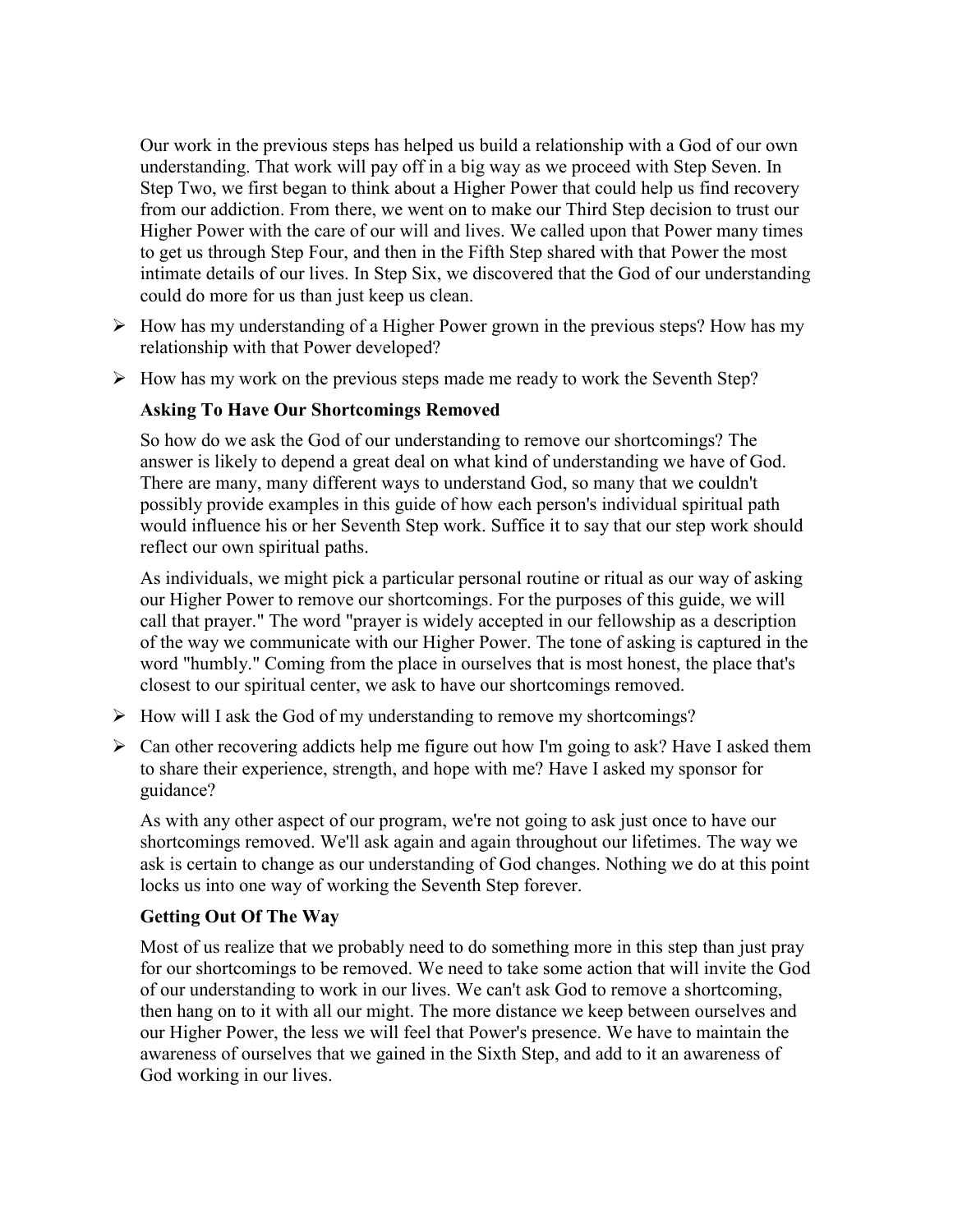Our work in the previous steps has helped us build a relationship with a God of our own understanding. That work will pay off in a big way as we proceed with Step Seven. In Step Two, we first began to think about a Higher Power that could help us find recovery from our addiction. From there, we went on to make our Third Step decision to trust our Higher Power with the care of our will and lives. We called upon that Power many times to get us through Step Four, and then in the Fifth Step shared with that Power the most intimate details of our lives. In Step Six, we discovered that the God of our understanding could do more for us than just keep us clean.

- How has my understanding of a Higher Power grown in the previous steps? How has my relationship with that Power developed?
- How has my work on the previous steps made me ready to work the Seventh Step?

**Asking To Have Our Shortcomings Removed**

So how do we ask the God of our understanding to remove our shortcomings? The answer is likely to depend a great deal on what kind of understanding we have of God. There are many, many different ways to understand God, so many that we couldn't possibly provide examples in this guide of how each person's individual spiritual path would influence his or her Seventh Step work. Suffice it to say that our step work should reflect our own spiritual paths.

As individuals, we might pick a particular personal routine or ritual as our way of asking our Higher Power to remove our shortcomings. For the purposes of this guide, we will call that prayer." The word "prayer is widely accepted in our fellowship as a description of the way we communicate with our Higher Power. The tone of asking is captured in the word "humbly." Coming from the place in ourselves that is most honest, the place that's closest to our spiritual center, we ask to have our shortcomings removed.

- How will I ask the God of my understanding to remove my shortcomings?
- Can other recovering addicts help me figure out how I'm going to ask? Have I asked them to share their experience, strength, and hope with me? Have I asked my sponsor for guidance?

As with any other aspect of our program, we're not going to ask just once to have our shortcomings removed. We'll ask again and again throughout our lifetimes. The way we ask is certain to change as our understanding of God changes. Nothing we do at this point locks us into one way of working the Seventh Step forever.

**Getting Out Of The Way**

Most of us realize that we probably need to do something more in this step than just pray for our shortcomings to be removed. We need to take some action that will invite the God of our understanding to work in our lives. We can't ask God to remove a shortcoming, then hang on to it with all our might. The more distance we keep between ourselves and our Higher Power, the less we will feel that Power's presence. We have to maintain the awareness of ourselves that we gained in the Sixth Step, and add to it an awareness of God working in our lives.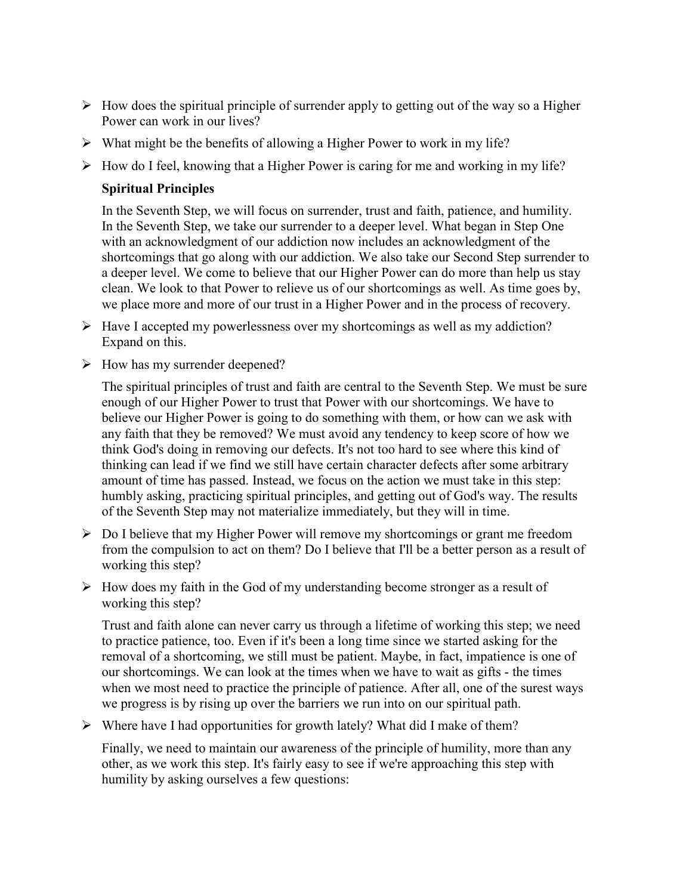- How does the spiritual principle of surrender apply to getting out of the way so a Higher Power can work in our lives?
- What might be the benefits of allowing a Higher Power to work in my life?
- How do I feel, knowing that a Higher Power is caring for me and working in my life?

**Spiritual Principles**

In the Seventh Step, we will focus on surrender, trust and faith, patience, and humility. In the Seventh Step, we take our surrender to a deeper level. What began in Step One with an acknowledgment of our addiction now includes an acknowledgment of the shortcomings that go along with our addiction. We also take our Second Step surrender to a deeper level. We come to believe that our Higher Power can do more than help us stay clean. We look to that Power to relieve us of our shortcomings as well. As time goes by, we place more and more of our trust in a Higher Power and in the process of recovery.

- Have I accepted my powerlessness over my shortcomings as well as my addiction? Expand on this.
- How has my surrender deepened?

The spiritual principles of trust and faith are central to the Seventh Step. We must be sure enough of our Higher Power to trust that Power with our shortcomings. We have to believe our Higher Power is going to do something with them, or how can we ask with any faith that they be removed? We must avoid any tendency to keep score of how we think God's doing in removing our defects. It's not too hard to see where this kind of thinking can lead if we find we still have certain character defects after some arbitrary amount of time has passed. Instead, we focus on the action we must take in this step: humbly asking, practicing spiritual principles, and getting out of God's way. The results of the Seventh Step may not materialize immediately, but they will in time.

- Do I believe that my Higher Power will remove my shortcomings or grant me freedom from the compulsion to act on them? Do I believe that I'll be a better person as a result of working this step?
- How does my faith in the God of my understanding become stronger as a result of working this step?

Trust and faith alone can never carry us through a lifetime of working this step; we need to practice patience, too. Even if it's been a long time since we started asking for the removal of a shortcoming, we still must be patient. Maybe, in fact, impatience is one of our shortcomings. We can look at the times when we have to wait as gifts - the times when we most need to practice the principle of patience. After all, one of the surest ways we progress is by rising up over the barriers we run into on our spiritual path.

- Where have I had opportunities for growth lately? What did I make of them?

Finally, we need to maintain our awareness of the principle of humility, more than any other, as we work this step. It's fairly easy to see if we're approaching this step with humility by asking ourselves a few questions: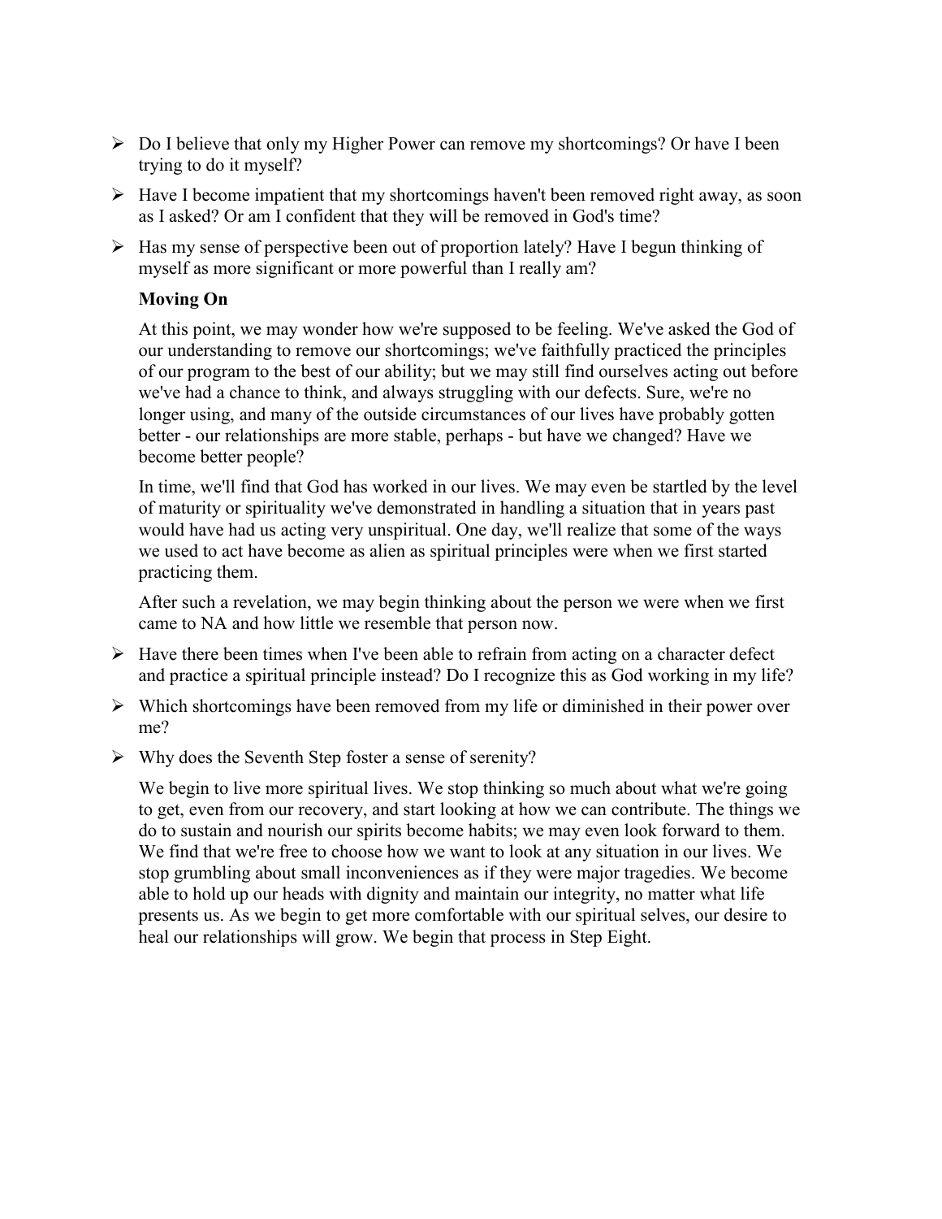- Do I believe that only my Higher Power can remove my shortcomings? Or have I been trying to do it myself?
- Have I become impatient that my shortcomings haven't been removed right away, as soon as I asked? Or am I confident that they will be removed in God's time?
- Has my sense of perspective been out of proportion lately? Have I begun thinking of myself as more significant or more powerful than I really am?

**Moving On**

At this point, we may wonder how we're supposed to be feeling. We've asked the God of our understanding to remove our shortcomings; we've faithfully practiced the principles of our program to the best of our ability; but we may still find ourselves acting out before we've had a chance to think, and always struggling with our defects. Sure, we're no longer using, and many of the outside circumstances of our lives have probably gotten better - our relationships are more stable, perhaps - but have we changed? Have we become better people?

In time, we'll find that God has worked in our lives. We may even be startled by the level of maturity or spirituality we've demonstrated in handling a situation that in years past would have had us acting very unspiritual. One day, we'll realize that some of the ways we used to act have become as alien as spiritual principles were when we first started practicing them.

After such a revelation, we may begin thinking about the person we were when we first came to NA and how little we resemble that person now.

- Have there been times when I've been able to refrain from acting on a character defect and practice a spiritual principle instead? Do I recognize this as God working in my life?
- Which shortcomings have been removed from my life or diminished in their power over me?
- Why does the Seventh Step foster a sense of serenity?

We begin to live more spiritual lives. We stop thinking so much about what we're going to get, even from our recovery, and start looking at how we can contribute. The things we do to sustain and nourish our spirits become habits; we may even look forward to them. We find that we're free to choose how we want to look at any situation in our lives. We stop grumbling about small inconveniences as if they were major tragedies. We become able to hold up our heads with dignity and maintain our integrity, no matter what life presents us. As we begin to get more comfortable with our spiritual selves, our desire to heal our relationships will grow. We begin that process in Step Eight.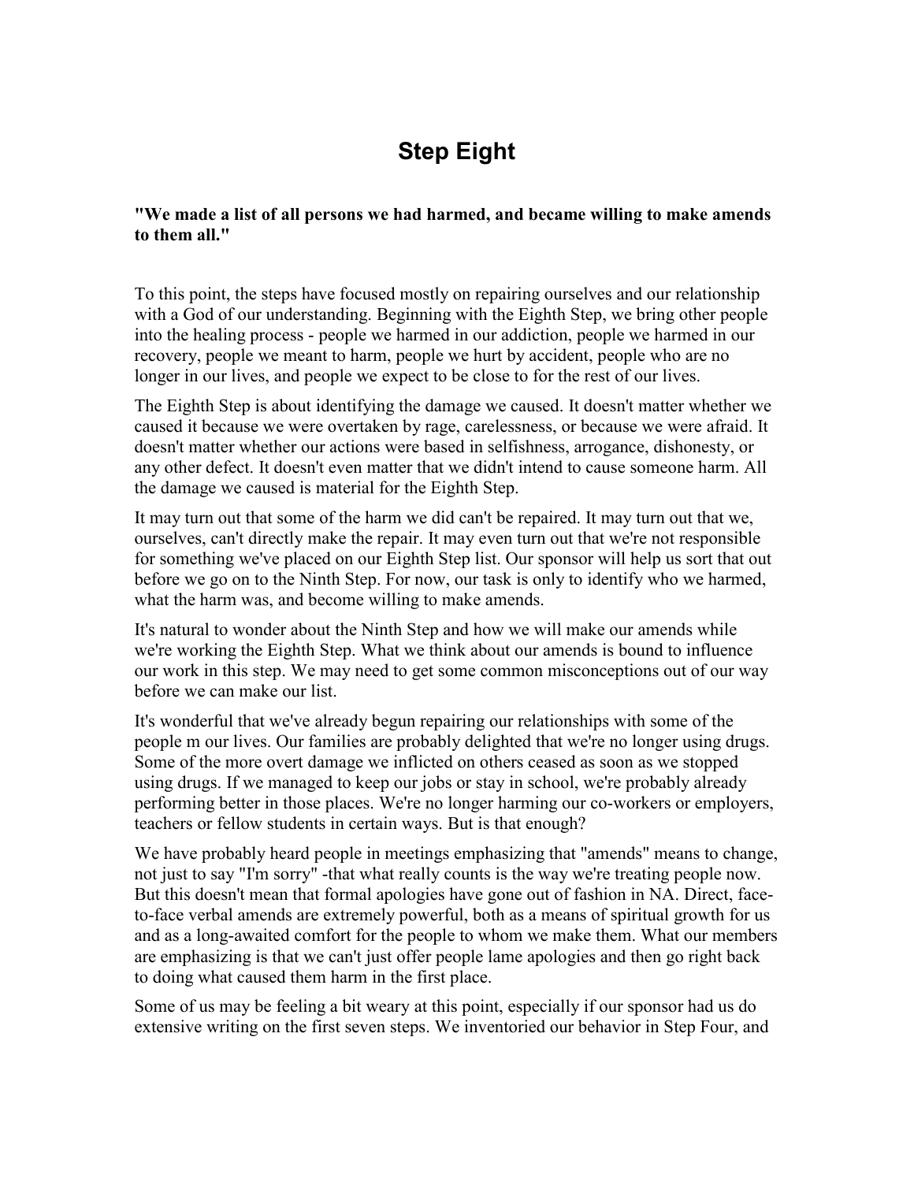# Step Eight

**"We made a list of all persons we had harmed, and became willing to make amends to them all."**

To this point, the steps have focused mostly on repairing ourselves and our relationship with a God of our understanding. Beginning with the Eighth Step, we bring other people into the healing process - people we harmed in our addiction, people we harmed in our recovery, people we meant to harm, people we hurt by accident, people who are no longer in our lives, and people we expect to be close to for the rest of our lives.

The Eighth Step is about identifying the damage we caused. It doesn't matter whether we caused it because we were overtaken by rage, carelessness, or because we were afraid. It doesn't matter whether our actions were based in selfishness, arrogance, dishonesty, or any other defect. It doesn't even matter that we didn't intend to cause someone harm. All the damage we caused is material for the Eighth Step.

It may turn out that some of the harm we did can't be repaired. It may turn out that we, ourselves, can't directly make the repair. It may even turn out that we're not responsible for something we've placed on our Eighth Step list. Our sponsor will help us sort that out before we go on to the Ninth Step. For now, our task is only to identify who we harmed, what the harm was, and become willing to make amends.

It's natural to wonder about the Ninth Step and how we will make our amends while we're working the Eighth Step. What we think about our amends is bound to influence our work in this step. We may need to get some common misconceptions out of our way before we can make our list.

It's wonderful that we've already begun repairing our relationships with some of the people m our lives. Our families are probably delighted that we're no longer using drugs. Some of the more overt damage we inflicted on others ceased as soon as we stopped using drugs. If we managed to keep our jobs or stay in school, we're probably already performing better in those places. We're no longer harming our co-workers or employers, teachers or fellow students in certain ways. But is that enough?

We have probably heard people in meetings emphasizing that "amends" means to change, not just to say "I'm sorry" -that what really counts is the way we're treating people now. But this doesn't mean that formal apologies have gone out of fashion in NA. Direct, face-to-face verbal amends are extremely powerful, both as a means of spiritual growth for us and as a long-awaited comfort for the people to whom we make them. What our members are emphasizing is that we can't just offer people lame apologies and then go right back to doing what caused them harm in the first place.

Some of us may be feeling a bit weary at this point, especially if our sponsor had us do extensive writing on the first seven steps. We inventoried our behavior in Step Four, and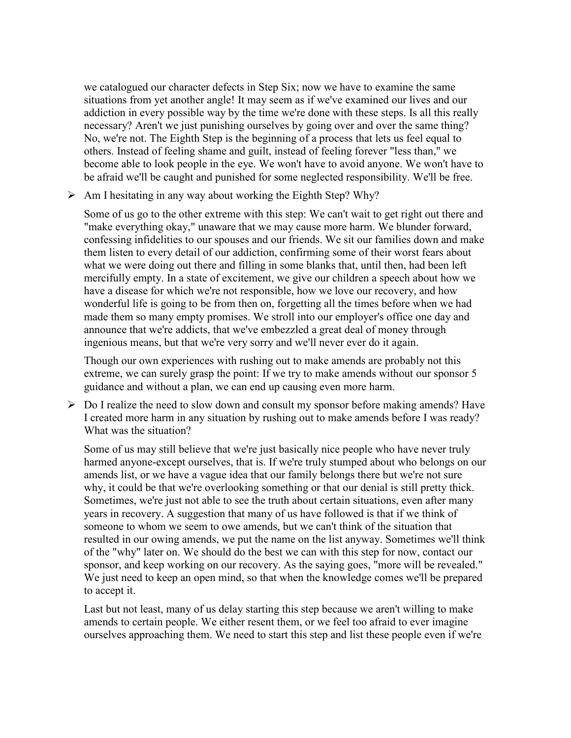we catalogued our character defects in Step Six; now we have to examine the same situations from yet another angle! It may seem as if we've examined our lives and our addiction in every possible way by the time we're done with these steps. Is all this really necessary? Aren't we just punishing ourselves by going over and over the same thing? No, we're not. The Eighth Step is the beginning of a process that lets us feel equal to others. Instead of feeling shame and guilt, instead of feeling forever "less than," we become able to look people in the eye. We won't have to avoid anyone. We won't have to be afraid we'll be caught and punished for some neglected responsibility. We'll be free.

- Am I hesitating in any way about working the Eighth Step? Why?

Some of us go to the other extreme with this step: We can't wait to get right out there and "make everything okay," unaware that we may cause more harm. We blunder forward, confessing infidelities to our spouses and our friends. We sit our families down and make them listen to every detail of our addiction, confirming some of their worst fears about what we were doing out there and filling in some blanks that, until then, had been left mercifully empty. In a state of excitement, we give our children a speech about how we have a disease for which we're not responsible, how we love our recovery, and how wonderful life is going to be from then on, forgetting all the times before when we had made them so many empty promises. We stroll into our employer's office one day and announce that we're addicts, that we've embezzled a great deal of money through ingenious means, but that we're very sorry and we'll never ever do it again.

Though our own experiences with rushing out to make amends are probably not this extreme, we can surely grasp the point: If we try to make amends without our sponsor 5 guidance and without a plan, we can end up causing even more harm.

- Do I realize the need to slow down and consult my sponsor before making amends? Have I created more harm in any situation by rushing out to make amends before I was ready? What was the situation?

Some of us may still believe that we're just basically nice people who have never truly harmed anyone-except ourselves, that is. If we're truly stumped about who belongs on our amends list, or we have a vague idea that our family belongs there but we're not sure why, it could be that we're overlooking something or that our denial is still pretty thick. Sometimes, we're just not able to see the truth about certain situations, even after many years in recovery. A suggestion that many of us have followed is that if we think of someone to whom we seem to owe amends, but we can't think of the situation that resulted in our owing amends, we put the name on the list anyway. Sometimes we'll think of the "why" later on. We should do the best we can with this step for now, contact our sponsor, and keep working on our recovery. As the saying goes, "more will be revealed." We just need to keep an open mind, so that when the knowledge comes we'll be prepared to accept it.

Last but not least, many of us delay starting this step because we aren't willing to make amends to certain people. We either resent them, or we feel too afraid to ever imagine ourselves approaching them. We need to start this step and list these people even if we're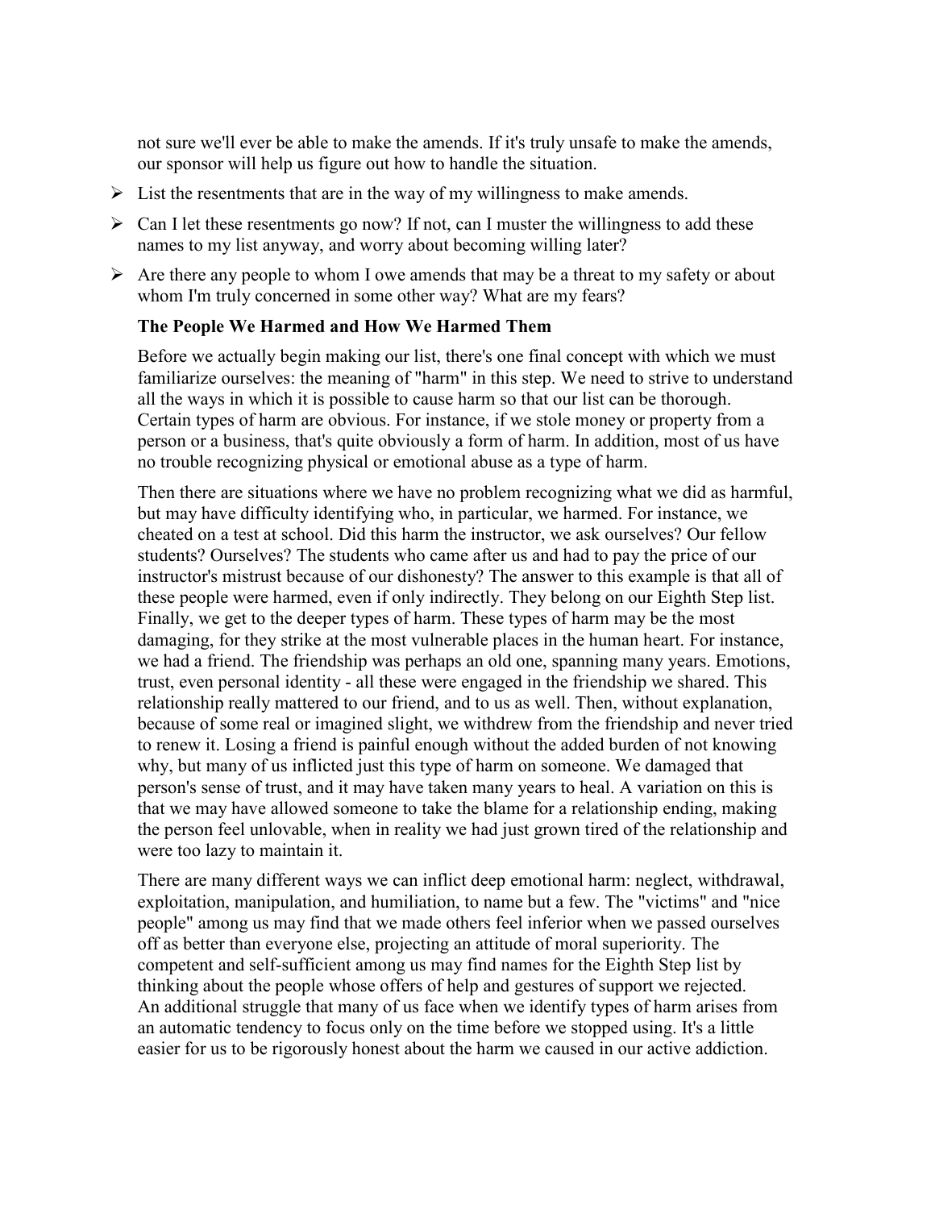not sure we'll ever be able to make the amends. If it's truly unsafe to make the amends, our sponsor will help us figure out how to handle the situation.

- List the resentments that are in the way of my willingness to make amends.
- Can I let these resentments go now? If not, can I muster the willingness to add these names to my list anyway, and worry about becoming willing later?
- Are there any people to whom I owe amends that may be a threat to my safety or about whom I'm truly concerned in some other way? What are my fears?

**The People We Harmed and How We Harmed Them**

Before we actually begin making our list, there's one final concept with which we must familiarize ourselves: the meaning of "harm" in this step. We need to strive to understand all the ways in which it is possible to cause harm so that our list can be thorough. Certain types of harm are obvious. For instance, if we stole money or property from a person or a business, that's quite obviously a form of harm. In addition, most of us have no trouble recognizing physical or emotional abuse as a type of harm.

Then there are situations where we have no problem recognizing what we did as harmful, but may have difficulty identifying who, in particular, we harmed. For instance, we cheated on a test at school. Did this harm the instructor, we ask ourselves? Our fellow students? Ourselves? The students who came after us and had to pay the price of our instructor's mistrust because of our dishonesty? The answer to this example is that all of these people were harmed, even if only indirectly. They belong on our Eighth Step list. Finally, we get to the deeper types of harm. These types of harm may be the most damaging, for they strike at the most vulnerable places in the human heart. For instance, we had a friend. The friendship was perhaps an old one, spanning many years. Emotions, trust, even personal identity - all these were engaged in the friendship we shared. This relationship really mattered to our friend, and to us as well. Then, without explanation, because of some real or imagined slight, we withdrew from the friendship and never tried to renew it. Losing a friend is painful enough without the added burden of not knowing why, but many of us inflicted just this type of harm on someone. We damaged that person's sense of trust, and it may have taken many years to heal. A variation on this is that we may have allowed someone to take the blame for a relationship ending, making the person feel unlovable, when in reality we had just grown tired of the relationship and were too lazy to maintain it.

There are many different ways we can inflict deep emotional harm: neglect, withdrawal, exploitation, manipulation, and humiliation, to name but a few. The "victims" and "nice people" among us may find that we made others feel inferior when we passed ourselves off as better than everyone else, projecting an attitude of moral superiority. The competent and self-sufficient among us may find names for the Eighth Step list by thinking about the people whose offers of help and gestures of support we rejected. An additional struggle that many of us face when we identify types of harm arises from an automatic tendency to focus only on the time before we stopped using. It's a little easier for us to be rigorously honest about the harm we caused in our active addiction.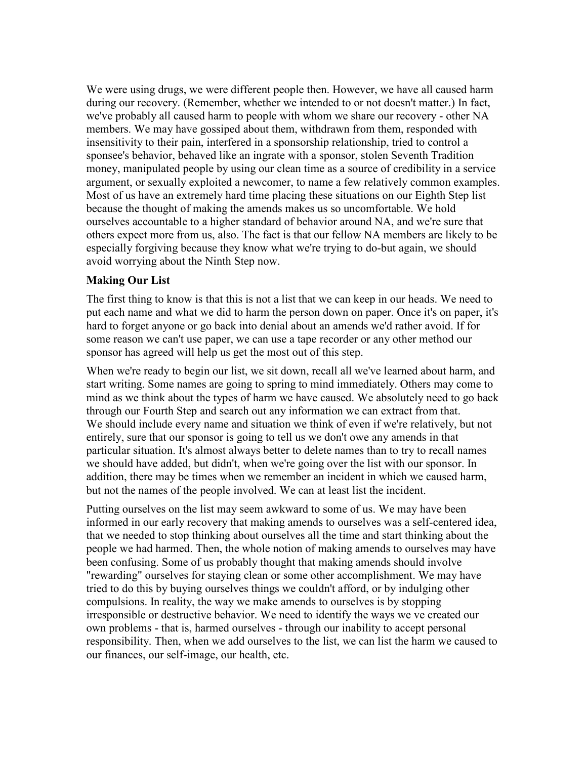We were using drugs, we were different people then. However, we have all caused harm during our recovery. (Remember, whether we intended to or not doesn't matter.) In fact, we've probably all caused harm to people with whom we share our recovery - other NA members. We may have gossiped about them, withdrawn from them, responded with insensitivity to their pain, interfered in a sponsorship relationship, tried to control a sponsee's behavior, behaved like an ingrate with a sponsor, stolen Seventh Tradition money, manipulated people by using our clean time as a source of credibility in a service argument, or sexually exploited a newcomer, to name a few relatively common examples. Most of us have an extremely hard time placing these situations on our Eighth Step list because the thought of making the amends makes us so uncomfortable. We hold ourselves accountable to a higher standard of behavior around NA, and we're sure that others expect more from us, also. The fact is that our fellow NA members are likely to be especially forgiving because they know what we're trying to do-but again, we should avoid worrying about the Ninth Step now.

**Making Our List**

The first thing to know is that this is not a list that we can keep in our heads. We need to put each name and what we did to harm the person down on paper. Once it's on paper, it's hard to forget anyone or go back into denial about an amends we'd rather avoid. If for some reason we can't use paper, we can use a tape recorder or any other method our sponsor has agreed will help us get the most out of this step.

When we're ready to begin our list, we sit down, recall all we've learned about harm, and start writing. Some names are going to spring to mind immediately. Others may come to mind as we think about the types of harm we have caused. We absolutely need to go back through our Fourth Step and search out any information we can extract from that.
We should include every name and situation we think of even if we're relatively, but not entirely, sure that our sponsor is going to tell us we don't owe any amends in that particular situation. It's almost always better to delete names than to try to recall names we should have added, but didn't, when we're going over the list with our sponsor. In addition, there may be times when we remember an incident in which we caused harm, but not the names of the people involved. We can at least list the incident.

Putting ourselves on the list may seem awkward to some of us. We may have been informed in our early recovery that making amends to ourselves was a self-centered idea, that we needed to stop thinking about ourselves all the time and start thinking about the people we had harmed. Then, the whole notion of making amends to ourselves may have been confusing. Some of us probably thought that making amends should involve "rewarding" ourselves for staying clean or some other accomplishment. We may have tried to do this by buying ourselves things we couldn't afford, or by indulging other compulsions. In reality, the way we make amends to ourselves is by stopping irresponsible or destructive behavior. We need to identify the ways we ve created our own problems - that is, harmed ourselves - through our inability to accept personal responsibility. Then, when we add ourselves to the list, we can list the harm we caused to our finances, our self-image, our health, etc.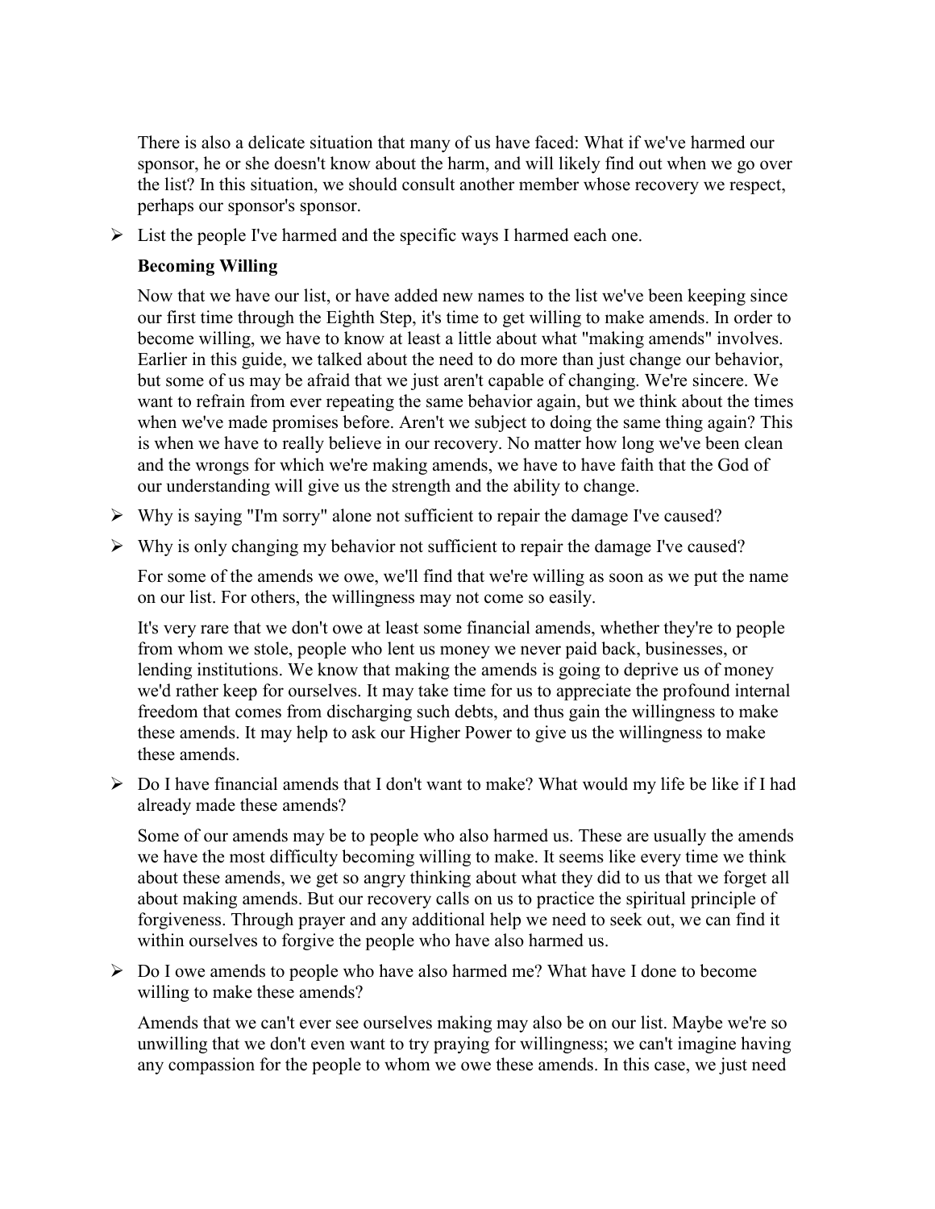There is also a delicate situation that many of us have faced: What if we've harmed our sponsor, he or she doesn't know about the harm, and will likely find out when we go over the list? In this situation, we should consult another member whose recovery we respect, perhaps our sponsor's sponsor.

- List the people I've harmed and the specific ways I harmed each one.

**Becoming Willing**

Now that we have our list, or have added new names to the list we've been keeping since our first time through the Eighth Step, it's time to get willing to make amends. In order to become willing, we have to know at least a little about what "making amends" involves. Earlier in this guide, we talked about the need to do more than just change our behavior, but some of us may be afraid that we just aren't capable of changing. We're sincere. We want to refrain from ever repeating the same behavior again, but we think about the times when we've made promises before. Aren't we subject to doing the same thing again? This is when we have to really believe in our recovery. No matter how long we've been clean and the wrongs for which we're making amends, we have to have faith that the God of our understanding will give us the strength and the ability to change.

- Why is saying "I'm sorry" alone not sufficient to repair the damage I've caused?
- Why is only changing my behavior not sufficient to repair the damage I've caused?

For some of the amends we owe, we'll find that we're willing as soon as we put the name on our list. For others, the willingness may not come so easily.

It's very rare that we don't owe at least some financial amends, whether they're to people from whom we stole, people who lent us money we never paid back, businesses, or lending institutions. We know that making the amends is going to deprive us of money we'd rather keep for ourselves. It may take time for us to appreciate the profound internal freedom that comes from discharging such debts, and thus gain the willingness to make these amends. It may help to ask our Higher Power to give us the willingness to make these amends.

- Do I have financial amends that I don't want to make? What would my life be like if I had already made these amends?

Some of our amends may be to people who also harmed us. These are usually the amends we have the most difficulty becoming willing to make. It seems like every time we think about these amends, we get so angry thinking about what they did to us that we forget all about making amends. But our recovery calls on us to practice the spiritual principle of forgiveness. Through prayer and any additional help we need to seek out, we can find it within ourselves to forgive the people who have also harmed us.

- Do I owe amends to people who have also harmed me? What have I done to become willing to make these amends?

Amends that we can't ever see ourselves making may also be on our list. Maybe we're so unwilling that we don't even want to try praying for willingness; we can't imagine having any compassion for the people to whom we owe these amends. In this case, we just need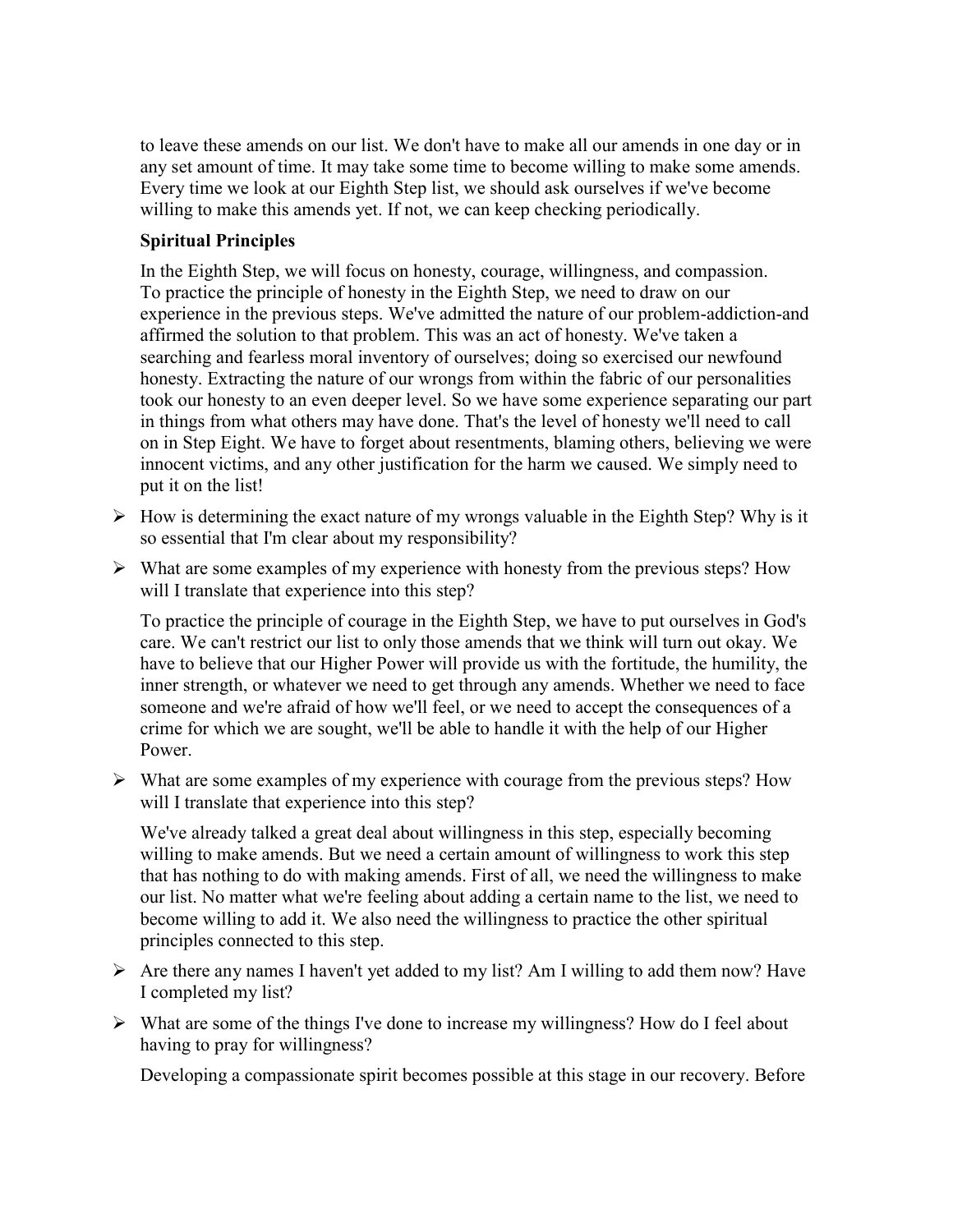to leave these amends on our list. We don't have to make all our amends in one day or in any set amount of time. It may take some time to become willing to make some amends. Every time we look at our Eighth Step list, we should ask ourselves if we've become willing to make this amends yet. If not, we can keep checking periodically.

**Spiritual Principles**

In the Eighth Step, we will focus on honesty, courage, willingness, and compassion. To practice the principle of honesty in the Eighth Step, we need to draw on our experience in the previous steps. We've admitted the nature of our problem-addiction-and affirmed the solution to that problem. This was an act of honesty. We've taken a searching and fearless moral inventory of ourselves; doing so exercised our newfound honesty. Extracting the nature of our wrongs from within the fabric of our personalities took our honesty to an even deeper level. So we have some experience separating our part in things from what others may have done. That's the level of honesty we'll need to call on in Step Eight. We have to forget about resentments, blaming others, believing we were innocent victims, and any other justification for the harm we caused. We simply need to put it on the list!

- How is determining the exact nature of my wrongs valuable in the Eighth Step? Why is it so essential that I'm clear about my responsibility?
- What are some examples of my experience with honesty from the previous steps? How will I translate that experience into this step?

To practice the principle of courage in the Eighth Step, we have to put ourselves in God's care. We can't restrict our list to only those amends that we think will turn out okay. We have to believe that our Higher Power will provide us with the fortitude, the humility, the inner strength, or whatever we need to get through any amends. Whether we need to face someone and we're afraid of how we'll feel, or we need to accept the consequences of a crime for which we are sought, we'll be able to handle it with the help of our Higher Power.

- What are some examples of my experience with courage from the previous steps? How will I translate that experience into this step?

We've already talked a great deal about willingness in this step, especially becoming willing to make amends. But we need a certain amount of willingness to work this step that has nothing to do with making amends. First of all, we need the willingness to make our list. No matter what we're feeling about adding a certain name to the list, we need to become willing to add it. We also need the willingness to practice the other spiritual principles connected to this step.

- Are there any names I haven't yet added to my list? Am I willing to add them now? Have I completed my list?
- What are some of the things I've done to increase my willingness? How do I feel about having to pray for willingness?

Developing a compassionate spirit becomes possible at this stage in our recovery. Before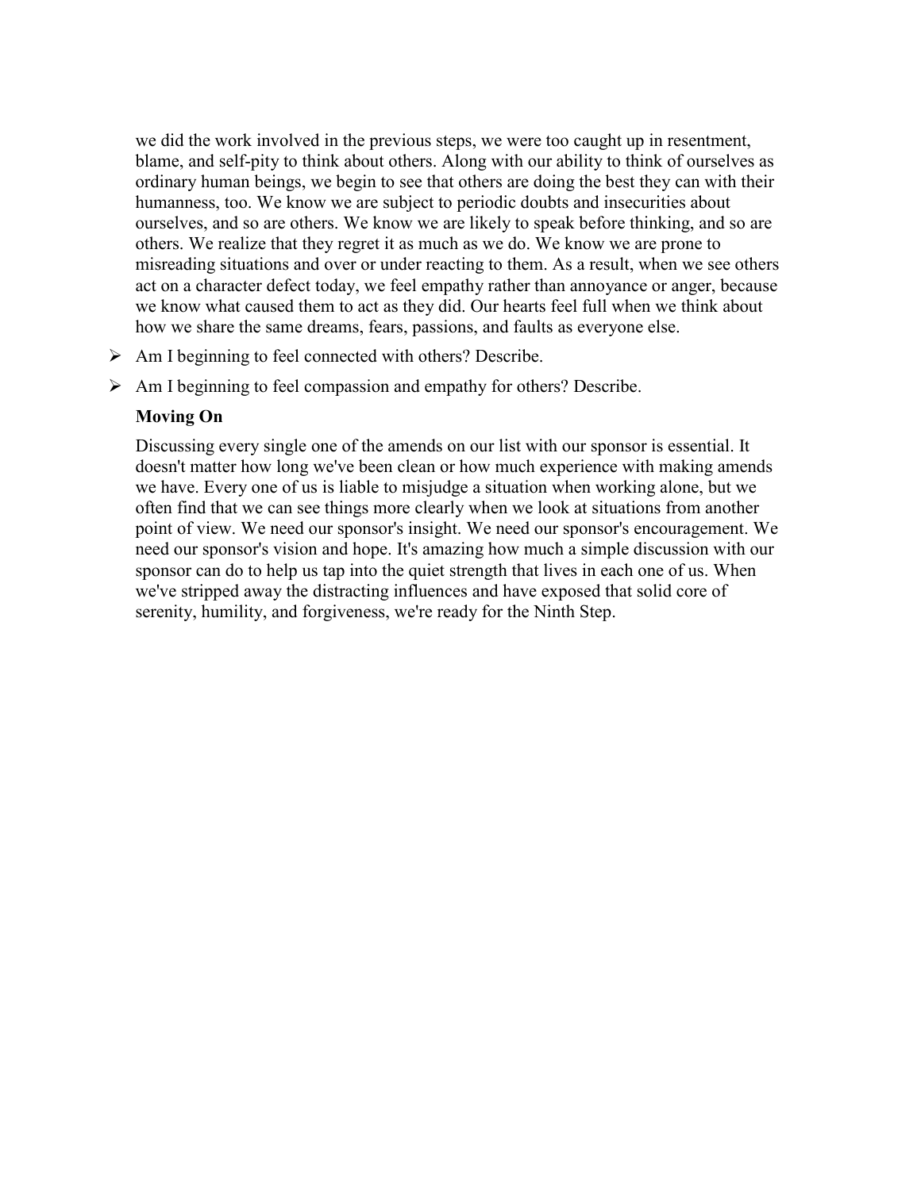we did the work involved in the previous steps, we were too caught up in resentment, blame, and self-pity to think about others. Along with our ability to think of ourselves as ordinary human beings, we begin to see that others are doing the best they can with their humanness, too. We know we are subject to periodic doubts and insecurities about ourselves, and so are others. We know we are likely to speak before thinking, and so are others. We realize that they regret it as much as we do. We know we are prone to misreading situations and over or under reacting to them. As a result, when we see others act on a character defect today, we feel empathy rather than annoyance or anger, because we know what caused them to act as they did. Our hearts feel full when we think about how we share the same dreams, fears, passions, and faults as everyone else.

- Am I beginning to feel connected with others? Describe.
- Am I beginning to feel compassion and empathy for others? Describe.

**Moving On**

Discussing every single one of the amends on our list with our sponsor is essential. It doesn't matter how long we've been clean or how much experience with making amends we have. Every one of us is liable to misjudge a situation when working alone, but we often find that we can see things more clearly when we look at situations from another point of view. We need our sponsor's insight. We need our sponsor's encouragement. We need our sponsor's vision and hope. It's amazing how much a simple discussion with our sponsor can do to help us tap into the quiet strength that lives in each one of us. When we've stripped away the distracting influences and have exposed that solid core of serenity, humility, and forgiveness, we're ready for the Ninth Step.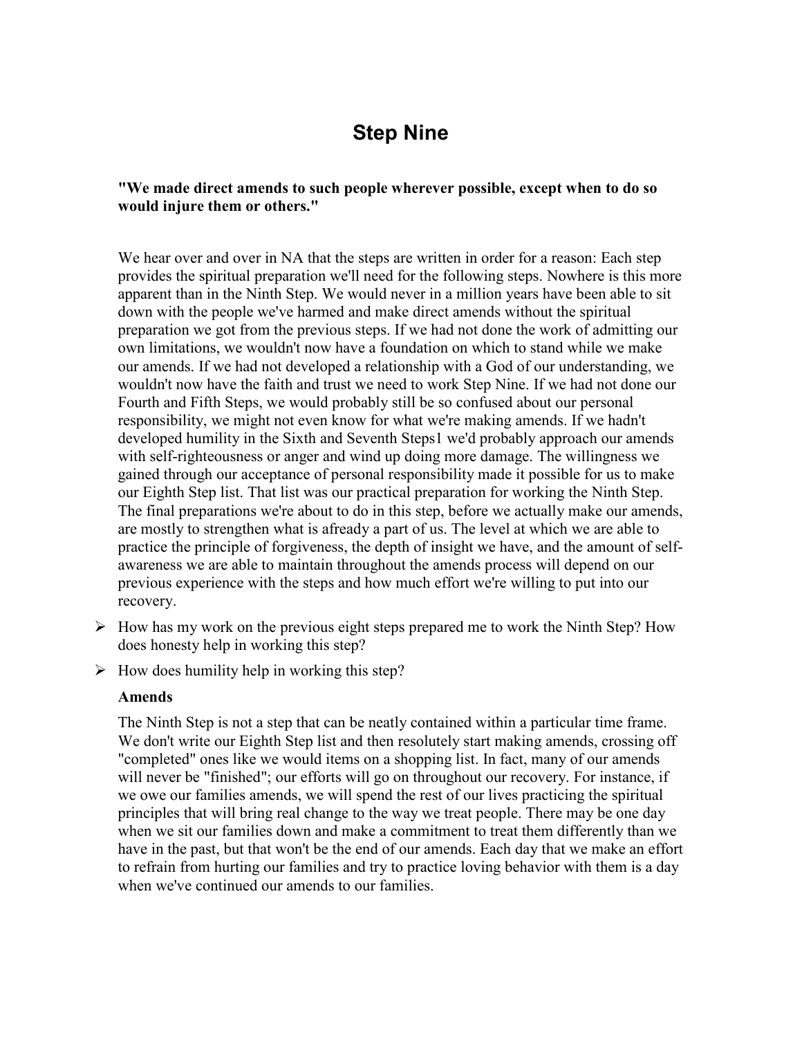# Step Nine

**"We made direct amends to such people wherever possible, except when to do so would injure them or others."**

We hear over and over in NA that the steps are written in order for a reason: Each step provides the spiritual preparation we'll need for the following steps. Nowhere is this more apparent than in the Ninth Step. We would never in a million years have been able to sit down with the people we've harmed and make direct amends without the spiritual preparation we got from the previous steps. If we had not done the work of admitting our own limitations, we wouldn't now have a foundation on which to stand while we make our amends. If we had not developed a relationship with a God of our understanding, we wouldn't now have the faith and trust we need to work Step Nine. If we had not done our Fourth and Fifth Steps, we would probably still be so confused about our personal responsibility, we might not even know for what we're making amends. If we hadn't developed humility in the Sixth and Seventh Steps1 we'd probably approach our amends with self-righteousness or anger and wind up doing more damage. The willingness we gained through our acceptance of personal responsibility made it possible for us to make our Eighth Step list. That list was our practical preparation for working the Ninth Step. The final preparations we're about to do in this step, before we actually make our amends, are mostly to strengthen what is afready a part of us. The level at which we are able to practice the principle of forgiveness, the depth of insight we have, and the amount of self-awareness we are able to maintain throughout the amends process will depend on our previous experience with the steps and how much effort we're willing to put into our recovery.

- How has my work on the previous eight steps prepared me to work the Ninth Step? How does honesty help in working this step?
- How does humility help in working this step?

**Amends**

The Ninth Step is not a step that can be neatly contained within a particular time frame. We don't write our Eighth Step list and then resolutely start making amends, crossing off "completed" ones like we would items on a shopping list. In fact, many of our amends will never be "finished"; our efforts will go on throughout our recovery. For instance, if we owe our families amends, we will spend the rest of our lives practicing the spiritual principles that will bring real change to the way we treat people. There may be one day when we sit our families down and make a commitment to treat them differently than we have in the past, but that won't be the end of our amends. Each day that we make an effort to refrain from hurting our families and try to practice loving behavior with them is a day when we've continued our amends to our families.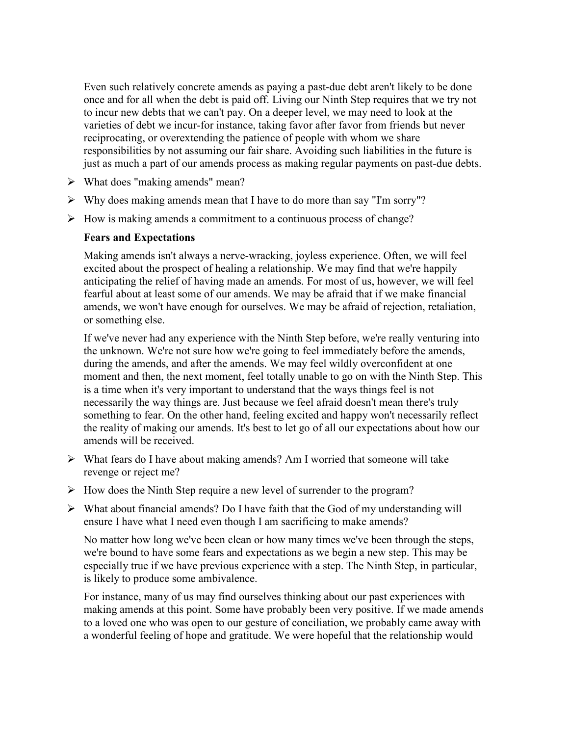Even such relatively concrete amends as paying a past-due debt aren't likely to be done once and for all when the debt is paid off. Living our Ninth Step requires that we try not to incur new debts that we can't pay. On a deeper level, we may need to look at the varieties of debt we incur-for instance, taking favor after favor from friends but never reciprocating, or overextending the patience of people with whom we share responsibilities by not assuming our fair share. Avoiding such liabilities in the future is just as much a part of our amends process as making regular payments on past-due debts.

- What does "making amends" mean?
- Why does making amends mean that I have to do more than say "I'm sorry"?
- How is making amends a commitment to a continuous process of change?

**Fears and Expectations**

Making amends isn't always a nerve-wracking, joyless experience. Often, we will feel excited about the prospect of healing a relationship. We may find that we're happily anticipating the relief of having made an amends. For most of us, however, we will feel fearful about at least some of our amends. We may be afraid that if we make financial amends, we won't have enough for ourselves. We may be afraid of rejection, retaliation, or something else.

If we've never had any experience with the Ninth Step before, we're really venturing into the unknown. We're not sure how we're going to feel immediately before the amends, during the amends, and after the amends. We may feel wildly overconfident at one moment and then, the next moment, feel totally unable to go on with the Ninth Step. This is a time when it's very important to understand that the ways things feel is not necessarily the way things are. Just because we feel afraid doesn't mean there's truly something to fear. On the other hand, feeling excited and happy won't necessarily reflect the reality of making our amends. It's best to let go of all our expectations about how our amends will be received.

- What fears do I have about making amends? Am I worried that someone will take revenge or reject me?
- How does the Ninth Step require a new level of surrender to the program?
- What about financial amends? Do I have faith that the God of my understanding will ensure I have what I need even though I am sacrificing to make amends?

No matter how long we've been clean or how many times we've been through the steps, we're bound to have some fears and expectations as we begin a new step. This may be especially true if we have previous experience with a step. The Ninth Step, in particular, is likely to produce some ambivalence.

For instance, many of us may find ourselves thinking about our past experiences with making amends at this point. Some have probably been very positive. If we made amends to a loved one who was open to our gesture of conciliation, we probably came away with a wonderful feeling of hope and gratitude. We were hopeful that the relationship would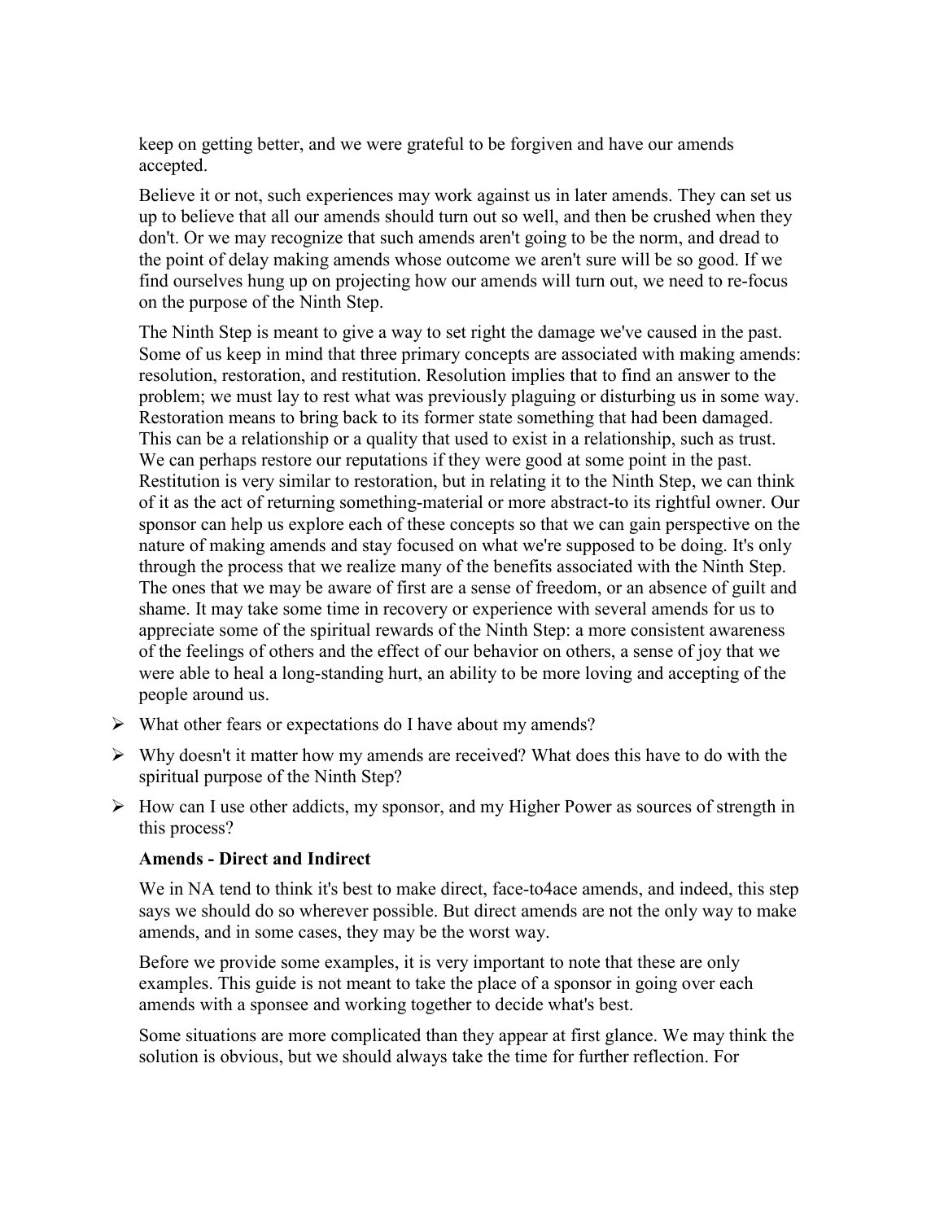keep on getting better, and we were grateful to be forgiven and have our amends accepted.

Believe it or not, such experiences may work against us in later amends. They can set us up to believe that all our amends should turn out so well, and then be crushed when they don't. Or we may recognize that such amends aren't going to be the norm, and dread to the point of delay making amends whose outcome we aren't sure will be so good. If we find ourselves hung up on projecting how our amends will turn out, we need to re-focus on the purpose of the Ninth Step.

The Ninth Step is meant to give a way to set right the damage we've caused in the past. Some of us keep in mind that three primary concepts are associated with making amends: resolution, restoration, and restitution. Resolution implies that to find an answer to the problem; we must lay to rest what was previously plaguing or disturbing us in some way. Restoration means to bring back to its former state something that had been damaged. This can be a relationship or a quality that used to exist in a relationship, such as trust. We can perhaps restore our reputations if they were good at some point in the past. Restitution is very similar to restoration, but in relating it to the Ninth Step, we can think of it as the act of returning something-material or more abstract-to its rightful owner. Our sponsor can help us explore each of these concepts so that we can gain perspective on the nature of making amends and stay focused on what we're supposed to be doing. It's only through the process that we realize many of the benefits associated with the Ninth Step. The ones that we may be aware of first are a sense of freedom, or an absence of guilt and shame. It may take some time in recovery or experience with several amends for us to appreciate some of the spiritual rewards of the Ninth Step: a more consistent awareness of the feelings of others and the effect of our behavior on others, a sense of joy that we were able to heal a long-standing hurt, an ability to be more loving and accepting of the people around us.

- What other fears or expectations do I have about my amends?
- Why doesn't it matter how my amends are received? What does this have to do with the spiritual purpose of the Ninth Step?
- How can I use other addicts, my sponsor, and my Higher Power as sources of strength in this process?

**Amends - Direct and Indirect**

We in NA tend to think it's best to make direct, face-to4ace amends, and indeed, this step says we should do so wherever possible. But direct amends are not the only way to make amends, and in some cases, they may be the worst way.

Before we provide some examples, it is very important to note that these are only examples. This guide is not meant to take the place of a sponsor in going over each amends with a sponsee and working together to decide what's best.

Some situations are more complicated than they appear at first glance. We may think the solution is obvious, but we should always take the time for further reflection. For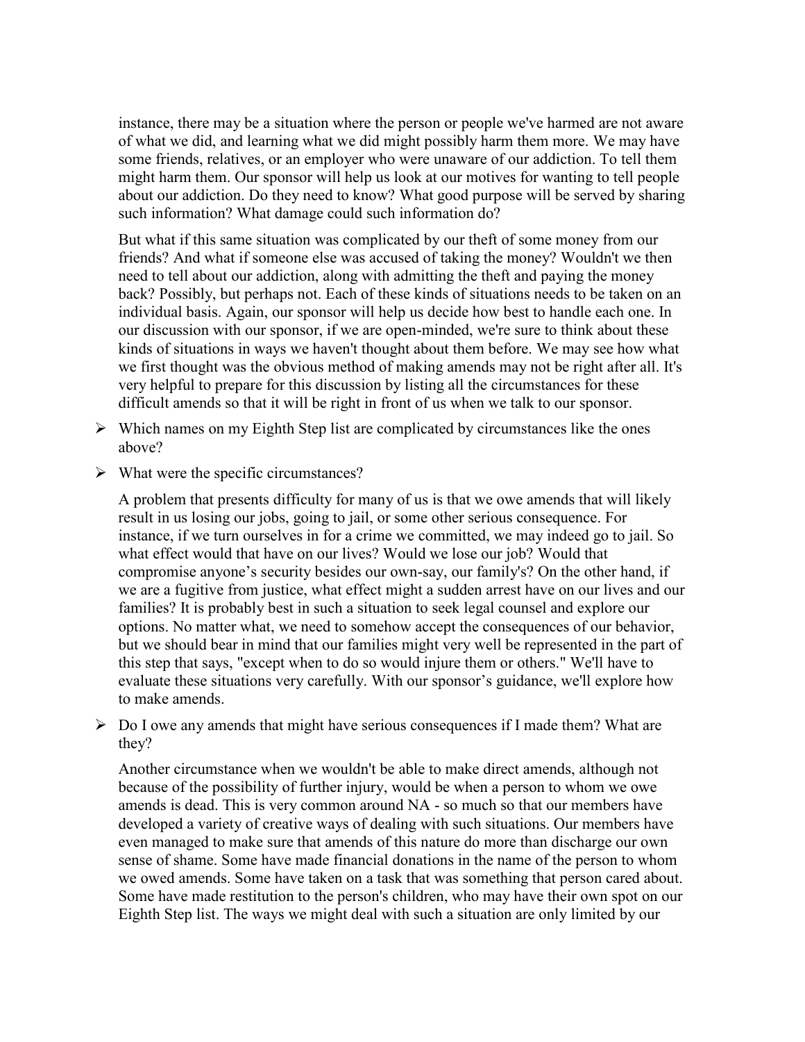instance, there may be a situation where the person or people we've harmed are not aware of what we did, and learning what we did might possibly harm them more. We may have some friends, relatives, or an employer who were unaware of our addiction. To tell them might harm them. Our sponsor will help us look at our motives for wanting to tell people about our addiction. Do they need to know? What good purpose will be served by sharing such information? What damage could such information do?

But what if this same situation was complicated by our theft of some money from our friends? And what if someone else was accused of taking the money? Wouldn't we then need to tell about our addiction, along with admitting the theft and paying the money back? Possibly, but perhaps not. Each of these kinds of situations needs to be taken on an individual basis. Again, our sponsor will help us decide how best to handle each one. In our discussion with our sponsor, if we are open-minded, we're sure to think about these kinds of situations in ways we haven't thought about them before. We may see how what we first thought was the obvious method of making amends may not be right after all. It's very helpful to prepare for this discussion by listing all the circumstances for these difficult amends so that it will be right in front of us when we talk to our sponsor.

- Which names on my Eighth Step list are complicated by circumstances like the ones above?
- What were the specific circumstances?

A problem that presents difficulty for many of us is that we owe amends that will likely result in us losing our jobs, going to jail, or some other serious consequence. For instance, if we turn ourselves in for a crime we committed, we may indeed go to jail. So what effect would that have on our lives? Would we lose our job? Would that compromise anyone's security besides our own-say, our family's? On the other hand, if we are a fugitive from justice, what effect might a sudden arrest have on our lives and our families? It is probably best in such a situation to seek legal counsel and explore our options. No matter what, we need to somehow accept the consequences of our behavior, but we should bear in mind that our families might very well be represented in the part of this step that says, "except when to do so would injure them or others." We'll have to evaluate these situations very carefully. With our sponsor's guidance, we'll explore how to make amends.

- Do I owe any amends that might have serious consequences if I made them? What are they?

Another circumstance when we wouldn't be able to make direct amends, although not because of the possibility of further injury, would be when a person to whom we owe amends is dead. This is very common around NA - so much so that our members have developed a variety of creative ways of dealing with such situations. Our members have even managed to make sure that amends of this nature do more than discharge our own sense of shame. Some have made financial donations in the name of the person to whom we owed amends. Some have taken on a task that was something that person cared about. Some have made restitution to the person's children, who may have their own spot on our Eighth Step list. The ways we might deal with such a situation are only limited by our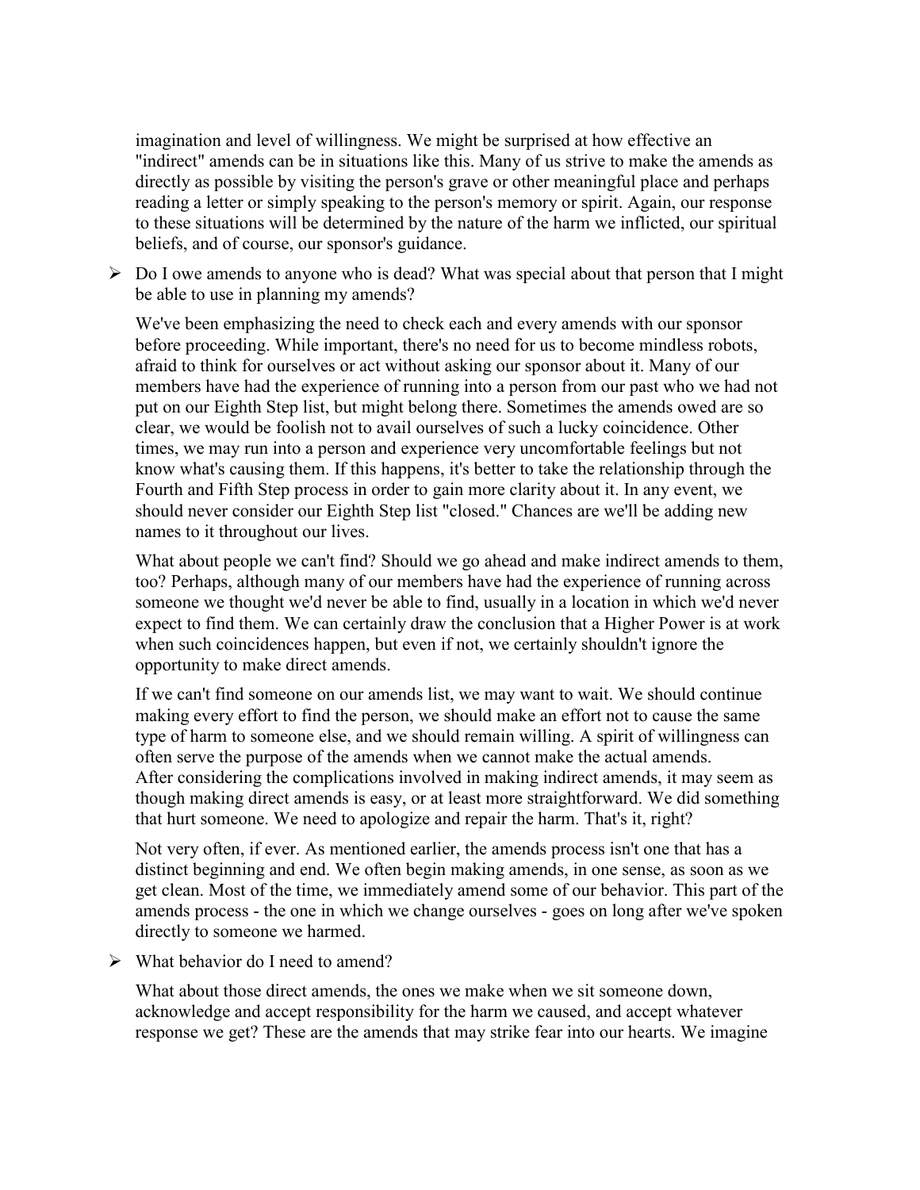imagination and level of willingness. We might be surprised at how effective an "indirect" amends can be in situations like this. Many of us strive to make the amends as directly as possible by visiting the person's grave or other meaningful place and perhaps reading a letter or simply speaking to the person's memory or spirit. Again, our response to these situations will be determined by the nature of the harm we inflicted, our spiritual beliefs, and of course, our sponsor's guidance.

- Do I owe amends to anyone who is dead? What was special about that person that I might be able to use in planning my amends?

We've been emphasizing the need to check each and every amends with our sponsor before proceeding. While important, there's no need for us to become mindless robots, afraid to think for ourselves or act without asking our sponsor about it. Many of our members have had the experience of running into a person from our past who we had not put on our Eighth Step list, but might belong there. Sometimes the amends owed are so clear, we would be foolish not to avail ourselves of such a lucky coincidence. Other times, we may run into a person and experience very uncomfortable feelings but not know what's causing them. If this happens, it's better to take the relationship through the Fourth and Fifth Step process in order to gain more clarity about it. In any event, we should never consider our Eighth Step list "closed." Chances are we'll be adding new names to it throughout our lives.

What about people we can't find? Should we go ahead and make indirect amends to them, too? Perhaps, although many of our members have had the experience of running across someone we thought we'd never be able to find, usually in a location in which we'd never expect to find them. We can certainly draw the conclusion that a Higher Power is at work when such coincidences happen, but even if not, we certainly shouldn't ignore the opportunity to make direct amends.

If we can't find someone on our amends list, we may want to wait. We should continue making every effort to find the person, we should make an effort not to cause the same type of harm to someone else, and we should remain willing. A spirit of willingness can often serve the purpose of the amends when we cannot make the actual amends.
After considering the complications involved in making indirect amends, it may seem as though making direct amends is easy, or at least more straightforward. We did something that hurt someone. We need to apologize and repair the harm. That's it, right?

Not very often, if ever. As mentioned earlier, the amends process isn't one that has a distinct beginning and end. We often begin making amends, in one sense, as soon as we get clean. Most of the time, we immediately amend some of our behavior. This part of the amends process - the one in which we change ourselves - goes on long after we've spoken directly to someone we harmed.

- What behavior do I need to amend?

What about those direct amends, the ones we make when we sit someone down, acknowledge and accept responsibility for the harm we caused, and accept whatever response we get? These are the amends that may strike fear into our hearts. We imagine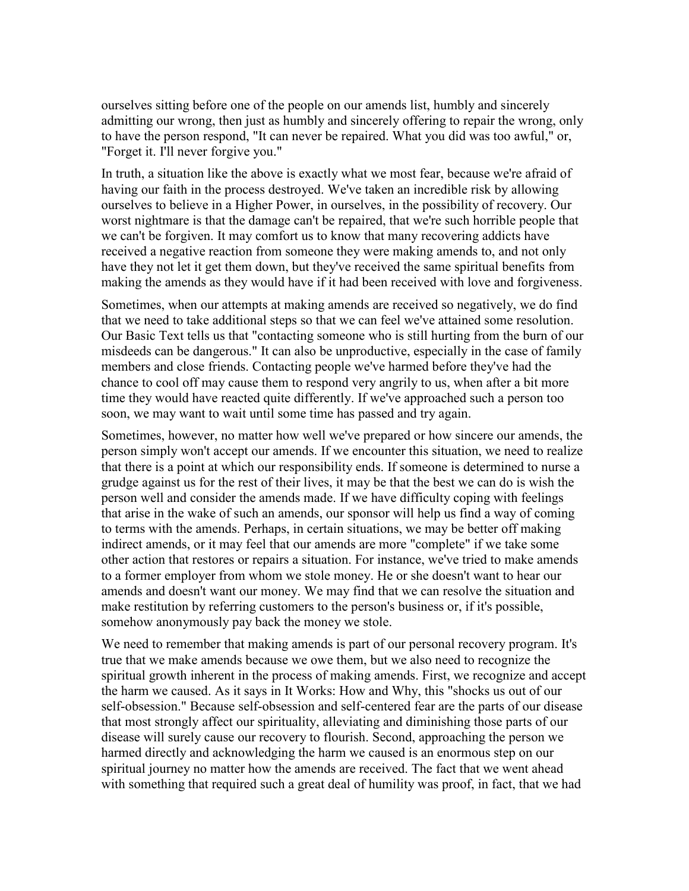ourselves sitting before one of the people on our amends list, humbly and sincerely admitting our wrong, then just as humbly and sincerely offering to repair the wrong, only to have the person respond, "It can never be repaired. What you did was too awful," or, "Forget it. I'll never forgive you."

In truth, a situation like the above is exactly what we most fear, because we're afraid of having our faith in the process destroyed. We've taken an incredible risk by allowing ourselves to believe in a Higher Power, in ourselves, in the possibility of recovery. Our worst nightmare is that the damage can't be repaired, that we're such horrible people that we can't be forgiven. It may comfort us to know that many recovering addicts have received a negative reaction from someone they were making amends to, and not only have they not let it get them down, but they've received the same spiritual benefits from making the amends as they would have if it had been received with love and forgiveness.

Sometimes, when our attempts at making amends are received so negatively, we do find that we need to take additional steps so that we can feel we've attained some resolution. Our Basic Text tells us that "contacting someone who is still hurting from the burn of our misdeeds can be dangerous." It can also be unproductive, especially in the case of family members and close friends. Contacting people we've harmed before they've had the chance to cool off may cause them to respond very angrily to us, when after a bit more time they would have reacted quite differently. If we've approached such a person too soon, we may want to wait until some time has passed and try again.

Sometimes, however, no matter how well we've prepared or how sincere our amends, the person simply won't accept our amends. If we encounter this situation, we need to realize that there is a point at which our responsibility ends. If someone is determined to nurse a grudge against us for the rest of their lives, it may be that the best we can do is wish the person well and consider the amends made. If we have difficulty coping with feelings that arise in the wake of such an amends, our sponsor will help us find a way of coming to terms with the amends. Perhaps, in certain situations, we may be better off making indirect amends, or it may feel that our amends are more "complete" if we take some other action that restores or repairs a situation. For instance, we've tried to make amends to a former employer from whom we stole money. He or she doesn't want to hear our amends and doesn't want our money. We may find that we can resolve the situation and make restitution by referring customers to the person's business or, if it's possible, somehow anonymously pay back the money we stole.

We need to remember that making amends is part of our personal recovery program. It's true that we make amends because we owe them, but we also need to recognize the spiritual growth inherent in the process of making amends. First, we recognize and accept the harm we caused. As it says in It Works: How and Why, this "shocks us out of our self-obsession." Because self-obsession and self-centered fear are the parts of our disease that most strongly affect our spirituality, alleviating and diminishing those parts of our disease will surely cause our recovery to flourish. Second, approaching the person we harmed directly and acknowledging the harm we caused is an enormous step on our spiritual journey no matter how the amends are received. The fact that we went ahead with something that required such a great deal of humility was proof, in fact, that we had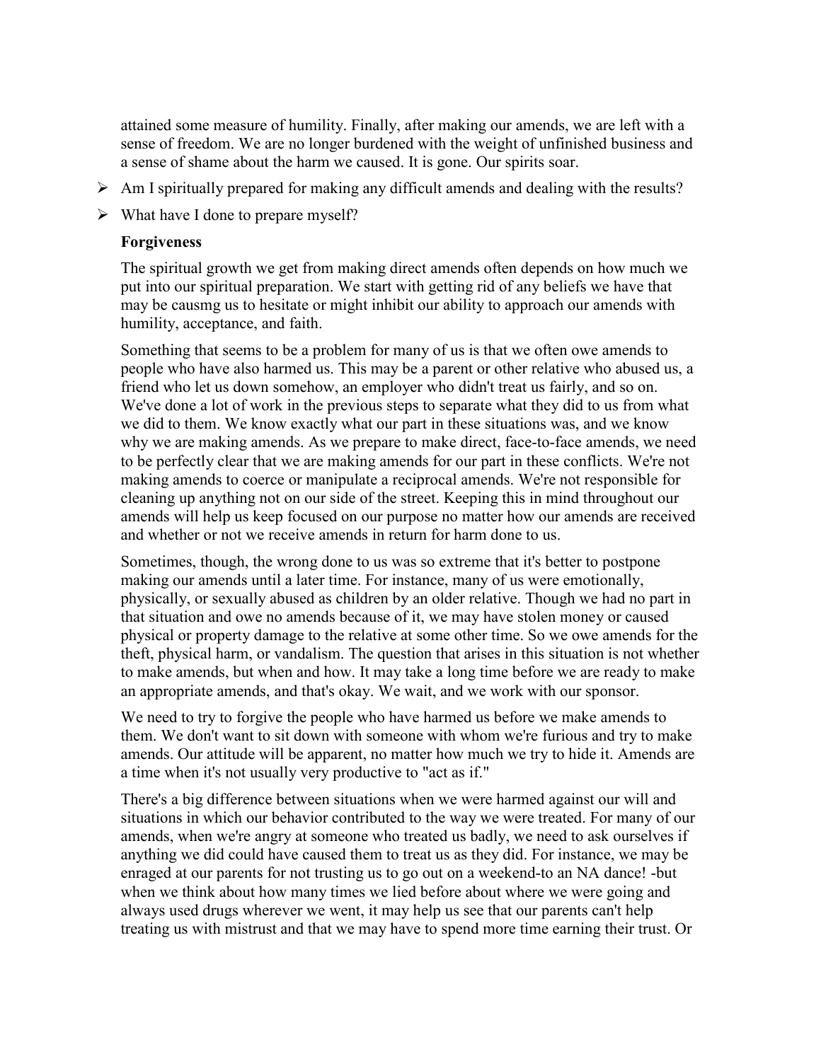attained some measure of humility. Finally, after making our amends, we are left with a sense of freedom. We are no longer burdened with the weight of unfinished business and a sense of shame about the harm we caused. It is gone. Our spirits soar.

- Am I spiritually prepared for making any difficult amends and dealing with the results?
- What have I done to prepare myself?

**Forgiveness**

The spiritual growth we get from making direct amends often depends on how much we put into our spiritual preparation. We start with getting rid of any beliefs we have that may be causmg us to hesitate or might inhibit our ability to approach our amends with humility, acceptance, and faith.

Something that seems to be a problem for many of us is that we often owe amends to people who have also harmed us. This may be a parent or other relative who abused us, a friend who let us down somehow, an employer who didn't treat us fairly, and so on. We've done a lot of work in the previous steps to separate what they did to us from what we did to them. We know exactly what our part in these situations was, and we know why we are making amends. As we prepare to make direct, face-to-face amends, we need to be perfectly clear that we are making amends for our part in these conflicts. We're not making amends to coerce or manipulate a reciprocal amends. We're not responsible for cleaning up anything not on our side of the street. Keeping this in mind throughout our amends will help us keep focused on our purpose no matter how our amends are received and whether or not we receive amends in return for harm done to us.

Sometimes, though, the wrong done to us was so extreme that it's better to postpone making our amends until a later time. For instance, many of us were emotionally, physically, or sexually abused as children by an older relative. Though we had no part in that situation and owe no amends because of it, we may have stolen money or caused physical or property damage to the relative at some other time. So we owe amends for the theft, physical harm, or vandalism. The question that arises in this situation is not whether to make amends, but when and how. It may take a long time before we are ready to make an appropriate amends, and that's okay. We wait, and we work with our sponsor.

We need to try to forgive the people who have harmed us before we make amends to them. We don't want to sit down with someone with whom we're furious and try to make amends. Our attitude will be apparent, no matter how much we try to hide it. Amends are a time when it's not usually very productive to "act as if."

There's a big difference between situations when we were harmed against our will and situations in which our behavior contributed to the way we were treated. For many of our amends, when we're angry at someone who treated us badly, we need to ask ourselves if anything we did could have caused them to treat us as they did. For instance, we may be enraged at our parents for not trusting us to go out on a weekend-to an NA dance! -but when we think about how many times we lied before about where we were going and always used drugs wherever we went, it may help us see that our parents can't help treating us with mistrust and that we may have to spend more time earning their trust. Or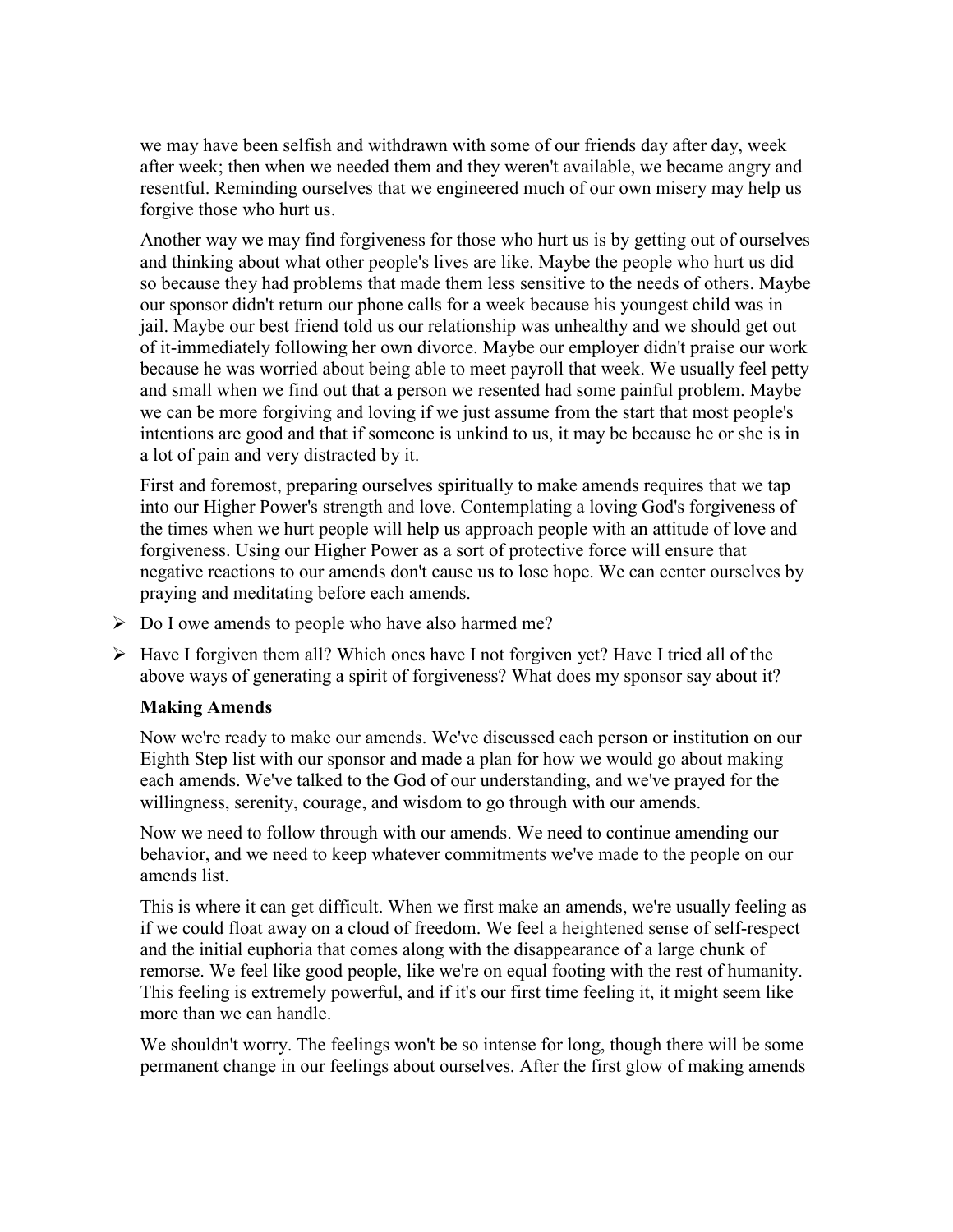we may have been selfish and withdrawn with some of our friends day after day, week after week; then when we needed them and they weren't available, we became angry and resentful. Reminding ourselves that we engineered much of our own misery may help us forgive those who hurt us.

Another way we may find forgiveness for those who hurt us is by getting out of ourselves and thinking about what other people's lives are like. Maybe the people who hurt us did so because they had problems that made them less sensitive to the needs of others. Maybe our sponsor didn't return our phone calls for a week because his youngest child was in jail. Maybe our best friend told us our relationship was unhealthy and we should get out of it-immediately following her own divorce. Maybe our employer didn't praise our work because he was worried about being able to meet payroll that week. We usually feel petty and small when we find out that a person we resented had some painful problem. Maybe we can be more forgiving and loving if we just assume from the start that most people's intentions are good and that if someone is unkind to us, it may be because he or she is in a lot of pain and very distracted by it.

First and foremost, preparing ourselves spiritually to make amends requires that we tap into our Higher Power's strength and love. Contemplating a loving God's forgiveness of the times when we hurt people will help us approach people with an attitude of love and forgiveness. Using our Higher Power as a sort of protective force will ensure that negative reactions to our amends don't cause us to lose hope. We can center ourselves by praying and meditating before each amends.

- Do I owe amends to people who have also harmed me?
- Have I forgiven them all? Which ones have I not forgiven yet? Have I tried all of the above ways of generating a spirit of forgiveness? What does my sponsor say about it?

**Making Amends**

Now we're ready to make our amends. We've discussed each person or institution on our Eighth Step list with our sponsor and made a plan for how we would go about making each amends. We've talked to the God of our understanding, and we've prayed for the willingness, serenity, courage, and wisdom to go through with our amends.

Now we need to follow through with our amends. We need to continue amending our behavior, and we need to keep whatever commitments we've made to the people on our amends list.

This is where it can get difficult. When we first make an amends, we're usually feeling as if we could float away on a cloud of freedom. We feel a heightened sense of self-respect and the initial euphoria that comes along with the disappearance of a large chunk of remorse. We feel like good people, like we're on equal footing with the rest of humanity. This feeling is extremely powerful, and if it's our first time feeling it, it might seem like more than we can handle.

We shouldn't worry. The feelings won't be so intense for long, though there will be some permanent change in our feelings about ourselves. After the first glow of making amends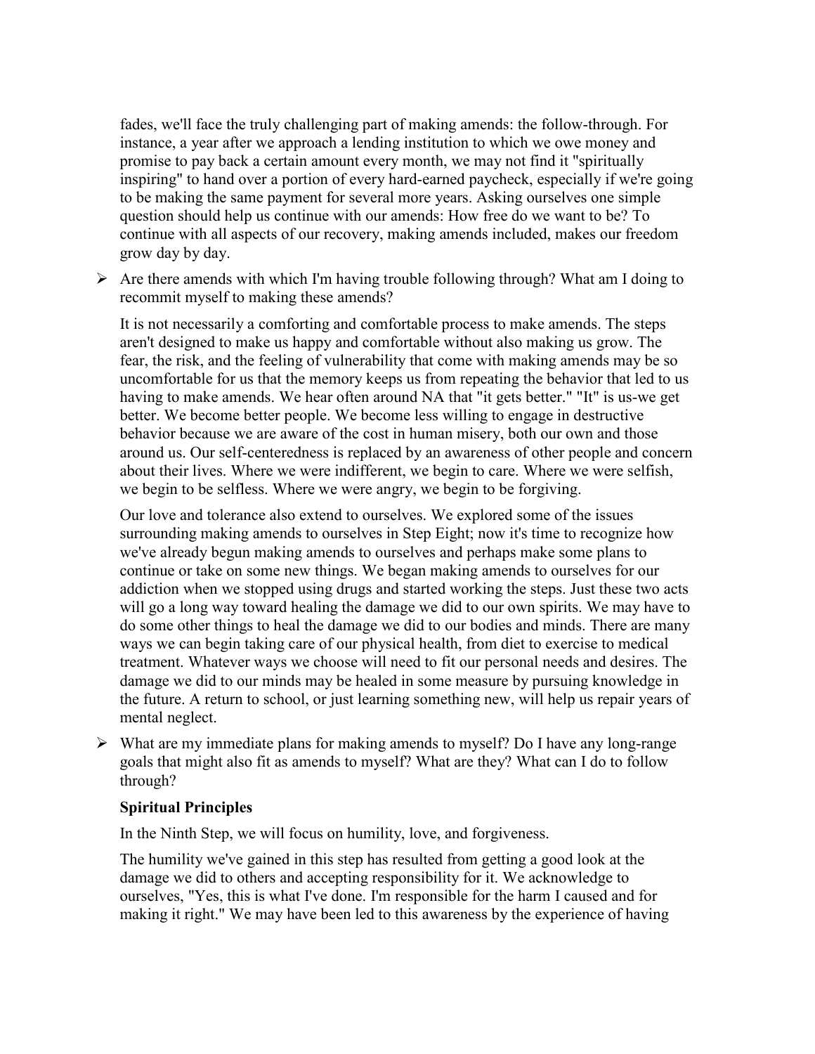fades, we'll face the truly challenging part of making amends: the follow-through. For instance, a year after we approach a lending institution to which we owe money and promise to pay back a certain amount every month, we may not find it "spiritually inspiring" to hand over a portion of every hard-earned paycheck, especially if we're going to be making the same payment for several more years. Asking ourselves one simple question should help us continue with our amends: How free do we want to be? To continue with all aspects of our recovery, making amends included, makes our freedom grow day by day.

- Are there amends with which I'm having trouble following through? What am I doing to recommit myself to making these amends?

It is not necessarily a comforting and comfortable process to make amends. The steps aren't designed to make us happy and comfortable without also making us grow. The fear, the risk, and the feeling of vulnerability that come with making amends may be so uncomfortable for us that the memory keeps us from repeating the behavior that led to us having to make amends. We hear often around NA that "it gets better." "It" is us-we get better. We become better people. We become less willing to engage in destructive behavior because we are aware of the cost in human misery, both our own and those around us. Our self-centeredness is replaced by an awareness of other people and concern about their lives. Where we were indifferent, we begin to care. Where we were selfish, we begin to be selfless. Where we were angry, we begin to be forgiving.

Our love and tolerance also extend to ourselves. We explored some of the issues surrounding making amends to ourselves in Step Eight; now it's time to recognize how we've already begun making amends to ourselves and perhaps make some plans to continue or take on some new things. We began making amends to ourselves for our addiction when we stopped using drugs and started working the steps. Just these two acts will go a long way toward healing the damage we did to our own spirits. We may have to do some other things to heal the damage we did to our bodies and minds. There are many ways we can begin taking care of our physical health, from diet to exercise to medical treatment. Whatever ways we choose will need to fit our personal needs and desires. The damage we did to our minds may be healed in some measure by pursuing knowledge in the future. A return to school, or just learning something new, will help us repair years of mental neglect.

- What are my immediate plans for making amends to myself? Do I have any long-range goals that might also fit as amends to myself? What are they? What can I do to follow through?

**Spiritual Principles**

In the Ninth Step, we will focus on humility, love, and forgiveness.

The humility we've gained in this step has resulted from getting a good look at the damage we did to others and accepting responsibility for it. We acknowledge to ourselves, "Yes, this is what I've done. I'm responsible for the harm I caused and for making it right." We may have been led to this awareness by the experience of having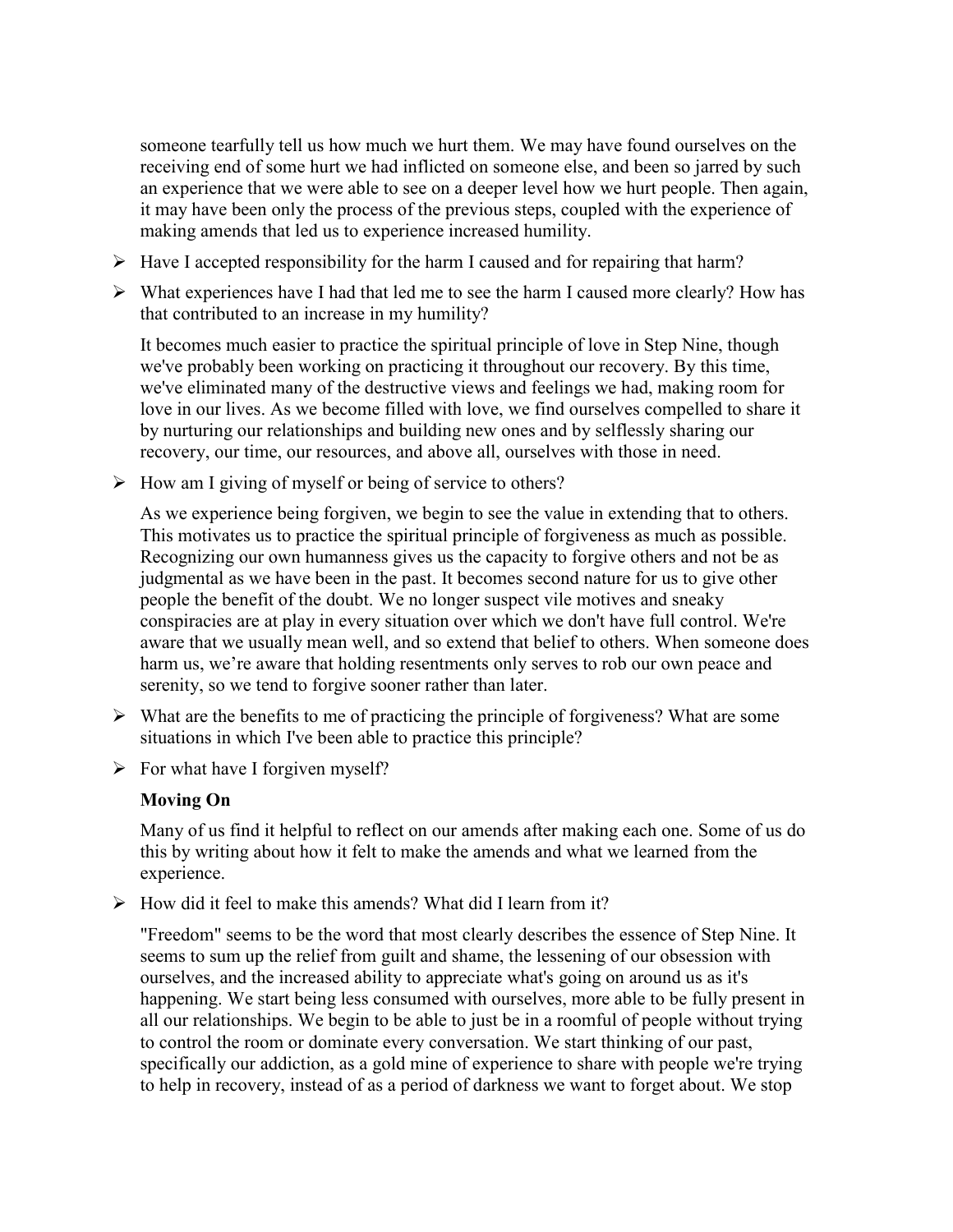someone tearfully tell us how much we hurt them. We may have found ourselves on the receiving end of some hurt we had inflicted on someone else, and been so jarred by such an experience that we were able to see on a deeper level how we hurt people. Then again, it may have been only the process of the previous steps, coupled with the experience of making amends that led us to experience increased humility.

- Have I accepted responsibility for the harm I caused and for repairing that harm?
- What experiences have I had that led me to see the harm I caused more clearly? How has that contributed to an increase in my humility?

It becomes much easier to practice the spiritual principle of love in Step Nine, though we've probably been working on practicing it throughout our recovery. By this time, we've eliminated many of the destructive views and feelings we had, making room for love in our lives. As we become filled with love, we find ourselves compelled to share it by nurturing our relationships and building new ones and by selflessly sharing our recovery, our time, our resources, and above all, ourselves with those in need.

- How am I giving of myself or being of service to others?

As we experience being forgiven, we begin to see the value in extending that to others. This motivates us to practice the spiritual principle of forgiveness as much as possible. Recognizing our own humanness gives us the capacity to forgive others and not be as judgmental as we have been in the past. It becomes second nature for us to give other people the benefit of the doubt. We no longer suspect vile motives and sneaky conspiracies are at play in every situation over which we don't have full control. We're aware that we usually mean well, and so extend that belief to others. When someone does harm us, we're aware that holding resentments only serves to rob our own peace and serenity, so we tend to forgive sooner rather than later.

- What are the benefits to me of practicing the principle of forgiveness? What are some situations in which I've been able to practice this principle?
- For what have I forgiven myself?

**Moving On**

Many of us find it helpful to reflect on our amends after making each one. Some of us do this by writing about how it felt to make the amends and what we learned from the experience.

- How did it feel to make this amends? What did I learn from it?

"Freedom" seems to be the word that most clearly describes the essence of Step Nine. It seems to sum up the relief from guilt and shame, the lessening of our obsession with ourselves, and the increased ability to appreciate what's going on around us as it's happening. We start being less consumed with ourselves, more able to be fully present in all our relationships. We begin to be able to just be in a roomful of people without trying to control the room or dominate every conversation. We start thinking of our past, specifically our addiction, as a gold mine of experience to share with people we're trying to help in recovery, instead of as a period of darkness we want to forget about. We stop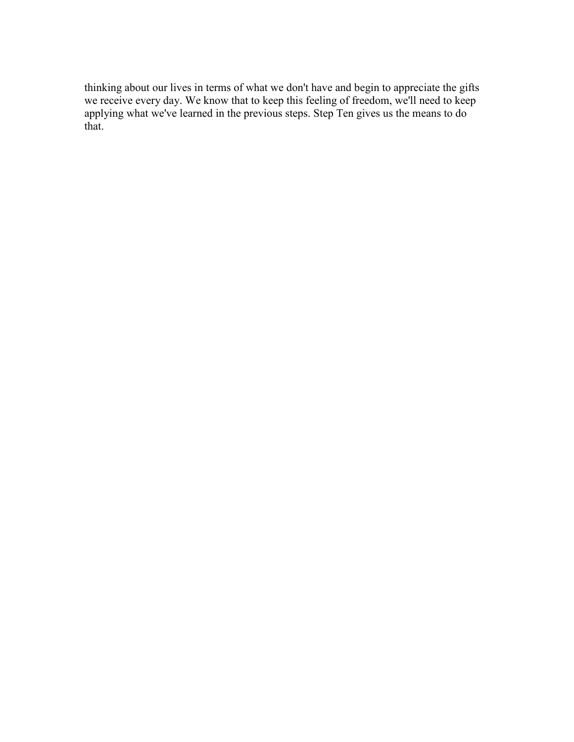thinking about our lives in terms of what we don't have and begin to appreciate the gifts we receive every day. We know that to keep this feeling of freedom, we'll need to keep applying what we've learned in the previous steps. Step Ten gives us the means to do that.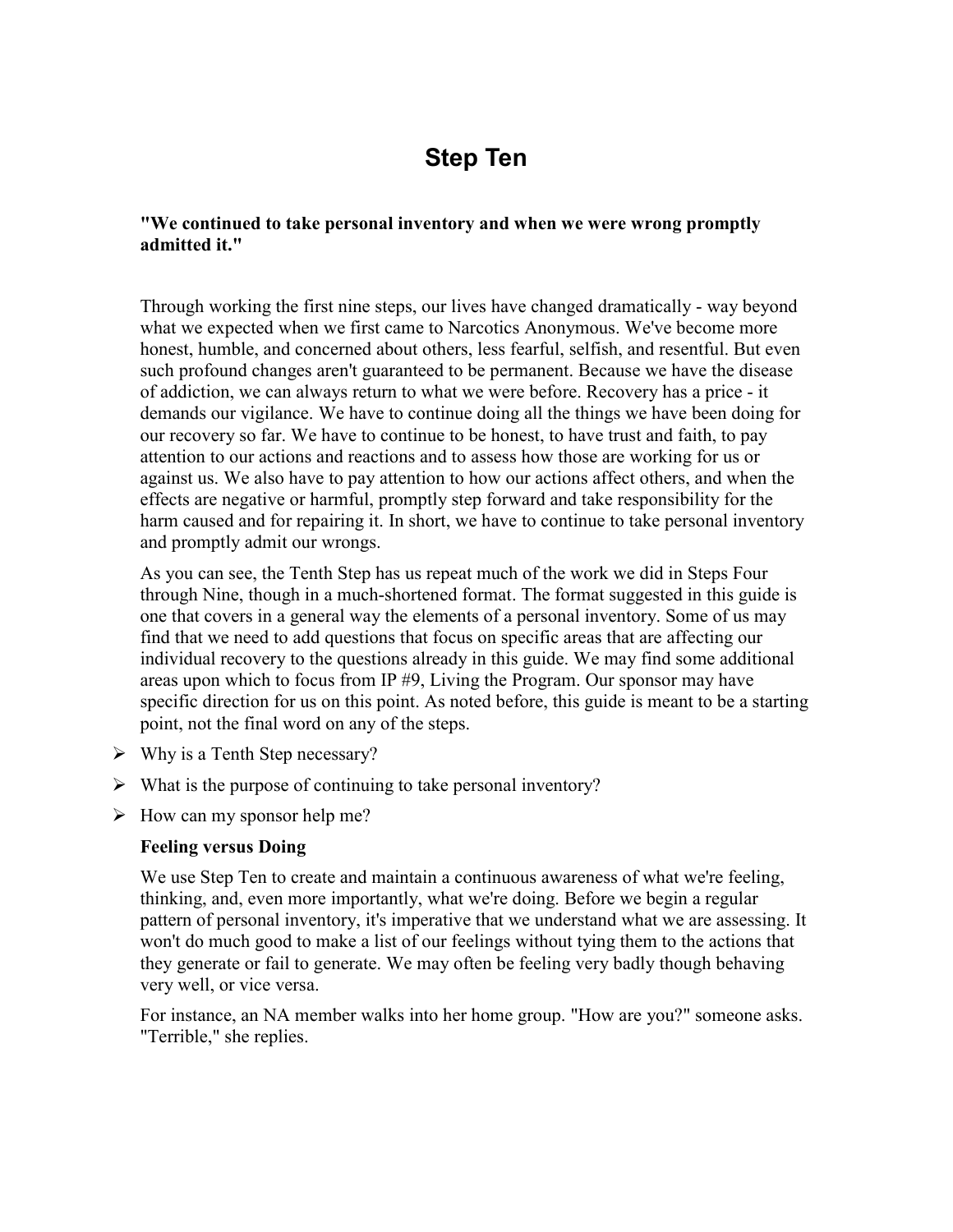# Step Ten

**"We continued to take personal inventory and when we were wrong promptly admitted it."**

Through working the first nine steps, our lives have changed dramatically - way beyond what we expected when we first came to Narcotics Anonymous. We've become more honest, humble, and concerned about others, less fearful, selfish, and resentful. But even such profound changes aren't guaranteed to be permanent. Because we have the disease of addiction, we can always return to what we were before. Recovery has a price - it demands our vigilance. We have to continue doing all the things we have been doing for our recovery so far. We have to continue to be honest, to have trust and faith, to pay attention to our actions and reactions and to assess how those are working for us or against us. We also have to pay attention to how our actions affect others, and when the effects are negative or harmful, promptly step forward and take responsibility for the harm caused and for repairing it. In short, we have to continue to take personal inventory and promptly admit our wrongs.

As you can see, the Tenth Step has us repeat much of the work we did in Steps Four through Nine, though in a much-shortened format. The format suggested in this guide is one that covers in a general way the elements of a personal inventory. Some of us may find that we need to add questions that focus on specific areas that are affecting our individual recovery to the questions already in this guide. We may find some additional areas upon which to focus from IP #9, Living the Program. Our sponsor may have specific direction for us on this point. As noted before, this guide is meant to be a starting point, not the final word on any of the steps.

- Why is a Tenth Step necessary?
- What is the purpose of continuing to take personal inventory?
- How can my sponsor help me?

**Feeling versus Doing**

We use Step Ten to create and maintain a continuous awareness of what we're feeling, thinking, and, even more importantly, what we're doing. Before we begin a regular pattern of personal inventory, it's imperative that we understand what we are assessing. It won't do much good to make a list of our feelings without tying them to the actions that they generate or fail to generate. We may often be feeling very badly though behaving very well, or vice versa.

For instance, an NA member walks into her home group. "How are you?" someone asks. "Terrible," she replies.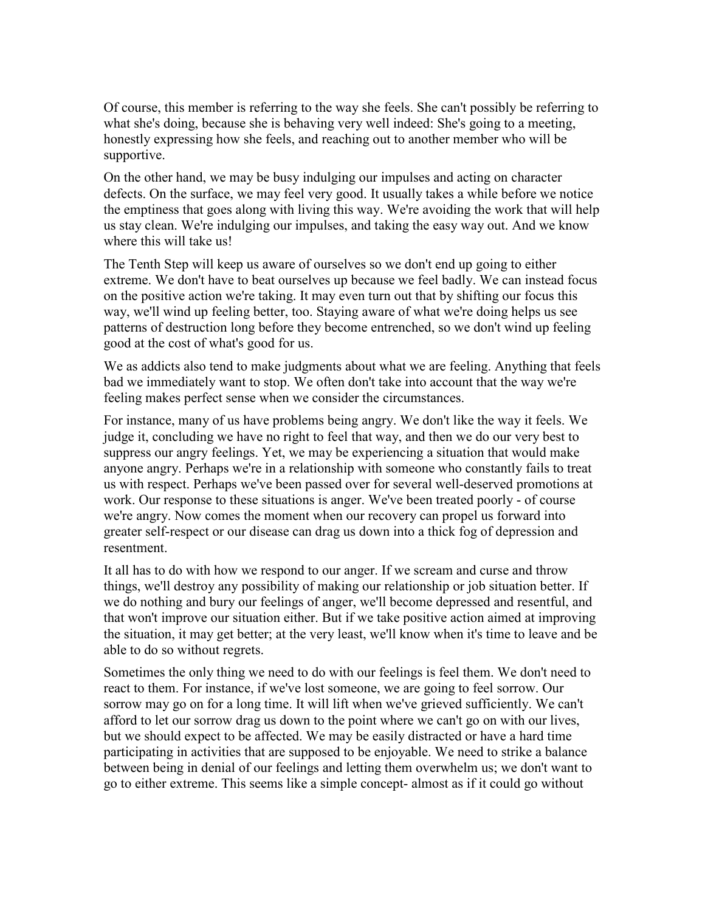Of course, this member is referring to the way she feels. She can't possibly be referring to what she's doing, because she is behaving very well indeed: She's going to a meeting, honestly expressing how she feels, and reaching out to another member who will be supportive.

On the other hand, we may be busy indulging our impulses and acting on character defects. On the surface, we may feel very good. It usually takes a while before we notice the emptiness that goes along with living this way. We're avoiding the work that will help us stay clean. We're indulging our impulses, and taking the easy way out. And we know where this will take us!

The Tenth Step will keep us aware of ourselves so we don't end up going to either extreme. We don't have to beat ourselves up because we feel badly. We can instead focus on the positive action we're taking. It may even turn out that by shifting our focus this way, we'll wind up feeling better, too. Staying aware of what we're doing helps us see patterns of destruction long before they become entrenched, so we don't wind up feeling good at the cost of what's good for us.

We as addicts also tend to make judgments about what we are feeling. Anything that feels bad we immediately want to stop. We often don't take into account that the way we're feeling makes perfect sense when we consider the circumstances.

For instance, many of us have problems being angry. We don't like the way it feels. We judge it, concluding we have no right to feel that way, and then we do our very best to suppress our angry feelings. Yet, we may be experiencing a situation that would make anyone angry. Perhaps we're in a relationship with someone who constantly fails to treat us with respect. Perhaps we've been passed over for several well-deserved promotions at work. Our response to these situations is anger. We've been treated poorly - of course we're angry. Now comes the moment when our recovery can propel us forward into greater self-respect or our disease can drag us down into a thick fog of depression and resentment.

It all has to do with how we respond to our anger. If we scream and curse and throw things, we'll destroy any possibility of making our relationship or job situation better. If we do nothing and bury our feelings of anger, we'll become depressed and resentful, and that won't improve our situation either. But if we take positive action aimed at improving the situation, it may get better; at the very least, we'll know when it's time to leave and be able to do so without regrets.

Sometimes the only thing we need to do with our feelings is feel them. We don't need to react to them. For instance, if we've lost someone, we are going to feel sorrow. Our sorrow may go on for a long time. It will lift when we've grieved sufficiently. We can't afford to let our sorrow drag us down to the point where we can't go on with our lives, but we should expect to be affected. We may be easily distracted or have a hard time participating in activities that are supposed to be enjoyable. We need to strike a balance between being in denial of our feelings and letting them overwhelm us; we don't want to go to either extreme. This seems like a simple concept- almost as if it could go without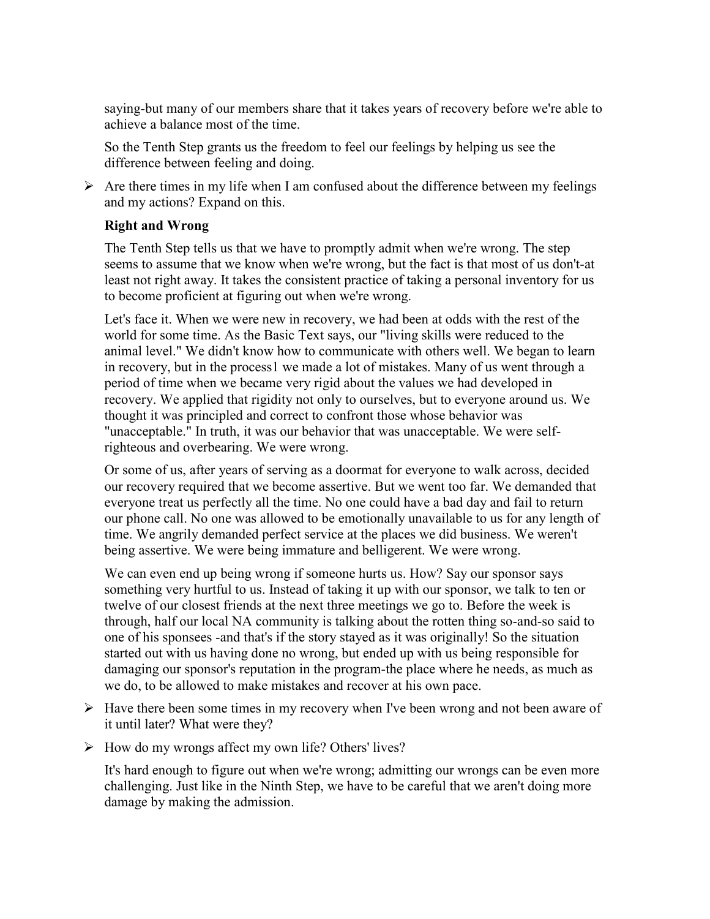saying-but many of our members share that it takes years of recovery before we're able to achieve a balance most of the time.

So the Tenth Step grants us the freedom to feel our feelings by helping us see the difference between feeling and doing.

- Are there times in my life when I am confused about the difference between my feelings and my actions? Expand on this.

**Right and Wrong**

The Tenth Step tells us that we have to promptly admit when we're wrong. The step seems to assume that we know when we're wrong, but the fact is that most of us don't-at least not right away. It takes the consistent practice of taking a personal inventory for us to become proficient at figuring out when we're wrong.

Let's face it. When we were new in recovery, we had been at odds with the rest of the world for some time. As the Basic Text says, our "living skills were reduced to the animal level." We didn't know how to communicate with others well. We began to learn in recovery, but in the process1 we made a lot of mistakes. Many of us went through a period of time when we became very rigid about the values we had developed in recovery. We applied that rigidity not only to ourselves, but to everyone around us. We thought it was principled and correct to confront those whose behavior was "unacceptable." In truth, it was our behavior that was unacceptable. We were self-righteous and overbearing. We were wrong.

Or some of us, after years of serving as a doormat for everyone to walk across, decided our recovery required that we become assertive. But we went too far. We demanded that everyone treat us perfectly all the time. No one could have a bad day and fail to return our phone call. No one was allowed to be emotionally unavailable to us for any length of time. We angrily demanded perfect service at the places we did business. We weren't being assertive. We were being immature and belligerent. We were wrong.

We can even end up being wrong if someone hurts us. How? Say our sponsor says something very hurtful to us. Instead of taking it up with our sponsor, we talk to ten or twelve of our closest friends at the next three meetings we go to. Before the week is through, half our local NA community is talking about the rotten thing so-and-so said to one of his sponsees -and that's if the story stayed as it was originally! So the situation started out with us having done no wrong, but ended up with us being responsible for damaging our sponsor's reputation in the program-the place where he needs, as much as we do, to be allowed to make mistakes and recover at his own pace.

- Have there been some times in my recovery when I've been wrong and not been aware of it until later? What were they?
- How do my wrongs affect my own life? Others' lives?

It's hard enough to figure out when we're wrong; admitting our wrongs can be even more challenging. Just like in the Ninth Step, we have to be careful that we aren't doing more damage by making the admission.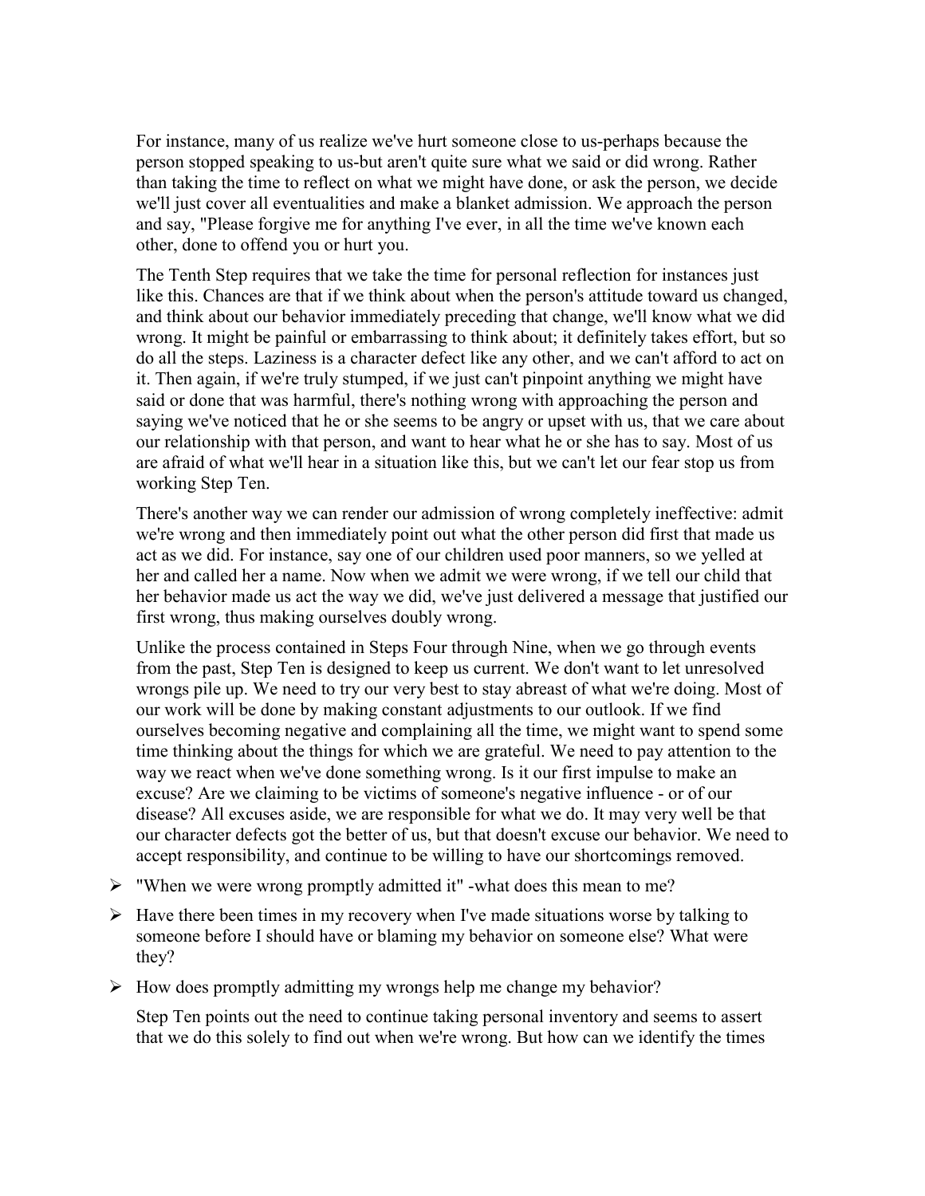For instance, many of us realize we've hurt someone close to us-perhaps because the person stopped speaking to us-but aren't quite sure what we said or did wrong. Rather than taking the time to reflect on what we might have done, or ask the person, we decide we'll just cover all eventualities and make a blanket admission. We approach the person and say, "Please forgive me for anything I've ever, in all the time we've known each other, done to offend you or hurt you.

The Tenth Step requires that we take the time for personal reflection for instances just like this. Chances are that if we think about when the person's attitude toward us changed, and think about our behavior immediately preceding that change, we'll know what we did wrong. It might be painful or embarrassing to think about; it definitely takes effort, but so do all the steps. Laziness is a character defect like any other, and we can't afford to act on it. Then again, if we're truly stumped, if we just can't pinpoint anything we might have said or done that was harmful, there's nothing wrong with approaching the person and saying we've noticed that he or she seems to be angry or upset with us, that we care about our relationship with that person, and want to hear what he or she has to say. Most of us are afraid of what we'll hear in a situation like this, but we can't let our fear stop us from working Step Ten.

There's another way we can render our admission of wrong completely ineffective: admit we're wrong and then immediately point out what the other person did first that made us act as we did. For instance, say one of our children used poor manners, so we yelled at her and called her a name. Now when we admit we were wrong, if we tell our child that her behavior made us act the way we did, we've just delivered a message that justified our first wrong, thus making ourselves doubly wrong.

Unlike the process contained in Steps Four through Nine, when we go through events from the past, Step Ten is designed to keep us current. We don't want to let unresolved wrongs pile up. We need to try our very best to stay abreast of what we're doing. Most of our work will be done by making constant adjustments to our outlook. If we find ourselves becoming negative and complaining all the time, we might want to spend some time thinking about the things for which we are grateful. We need to pay attention to the way we react when we've done something wrong. Is it our first impulse to make an excuse? Are we claiming to be victims of someone's negative influence - or of our disease? All excuses aside, we are responsible for what we do. It may very well be that our character defects got the better of us, but that doesn't excuse our behavior. We need to accept responsibility, and continue to be willing to have our shortcomings removed.

- "When we were wrong promptly admitted it" -what does this mean to me?
- Have there been times in my recovery when I've made situations worse by talking to someone before I should have or blaming my behavior on someone else? What were they?
- How does promptly admitting my wrongs help me change my behavior?

Step Ten points out the need to continue taking personal inventory and seems to assert that we do this solely to find out when we're wrong. But how can we identify the times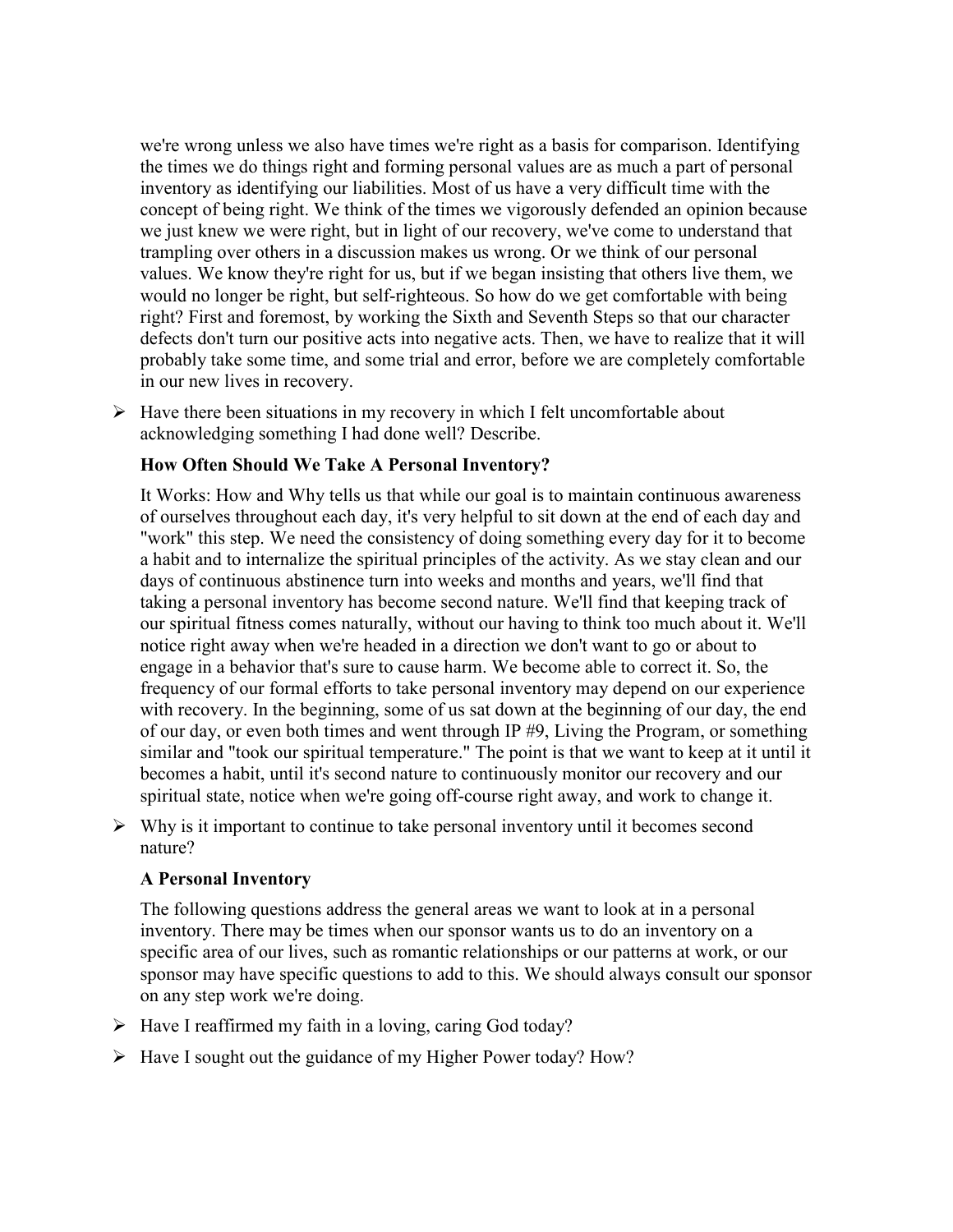we're wrong unless we also have times we're right as a basis for comparison. Identifying the times we do things right and forming personal values are as much a part of personal inventory as identifying our liabilities. Most of us have a very difficult time with the concept of being right. We think of the times we vigorously defended an opinion because we just knew we were right, but in light of our recovery, we've come to understand that trampling over others in a discussion makes us wrong. Or we think of our personal values. We know they're right for us, but if we began insisting that others live them, we would no longer be right, but self-righteous. So how do we get comfortable with being right? First and foremost, by working the Sixth and Seventh Steps so that our character defects don't turn our positive acts into negative acts. Then, we have to realize that it will probably take some time, and some trial and error, before we are completely comfortable in our new lives in recovery.

- Have there been situations in my recovery in which I felt uncomfortable about acknowledging something I had done well? Describe.

**How Often Should We Take A Personal Inventory?**

It Works: How and Why tells us that while our goal is to maintain continuous awareness of ourselves throughout each day, it's very helpful to sit down at the end of each day and "work" this step. We need the consistency of doing something every day for it to become a habit and to internalize the spiritual principles of the activity. As we stay clean and our days of continuous abstinence turn into weeks and months and years, we'll find that taking a personal inventory has become second nature. We'll find that keeping track of our spiritual fitness comes naturally, without our having to think too much about it. We'll notice right away when we're headed in a direction we don't want to go or about to engage in a behavior that's sure to cause harm. We become able to correct it. So, the frequency of our formal efforts to take personal inventory may depend on our experience with recovery. In the beginning, some of us sat down at the beginning of our day, the end of our day, or even both times and went through IP #9, Living the Program, or something similar and "took our spiritual temperature." The point is that we want to keep at it until it becomes a habit, until it's second nature to continuously monitor our recovery and our spiritual state, notice when we're going off-course right away, and work to change it.

- Why is it important to continue to take personal inventory until it becomes second nature?

**A Personal Inventory**

The following questions address the general areas we want to look at in a personal inventory. There may be times when our sponsor wants us to do an inventory on a specific area of our lives, such as romantic relationships or our patterns at work, or our sponsor may have specific questions to add to this. We should always consult our sponsor on any step work we're doing.

- Have I reaffirmed my faith in a loving, caring God today?
- Have I sought out the guidance of my Higher Power today? How?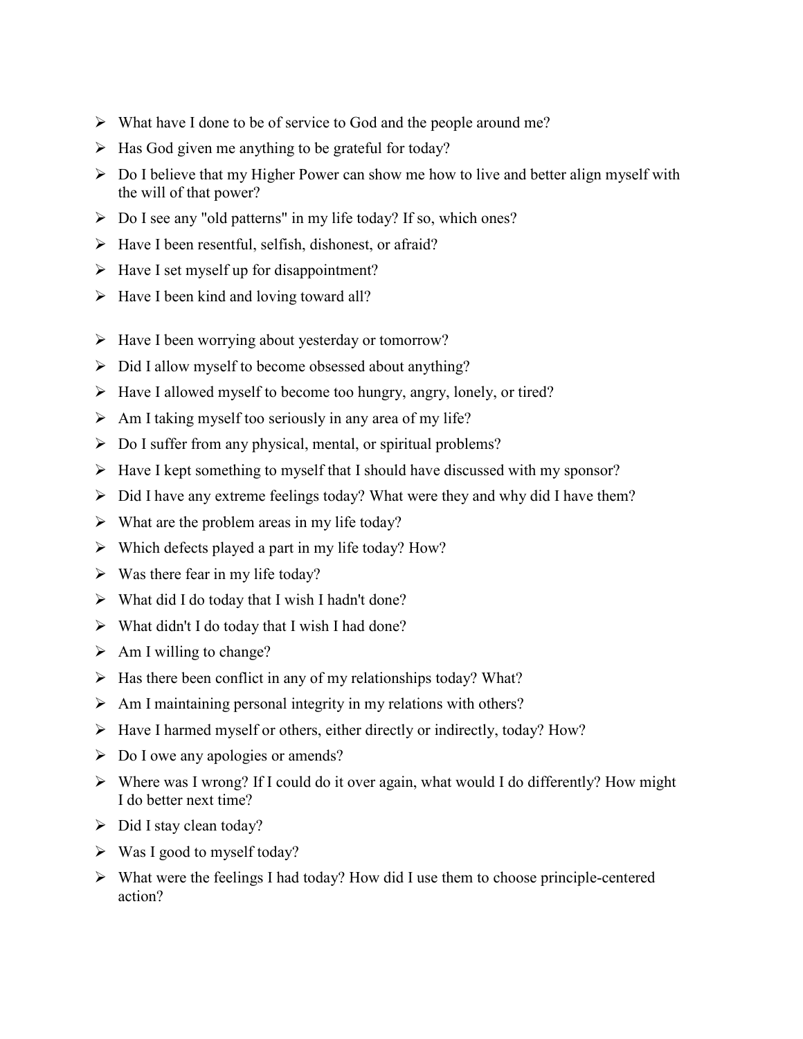- What have I done to be of service to God and the people around me?
- Has God given me anything to be grateful for today?
- Do I believe that my Higher Power can show me how to live and better align myself with the will of that power?
- Do I see any "old patterns" in my life today? If so, which ones?
- Have I been resentful, selfish, dishonest, or afraid?
- Have I set myself up for disappointment?
- Have I been kind and loving toward all?

- Have I been worrying about yesterday or tomorrow?
- Did I allow myself to become obsessed about anything?
- Have I allowed myself to become too hungry, angry, lonely, or tired?
- Am I taking myself too seriously in any area of my life?
- Do I suffer from any physical, mental, or spiritual problems?
- Have I kept something to myself that I should have discussed with my sponsor?
- Did I have any extreme feelings today? What were they and why did I have them?
- What are the problem areas in my life today?
- Which defects played a part in my life today? How?
- Was there fear in my life today?
- What did I do today that I wish I hadn't done?
- What didn't I do today that I wish I had done?
- Am I willing to change?
- Has there been conflict in any of my relationships today? What?
- Am I maintaining personal integrity in my relations with others?
- Have I harmed myself or others, either directly or indirectly, today? How?
- Do I owe any apologies or amends?
- Where was I wrong? If I could do it over again, what would I do differently? How might I do better next time?
- Did I stay clean today?
- Was I good to myself today?
- What were the feelings I had today? How did I use them to choose principle-centered action?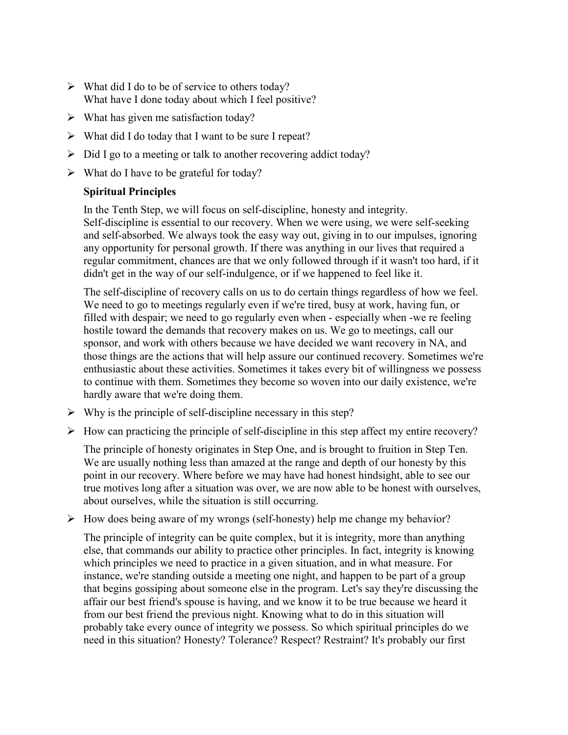- What did I do to be of service to others today?
  What have I done today about which I feel positive?
- What has given me satisfaction today?
- What did I do today that I want to be sure I repeat?
- Did I go to a meeting or talk to another recovering addict today?
- What do I have to be grateful for today?

**Spiritual Principles**

In the Tenth Step, we will focus on self-discipline, honesty and integrity.
Self-discipline is essential to our recovery. When we were using, we were self-seeking and self-absorbed. We always took the easy way out, giving in to our impulses, ignoring any opportunity for personal growth. If there was anything in our lives that required a regular commitment, chances are that we only followed through if it wasn't too hard, if it didn't get in the way of our self-indulgence, or if we happened to feel like it.

The self-discipline of recovery calls on us to do certain things regardless of how we feel. We need to go to meetings regularly even if we're tired, busy at work, having fun, or filled with despair; we need to go regularly even when - especially when -we re feeling hostile toward the demands that recovery makes on us. We go to meetings, call our sponsor, and work with others because we have decided we want recovery in NA, and those things are the actions that will help assure our continued recovery. Sometimes we're enthusiastic about these activities. Sometimes it takes every bit of willingness we possess to continue with them. Sometimes they become so woven into our daily existence, we're hardly aware that we're doing them.

- Why is the principle of self-discipline necessary in this step?
- How can practicing the principle of self-discipline in this step affect my entire recovery?

The principle of honesty originates in Step One, and is brought to fruition in Step Ten. We are usually nothing less than amazed at the range and depth of our honesty by this point in our recovery. Where before we may have had honest hindsight, able to see our true motives long after a situation was over, we are now able to be honest with ourselves, about ourselves, while the situation is still occurring.

- How does being aware of my wrongs (self-honesty) help me change my behavior?

The principle of integrity can be quite complex, but it is integrity, more than anything else, that commands our ability to practice other principles. In fact, integrity is knowing which principles we need to practice in a given situation, and in what measure. For instance, we're standing outside a meeting one night, and happen to be part of a group that begins gossiping about someone else in the program. Let's say they're discussing the affair our best friend's spouse is having, and we know it to be true because we heard it from our best friend the previous night. Knowing what to do in this situation will probably take every ounce of integrity we possess. So which spiritual principles do we need in this situation? Honesty? Tolerance? Respect? Restraint? It's probably our first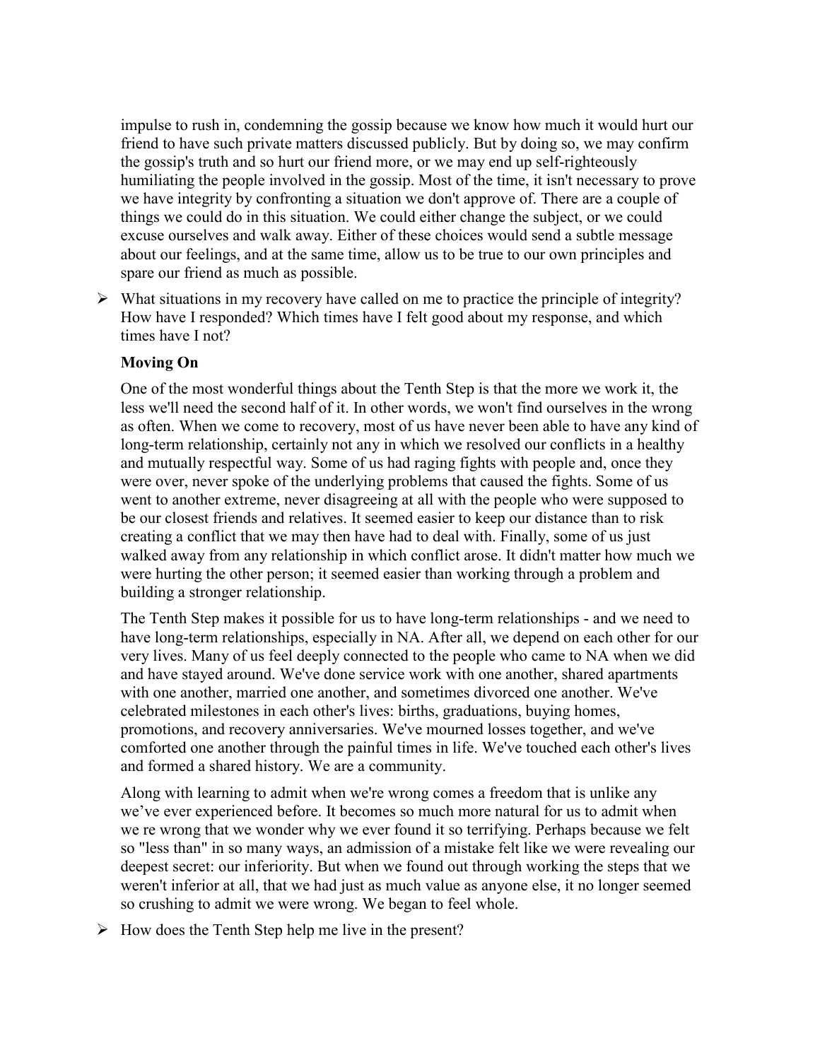impulse to rush in, condemning the gossip because we know how much it would hurt our friend to have such private matters discussed publicly. But by doing so, we may confirm the gossip's truth and so hurt our friend more, or we may end up self-righteously humiliating the people involved in the gossip. Most of the time, it isn't necessary to prove we have integrity by confronting a situation we don't approve of. There are a couple of things we could do in this situation. We could either change the subject, or we could excuse ourselves and walk away. Either of these choices would send a subtle message about our feelings, and at the same time, allow us to be true to our own principles and spare our friend as much as possible.

- What situations in my recovery have called on me to practice the principle of integrity? How have I responded? Which times have I felt good about my response, and which times have I not?

**Moving On**

One of the most wonderful things about the Tenth Step is that the more we work it, the less we'll need the second half of it. In other words, we won't find ourselves in the wrong as often. When we come to recovery, most of us have never been able to have any kind of long-term relationship, certainly not any in which we resolved our conflicts in a healthy and mutually respectful way. Some of us had raging fights with people and, once they were over, never spoke of the underlying problems that caused the fights. Some of us went to another extreme, never disagreeing at all with the people who were supposed to be our closest friends and relatives. It seemed easier to keep our distance than to risk creating a conflict that we may then have had to deal with. Finally, some of us just walked away from any relationship in which conflict arose. It didn't matter how much we were hurting the other person; it seemed easier than working through a problem and building a stronger relationship.

The Tenth Step makes it possible for us to have long-term relationships - and we need to have long-term relationships, especially in NA. After all, we depend on each other for our very lives. Many of us feel deeply connected to the people who came to NA when we did and have stayed around. We've done service work with one another, shared apartments with one another, married one another, and sometimes divorced one another. We've celebrated milestones in each other's lives: births, graduations, buying homes, promotions, and recovery anniversaries. We've mourned losses together, and we've comforted one another through the painful times in life. We've touched each other's lives and formed a shared history. We are a community.

Along with learning to admit when we're wrong comes a freedom that is unlike any we've ever experienced before. It becomes so much more natural for us to admit when we re wrong that we wonder why we ever found it so terrifying. Perhaps because we felt so "less than" in so many ways, an admission of a mistake felt like we were revealing our deepest secret: our inferiority. But when we found out through working the steps that we weren't inferior at all, that we had just as much value as anyone else, it no longer seemed so crushing to admit we were wrong. We began to feel whole.

- How does the Tenth Step help me live in the present?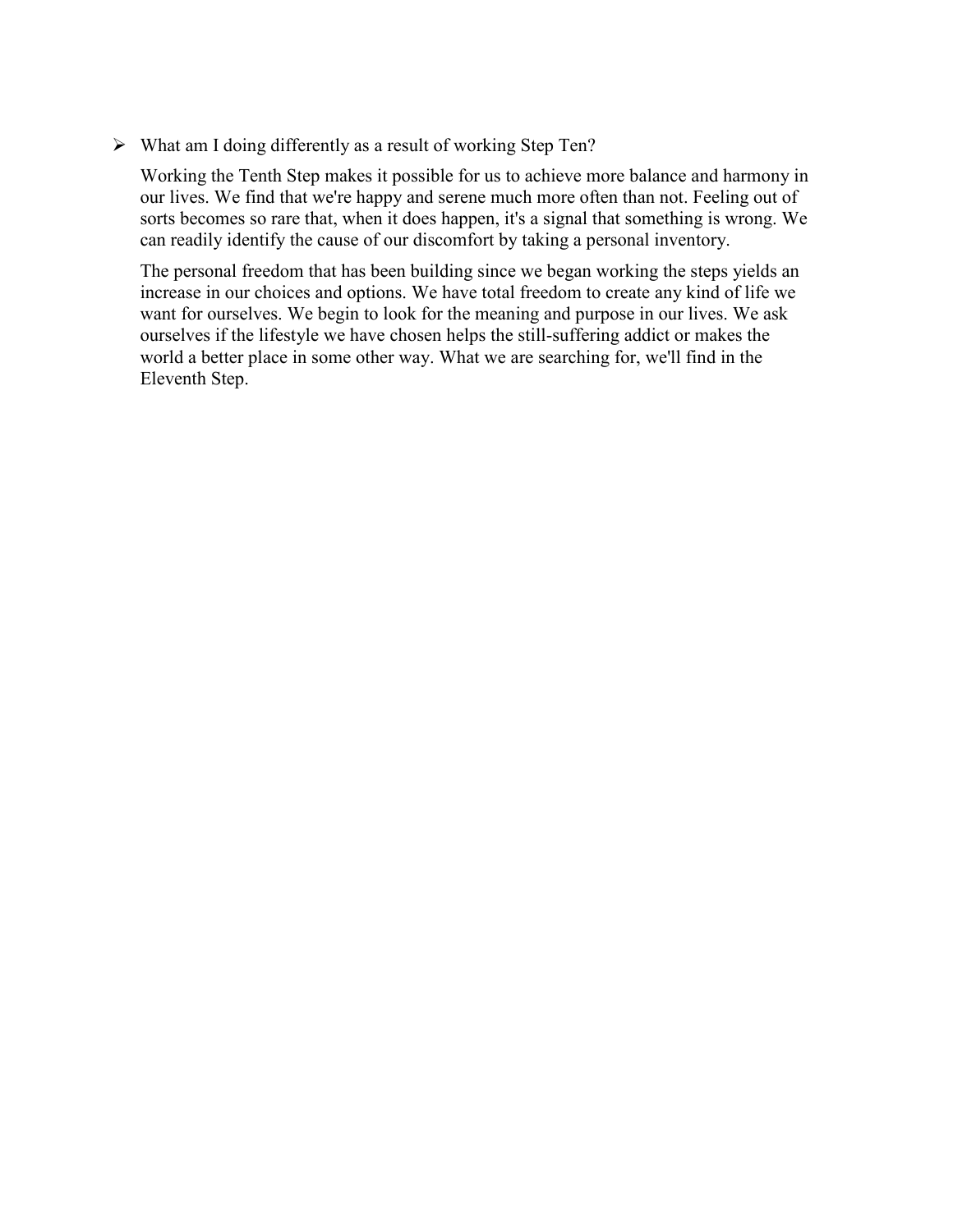- What am I doing differently as a result of working Step Ten?

  Working the Tenth Step makes it possible for us to achieve more balance and harmony in our lives. We find that we're happy and serene much more often than not. Feeling out of sorts becomes so rare that, when it does happen, it's a signal that something is wrong. We can readily identify the cause of our discomfort by taking a personal inventory.

  The personal freedom that has been building since we began working the steps yields an increase in our choices and options. We have total freedom to create any kind of life we want for ourselves. We begin to look for the meaning and purpose in our lives. We ask ourselves if the lifestyle we have chosen helps the still-suffering addict or makes the world a better place in some other way. What we are searching for, we'll find in the Eleventh Step.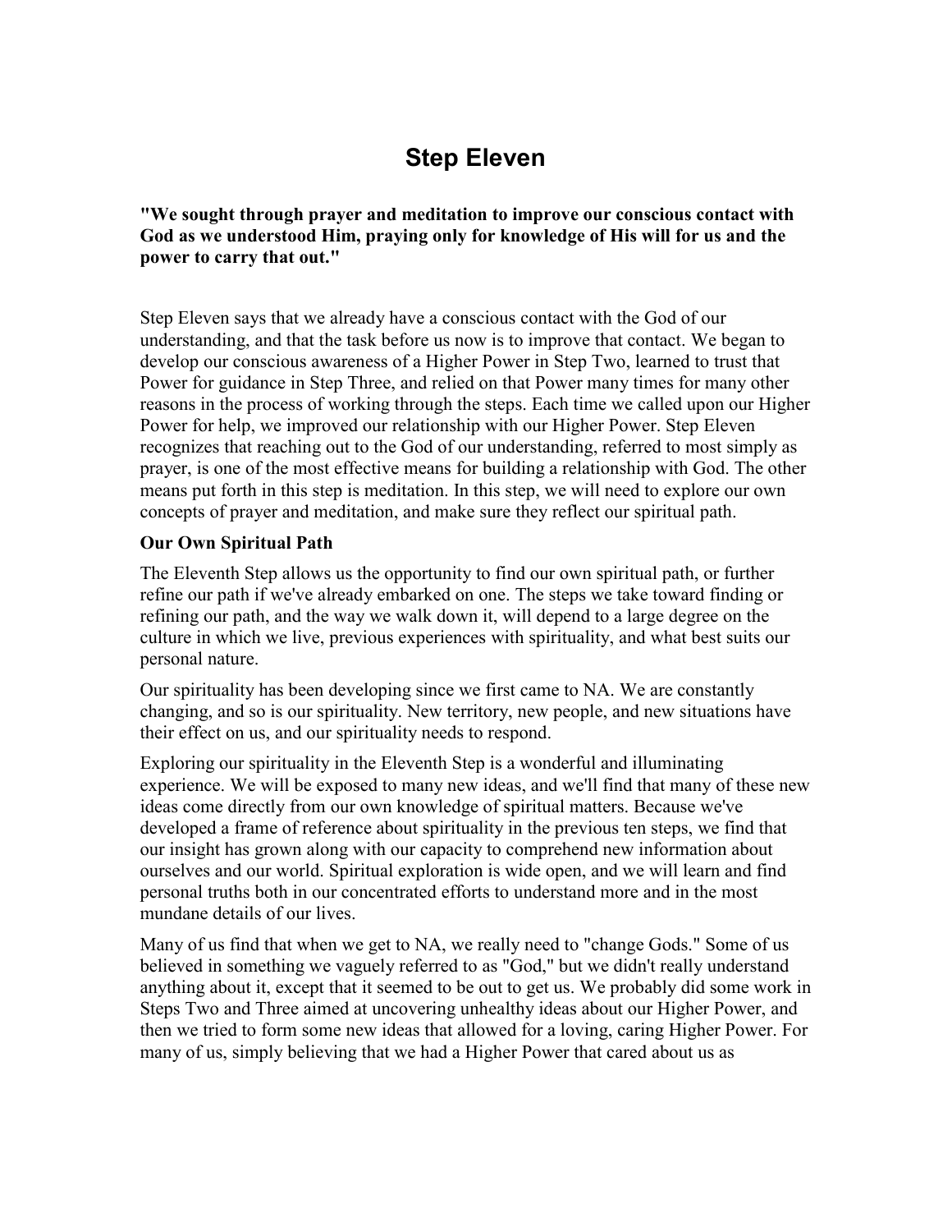# Step Eleven

**"We sought through prayer and meditation to improve our conscious contact with God as we understood Him, praying only for knowledge of His will for us and the power to carry that out."**

Step Eleven says that we already have a conscious contact with the God of our understanding, and that the task before us now is to improve that contact. We began to develop our conscious awareness of a Higher Power in Step Two, learned to trust that Power for guidance in Step Three, and relied on that Power many times for many other reasons in the process of working through the steps. Each time we called upon our Higher Power for help, we improved our relationship with our Higher Power. Step Eleven recognizes that reaching out to the God of our understanding, referred to most simply as prayer, is one of the most effective means for building a relationship with God. The other means put forth in this step is meditation. In this step, we will need to explore our own concepts of prayer and meditation, and make sure they reflect our spiritual path.

### Our Own Spiritual Path

The Eleventh Step allows us the opportunity to find our own spiritual path, or further refine our path if we've already embarked on one. The steps we take toward finding or refining our path, and the way we walk down it, will depend to a large degree on the culture in which we live, previous experiences with spirituality, and what best suits our personal nature.

Our spirituality has been developing since we first came to NA. We are constantly changing, and so is our spirituality. New territory, new people, and new situations have their effect on us, and our spirituality needs to respond.

Exploring our spirituality in the Eleventh Step is a wonderful and illuminating experience. We will be exposed to many new ideas, and we'll find that many of these new ideas come directly from our own knowledge of spiritual matters. Because we've developed a frame of reference about spirituality in the previous ten steps, we find that our insight has grown along with our capacity to comprehend new information about ourselves and our world. Spiritual exploration is wide open, and we will learn and find personal truths both in our concentrated efforts to understand more and in the most mundane details of our lives.

Many of us find that when we get to NA, we really need to "change Gods." Some of us believed in something we vaguely referred to as "God," but we didn't really understand anything about it, except that it seemed to be out to get us. We probably did some work in Steps Two and Three aimed at uncovering unhealthy ideas about our Higher Power, and then we tried to form some new ideas that allowed for a loving, caring Higher Power. For many of us, simply believing that we had a Higher Power that cared about us as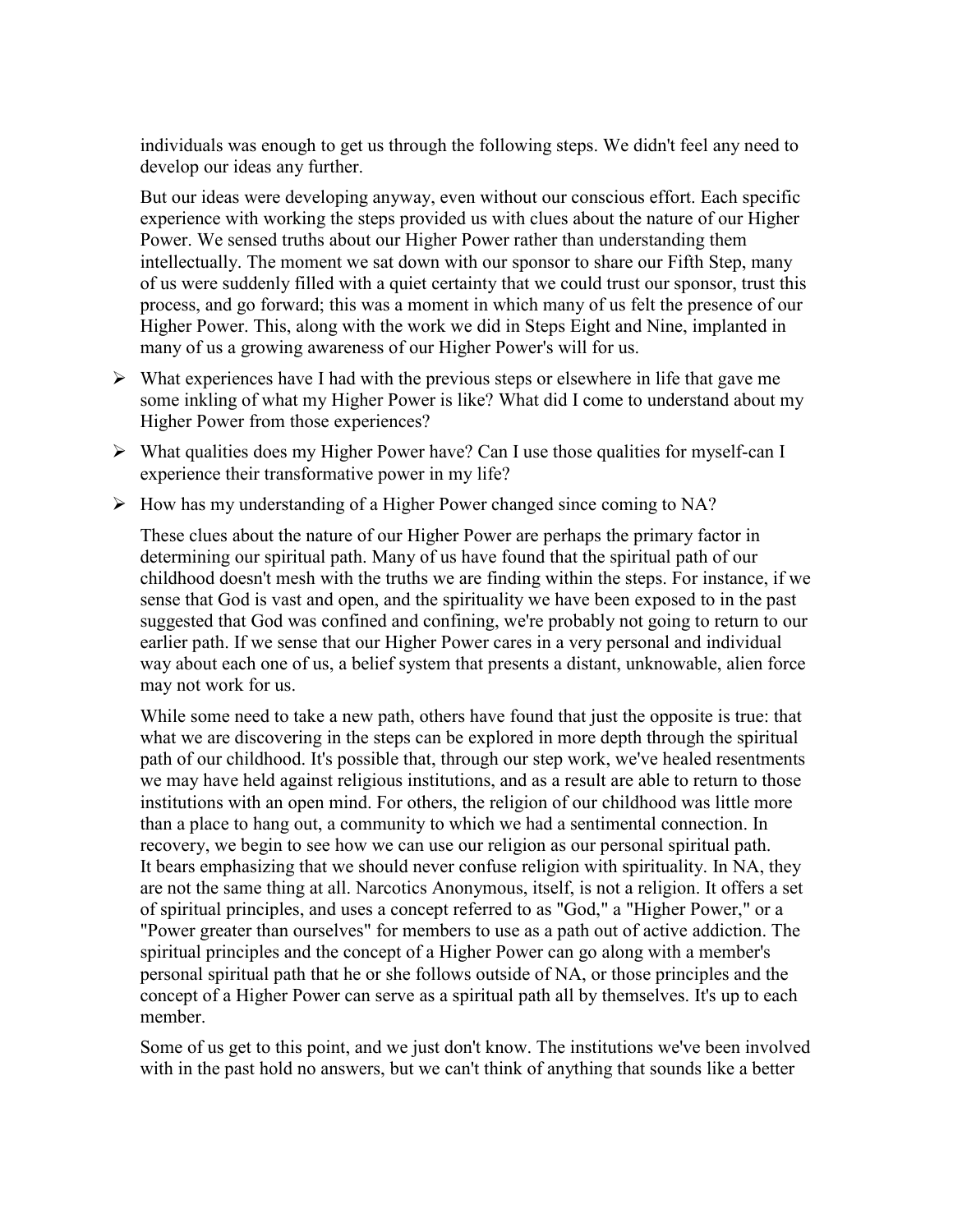individuals was enough to get us through the following steps. We didn't feel any need to develop our ideas any further.

But our ideas were developing anyway, even without our conscious effort. Each specific experience with working the steps provided us with clues about the nature of our Higher Power. We sensed truths about our Higher Power rather than understanding them intellectually. The moment we sat down with our sponsor to share our Fifth Step, many of us were suddenly filled with a quiet certainty that we could trust our sponsor, trust this process, and go forward; this was a moment in which many of us felt the presence of our Higher Power. This, along with the work we did in Steps Eight and Nine, implanted in many of us a growing awareness of our Higher Power's will for us.

- What experiences have I had with the previous steps or elsewhere in life that gave me some inkling of what my Higher Power is like? What did I come to understand about my Higher Power from those experiences?
- What qualities does my Higher Power have? Can I use those qualities for myself-can I experience their transformative power in my life?
- How has my understanding of a Higher Power changed since coming to NA?

These clues about the nature of our Higher Power are perhaps the primary factor in determining our spiritual path. Many of us have found that the spiritual path of our childhood doesn't mesh with the truths we are finding within the steps. For instance, if we sense that God is vast and open, and the spirituality we have been exposed to in the past suggested that God was confined and confining, we're probably not going to return to our earlier path. If we sense that our Higher Power cares in a very personal and individual way about each one of us, a belief system that presents a distant, unknowable, alien force may not work for us.

While some need to take a new path, others have found that just the opposite is true: that what we are discovering in the steps can be explored in more depth through the spiritual path of our childhood. It's possible that, through our step work, we've healed resentments we may have held against religious institutions, and as a result are able to return to those institutions with an open mind. For others, the religion of our childhood was little more than a place to hang out, a community to which we had a sentimental connection. In recovery, we begin to see how we can use our religion as our personal spiritual path.
It bears emphasizing that we should never confuse religion with spirituality. In NA, they are not the same thing at all. Narcotics Anonymous, itself, is not a religion. It offers a set of spiritual principles, and uses a concept referred to as "God," a "Higher Power," or a "Power greater than ourselves" for members to use as a path out of active addiction. The spiritual principles and the concept of a Higher Power can go along with a member's personal spiritual path that he or she follows outside of NA, or those principles and the concept of a Higher Power can serve as a spiritual path all by themselves. It's up to each member.

Some of us get to this point, and we just don't know. The institutions we've been involved with in the past hold no answers, but we can't think of anything that sounds like a better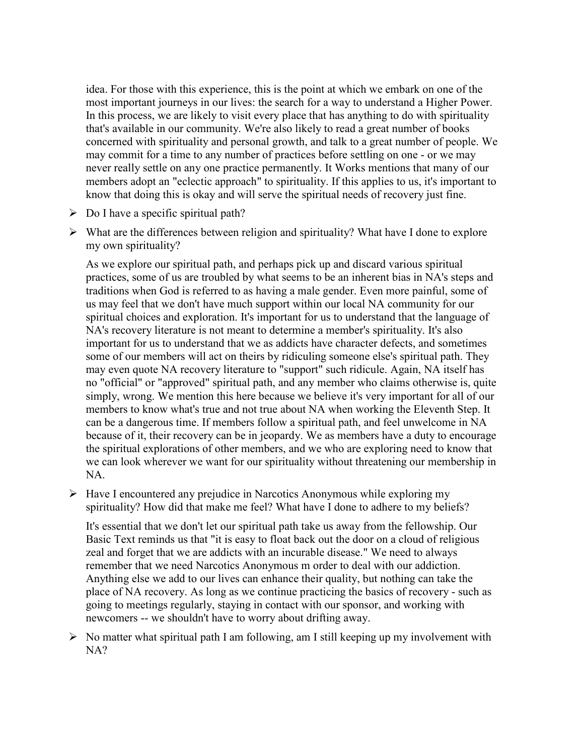idea. For those with this experience, this is the point at which we embark on one of the most important journeys in our lives: the search for a way to understand a Higher Power. In this process, we are likely to visit every place that has anything to do with spirituality that's available in our community. We're also likely to read a great number of books concerned with spirituality and personal growth, and talk to a great number of people. We may commit for a time to any number of practices before settling on one - or we may never really settle on any one practice permanently. It Works mentions that many of our members adopt an "eclectic approach" to spirituality. If this applies to us, it's important to know that doing this is okay and will serve the spiritual needs of recovery just fine.

- Do I have a specific spiritual path?
- What are the differences between religion and spirituality? What have I done to explore my own spirituality?

As we explore our spiritual path, and perhaps pick up and discard various spiritual practices, some of us are troubled by what seems to be an inherent bias in NA's steps and traditions when God is referred to as having a male gender. Even more painful, some of us may feel that we don't have much support within our local NA community for our spiritual choices and exploration. It's important for us to understand that the language of NA's recovery literature is not meant to determine a member's spirituality. It's also important for us to understand that we as addicts have character defects, and sometimes some of our members will act on theirs by ridiculing someone else's spiritual path. They may even quote NA recovery literature to "support" such ridicule. Again, NA itself has no "official" or "approved" spiritual path, and any member who claims otherwise is, quite simply, wrong. We mention this here because we believe it's very important for all of our members to know what's true and not true about NA when working the Eleventh Step. It can be a dangerous time. If members follow a spiritual path, and feel unwelcome in NA because of it, their recovery can be in jeopardy. We as members have a duty to encourage the spiritual explorations of other members, and we who are exploring need to know that we can look wherever we want for our spirituality without threatening our membership in NA.

- Have I encountered any prejudice in Narcotics Anonymous while exploring my spirituality? How did that make me feel? What have I done to adhere to my beliefs?

It's essential that we don't let our spiritual path take us away from the fellowship. Our Basic Text reminds us that "it is easy to float back out the door on a cloud of religious zeal and forget that we are addicts with an incurable disease." We need to always remember that we need Narcotics Anonymous m order to deal with our addiction. Anything else we add to our lives can enhance their quality, but nothing can take the place of NA recovery. As long as we continue practicing the basics of recovery - such as going to meetings regularly, staying in contact with our sponsor, and working with newcomers -- we shouldn't have to worry about drifting away.

- No matter what spiritual path I am following, am I still keeping up my involvement with NA?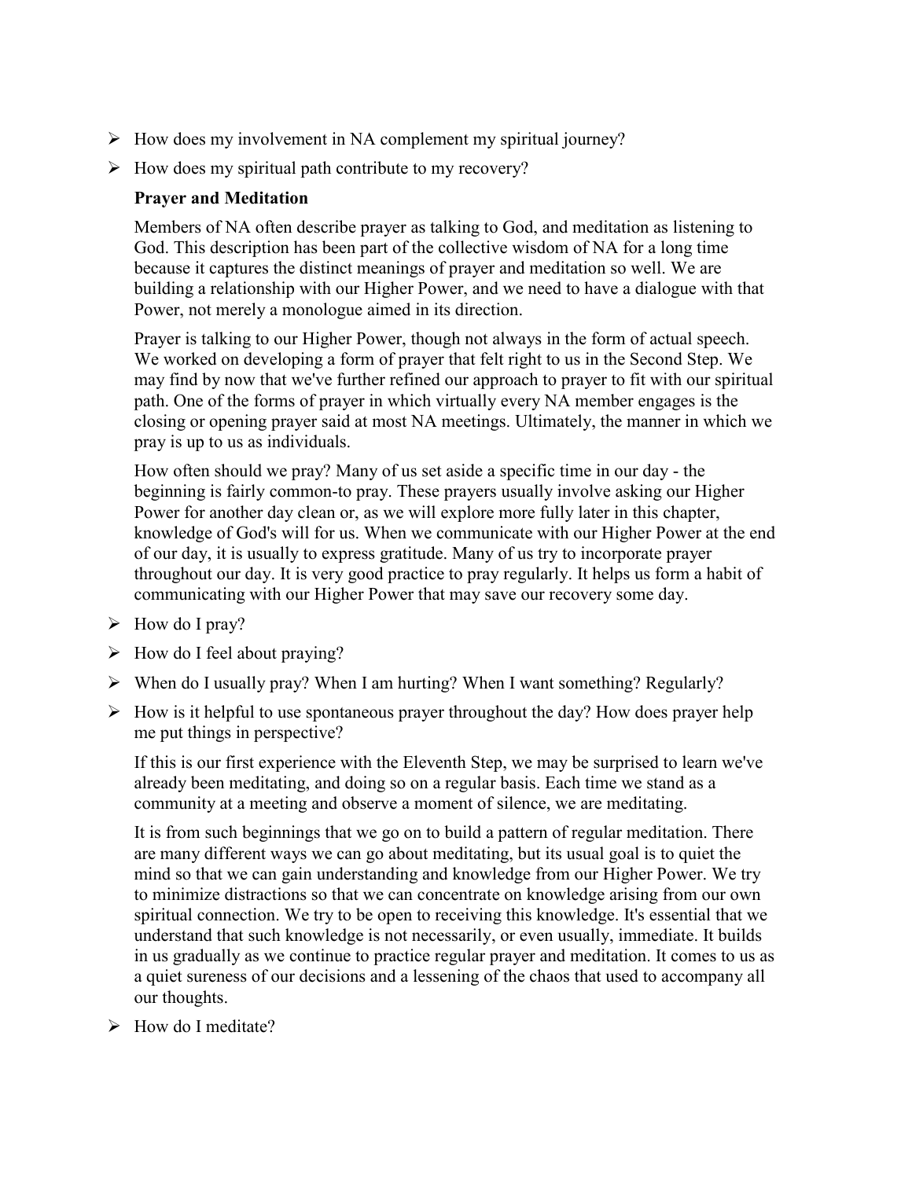- How does my involvement in NA complement my spiritual journey?
- How does my spiritual path contribute to my recovery?

**Prayer and Meditation**

Members of NA often describe prayer as talking to God, and meditation as listening to God. This description has been part of the collective wisdom of NA for a long time because it captures the distinct meanings of prayer and meditation so well. We are building a relationship with our Higher Power, and we need to have a dialogue with that Power, not merely a monologue aimed in its direction.

Prayer is talking to our Higher Power, though not always in the form of actual speech. We worked on developing a form of prayer that felt right to us in the Second Step. We may find by now that we've further refined our approach to prayer to fit with our spiritual path. One of the forms of prayer in which virtually every NA member engages is the closing or opening prayer said at most NA meetings. Ultimately, the manner in which we pray is up to us as individuals.

How often should we pray? Many of us set aside a specific time in our day - the beginning is fairly common-to pray. These prayers usually involve asking our Higher Power for another day clean or, as we will explore more fully later in this chapter, knowledge of God's will for us. When we communicate with our Higher Power at the end of our day, it is usually to express gratitude. Many of us try to incorporate prayer throughout our day. It is very good practice to pray regularly. It helps us form a habit of communicating with our Higher Power that may save our recovery some day.

- How do I pray?
- How do I feel about praying?
- When do I usually pray? When I am hurting? When I want something? Regularly?
- How is it helpful to use spontaneous prayer throughout the day? How does prayer help me put things in perspective?

If this is our first experience with the Eleventh Step, we may be surprised to learn we've already been meditating, and doing so on a regular basis. Each time we stand as a community at a meeting and observe a moment of silence, we are meditating.

It is from such beginnings that we go on to build a pattern of regular meditation. There are many different ways we can go about meditating, but its usual goal is to quiet the mind so that we can gain understanding and knowledge from our Higher Power. We try to minimize distractions so that we can concentrate on knowledge arising from our own spiritual connection. We try to be open to receiving this knowledge. It's essential that we understand that such knowledge is not necessarily, or even usually, immediate. It builds in us gradually as we continue to practice regular prayer and meditation. It comes to us as a quiet sureness of our decisions and a lessening of the chaos that used to accompany all our thoughts.

- How do I meditate?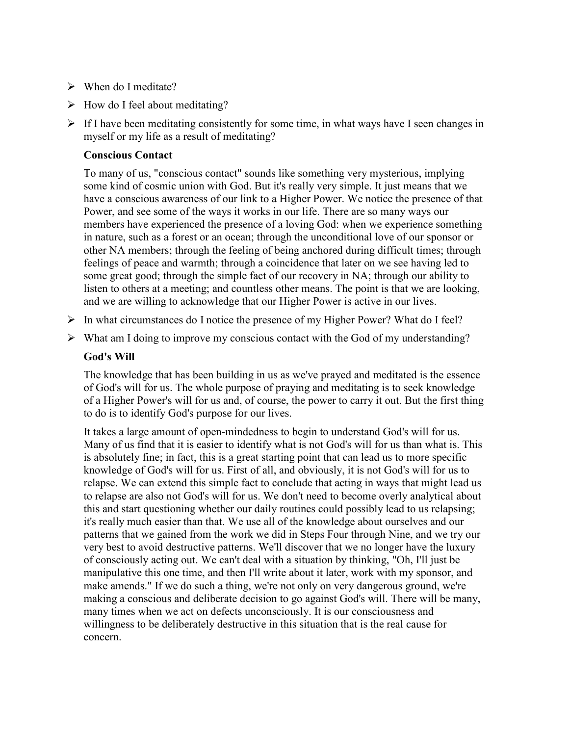- When do I meditate?
- How do I feel about meditating?
- If I have been meditating consistently for some time, in what ways have I seen changes in myself or my life as a result of meditating?

**Conscious Contact**

To many of us, "conscious contact" sounds like something very mysterious, implying some kind of cosmic union with God. But it's really very simple. It just means that we have a conscious awareness of our link to a Higher Power. We notice the presence of that Power, and see some of the ways it works in our life. There are so many ways our members have experienced the presence of a loving God: when we experience something in nature, such as a forest or an ocean; through the unconditional love of our sponsor or other NA members; through the feeling of being anchored during difficult times; through feelings of peace and warmth; through a coincidence that later on we see having led to some great good; through the simple fact of our recovery in NA; through our ability to listen to others at a meeting; and countless other means. The point is that we are looking, and we are willing to acknowledge that our Higher Power is active in our lives.

- In what circumstances do I notice the presence of my Higher Power? What do I feel?
- What am I doing to improve my conscious contact with the God of my understanding?

**God's Will**

The knowledge that has been building in us as we've prayed and meditated is the essence of God's will for us. The whole purpose of praying and meditating is to seek knowledge of a Higher Power's will for us and, of course, the power to carry it out. But the first thing to do is to identify God's purpose for our lives.

It takes a large amount of open-mindedness to begin to understand God's will for us. Many of us find that it is easier to identify what is not God's will for us than what is. This is absolutely fine; in fact, this is a great starting point that can lead us to more specific knowledge of God's will for us. First of all, and obviously, it is not God's will for us to relapse. We can extend this simple fact to conclude that acting in ways that might lead us to relapse are also not God's will for us. We don't need to become overly analytical about this and start questioning whether our daily routines could possibly lead to us relapsing; it's really much easier than that. We use all of the knowledge about ourselves and our patterns that we gained from the work we did in Steps Four through Nine, and we try our very best to avoid destructive patterns. We'll discover that we no longer have the luxury of consciously acting out. We can't deal with a situation by thinking, "Oh, I'll just be manipulative this one time, and then I'll write about it later, work with my sponsor, and make amends." If we do such a thing, we're not only on very dangerous ground, we're making a conscious and deliberate decision to go against God's will. There will be many, many times when we act on defects unconsciously. It is our consciousness and willingness to be deliberately destructive in this situation that is the real cause for concern.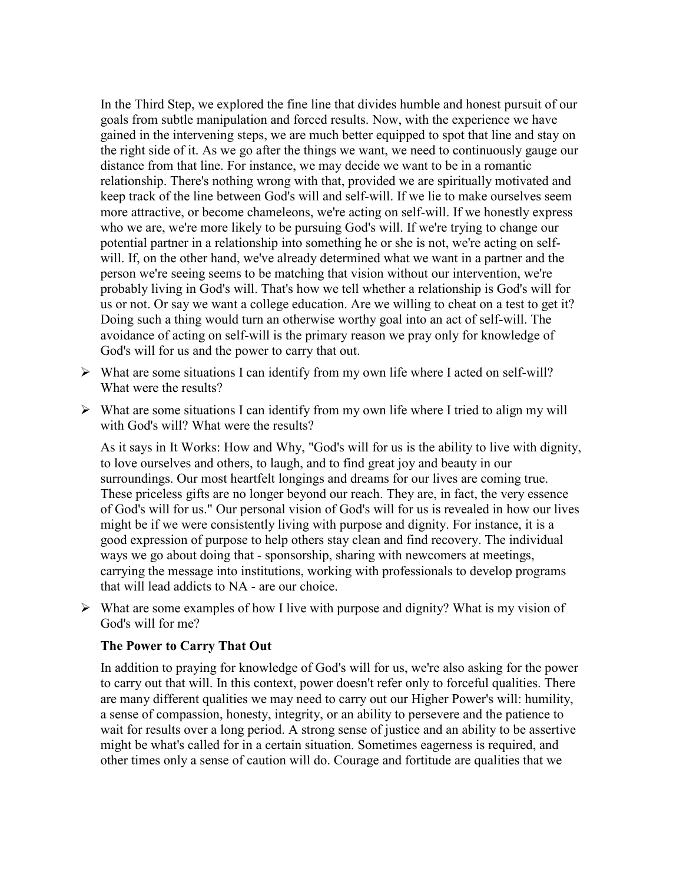In the Third Step, we explored the fine line that divides humble and honest pursuit of our goals from subtle manipulation and forced results. Now, with the experience we have gained in the intervening steps, we are much better equipped to spot that line and stay on the right side of it. As we go after the things we want, we need to continuously gauge our distance from that line. For instance, we may decide we want to be in a romantic relationship. There's nothing wrong with that, provided we are spiritually motivated and keep track of the line between God's will and self-will. If we lie to make ourselves seem more attractive, or become chameleons, we're acting on self-will. If we honestly express who we are, we're more likely to be pursuing God's will. If we're trying to change our potential partner in a relationship into something he or she is not, we're acting on self-will. If, on the other hand, we've already determined what we want in a partner and the person we're seeing seems to be matching that vision without our intervention, we're probably living in God's will. That's how we tell whether a relationship is God's will for us or not. Or say we want a college education. Are we willing to cheat on a test to get it? Doing such a thing would turn an otherwise worthy goal into an act of self-will. The avoidance of acting on self-will is the primary reason we pray only for knowledge of God's will for us and the power to carry that out.

- What are some situations I can identify from my own life where I acted on self-will? What were the results?
- What are some situations I can identify from my own life where I tried to align my will with God's will? What were the results?

As it says in It Works: How and Why, "God's will for us is the ability to live with dignity, to love ourselves and others, to laugh, and to find great joy and beauty in our surroundings. Our most heartfelt longings and dreams for our lives are coming true. These priceless gifts are no longer beyond our reach. They are, in fact, the very essence of God's will for us." Our personal vision of God's will for us is revealed in how our lives might be if we were consistently living with purpose and dignity. For instance, it is a good expression of purpose to help others stay clean and find recovery. The individual ways we go about doing that - sponsorship, sharing with newcomers at meetings, carrying the message into institutions, working with professionals to develop programs that will lead addicts to NA - are our choice.

- What are some examples of how I live with purpose and dignity? What is my vision of God's will for me?

**The Power to Carry That Out**

In addition to praying for knowledge of God's will for us, we're also asking for the power to carry out that will. In this context, power doesn't refer only to forceful qualities. There are many different qualities we may need to carry out our Higher Power's will: humility, a sense of compassion, honesty, integrity, or an ability to persevere and the patience to wait for results over a long period. A strong sense of justice and an ability to be assertive might be what's called for in a certain situation. Sometimes eagerness is required, and other times only a sense of caution will do. Courage and fortitude are qualities that we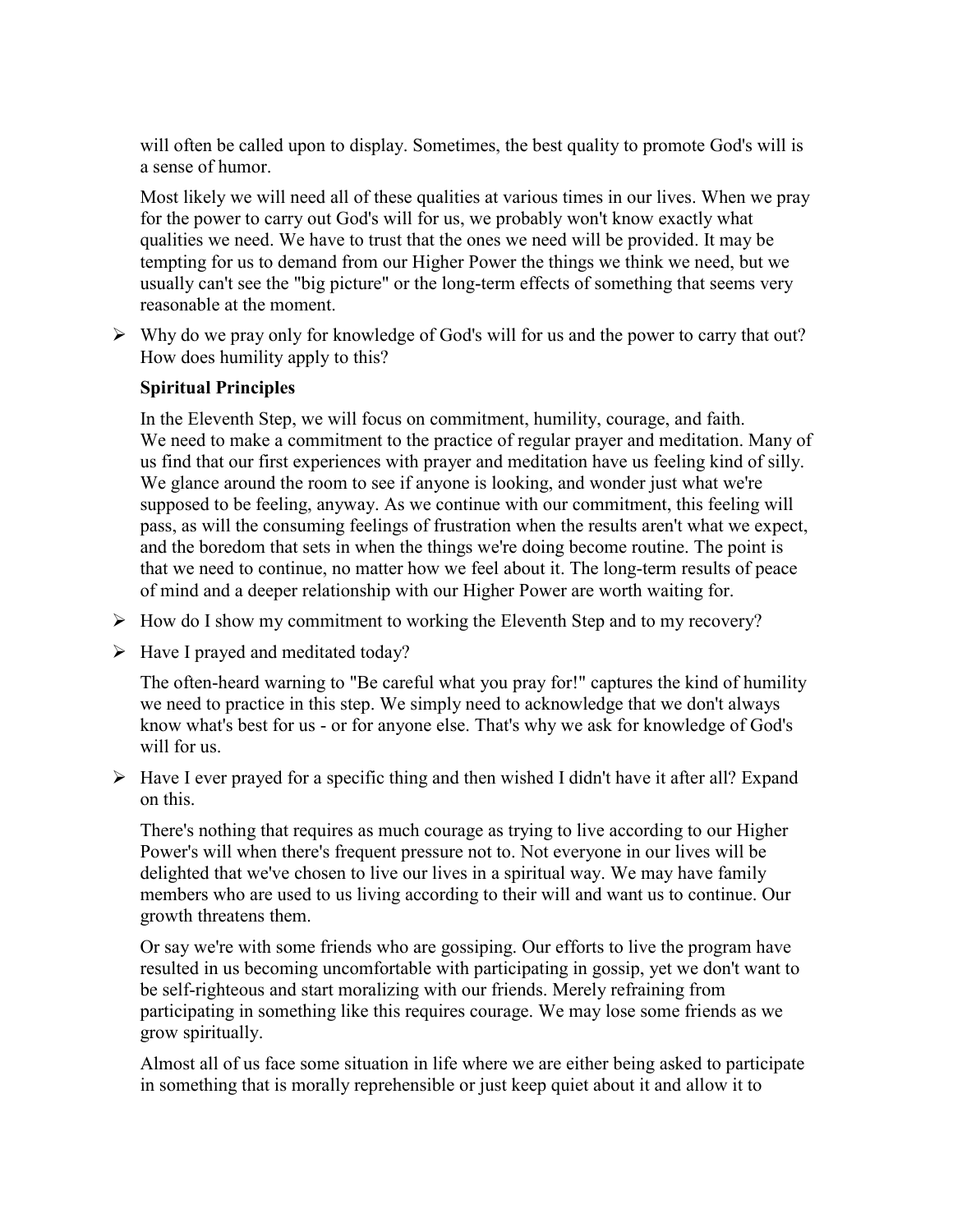will often be called upon to display. Sometimes, the best quality to promote God's will is a sense of humor.

Most likely we will need all of these qualities at various times in our lives. When we pray for the power to carry out God's will for us, we probably won't know exactly what qualities we need. We have to trust that the ones we need will be provided. It may be tempting for us to demand from our Higher Power the things we think we need, but we usually can't see the "big picture" or the long-term effects of something that seems very reasonable at the moment.

- Why do we pray only for knowledge of God's will for us and the power to carry that out? How does humility apply to this?

**Spiritual Principles**

In the Eleventh Step, we will focus on commitment, humility, courage, and faith.
We need to make a commitment to the practice of regular prayer and meditation. Many of us find that our first experiences with prayer and meditation have us feeling kind of silly. We glance around the room to see if anyone is looking, and wonder just what we're supposed to be feeling, anyway. As we continue with our commitment, this feeling will pass, as will the consuming feelings of frustration when the results aren't what we expect, and the boredom that sets in when the things we're doing become routine. The point is that we need to continue, no matter how we feel about it. The long-term results of peace of mind and a deeper relationship with our Higher Power are worth waiting for.

- How do I show my commitment to working the Eleventh Step and to my recovery?
- Have I prayed and meditated today?

The often-heard warning to "Be careful what you pray for!" captures the kind of humility we need to practice in this step. We simply need to acknowledge that we don't always know what's best for us - or for anyone else. That's why we ask for knowledge of God's will for us.

- Have I ever prayed for a specific thing and then wished I didn't have it after all? Expand on this.

There's nothing that requires as much courage as trying to live according to our Higher Power's will when there's frequent pressure not to. Not everyone in our lives will be delighted that we've chosen to live our lives in a spiritual way. We may have family members who are used to us living according to their will and want us to continue. Our growth threatens them.

Or say we're with some friends who are gossiping. Our efforts to live the program have resulted in us becoming uncomfortable with participating in gossip, yet we don't want to be self-righteous and start moralizing with our friends. Merely refraining from participating in something like this requires courage. We may lose some friends as we grow spiritually.

Almost all of us face some situation in life where we are either being asked to participate in something that is morally reprehensible or just keep quiet about it and allow it to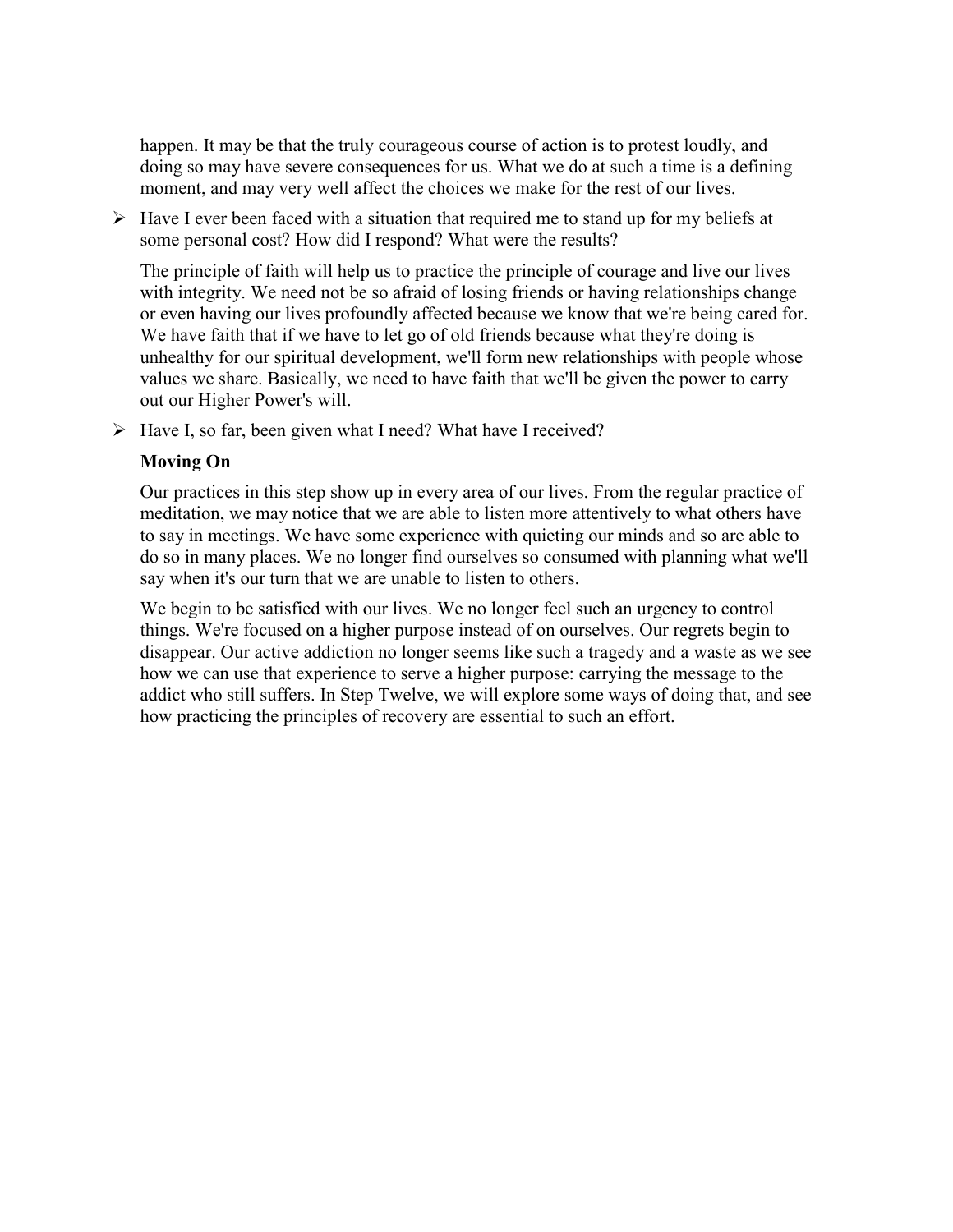happen. It may be that the truly courageous course of action is to protest loudly, and doing so may have severe consequences for us. What we do at such a time is a defining moment, and may very well affect the choices we make for the rest of our lives.

- Have I ever been faced with a situation that required me to stand up for my beliefs at some personal cost? How did I respond? What were the results?

The principle of faith will help us to practice the principle of courage and live our lives with integrity. We need not be so afraid of losing friends or having relationships change or even having our lives profoundly affected because we know that we're being cared for. We have faith that if we have to let go of old friends because what they're doing is unhealthy for our spiritual development, we'll form new relationships with people whose values we share. Basically, we need to have faith that we'll be given the power to carry out our Higher Power's will.

- Have I, so far, been given what I need? What have I received?

**Moving On**

Our practices in this step show up in every area of our lives. From the regular practice of meditation, we may notice that we are able to listen more attentively to what others have to say in meetings. We have some experience with quieting our minds and so are able to do so in many places. We no longer find ourselves so consumed with planning what we'll say when it's our turn that we are unable to listen to others.

We begin to be satisfied with our lives. We no longer feel such an urgency to control things. We're focused on a higher purpose instead of on ourselves. Our regrets begin to disappear. Our active addiction no longer seems like such a tragedy and a waste as we see how we can use that experience to serve a higher purpose: carrying the message to the addict who still suffers. In Step Twelve, we will explore some ways of doing that, and see how practicing the principles of recovery are essential to such an effort.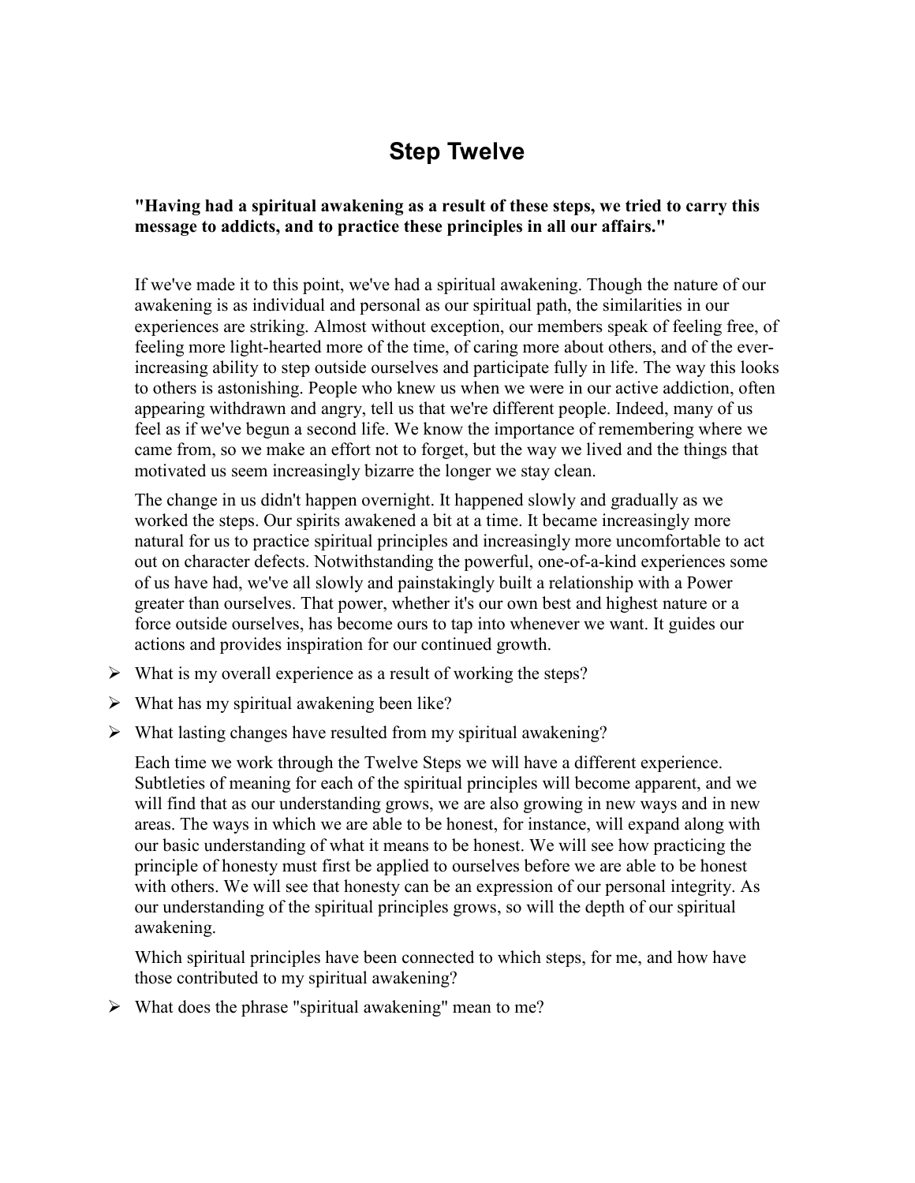# Step Twelve

**"Having had a spiritual awakening as a result of these steps, we tried to carry this message to addicts, and to practice these principles in all our affairs."**

If we've made it to this point, we've had a spiritual awakening. Though the nature of our awakening is as individual and personal as our spiritual path, the similarities in our experiences are striking. Almost without exception, our members speak of feeling free, of feeling more light-hearted more of the time, of caring more about others, and of the ever-increasing ability to step outside ourselves and participate fully in life. The way this looks to others is astonishing. People who knew us when we were in our active addiction, often appearing withdrawn and angry, tell us that we're different people. Indeed, many of us feel as if we've begun a second life. We know the importance of remembering where we came from, so we make an effort not to forget, but the way we lived and the things that motivated us seem increasingly bizarre the longer we stay clean.

The change in us didn't happen overnight. It happened slowly and gradually as we worked the steps. Our spirits awakened a bit at a time. It became increasingly more natural for us to practice spiritual principles and increasingly more uncomfortable to act out on character defects. Notwithstanding the powerful, one-of-a-kind experiences some of us have had, we've all slowly and painstakingly built a relationship with a Power greater than ourselves. That power, whether it's our own best and highest nature or a force outside ourselves, has become ours to tap into whenever we want. It guides our actions and provides inspiration for our continued growth.

- What is my overall experience as a result of working the steps?
- What has my spiritual awakening been like?
- What lasting changes have resulted from my spiritual awakening?

Each time we work through the Twelve Steps we will have a different experience. Subtleties of meaning for each of the spiritual principles will become apparent, and we will find that as our understanding grows, we are also growing in new ways and in new areas. The ways in which we are able to be honest, for instance, will expand along with our basic understanding of what it means to be honest. We will see how practicing the principle of honesty must first be applied to ourselves before we are able to be honest with others. We will see that honesty can be an expression of our personal integrity. As our understanding of the spiritual principles grows, so will the depth of our spiritual awakening.

Which spiritual principles have been connected to which steps, for me, and how have those contributed to my spiritual awakening?

- What does the phrase "spiritual awakening" mean to me?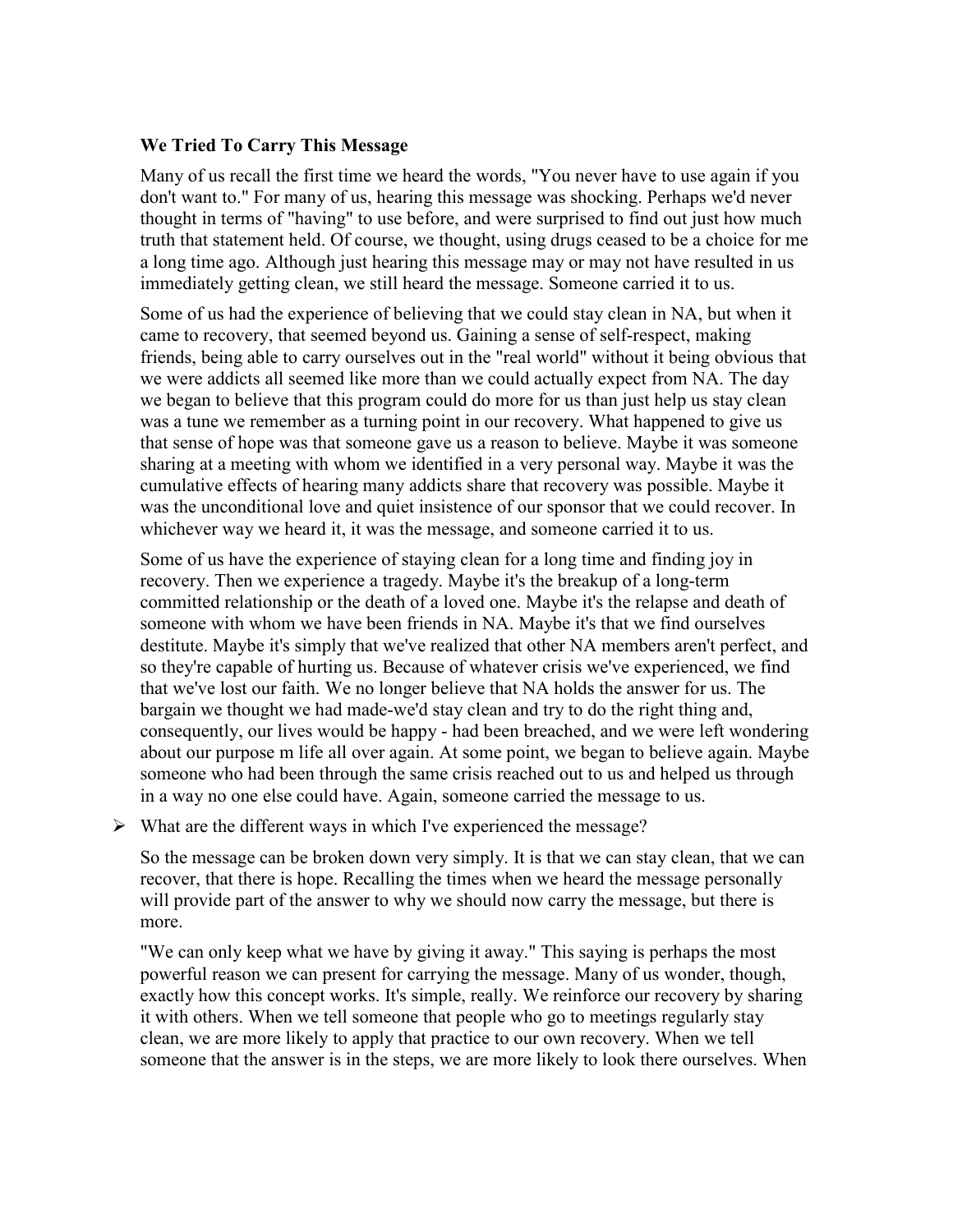**We Tried To Carry This Message**

Many of us recall the first time we heard the words, "You never have to use again if you don't want to." For many of us, hearing this message was shocking. Perhaps we'd never thought in terms of "having" to use before, and were surprised to find out just how much truth that statement held. Of course, we thought, using drugs ceased to be a choice for me a long time ago. Although just hearing this message may or may not have resulted in us immediately getting clean, we still heard the message. Someone carried it to us.

Some of us had the experience of believing that we could stay clean in NA, but when it came to recovery, that seemed beyond us. Gaining a sense of self-respect, making friends, being able to carry ourselves out in the "real world" without it being obvious that we were addicts all seemed like more than we could actually expect from NA. The day we began to believe that this program could do more for us than just help us stay clean was a tune we remember as a turning point in our recovery. What happened to give us that sense of hope was that someone gave us a reason to believe. Maybe it was someone sharing at a meeting with whom we identified in a very personal way. Maybe it was the cumulative effects of hearing many addicts share that recovery was possible. Maybe it was the unconditional love and quiet insistence of our sponsor that we could recover. In whichever way we heard it, it was the message, and someone carried it to us.

Some of us have the experience of staying clean for a long time and finding joy in recovery. Then we experience a tragedy. Maybe it's the breakup of a long-term committed relationship or the death of a loved one. Maybe it's the relapse and death of someone with whom we have been friends in NA. Maybe it's that we find ourselves destitute. Maybe it's simply that we've realized that other NA members aren't perfect, and so they're capable of hurting us. Because of whatever crisis we've experienced, we find that we've lost our faith. We no longer believe that NA holds the answer for us. The bargain we thought we had made-we'd stay clean and try to do the right thing and, consequently, our lives would be happy - had been breached, and we were left wondering about our purpose m life all over again. At some point, we began to believe again. Maybe someone who had been through the same crisis reached out to us and helped us through in a way no one else could have. Again, someone carried the message to us.

- What are the different ways in which I've experienced the message?

So the message can be broken down very simply. It is that we can stay clean, that we can recover, that there is hope. Recalling the times when we heard the message personally will provide part of the answer to why we should now carry the message, but there is more.

"We can only keep what we have by giving it away." This saying is perhaps the most powerful reason we can present for carrying the message. Many of us wonder, though, exactly how this concept works. It's simple, really. We reinforce our recovery by sharing it with others. When we tell someone that people who go to meetings regularly stay clean, we are more likely to apply that practice to our own recovery. When we tell someone that the answer is in the steps, we are more likely to look there ourselves. When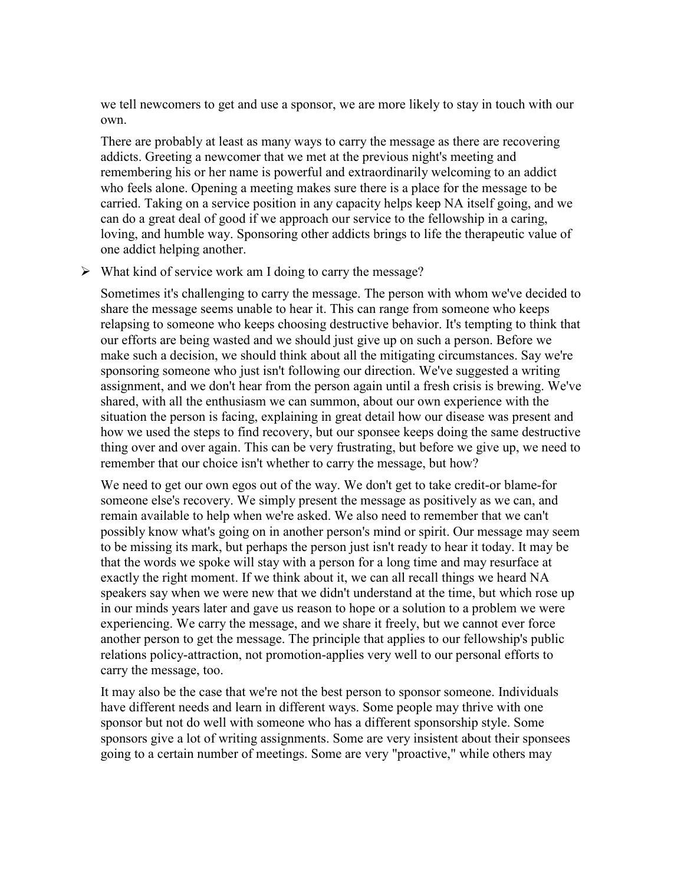we tell newcomers to get and use a sponsor, we are more likely to stay in touch with our own.

There are probably at least as many ways to carry the message as there are recovering addicts. Greeting a newcomer that we met at the previous night's meeting and remembering his or her name is powerful and extraordinarily welcoming to an addict who feels alone. Opening a meeting makes sure there is a place for the message to be carried. Taking on a service position in any capacity helps keep NA itself going, and we can do a great deal of good if we approach our service to the fellowship in a caring, loving, and humble way. Sponsoring other addicts brings to life the therapeutic value of one addict helping another.

➢ What kind of service work am I doing to carry the message?

Sometimes it's challenging to carry the message. The person with whom we've decided to share the message seems unable to hear it. This can range from someone who keeps relapsing to someone who keeps choosing destructive behavior. It's tempting to think that our efforts are being wasted and we should just give up on such a person. Before we make such a decision, we should think about all the mitigating circumstances. Say we're sponsoring someone who just isn't following our direction. We've suggested a writing assignment, and we don't hear from the person again until a fresh crisis is brewing. We've shared, with all the enthusiasm we can summon, about our own experience with the situation the person is facing, explaining in great detail how our disease was present and how we used the steps to find recovery, but our sponsee keeps doing the same destructive thing over and over again. This can be very frustrating, but before we give up, we need to remember that our choice isn't whether to carry the message, but how?

We need to get our own egos out of the way. We don't get to take credit-or blame-for someone else's recovery. We simply present the message as positively as we can, and remain available to help when we're asked. We also need to remember that we can't possibly know what's going on in another person's mind or spirit. Our message may seem to be missing its mark, but perhaps the person just isn't ready to hear it today. It may be that the words we spoke will stay with a person for a long time and may resurface at exactly the right moment. If we think about it, we can all recall things we heard NA speakers say when we were new that we didn't understand at the time, but which rose up in our minds years later and gave us reason to hope or a solution to a problem we were experiencing. We carry the message, and we share it freely, but we cannot ever force another person to get the message. The principle that applies to our fellowship's public relations policy-attraction, not promotion-applies very well to our personal efforts to carry the message, too.

It may also be the case that we're not the best person to sponsor someone. Individuals have different needs and learn in different ways. Some people may thrive with one sponsor but not do well with someone who has a different sponsorship style. Some sponsors give a lot of writing assignments. Some are very insistent about their sponsees going to a certain number of meetings. Some are very "proactive," while others may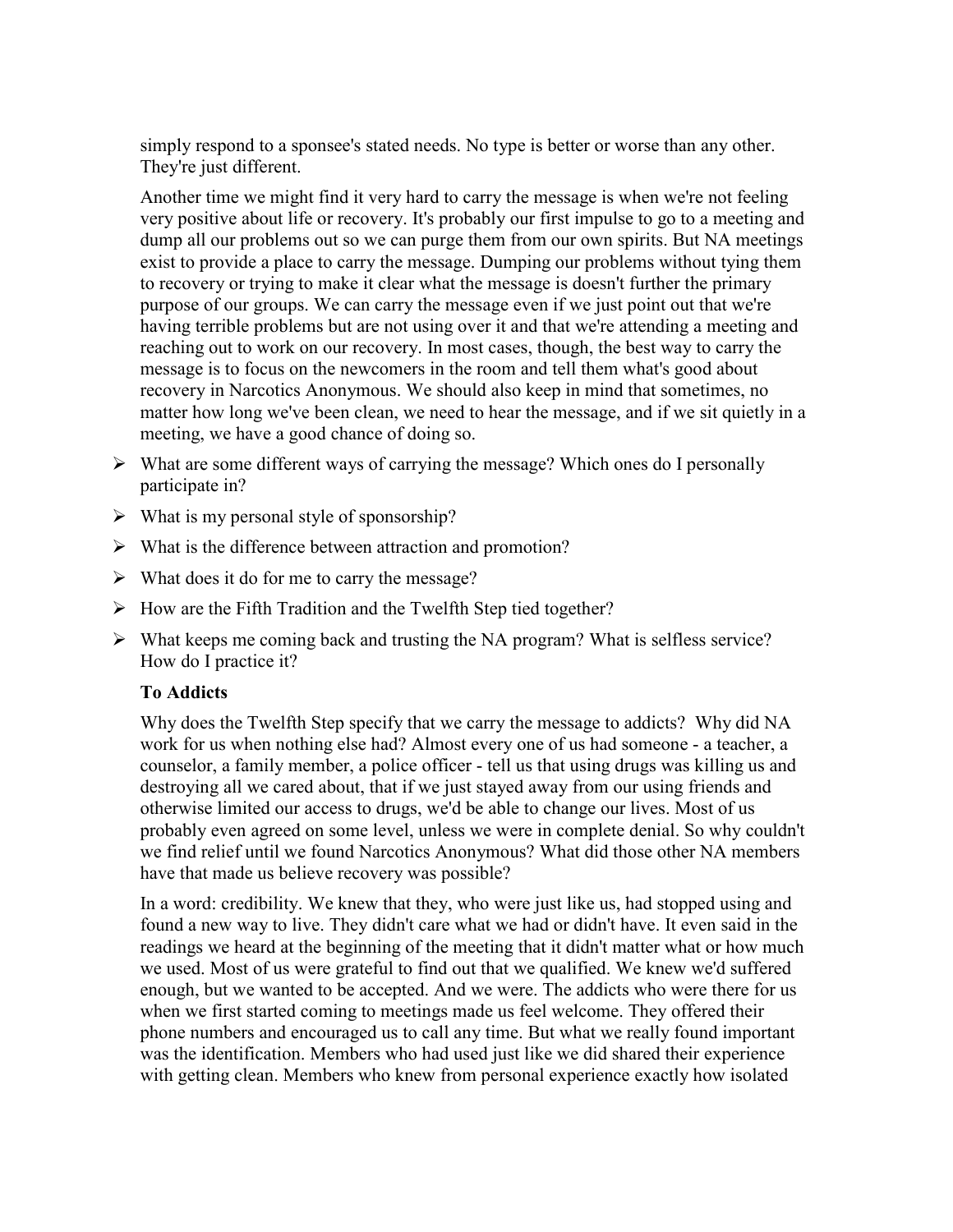simply respond to a sponsee's stated needs. No type is better or worse than any other. They're just different.

Another time we might find it very hard to carry the message is when we're not feeling very positive about life or recovery. It's probably our first impulse to go to a meeting and dump all our problems out so we can purge them from our own spirits. But NA meetings exist to provide a place to carry the message. Dumping our problems without tying them to recovery or trying to make it clear what the message is doesn't further the primary purpose of our groups. We can carry the message even if we just point out that we're having terrible problems but are not using over it and that we're attending a meeting and reaching out to work on our recovery. In most cases, though, the best way to carry the message is to focus on the newcomers in the room and tell them what's good about recovery in Narcotics Anonymous. We should also keep in mind that sometimes, no matter how long we've been clean, we need to hear the message, and if we sit quietly in a meeting, we have a good chance of doing so.

- What are some different ways of carrying the message? Which ones do I personally participate in?
- What is my personal style of sponsorship?
- What is the difference between attraction and promotion?
- What does it do for me to carry the message?
- How are the Fifth Tradition and the Twelfth Step tied together?
- What keeps me coming back and trusting the NA program? What is selfless service? How do I practice it?

**To Addicts**

Why does the Twelfth Step specify that we carry the message to addicts? Why did NA work for us when nothing else had? Almost every one of us had someone - a teacher, a counselor, a family member, a police officer - tell us that using drugs was killing us and destroying all we cared about, that if we just stayed away from our using friends and otherwise limited our access to drugs, we'd be able to change our lives. Most of us probably even agreed on some level, unless we were in complete denial. So why couldn't we find relief until we found Narcotics Anonymous? What did those other NA members have that made us believe recovery was possible?

In a word: credibility. We knew that they, who were just like us, had stopped using and found a new way to live. They didn't care what we had or didn't have. It even said in the readings we heard at the beginning of the meeting that it didn't matter what or how much we used. Most of us were grateful to find out that we qualified. We knew we'd suffered enough, but we wanted to be accepted. And we were. The addicts who were there for us when we first started coming to meetings made us feel welcome. They offered their phone numbers and encouraged us to call any time. But what we really found important was the identification. Members who had used just like we did shared their experience with getting clean. Members who knew from personal experience exactly how isolated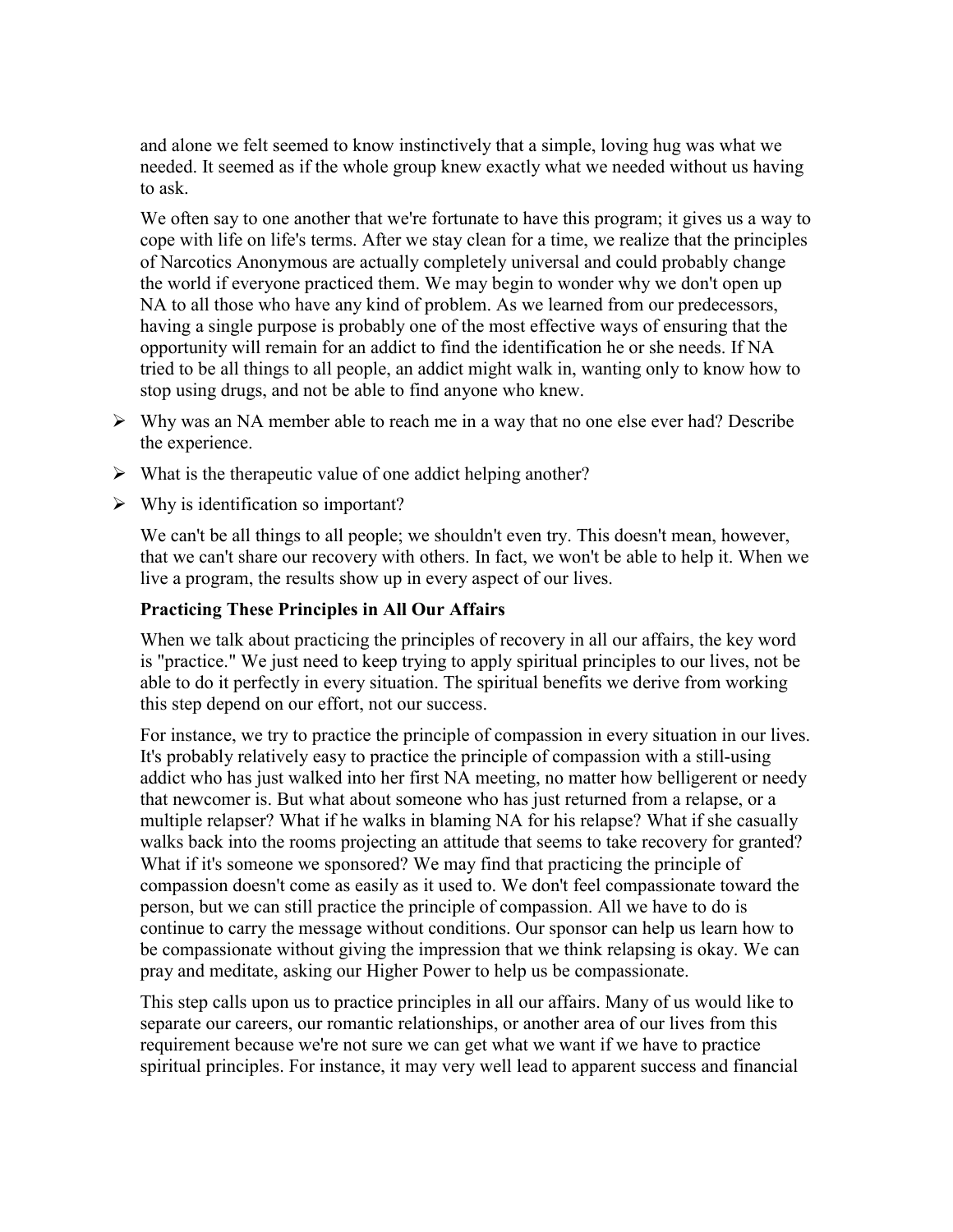and alone we felt seemed to know instinctively that a simple, loving hug was what we needed. It seemed as if the whole group knew exactly what we needed without us having to ask.

We often say to one another that we're fortunate to have this program; it gives us a way to cope with life on life's terms. After we stay clean for a time, we realize that the principles of Narcotics Anonymous are actually completely universal and could probably change the world if everyone practiced them. We may begin to wonder why we don't open up NA to all those who have any kind of problem. As we learned from our predecessors, having a single purpose is probably one of the most effective ways of ensuring that the opportunity will remain for an addict to find the identification he or she needs. If NA tried to be all things to all people, an addict might walk in, wanting only to know how to stop using drugs, and not be able to find anyone who knew.

- Why was an NA member able to reach me in a way that no one else ever had? Describe the experience.
- What is the therapeutic value of one addict helping another?
- Why is identification so important?

We can't be all things to all people; we shouldn't even try. This doesn't mean, however, that we can't share our recovery with others. In fact, we won't be able to help it. When we live a program, the results show up in every aspect of our lives.

**Practicing These Principles in All Our Affairs**

When we talk about practicing the principles of recovery in all our affairs, the key word is "practice." We just need to keep trying to apply spiritual principles to our lives, not be able to do it perfectly in every situation. The spiritual benefits we derive from working this step depend on our effort, not our success.

For instance, we try to practice the principle of compassion in every situation in our lives. It's probably relatively easy to practice the principle of compassion with a still-using addict who has just walked into her first NA meeting, no matter how belligerent or needy that newcomer is. But what about someone who has just returned from a relapse, or a multiple relapser? What if he walks in blaming NA for his relapse? What if she casually walks back into the rooms projecting an attitude that seems to take recovery for granted? What if it's someone we sponsored? We may find that practicing the principle of compassion doesn't come as easily as it used to. We don't feel compassionate toward the person, but we can still practice the principle of compassion. All we have to do is continue to carry the message without conditions. Our sponsor can help us learn how to be compassionate without giving the impression that we think relapsing is okay. We can pray and meditate, asking our Higher Power to help us be compassionate.

This step calls upon us to practice principles in all our affairs. Many of us would like to separate our careers, our romantic relationships, or another area of our lives from this requirement because we're not sure we can get what we want if we have to practice spiritual principles. For instance, it may very well lead to apparent success and financial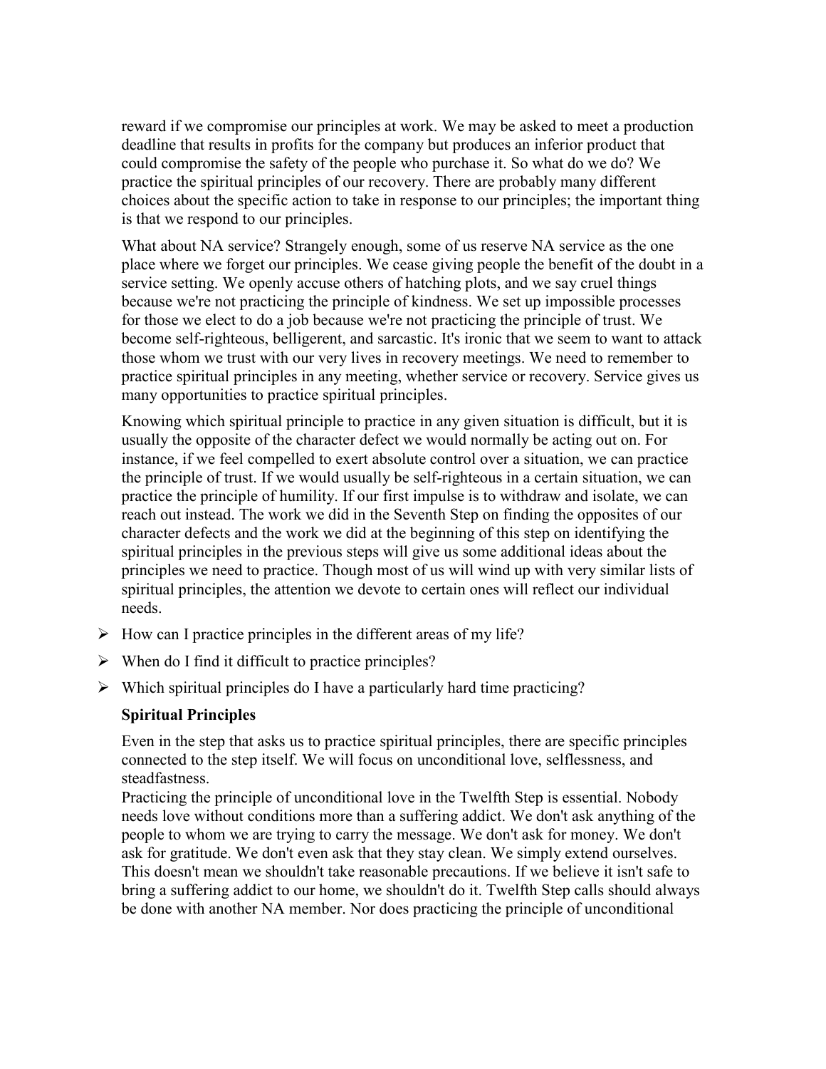reward if we compromise our principles at work. We may be asked to meet a production deadline that results in profits for the company but produces an inferior product that could compromise the safety of the people who purchase it. So what do we do? We practice the spiritual principles of our recovery. There are probably many different choices about the specific action to take in response to our principles; the important thing is that we respond to our principles.

What about NA service? Strangely enough, some of us reserve NA service as the one place where we forget our principles. We cease giving people the benefit of the doubt in a service setting. We openly accuse others of hatching plots, and we say cruel things because we're not practicing the principle of kindness. We set up impossible processes for those we elect to do a job because we're not practicing the principle of trust. We become self-righteous, belligerent, and sarcastic. It's ironic that we seem to want to attack those whom we trust with our very lives in recovery meetings. We need to remember to practice spiritual principles in any meeting, whether service or recovery. Service gives us many opportunities to practice spiritual principles.

Knowing which spiritual principle to practice in any given situation is difficult, but it is usually the opposite of the character defect we would normally be acting out on. For instance, if we feel compelled to exert absolute control over a situation, we can practice the principle of trust. If we would usually be self-righteous in a certain situation, we can practice the principle of humility. If our first impulse is to withdraw and isolate, we can reach out instead. The work we did in the Seventh Step on finding the opposites of our character defects and the work we did at the beginning of this step on identifying the spiritual principles in the previous steps will give us some additional ideas about the principles we need to practice. Though most of us will wind up with very similar lists of spiritual principles, the attention we devote to certain ones will reflect our individual needs.

- How can I practice principles in the different areas of my life?
- When do I find it difficult to practice principles?
- Which spiritual principles do I have a particularly hard time practicing?

**Spiritual Principles**

Even in the step that asks us to practice spiritual principles, there are specific principles connected to the step itself. We will focus on unconditional love, selflessness, and steadfastness.

Practicing the principle of unconditional love in the Twelfth Step is essential. Nobody needs love without conditions more than a suffering addict. We don't ask anything of the people to whom we are trying to carry the message. We don't ask for money. We don't ask for gratitude. We don't even ask that they stay clean. We simply extend ourselves. This doesn't mean we shouldn't take reasonable precautions. If we believe it isn't safe to bring a suffering addict to our home, we shouldn't do it. Twelfth Step calls should always be done with another NA member. Nor does practicing the principle of unconditional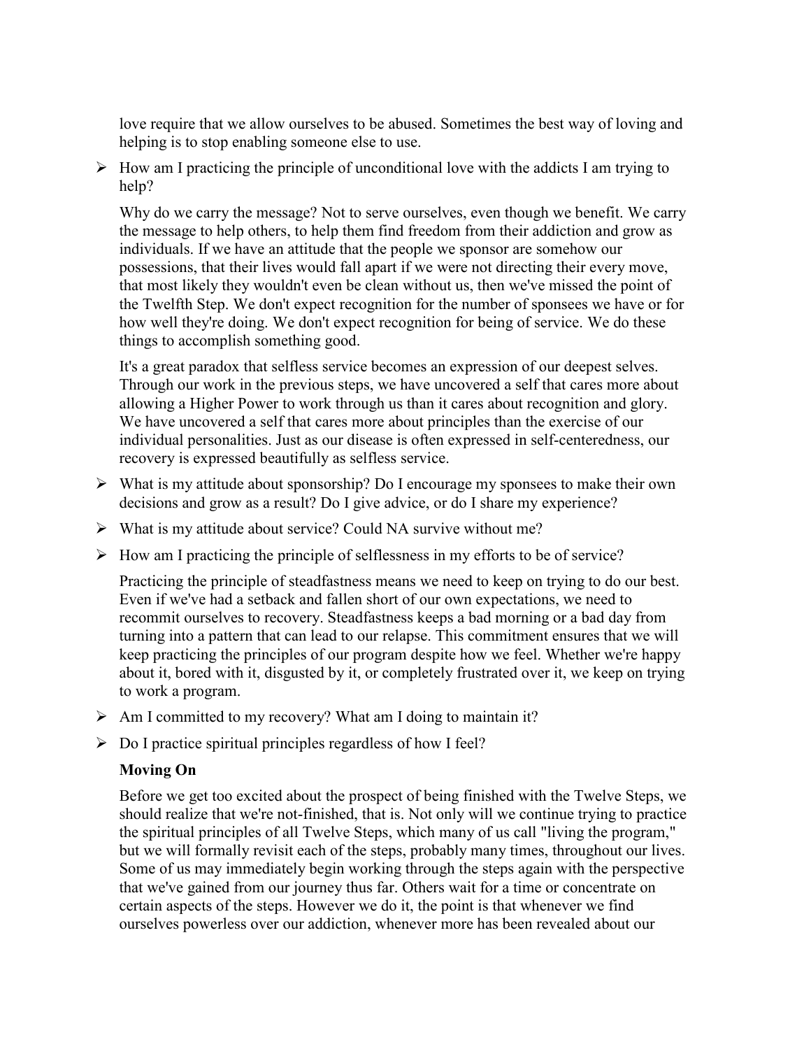love require that we allow ourselves to be abused. Sometimes the best way of loving and helping is to stop enabling someone else to use.

- How am I practicing the principle of unconditional love with the addicts I am trying to help?

Why do we carry the message? Not to serve ourselves, even though we benefit. We carry the message to help others, to help them find freedom from their addiction and grow as individuals. If we have an attitude that the people we sponsor are somehow our possessions, that their lives would fall apart if we were not directing their every move, that most likely they wouldn't even be clean without us, then we've missed the point of the Twelfth Step. We don't expect recognition for the number of sponsees we have or for how well they're doing. We don't expect recognition for being of service. We do these things to accomplish something good.

It's a great paradox that selfless service becomes an expression of our deepest selves. Through our work in the previous steps, we have uncovered a self that cares more about allowing a Higher Power to work through us than it cares about recognition and glory. We have uncovered a self that cares more about principles than the exercise of our individual personalities. Just as our disease is often expressed in self-centeredness, our recovery is expressed beautifully as selfless service.

- What is my attitude about sponsorship? Do I encourage my sponsees to make their own decisions and grow as a result? Do I give advice, or do I share my experience?
- What is my attitude about service? Could NA survive without me?
- How am I practicing the principle of selflessness in my efforts to be of service?

Practicing the principle of steadfastness means we need to keep on trying to do our best. Even if we've had a setback and fallen short of our own expectations, we need to recommit ourselves to recovery. Steadfastness keeps a bad morning or a bad day from turning into a pattern that can lead to our relapse. This commitment ensures that we will keep practicing the principles of our program despite how we feel. Whether we're happy about it, bored with it, disgusted by it, or completely frustrated over it, we keep on trying to work a program.

- Am I committed to my recovery? What am I doing to maintain it?
- Do I practice spiritual principles regardless of how I feel?

**Moving On**

Before we get too excited about the prospect of being finished with the Twelve Steps, we should realize that we're not-finished, that is. Not only will we continue trying to practice the spiritual principles of all Twelve Steps, which many of us call "living the program," but we will formally revisit each of the steps, probably many times, throughout our lives. Some of us may immediately begin working through the steps again with the perspective that we've gained from our journey thus far. Others wait for a time or concentrate on certain aspects of the steps. However we do it, the point is that whenever we find ourselves powerless over our addiction, whenever more has been revealed about our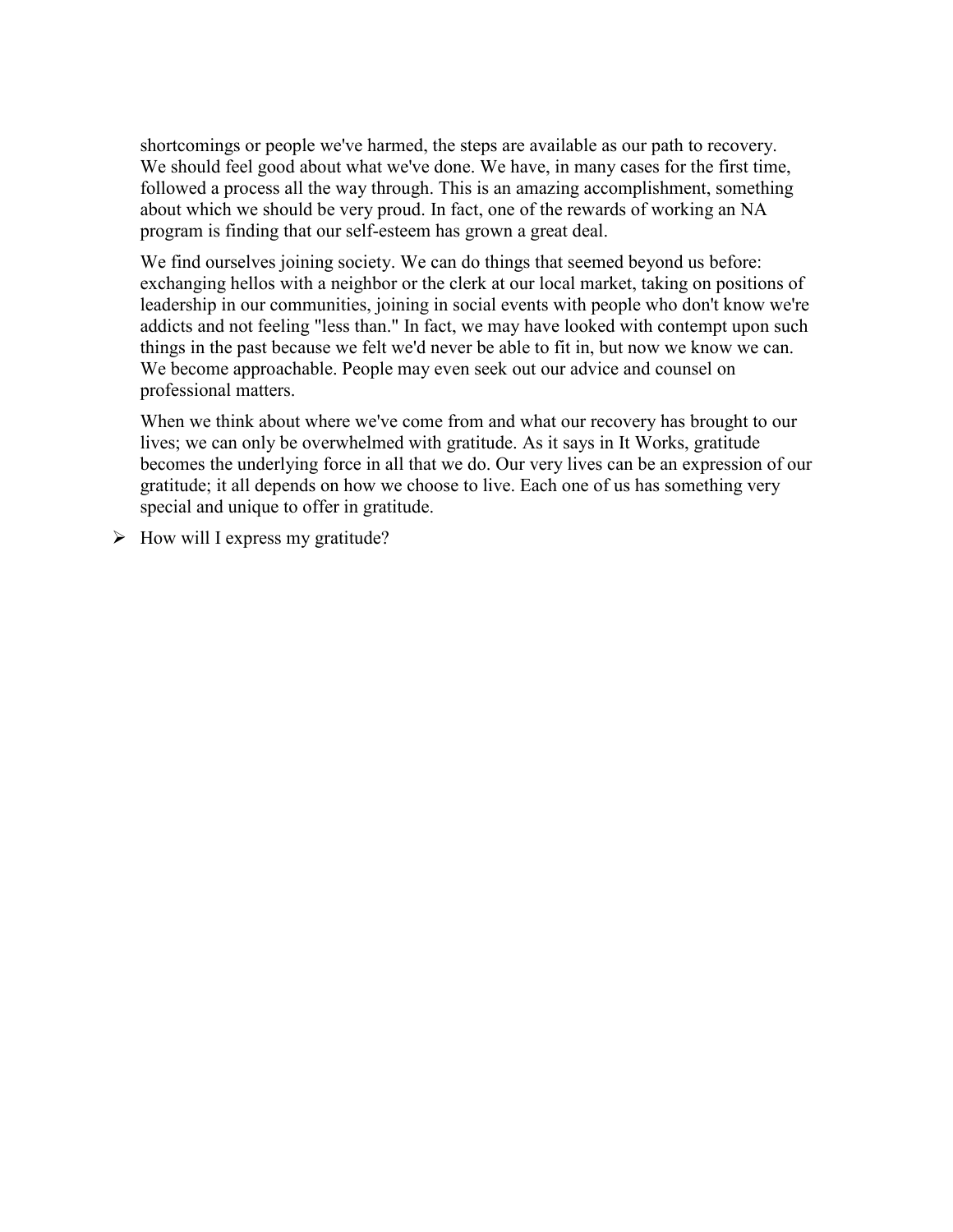shortcomings or people we've harmed, the steps are available as our path to recovery. We should feel good about what we've done. We have, in many cases for the first time, followed a process all the way through. This is an amazing accomplishment, something about which we should be very proud. In fact, one of the rewards of working an NA program is finding that our self-esteem has grown a great deal.

We find ourselves joining society. We can do things that seemed beyond us before: exchanging hellos with a neighbor or the clerk at our local market, taking on positions of leadership in our communities, joining in social events with people who don't know we're addicts and not feeling "less than." In fact, we may have looked with contempt upon such things in the past because we felt we'd never be able to fit in, but now we know we can. We become approachable. People may even seek out our advice and counsel on professional matters.

When we think about where we've come from and what our recovery has brought to our lives; we can only be overwhelmed with gratitude. As it says in It Works, gratitude becomes the underlying force in all that we do. Our very lives can be an expression of our gratitude; it all depends on how we choose to live. Each one of us has something very special and unique to offer in gratitude.

- How will I express my gratitude?